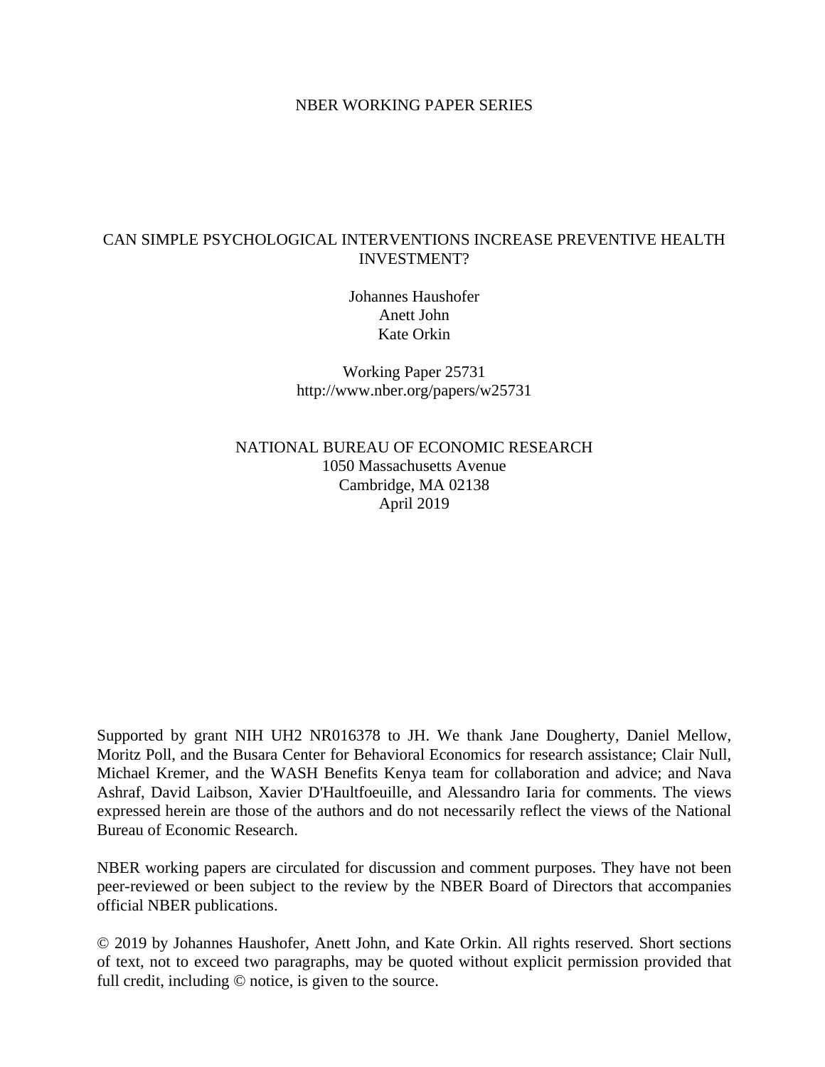NBER WORKING PAPER SERIES

# CAN SIMPLE PSYCHOLOGICAL INTERVENTIONS INCREASE PREVENTIVE HEALTH INVESTMENT?

Johannes Haushofer
Anett John
Kate Orkin

Working Paper 25731
http://www.nber.org/papers/w25731

NATIONAL BUREAU OF ECONOMIC RESEARCH
1050 Massachusetts Avenue
Cambridge, MA 02138
April 2019

Supported by grant NIH UH2 NR016378 to JH. We thank Jane Dougherty, Daniel Mellow, Moritz Poll, and the Busara Center for Behavioral Economics for research assistance; Clair Null, Michael Kremer, and the WASH Benefits Kenya team for collaboration and advice; and Nava Ashraf, David Laibson, Xavier D'Haultfoeuille, and Alessandro Iaria for comments. The views expressed herein are those of the authors and do not necessarily reflect the views of the National Bureau of Economic Research.

NBER working papers are circulated for discussion and comment purposes. They have not been peer-reviewed or been subject to the review by the NBER Board of Directors that accompanies official NBER publications.

© 2019 by Johannes Haushofer, Anett John, and Kate Orkin. All rights reserved. Short sections of text, not to exceed two paragraphs, may be quoted without explicit permission provided that full credit, including © notice, is given to the source.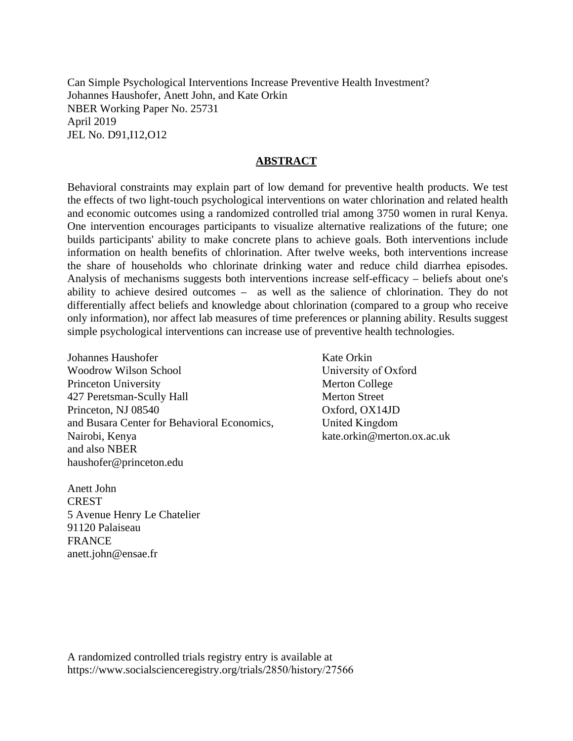Can Simple Psychological Interventions Increase Preventive Health Investment?
Johannes Haushofer, Anett John, and Kate Orkin
NBER Working Paper No. 25731
April 2019
JEL No. D91,I12,O12

## ABSTRACT

Behavioral constraints may explain part of low demand for preventive health products. We test the effects of two light-touch psychological interventions on water chlorination and related health and economic outcomes using a randomized controlled trial among 3750 women in rural Kenya. One intervention encourages participants to visualize alternative realizations of the future; one builds participants' ability to make concrete plans to achieve goals. Both interventions include information on health benefits of chlorination. After twelve weeks, both interventions increase the share of households who chlorinate drinking water and reduce child diarrhea episodes. Analysis of mechanisms suggests both interventions increase self-efficacy – beliefs about one's ability to achieve desired outcomes – as well as the salience of chlorination. They do not differentially affect beliefs and knowledge about chlorination (compared to a group who receive only information), nor affect lab measures of time preferences or planning ability. Results suggest simple psychological interventions can increase use of preventive health technologies.

Johannes Haushofer
Woodrow Wilson School
Princeton University
427 Peretsman-Scully Hall
Princeton, NJ 08540
and Busara Center for Behavioral Economics,
Nairobi, Kenya
and also NBER
haushofer@princeton.edu

Kate Orkin
University of Oxford
Merton College
Merton Street
Oxford, OX14JD
United Kingdom
kate.orkin@merton.ox.ac.uk

Anett John
CREST
5 Avenue Henry Le Chatelier
91120 Palaiseau
FRANCE
anett.john@ensae.fr

A randomized controlled trials registry entry is available at
https://www.socialscienceregistry.org/trials/2850/history/27566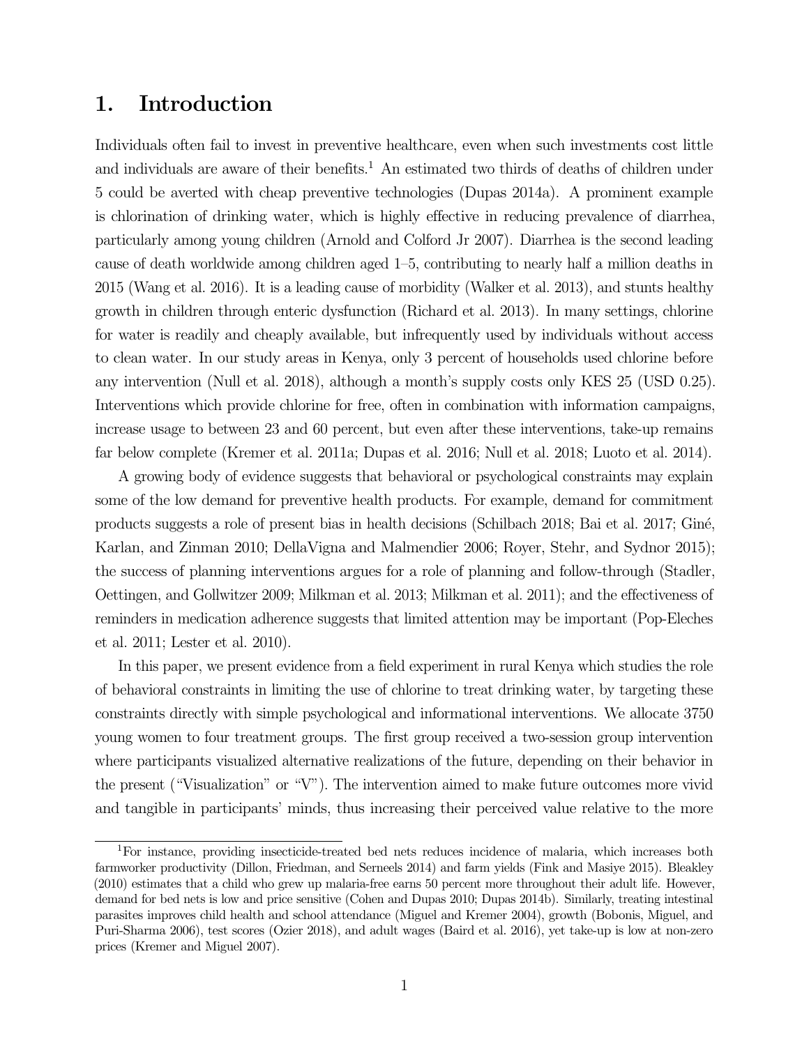# 1. Introduction

Individuals often fail to invest in preventive healthcare, even when such investments cost little and individuals are aware of their benefits.[1] An estimated two thirds of deaths of children under 5 could be averted with cheap preventive technologies (Dupas 2014a). A prominent example is chlorination of drinking water, which is highly effective in reducing prevalence of diarrhea, particularly among young children (Arnold and Colford Jr 2007). Diarrhea is the second leading cause of death worldwide among children aged 1–5, contributing to nearly half a million deaths in 2015 (Wang et al. 2016). It is a leading cause of morbidity (Walker et al. 2013), and stunts healthy growth in children through enteric dysfunction (Richard et al. 2013). In many settings, chlorine for water is readily and cheaply available, but infrequently used by individuals without access to clean water. In our study areas in Kenya, only 3 percent of households used chlorine before any intervention (Null et al. 2018), although a month's supply costs only KES 25 (USD 0.25). Interventions which provide chlorine for free, often in combination with information campaigns, increase usage to between 23 and 60 percent, but even after these interventions, take-up remains far below complete (Kremer et al. 2011a; Dupas et al. 2016; Null et al. 2018; Luoto et al. 2014).

A growing body of evidence suggests that behavioral or psychological constraints may explain some of the low demand for preventive health products. For example, demand for commitment products suggests a role of present bias in health decisions (Schilbach 2018; Bai et al. 2017; Giné, Karlan, and Zinman 2010; DellaVigna and Malmendier 2006; Royer, Stehr, and Sydnor 2015); the success of planning interventions argues for a role of planning and follow-through (Stadler, Oettingen, and Gollwitzer 2009; Milkman et al. 2013; Milkman et al. 2011); and the effectiveness of reminders in medication adherence suggests that limited attention may be important (Pop-Eleches et al. 2011; Lester et al. 2010).

In this paper, we present evidence from a field experiment in rural Kenya which studies the role of behavioral constraints in limiting the use of chlorine to treat drinking water, by targeting these constraints directly with simple psychological and informational interventions. We allocate 3750 young women to four treatment groups. The first group received a two-session group intervention where participants visualized alternative realizations of the future, depending on their behavior in the present ("Visualization" or "V"). The intervention aimed to make future outcomes more vivid and tangible in participants' minds, thus increasing their perceived value relative to the more

[1] For instance, providing insecticide-treated bed nets reduces incidence of malaria, which increases both farmworker productivity (Dillon, Friedman, and Serneels 2014) and farm yields (Fink and Masiye 2015). Bleakley (2010) estimates that a child who grew up malaria-free earns 50 percent more throughout their adult life. However, demand for bed nets is low and price sensitive (Cohen and Dupas 2010; Dupas 2014b). Similarly, treating intestinal parasites improves child health and school attendance (Miguel and Kremer 2004), growth (Bobonis, Miguel, and Puri-Sharma 2006), test scores (Ozier 2018), and adult wages (Baird et al. 2016), yet take-up is low at non-zero prices (Kremer and Miguel 2007).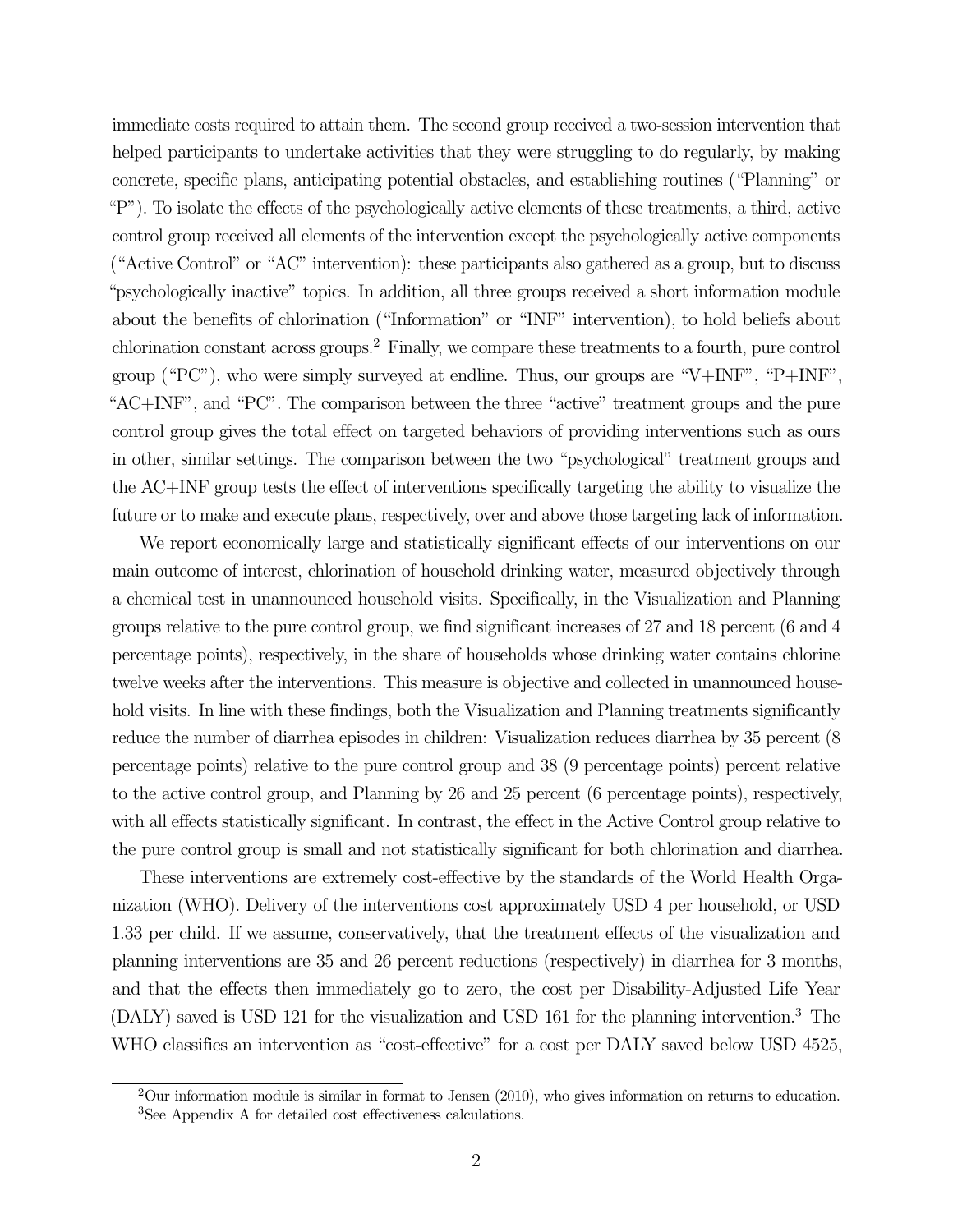immediate costs required to attain them. The second group received a two-session intervention that helped participants to undertake activities that they were struggling to do regularly, by making concrete, specific plans, anticipating potential obstacles, and establishing routines ("Planning" or "P"). To isolate the effects of the psychologically active elements of these treatments, a third, active control group received all elements of the intervention except the psychologically active components ("Active Control" or "AC" intervention): these participants also gathered as a group, but to discuss "psychologically inactive" topics. In addition, all three groups received a short information module about the benefits of chlorination ("Information" or "INF" intervention), to hold beliefs about chlorination constant across groups.[2] Finally, we compare these treatments to a fourth, pure control group ("PC"), who were simply surveyed at endline. Thus, our groups are "V+INF", "P+INF", "AC+INF", and "PC". The comparison between the three "active" treatment groups and the pure control group gives the total effect on targeted behaviors of providing interventions such as ours in other, similar settings. The comparison between the two "psychological" treatment groups and the AC+INF group tests the effect of interventions specifically targeting the ability to visualize the future or to make and execute plans, respectively, over and above those targeting lack of information.

We report economically large and statistically significant effects of our interventions on our main outcome of interest, chlorination of household drinking water, measured objectively through a chemical test in unannounced household visits. Specifically, in the Visualization and Planning groups relative to the pure control group, we find significant increases of 27 and 18 percent (6 and 4 percentage points), respectively, in the share of households whose drinking water contains chlorine twelve weeks after the interventions. This measure is objective and collected in unannounced household visits. In line with these findings, both the Visualization and Planning treatments significantly reduce the number of diarrhea episodes in children: Visualization reduces diarrhea by 35 percent (8 percentage points) relative to the pure control group and 38 (9 percentage points) percent relative to the active control group, and Planning by 26 and 25 percent (6 percentage points), respectively, with all effects statistically significant. In contrast, the effect in the Active Control group relative to the pure control group is small and not statistically significant for both chlorination and diarrhea.

These interventions are extremely cost-effective by the standards of the World Health Organization (WHO). Delivery of the interventions cost approximately USD 4 per household, or USD 1.33 per child. If we assume, conservatively, that the treatment effects of the visualization and planning interventions are 35 and 26 percent reductions (respectively) in diarrhea for 3 months, and that the effects then immediately go to zero, the cost per Disability-Adjusted Life Year (DALY) saved is USD 121 for the visualization and USD 161 for the planning intervention.[3] The WHO classifies an intervention as "cost-effective" for a cost per DALY saved below USD 4525,

[2] Our information module is similar in format to Jensen (2010), who gives information on returns to education.

[3] See Appendix A for detailed cost effectiveness calculations.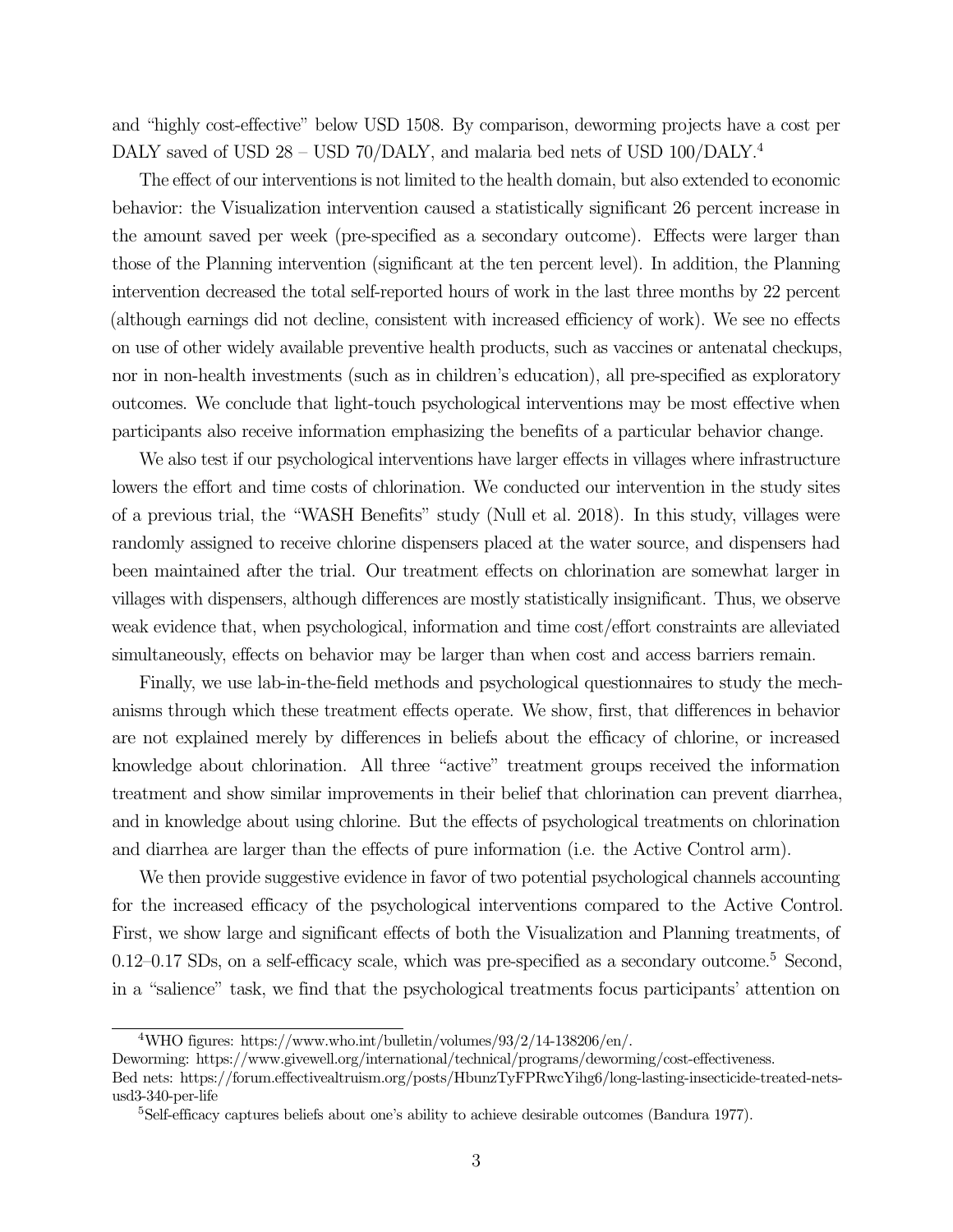and "highly cost-effective" below USD 1508. By comparison, deworming projects have a cost per DALY saved of USD 28 – USD 70/DALY, and malaria bed nets of USD 100/DALY.[4]

The effect of our interventions is not limited to the health domain, but also extended to economic behavior: the Visualization intervention caused a statistically significant 26 percent increase in the amount saved per week (pre-specified as a secondary outcome). Effects were larger than those of the Planning intervention (significant at the ten percent level). In addition, the Planning intervention decreased the total self-reported hours of work in the last three months by 22 percent (although earnings did not decline, consistent with increased efficiency of work). We see no effects on use of other widely available preventive health products, such as vaccines or antenatal checkups, nor in non-health investments (such as in children's education), all pre-specified as exploratory outcomes. We conclude that light-touch psychological interventions may be most effective when participants also receive information emphasizing the benefits of a particular behavior change.

We also test if our psychological interventions have larger effects in villages where infrastructure lowers the effort and time costs of chlorination. We conducted our intervention in the study sites of a previous trial, the "WASH Benefits" study (Null et al. 2018). In this study, villages were randomly assigned to receive chlorine dispensers placed at the water source, and dispensers had been maintained after the trial. Our treatment effects on chlorination are somewhat larger in villages with dispensers, although differences are mostly statistically insignificant. Thus, we observe weak evidence that, when psychological, information and time cost/effort constraints are alleviated simultaneously, effects on behavior may be larger than when cost and access barriers remain.

Finally, we use lab-in-the-field methods and psychological questionnaires to study the mechanisms through which these treatment effects operate. We show, first, that differences in behavior are not explained merely by differences in beliefs about the efficacy of chlorine, or increased knowledge about chlorination. All three "active" treatment groups received the information treatment and show similar improvements in their belief that chlorination can prevent diarrhea, and in knowledge about using chlorine. But the effects of psychological treatments on chlorination and diarrhea are larger than the effects of pure information (i.e. the Active Control arm).

We then provide suggestive evidence in favor of two potential psychological channels accounting for the increased efficacy of the psychological interventions compared to the Active Control. First, we show large and significant effects of both the Visualization and Planning treatments, of 0.12–0.17 SDs, on a self-efficacy scale, which was pre-specified as a secondary outcome.[5] Second, in a "salience" task, we find that the psychological treatments focus participants' attention on

[4] WHO figures: https://www.who.int/bulletin/volumes/93/2/14-138206/en/.
Deworming: https://www.givewell.org/international/technical/programs/deworming/cost-effectiveness.
Bed nets: https://forum.effectivealtruism.org/posts/HbunzTyFPRwcYihg6/long-lasting-insecticide-treated-nets-usd3-340-per-life

[5] Self-efficacy captures beliefs about one's ability to achieve desirable outcomes (Bandura 1977).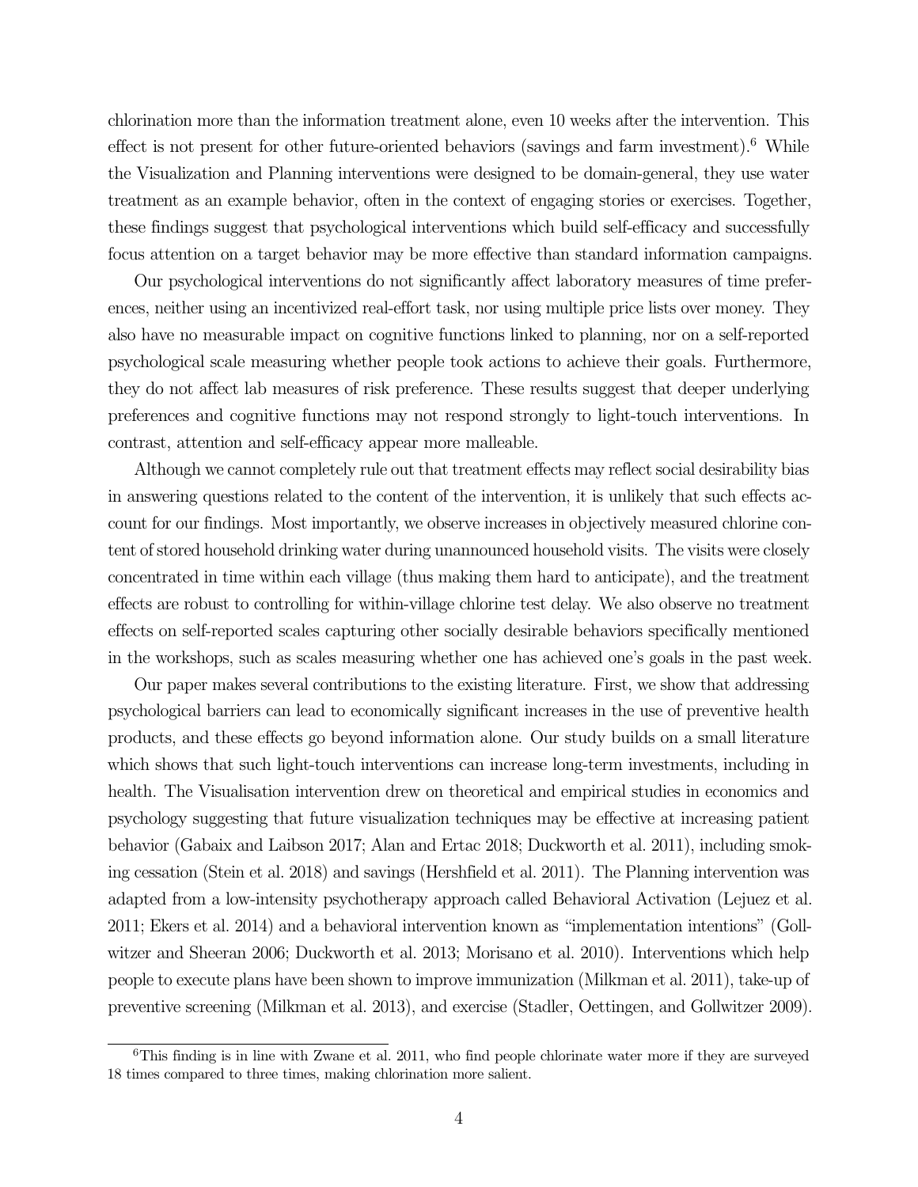chlorination more than the information treatment alone, even 10 weeks after the intervention. This effect is not present for other future-oriented behaviors (savings and farm investment).[6] While the Visualization and Planning interventions were designed to be domain-general, they use water treatment as an example behavior, often in the context of engaging stories or exercises. Together, these findings suggest that psychological interventions which build self-efficacy and successfully focus attention on a target behavior may be more effective than standard information campaigns.

Our psychological interventions do not significantly affect laboratory measures of time preferences, neither using an incentivized real-effort task, nor using multiple price lists over money. They also have no measurable impact on cognitive functions linked to planning, nor on a self-reported psychological scale measuring whether people took actions to achieve their goals. Furthermore, they do not affect lab measures of risk preference. These results suggest that deeper underlying preferences and cognitive functions may not respond strongly to light-touch interventions. In contrast, attention and self-efficacy appear more malleable.

Although we cannot completely rule out that treatment effects may reflect social desirability bias in answering questions related to the content of the intervention, it is unlikely that such effects account for our findings. Most importantly, we observe increases in objectively measured chlorine content of stored household drinking water during unannounced household visits. The visits were closely concentrated in time within each village (thus making them hard to anticipate), and the treatment effects are robust to controlling for within-village chlorine test delay. We also observe no treatment effects on self-reported scales capturing other socially desirable behaviors specifically mentioned in the workshops, such as scales measuring whether one has achieved one's goals in the past week.

Our paper makes several contributions to the existing literature. First, we show that addressing psychological barriers can lead to economically significant increases in the use of preventive health products, and these effects go beyond information alone. Our study builds on a small literature which shows that such light-touch interventions can increase long-term investments, including in health. The Visualisation intervention drew on theoretical and empirical studies in economics and psychology suggesting that future visualization techniques may be effective at increasing patient behavior (Gabaix and Laibson 2017; Alan and Ertac 2018; Duckworth et al. 2011), including smoking cessation (Stein et al. 2018) and savings (Hershfield et al. 2011). The Planning intervention was adapted from a low-intensity psychotherapy approach called Behavioral Activation (Lejuez et al. 2011; Ekers et al. 2014) and a behavioral intervention known as "implementation intentions" (Gollwitzer and Sheeran 2006; Duckworth et al. 2013; Morisano et al. 2010). Interventions which help people to execute plans have been shown to improve immunization (Milkman et al. 2011), take-up of preventive screening (Milkman et al. 2013), and exercise (Stadler, Oettingen, and Gollwitzer 2009).

[6] This finding is in line with Zwane et al. 2011, who find people chlorinate water more if they are surveyed 18 times compared to three times, making chlorination more salient.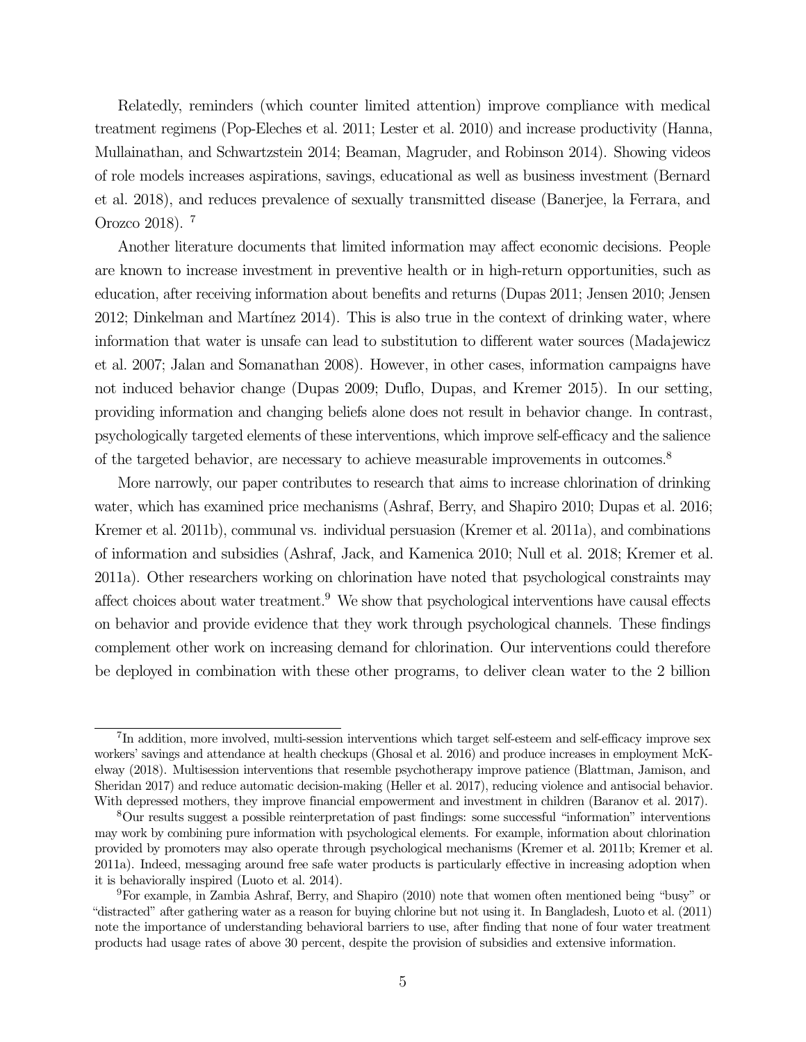Relatedly, reminders (which counter limited attention) improve compliance with medical treatment regimens (Pop-Eleches et al. 2011; Lester et al. 2010) and increase productivity (Hanna, Mullainathan, and Schwartzstein 2014; Beaman, Magruder, and Robinson 2014). Showing videos of role models increases aspirations, savings, educational as well as business investment (Bernard et al. 2018), and reduces prevalence of sexually transmitted disease (Banerjee, la Ferrara, and Orozco 2018). [7]

Another literature documents that limited information may affect economic decisions. People are known to increase investment in preventive health or in high-return opportunities, such as education, after receiving information about benefits and returns (Dupas 2011; Jensen 2010; Jensen 2012; Dinkelman and Martínez 2014). This is also true in the context of drinking water, where information that water is unsafe can lead to substitution to different water sources (Madajewicz et al. 2007; Jalan and Somanathan 2008). However, in other cases, information campaigns have not induced behavior change (Dupas 2009; Duflo, Dupas, and Kremer 2015). In our setting, providing information and changing beliefs alone does not result in behavior change. In contrast, psychologically targeted elements of these interventions, which improve self-efficacy and the salience of the targeted behavior, are necessary to achieve measurable improvements in outcomes.[8]

More narrowly, our paper contributes to research that aims to increase chlorination of drinking water, which has examined price mechanisms (Ashraf, Berry, and Shapiro 2010; Dupas et al. 2016; Kremer et al. 2011b), communal vs. individual persuasion (Kremer et al. 2011a), and combinations of information and subsidies (Ashraf, Jack, and Kamenica 2010; Null et al. 2018; Kremer et al. 2011a). Other researchers working on chlorination have noted that psychological constraints may affect choices about water treatment.[9] We show that psychological interventions have causal effects on behavior and provide evidence that they work through psychological channels. These findings complement other work on increasing demand for chlorination. Our interventions could therefore be deployed in combination with these other programs, to deliver clean water to the 2 billion

[7]In addition, more involved, multi-session interventions which target self-esteem and self-efficacy improve sex workers' savings and attendance at health checkups (Ghosal et al. 2016) and produce increases in employment McKelway (2018). Multisession interventions that resemble psychotherapy improve patience (Blattman, Jamison, and Sheridan 2017) and reduce automatic decision-making (Heller et al. 2017), reducing violence and antisocial behavior. With depressed mothers, they improve financial empowerment and investment in children (Baranov et al. 2017).

[8]Our results suggest a possible reinterpretation of past findings: some successful "information" interventions may work by combining pure information with psychological elements. For example, information about chlorination provided by promoters may also operate through psychological mechanisms (Kremer et al. 2011b; Kremer et al. 2011a). Indeed, messaging around free safe water products is particularly effective in increasing adoption when it is behaviorally inspired (Luoto et al. 2014).

[9]For example, in Zambia Ashraf, Berry, and Shapiro (2010) note that women often mentioned being "busy" or "distracted" after gathering water as a reason for buying chlorine but not using it. In Bangladesh, Luoto et al. (2011) note the importance of understanding behavioral barriers to use, after finding that none of four water treatment products had usage rates of above 30 percent, despite the provision of subsidies and extensive information.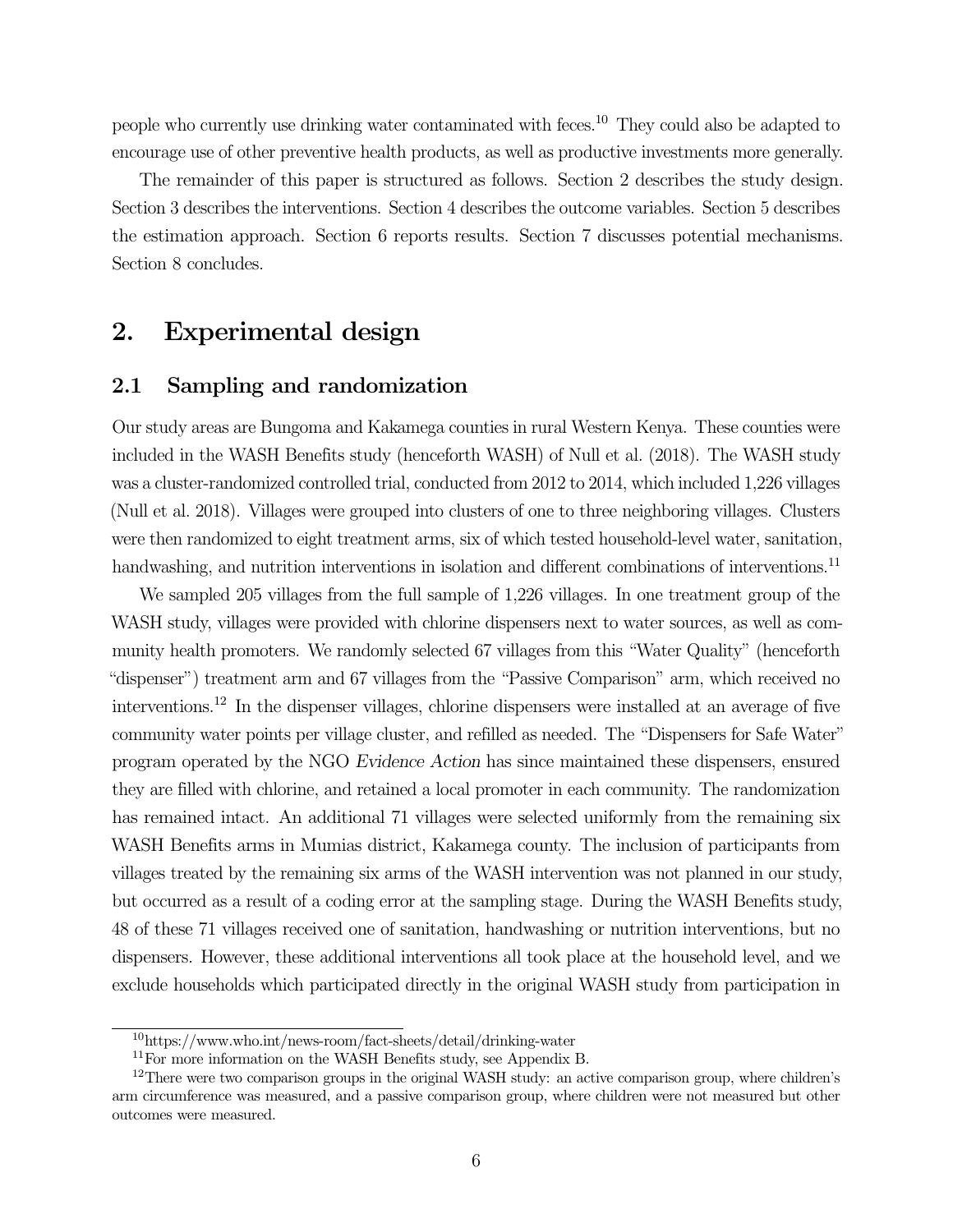people who currently use drinking water contaminated with feces.[10] They could also be adapted to encourage use of other preventive health products, as well as productive investments more generally.

The remainder of this paper is structured as follows. Section 2 describes the study design. Section 3 describes the interventions. Section 4 describes the outcome variables. Section 5 describes the estimation approach. Section 6 reports results. Section 7 discusses potential mechanisms. Section 8 concludes.

## 2. Experimental design

### 2.1 Sampling and randomization

Our study areas are Bungoma and Kakamega counties in rural Western Kenya. These counties were included in the WASH Benefits study (henceforth WASH) of Null et al. (2018). The WASH study was a cluster-randomized controlled trial, conducted from 2012 to 2014, which included 1,226 villages (Null et al. 2018). Villages were grouped into clusters of one to three neighboring villages. Clusters were then randomized to eight treatment arms, six of which tested household-level water, sanitation, handwashing, and nutrition interventions in isolation and different combinations of interventions.[11]

We sampled 205 villages from the full sample of 1,226 villages. In one treatment group of the WASH study, villages were provided with chlorine dispensers next to water sources, as well as community health promoters. We randomly selected 67 villages from this "Water Quality" (henceforth "dispenser") treatment arm and 67 villages from the "Passive Comparison" arm, which received no interventions.[12] In the dispenser villages, chlorine dispensers were installed at an average of five community water points per village cluster, and refilled as needed. The "Dispensers for Safe Water" program operated by the NGO *Evidence Action* has since maintained these dispensers, ensured they are filled with chlorine, and retained a local promoter in each community. The randomization has remained intact. An additional 71 villages were selected uniformly from the remaining six WASH Benefits arms in Mumias district, Kakamega county. The inclusion of participants from villages treated by the remaining six arms of the WASH intervention was not planned in our study, but occurred as a result of a coding error at the sampling stage. During the WASH Benefits study, 48 of these 71 villages received one of sanitation, handwashing or nutrition interventions, but no dispensers. However, these additional interventions all took place at the household level, and we exclude households which participated directly in the original WASH study from participation in

[10] https://www.who.int/news-room/fact-sheets/detail/drinking-water

[11] For more information on the WASH Benefits study, see Appendix B.

[12] There were two comparison groups in the original WASH study: an active comparison group, where children's arm circumference was measured, and a passive comparison group, where children were not measured but other outcomes were measured.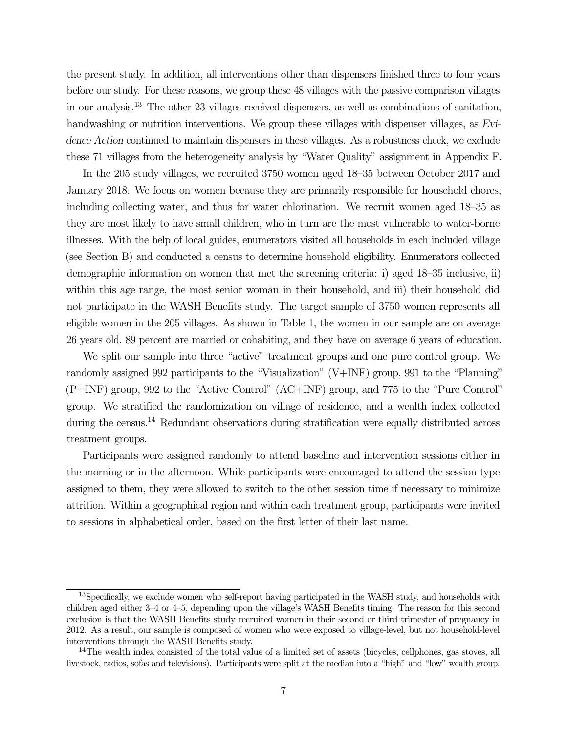the present study. In addition, all interventions other than dispensers finished three to four years before our study. For these reasons, we group these 48 villages with the passive comparison villages in our analysis.[13] The other 23 villages received dispensers, as well as combinations of sanitation, handwashing or nutrition interventions. We group these villages with dispenser villages, as *Evidence Action* continued to maintain dispensers in these villages. As a robustness check, we exclude these 71 villages from the heterogeneity analysis by "Water Quality" assignment in Appendix F.

In the 205 study villages, we recruited 3750 women aged 18–35 between October 2017 and January 2018. We focus on women because they are primarily responsible for household chores, including collecting water, and thus for water chlorination. We recruit women aged 18–35 as they are most likely to have small children, who in turn are the most vulnerable to water-borne illnesses. With the help of local guides, enumerators visited all households in each included village (see Section B) and conducted a census to determine household eligibility. Enumerators collected demographic information on women that met the screening criteria: i) aged 18–35 inclusive, ii) within this age range, the most senior woman in their household, and iii) their household did not participate in the WASH Benefits study. The target sample of 3750 women represents all eligible women in the 205 villages. As shown in Table 1, the women in our sample are on average 26 years old, 89 percent are married or cohabiting, and they have on average 6 years of education.

We split our sample into three "active" treatment groups and one pure control group. We randomly assigned 992 participants to the "Visualization" (V+INF) group, 991 to the "Planning" (P+INF) group, 992 to the "Active Control" (AC+INF) group, and 775 to the "Pure Control" group. We stratified the randomization on village of residence, and a wealth index collected during the census.[14] Redundant observations during stratification were equally distributed across treatment groups.

Participants were assigned randomly to attend baseline and intervention sessions either in the morning or in the afternoon. While participants were encouraged to attend the session type assigned to them, they were allowed to switch to the other session time if necessary to minimize attrition. Within a geographical region and within each treatment group, participants were invited to sessions in alphabetical order, based on the first letter of their last name.

---

[13] Specifically, we exclude women who self-report having participated in the WASH study, and households with children aged either 3–4 or 4–5, depending upon the village's WASH Benefits timing. The reason for this second exclusion is that the WASH Benefits study recruited women in their second or third trimester of pregnancy in 2012. As a result, our sample is composed of women who were exposed to village-level, but not household-level interventions through the WASH Benefits study.

[14] The wealth index consisted of the total value of a limited set of assets (bicycles, cellphones, gas stoves, all livestock, radios, sofas and televisions). Participants were split at the median into a "high" and "low" wealth group.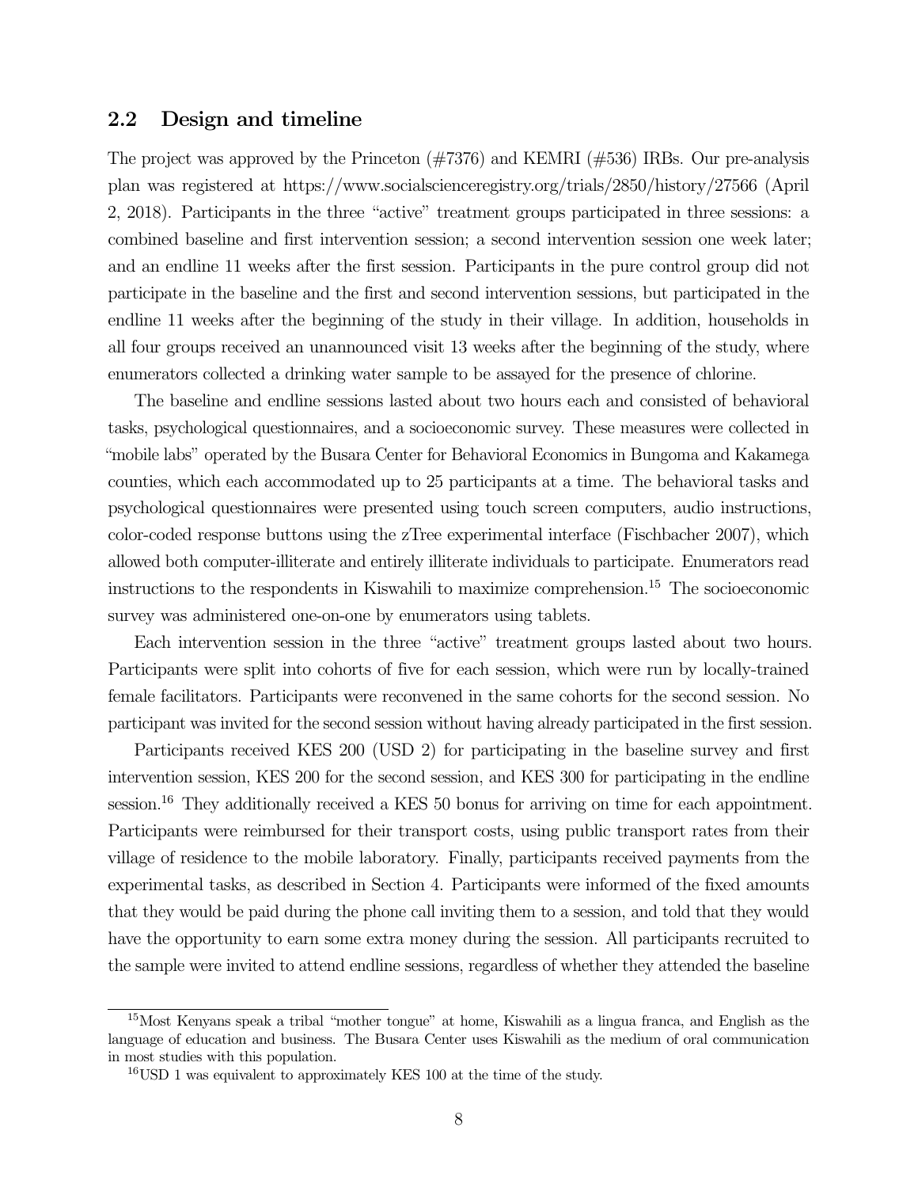## 2.2 Design and timeline

The project was approved by the Princeton (#7376) and KEMRI (#536) IRBs. Our pre-analysis plan was registered at https://www.socialscienceregistry.org/trials/2850/history/27566 (April 2, 2018). Participants in the three "active" treatment groups participated in three sessions: a combined baseline and first intervention session; a second intervention session one week later; and an endline 11 weeks after the first session. Participants in the pure control group did not participate in the baseline and the first and second intervention sessions, but participated in the endline 11 weeks after the beginning of the study in their village. In addition, households in all four groups received an unannounced visit 13 weeks after the beginning of the study, where enumerators collected a drinking water sample to be assayed for the presence of chlorine.

The baseline and endline sessions lasted about two hours each and consisted of behavioral tasks, psychological questionnaires, and a socioeconomic survey. These measures were collected in "mobile labs" operated by the Busara Center for Behavioral Economics in Bungoma and Kakamega counties, which each accommodated up to 25 participants at a time. The behavioral tasks and psychological questionnaires were presented using touch screen computers, audio instructions, color-coded response buttons using the zTree experimental interface (Fischbacher 2007), which allowed both computer-illiterate and entirely illiterate individuals to participate. Enumerators read instructions to the respondents in Kiswahili to maximize comprehension.[15] The socioeconomic survey was administered one-on-one by enumerators using tablets.

Each intervention session in the three "active" treatment groups lasted about two hours. Participants were split into cohorts of five for each session, which were run by locally-trained female facilitators. Participants were reconvened in the same cohorts for the second session. No participant was invited for the second session without having already participated in the first session.

Participants received KES 200 (USD 2) for participating in the baseline survey and first intervention session, KES 200 for the second session, and KES 300 for participating in the endline session.[16] They additionally received a KES 50 bonus for arriving on time for each appointment. Participants were reimbursed for their transport costs, using public transport rates from their village of residence to the mobile laboratory. Finally, participants received payments from the experimental tasks, as described in Section 4. Participants were informed of the fixed amounts that they would be paid during the phone call inviting them to a session, and told that they would have the opportunity to earn some extra money during the session. All participants recruited to the sample were invited to attend endline sessions, regardless of whether they attended the baseline

[15] Most Kenyans speak a tribal "mother tongue" at home, Kiswahili as a lingua franca, and English as the language of education and business. The Busara Center uses Kiswahili as the medium of oral communication in most studies with this population.

[16] USD 1 was equivalent to approximately KES 100 at the time of the study.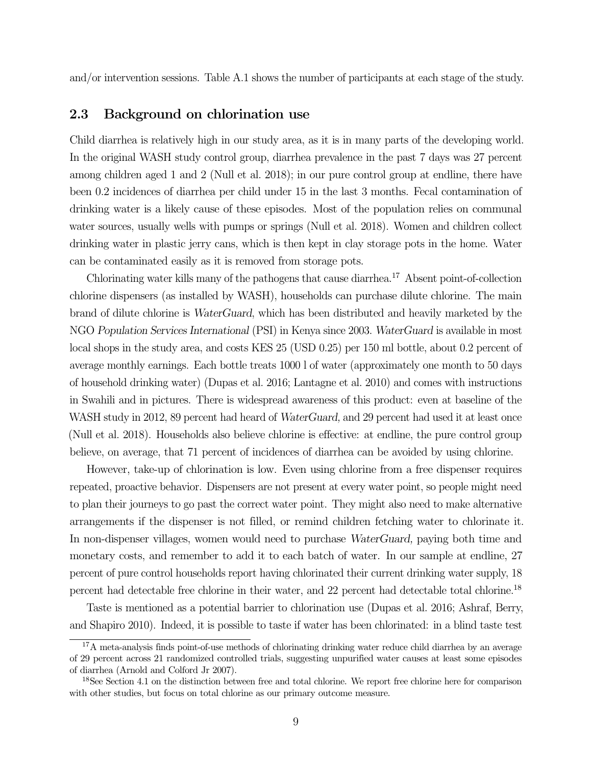and/or intervention sessions. Table A.1 shows the number of participants at each stage of the study.

## 2.3 Background on chlorination use

Child diarrhea is relatively high in our study area, as it is in many parts of the developing world. In the original WASH study control group, diarrhea prevalence in the past 7 days was 27 percent among children aged 1 and 2 (Null et al. 2018); in our pure control group at endline, there have been 0.2 incidences of diarrhea per child under 15 in the last 3 months. Fecal contamination of drinking water is a likely cause of these episodes. Most of the population relies on communal water sources, usually wells with pumps or springs (Null et al. 2018). Women and children collect drinking water in plastic jerry cans, which is then kept in clay storage pots in the home. Water can be contaminated easily as it is removed from storage pots.

Chlorinating water kills many of the pathogens that cause diarrhea.[17] Absent point-of-collection chlorine dispensers (as installed by WASH), households can purchase dilute chlorine. The main brand of dilute chlorine is *WaterGuard*, which has been distributed and heavily marketed by the NGO *Population Services International* (PSI) in Kenya since 2003. *WaterGuard* is available in most local shops in the study area, and costs KES 25 (USD 0.25) per 150 ml bottle, about 0.2 percent of average monthly earnings. Each bottle treats 1000 l of water (approximately one month to 50 days of household drinking water) (Dupas et al. 2016; Lantagne et al. 2010) and comes with instructions in Swahili and in pictures. There is widespread awareness of this product: even at baseline of the WASH study in 2012, 89 percent had heard of *WaterGuard*, and 29 percent had used it at least once (Null et al. 2018). Households also believe chlorine is effective: at endline, the pure control group believe, on average, that 71 percent of incidences of diarrhea can be avoided by using chlorine.

However, take-up of chlorination is low. Even using chlorine from a free dispenser requires repeated, proactive behavior. Dispensers are not present at every water point, so people might need to plan their journeys to go past the correct water point. They might also need to make alternative arrangements if the dispenser is not filled, or remind children fetching water to chlorinate it. In non-dispenser villages, women would need to purchase *WaterGuard*, paying both time and monetary costs, and remember to add it to each batch of water. In our sample at endline, 27 percent of pure control households report having chlorinated their current drinking water supply, 18 percent had detectable free chlorine in their water, and 22 percent had detectable total chlorine.[18]

Taste is mentioned as a potential barrier to chlorination use (Dupas et al. 2016; Ashraf, Berry, and Shapiro 2010). Indeed, it is possible to taste if water has been chlorinated: in a blind taste test

[17] A meta-analysis finds point-of-use methods of chlorinating drinking water reduce child diarrhea by an average of 29 percent across 21 randomized controlled trials, suggesting unpurified water causes at least some episodes of diarrhea (Arnold and Colford Jr 2007).

[18] See Section 4.1 on the distinction between free and total chlorine. We report free chlorine here for comparison with other studies, but focus on total chlorine as our primary outcome measure.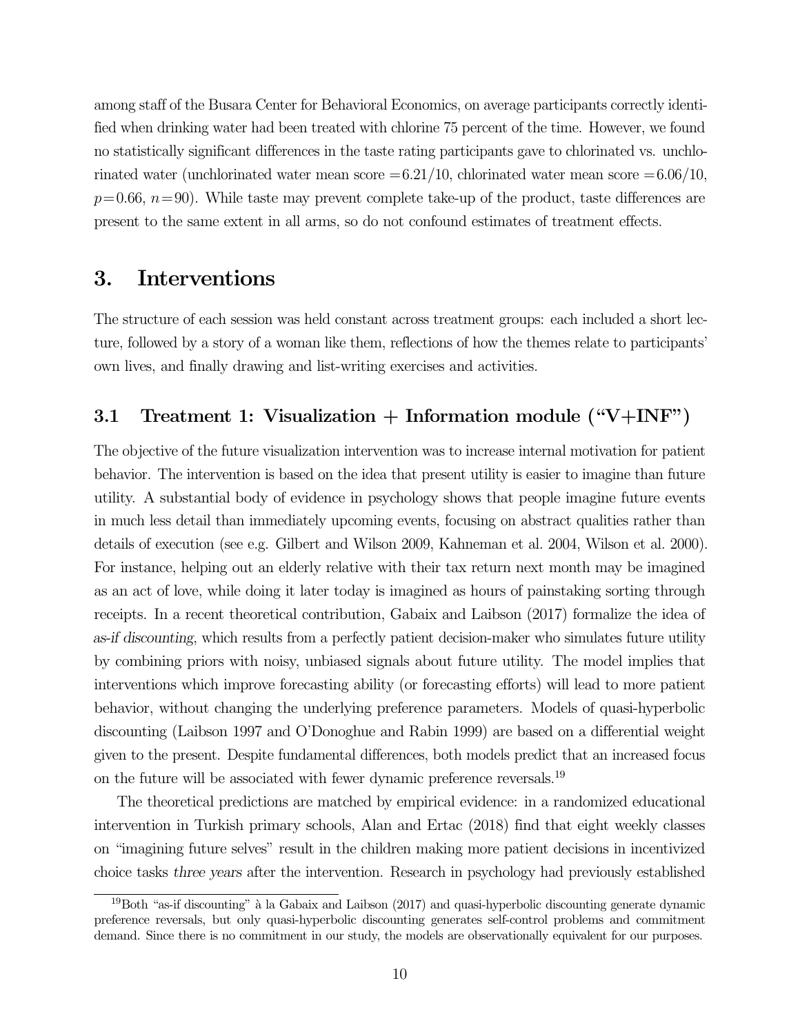among staff of the Busara Center for Behavioral Economics, on average participants correctly identified when drinking water had been treated with chlorine 75 percent of the time. However, we found no statistically significant differences in the taste rating participants gave to chlorinated vs. unchlorinated water (unchlorinated water mean score $=6.21/10$, chlorinated water mean score $=6.06/10$, $p=0.66$, $n=90$). While taste may prevent complete take-up of the product, taste differences are present to the same extent in all arms, so do not confound estimates of treatment effects.

# 3. Interventions

The structure of each session was held constant across treatment groups: each included a short lecture, followed by a story of a woman like them, reflections of how the themes relate to participants' own lives, and finally drawing and list-writing exercises and activities.

## 3.1 Treatment 1: Visualization + Information module ("V+INF")

The objective of the future visualization intervention was to increase internal motivation for patient behavior. The intervention is based on the idea that present utility is easier to imagine than future utility. A substantial body of evidence in psychology shows that people imagine future events in much less detail than immediately upcoming events, focusing on abstract qualities rather than details of execution (see e.g. Gilbert and Wilson 2009, Kahneman et al. 2004, Wilson et al. 2000). For instance, helping out an elderly relative with their tax return next month may be imagined as an act of love, while doing it later today is imagined as hours of painstaking sorting through receipts. In a recent theoretical contribution, Gabaix and Laibson (2017) formalize the idea of *as-if discounting*, which results from a perfectly patient decision-maker who simulates future utility by combining priors with noisy, unbiased signals about future utility. The model implies that interventions which improve forecasting ability (or forecasting efforts) will lead to more patient behavior, without changing the underlying preference parameters. Models of quasi-hyperbolic discounting (Laibson 1997 and O'Donoghue and Rabin 1999) are based on a differential weight given to the present. Despite fundamental differences, both models predict that an increased focus on the future will be associated with fewer dynamic preference reversals.[19]

The theoretical predictions are matched by empirical evidence: in a randomized educational intervention in Turkish primary schools, Alan and Ertac (2018) find that eight weekly classes on "imagining future selves" result in the children making more patient decisions in incentivized choice tasks *three years* after the intervention. Research in psychology had previously established

[19] Both "as-if discounting" à la Gabaix and Laibson (2017) and quasi-hyperbolic discounting generate dynamic preference reversals, but only quasi-hyperbolic discounting generates self-control problems and commitment demand. Since there is no commitment in our study, the models are observationally equivalent for our purposes.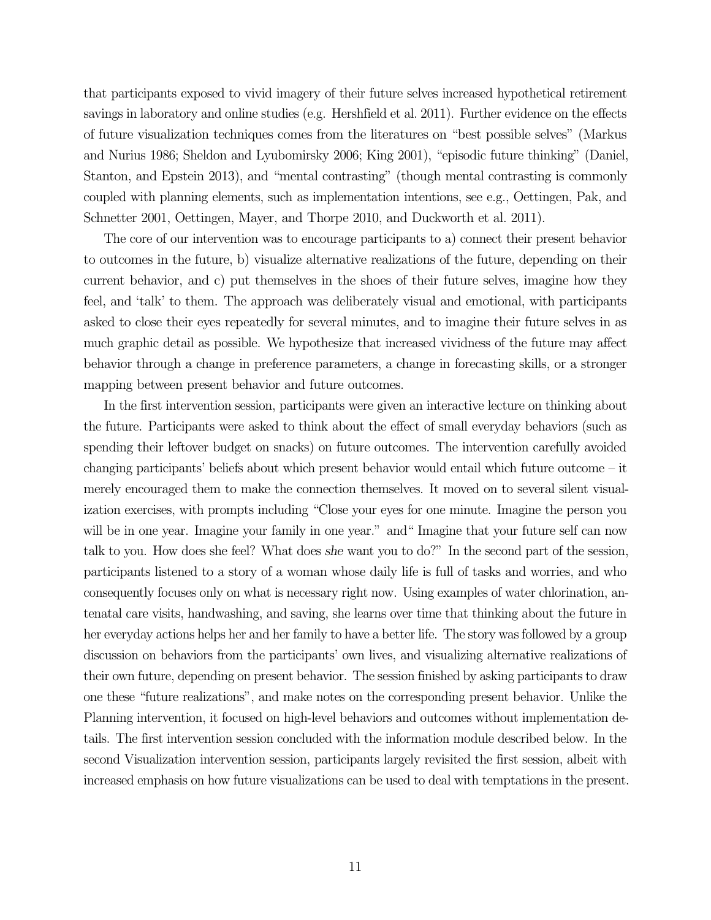that participants exposed to vivid imagery of their future selves increased hypothetical retirement savings in laboratory and online studies (e.g. Hershfield et al. 2011). Further evidence on the effects of future visualization techniques comes from the literatures on "best possible selves" (Markus and Nurius 1986; Sheldon and Lyubomirsky 2006; King 2001), "episodic future thinking" (Daniel, Stanton, and Epstein 2013), and "mental contrasting" (though mental contrasting is commonly coupled with planning elements, such as implementation intentions, see e.g., Oettingen, Pak, and Schnetter 2001, Oettingen, Mayer, and Thorpe 2010, and Duckworth et al. 2011).

The core of our intervention was to encourage participants to a) connect their present behavior to outcomes in the future, b) visualize alternative realizations of the future, depending on their current behavior, and c) put themselves in the shoes of their future selves, imagine how they feel, and 'talk' to them. The approach was deliberately visual and emotional, with participants asked to close their eyes repeatedly for several minutes, and to imagine their future selves in as much graphic detail as possible. We hypothesize that increased vividness of the future may affect behavior through a change in preference parameters, a change in forecasting skills, or a stronger mapping between present behavior and future outcomes.

In the first intervention session, participants were given an interactive lecture on thinking about the future. Participants were asked to think about the effect of small everyday behaviors (such as spending their leftover budget on snacks) on future outcomes. The intervention carefully avoided changing participants' beliefs about which present behavior would entail which future outcome – it merely encouraged them to make the connection themselves. It moved on to several silent visualization exercises, with prompts including "Close your eyes for one minute. Imagine the person you will be in one year. Imagine your family in one year." and" Imagine that your future self can now talk to you. How does she feel? What does *she* want you to do?" In the second part of the session, participants listened to a story of a woman whose daily life is full of tasks and worries, and who consequently focuses only on what is necessary right now. Using examples of water chlorination, antenatal care visits, handwashing, and saving, she learns over time that thinking about the future in her everyday actions helps her and her family to have a better life. The story was followed by a group discussion on behaviors from the participants' own lives, and visualizing alternative realizations of their own future, depending on present behavior. The session finished by asking participants to draw one these "future realizations", and make notes on the corresponding present behavior. Unlike the Planning intervention, it focused on high-level behaviors and outcomes without implementation details. The first intervention session concluded with the information module described below. In the second Visualization intervention session, participants largely revisited the first session, albeit with increased emphasis on how future visualizations can be used to deal with temptations in the present.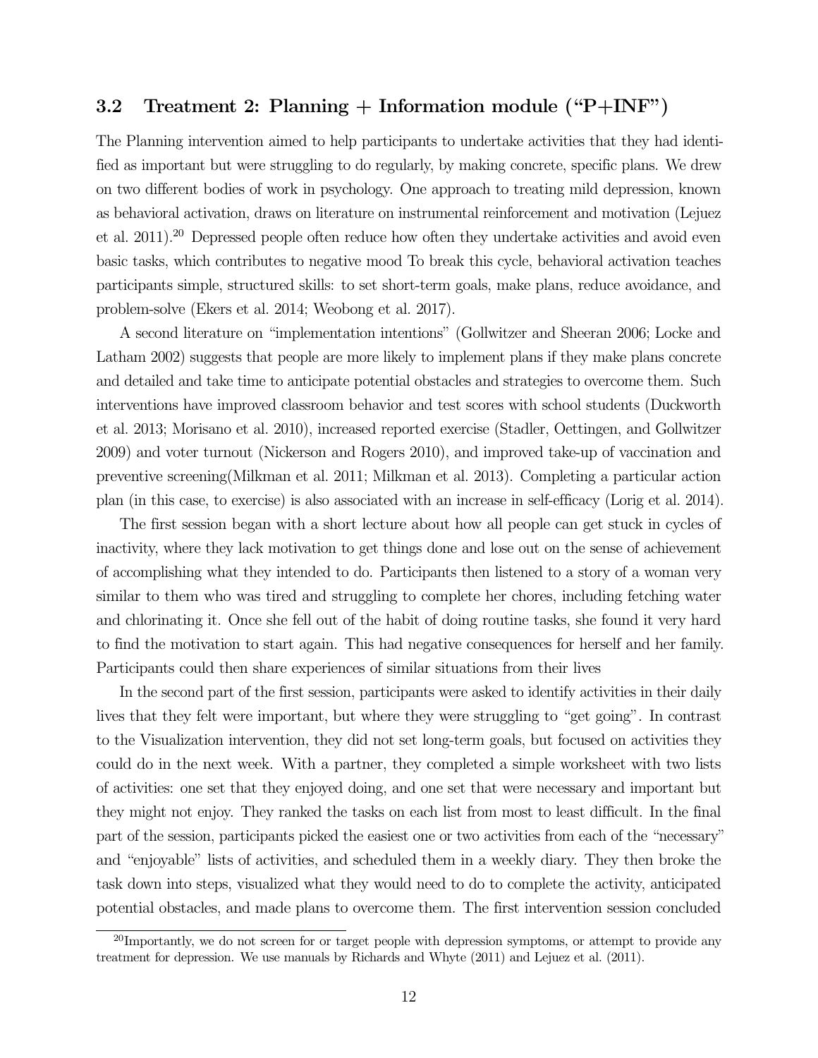### 3.2 Treatment 2: Planning + Information module ("P+INF")

The Planning intervention aimed to help participants to undertake activities that they had identified as important but were struggling to do regularly, by making concrete, specific plans. We drew on two different bodies of work in psychology. One approach to treating mild depression, known as behavioral activation, draws on literature on instrumental reinforcement and motivation (Lejuez et al. 2011).[20] Depressed people often reduce how often they undertake activities and avoid even basic tasks, which contributes to negative mood To break this cycle, behavioral activation teaches participants simple, structured skills: to set short-term goals, make plans, reduce avoidance, and problem-solve (Ekers et al. 2014; Weobong et al. 2017).

A second literature on "implementation intentions" (Gollwitzer and Sheeran 2006; Locke and Latham 2002) suggests that people are more likely to implement plans if they make plans concrete and detailed and take time to anticipate potential obstacles and strategies to overcome them. Such interventions have improved classroom behavior and test scores with school students (Duckworth et al. 2013; Morisano et al. 2010), increased reported exercise (Stadler, Oettingen, and Gollwitzer 2009) and voter turnout (Nickerson and Rogers 2010), and improved take-up of vaccination and preventive screening(Milkman et al. 2011; Milkman et al. 2013). Completing a particular action plan (in this case, to exercise) is also associated with an increase in self-efficacy (Lorig et al. 2014).

The first session began with a short lecture about how all people can get stuck in cycles of inactivity, where they lack motivation to get things done and lose out on the sense of achievement of accomplishing what they intended to do. Participants then listened to a story of a woman very similar to them who was tired and struggling to complete her chores, including fetching water and chlorinating it. Once she fell out of the habit of doing routine tasks, she found it very hard to find the motivation to start again. This had negative consequences for herself and her family. Participants could then share experiences of similar situations from their lives

In the second part of the first session, participants were asked to identify activities in their daily lives that they felt were important, but where they were struggling to "get going". In contrast to the Visualization intervention, they did not set long-term goals, but focused on activities they could do in the next week. With a partner, they completed a simple worksheet with two lists of activities: one set that they enjoyed doing, and one set that were necessary and important but they might not enjoy. They ranked the tasks on each list from most to least difficult. In the final part of the session, participants picked the easiest one or two activities from each of the "necessary" and "enjoyable" lists of activities, and scheduled them in a weekly diary. They then broke the task down into steps, visualized what they would need to do to complete the activity, anticipated potential obstacles, and made plans to overcome them. The first intervention session concluded

[20] Importantly, we do not screen for or target people with depression symptoms, or attempt to provide any treatment for depression. We use manuals by Richards and Whyte (2011) and Lejuez et al. (2011).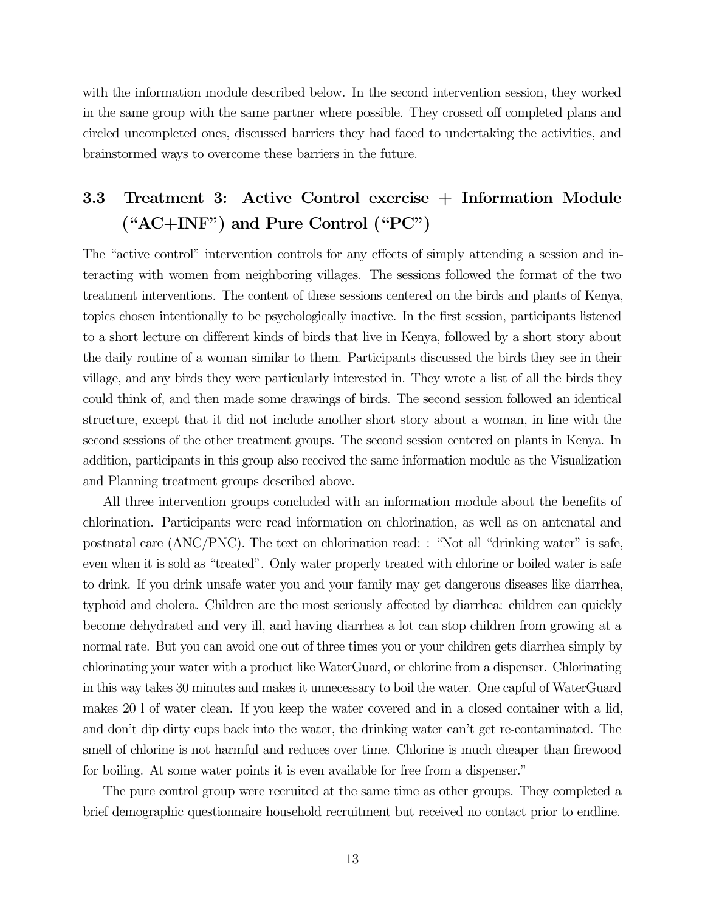with the information module described below. In the second intervention session, they worked in the same group with the same partner where possible. They crossed off completed plans and circled uncompleted ones, discussed barriers they had faced to undertaking the activities, and brainstormed ways to overcome these barriers in the future.

### 3.3 Treatment 3: Active Control exercise + Information Module ("AC+INF") and Pure Control ("PC")

The "active control" intervention controls for any effects of simply attending a session and interacting with women from neighboring villages. The sessions followed the format of the two treatment interventions. The content of these sessions centered on the birds and plants of Kenya, topics chosen intentionally to be psychologically inactive. In the first session, participants listened to a short lecture on different kinds of birds that live in Kenya, followed by a short story about the daily routine of a woman similar to them. Participants discussed the birds they see in their village, and any birds they were particularly interested in. They wrote a list of all the birds they could think of, and then made some drawings of birds. The second session followed an identical structure, except that it did not include another short story about a woman, in line with the second sessions of the other treatment groups. The second session centered on plants in Kenya. In addition, participants in this group also received the same information module as the Visualization and Planning treatment groups described above.

All three intervention groups concluded with an information module about the benefits of chlorination. Participants were read information on chlorination, as well as on antenatal and postnatal care (ANC/PNC). The text on chlorination read: : "Not all "drinking water" is safe, even when it is sold as "treated". Only water properly treated with chlorine or boiled water is safe to drink. If you drink unsafe water you and your family may get dangerous diseases like diarrhea, typhoid and cholera. Children are the most seriously affected by diarrhea: children can quickly become dehydrated and very ill, and having diarrhea a lot can stop children from growing at a normal rate. But you can avoid one out of three times you or your children gets diarrhea simply by chlorinating your water with a product like WaterGuard, or chlorine from a dispenser. Chlorinating in this way takes 30 minutes and makes it unnecessary to boil the water. One capful of WaterGuard makes 20 l of water clean. If you keep the water covered and in a closed container with a lid, and don't dip dirty cups back into the water, the drinking water can't get re-contaminated. The smell of chlorine is not harmful and reduces over time. Chlorine is much cheaper than firewood for boiling. At some water points it is even available for free from a dispenser."

The pure control group were recruited at the same time as other groups. They completed a brief demographic questionnaire household recruitment but received no contact prior to endline.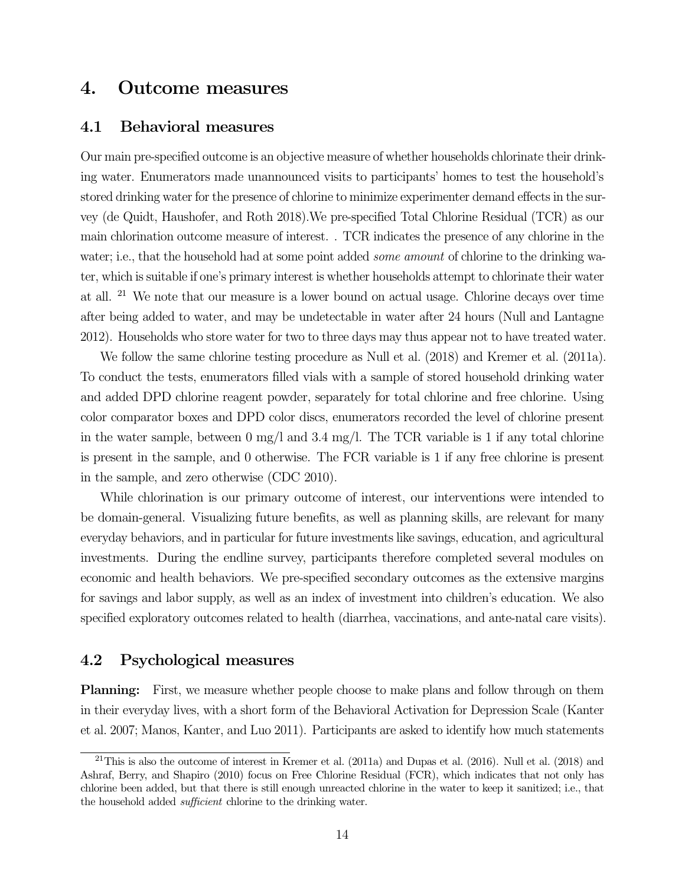# 4. Outcome measures

## 4.1 Behavioral measures

Our main pre-specified outcome is an objective measure of whether households chlorinate their drinking water. Enumerators made unannounced visits to participants' homes to test the household's stored drinking water for the presence of chlorine to minimize experimenter demand effects in the survey (de Quidt, Haushofer, and Roth 2018).We pre-specified Total Chlorine Residual (TCR) as our main chlorination outcome measure of interest. . TCR indicates the presence of any chlorine in the water; i.e., that the household had at some point added *some amount* of chlorine to the drinking water, which is suitable if one's primary interest is whether households attempt to chlorinate their water at all. [21] We note that our measure is a lower bound on actual usage. Chlorine decays over time after being added to water, and may be undetectable in water after 24 hours (Null and Lantagne 2012). Households who store water for two to three days may thus appear not to have treated water.

We follow the same chlorine testing procedure as Null et al. (2018) and Kremer et al. (2011a). To conduct the tests, enumerators filled vials with a sample of stored household drinking water and added DPD chlorine reagent powder, separately for total chlorine and free chlorine. Using color comparator boxes and DPD color discs, enumerators recorded the level of chlorine present in the water sample, between 0 mg/l and 3.4 mg/l. The TCR variable is 1 if any total chlorine is present in the sample, and 0 otherwise. The FCR variable is 1 if any free chlorine is present in the sample, and zero otherwise (CDC 2010).

While chlorination is our primary outcome of interest, our interventions were intended to be domain-general. Visualizing future benefits, as well as planning skills, are relevant for many everyday behaviors, and in particular for future investments like savings, education, and agricultural investments. During the endline survey, participants therefore completed several modules on economic and health behaviors. We pre-specified secondary outcomes as the extensive margins for savings and labor supply, as well as an index of investment into children's education. We also specified exploratory outcomes related to health (diarrhea, vaccinations, and ante-natal care visits).

## 4.2 Psychological measures

**Planning:** First, we measure whether people choose to make plans and follow through on them in their everyday lives, with a short form of the Behavioral Activation for Depression Scale (Kanter et al. 2007; Manos, Kanter, and Luo 2011). Participants are asked to identify how much statements

[21] This is also the outcome of interest in Kremer et al. (2011a) and Dupas et al. (2016). Null et al. (2018) and Ashraf, Berry, and Shapiro (2010) focus on Free Chlorine Residual (FCR), which indicates that not only has chlorine been added, but that there is still enough unreacted chlorine in the water to keep it sanitized; i.e., that the household added *sufficient* chlorine to the drinking water.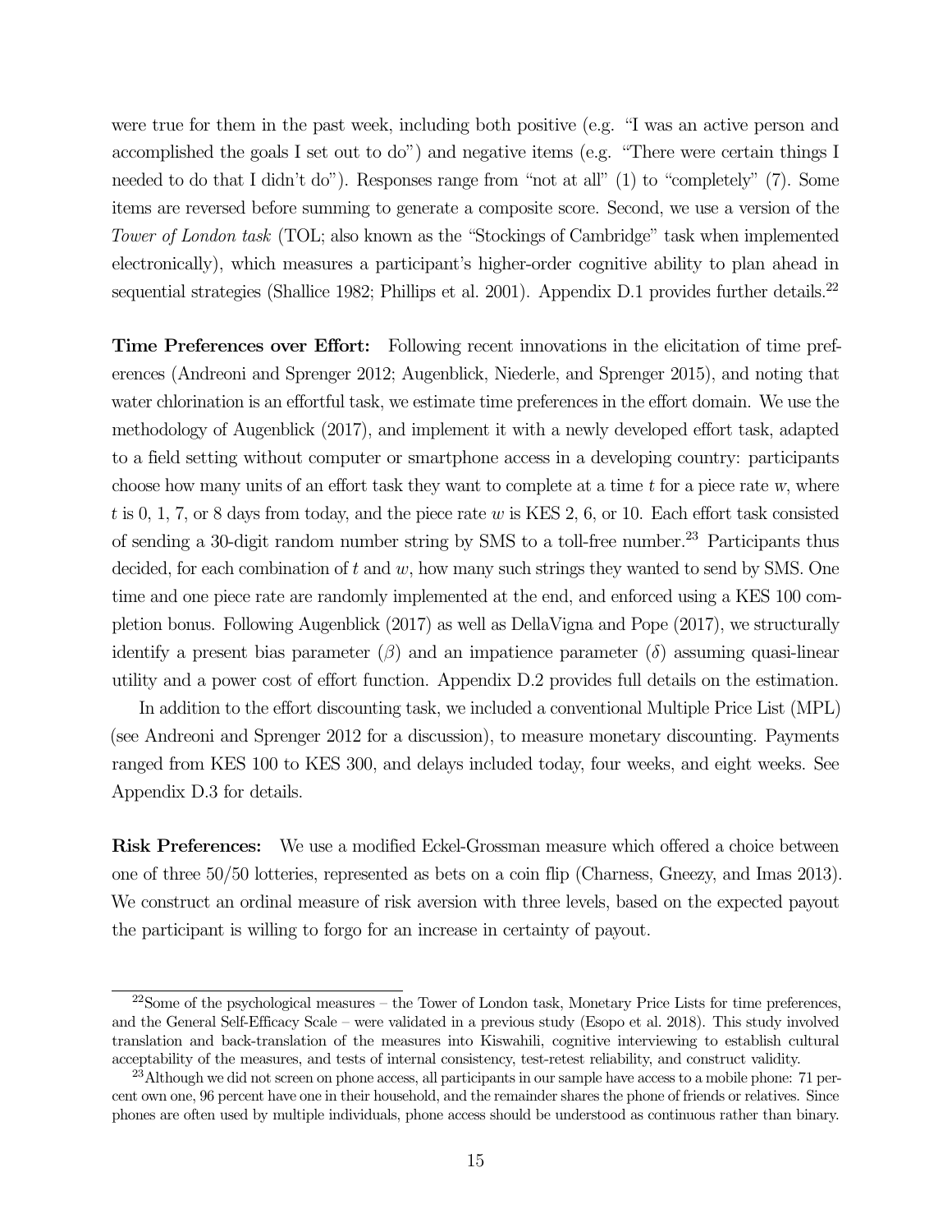were true for them in the past week, including both positive (e.g. "I was an active person and accomplished the goals I set out to do") and negative items (e.g. "There were certain things I needed to do that I didn't do"). Responses range from "not at all" (1) to "completely" (7). Some items are reversed before summing to generate a composite score. Second, we use a version of the *Tower of London task* (TOL; also known as the "Stockings of Cambridge" task when implemented electronically), which measures a participant's higher-order cognitive ability to plan ahead in sequential strategies (Shallice 1982; Phillips et al. 2001). Appendix D.1 provides further details.[22]

**Time Preferences over Effort:** Following recent innovations in the elicitation of time preferences (Andreoni and Sprenger 2012; Augenblick, Niederle, and Sprenger 2015), and noting that water chlorination is an effortful task, we estimate time preferences in the effort domain. We use the methodology of Augenblick (2017), and implement it with a newly developed effort task, adapted to a field setting without computer or smartphone access in a developing country: participants choose how many units of an effort task they want to complete at a time $t$ for a piece rate $w$, where $t$ is 0, 1, 7, or 8 days from today, and the piece rate $w$ is KES 2, 6, or 10. Each effort task consisted of sending a 30-digit random number string by SMS to a toll-free number.[23] Participants thus decided, for each combination of $t$ and $w$, how many such strings they wanted to send by SMS. One time and one piece rate are randomly implemented at the end, and enforced using a KES 100 completion bonus. Following Augenblick (2017) as well as DellaVigna and Pope (2017), we structurally identify a present bias parameter ($\beta$) and an impatience parameter ($\delta$) assuming quasi-linear utility and a power cost of effort function. Appendix D.2 provides full details on the estimation.

In addition to the effort discounting task, we included a conventional Multiple Price List (MPL) (see Andreoni and Sprenger 2012 for a discussion), to measure monetary discounting. Payments ranged from KES 100 to KES 300, and delays included today, four weeks, and eight weeks. See Appendix D.3 for details.

**Risk Preferences:** We use a modified Eckel-Grossman measure which offered a choice between one of three 50/50 lotteries, represented as bets on a coin flip (Charness, Gneezy, and Imas 2013). We construct an ordinal measure of risk aversion with three levels, based on the expected payout the participant is willing to forgo for an increase in certainty of payout.

---

[22] Some of the psychological measures – the Tower of London task, Monetary Price Lists for time preferences, and the General Self-Efficacy Scale – were validated in a previous study (Esopo et al. 2018). This study involved translation and back-translation of the measures into Kiswahili, cognitive interviewing to establish cultural acceptability of the measures, and tests of internal consistency, test-retest reliability, and construct validity.

[23] Although we did not screen on phone access, all participants in our sample have access to a mobile phone: 71 percent own one, 96 percent have one in their household, and the remainder shares the phone of friends or relatives. Since phones are often used by multiple individuals, phone access should be understood as continuous rather than binary.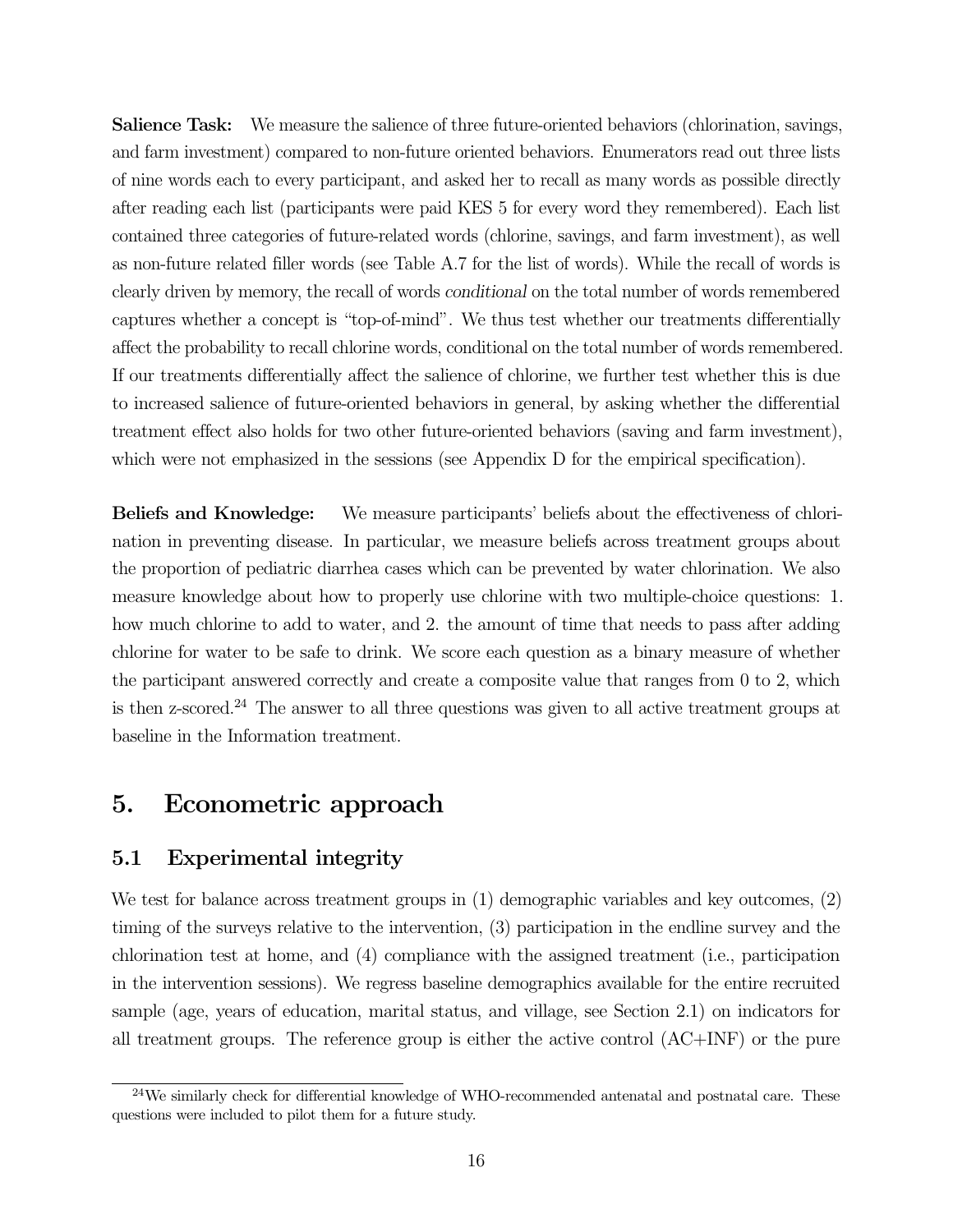**Salience Task:** We measure the salience of three future-oriented behaviors (chlorination, savings, and farm investment) compared to non-future oriented behaviors. Enumerators read out three lists of nine words each to every participant, and asked her to recall as many words as possible directly after reading each list (participants were paid KES 5 for every word they remembered). Each list contained three categories of future-related words (chlorine, savings, and farm investment), as well as non-future related filler words (see Table A.7 for the list of words). While the recall of words is clearly driven by memory, the recall of words *conditional* on the total number of words remembered captures whether a concept is "top-of-mind". We thus test whether our treatments differentially affect the probability to recall chlorine words, conditional on the total number of words remembered. If our treatments differentially affect the salience of chlorine, we further test whether this is due to increased salience of future-oriented behaviors in general, by asking whether the differential treatment effect also holds for two other future-oriented behaviors (saving and farm investment), which were not emphasized in the sessions (see Appendix D for the empirical specification).

**Beliefs and Knowledge:** We measure participants' beliefs about the effectiveness of chlorination in preventing disease. In particular, we measure beliefs across treatment groups about the proportion of pediatric diarrhea cases which can be prevented by water chlorination. We also measure knowledge about how to properly use chlorine with two multiple-choice questions: 1. how much chlorine to add to water, and 2. the amount of time that needs to pass after adding chlorine for water to be safe to drink. We score each question as a binary measure of whether the participant answered correctly and create a composite value that ranges from 0 to 2, which is then z-scored.[24] The answer to all three questions was given to all active treatment groups at baseline in the Information treatment.

# 5. Econometric approach

## 5.1 Experimental integrity

We test for balance across treatment groups in (1) demographic variables and key outcomes, (2) timing of the surveys relative to the intervention, (3) participation in the endline survey and the chlorination test at home, and (4) compliance with the assigned treatment (i.e., participation in the intervention sessions). We regress baseline demographics available for the entire recruited sample (age, years of education, marital status, and village, see Section 2.1) on indicators for all treatment groups. The reference group is either the active control (AC+INF) or the pure

[24] We similarly check for differential knowledge of WHO-recommended antenatal and postnatal care. These questions were included to pilot them for a future study.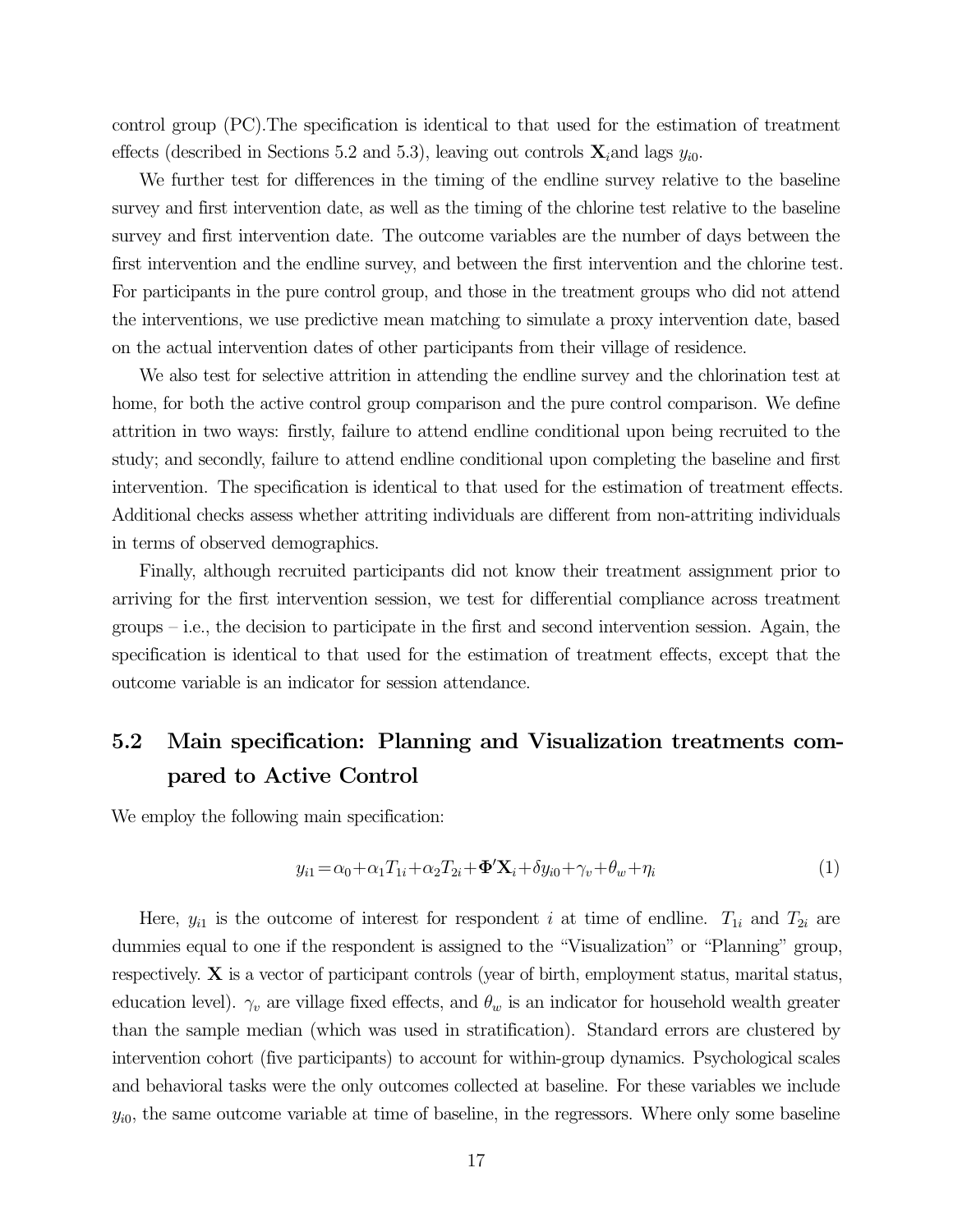control group (PC).The specification is identical to that used for the estimation of treatment effects (described in Sections 5.2 and 5.3), leaving out controls $\mathbf{X}_i$and lags $y_{i0}$.

We further test for differences in the timing of the endline survey relative to the baseline survey and first intervention date, as well as the timing of the chlorine test relative to the baseline survey and first intervention date. The outcome variables are the number of days between the first intervention and the endline survey, and between the first intervention and the chlorine test. For participants in the pure control group, and those in the treatment groups who did not attend the interventions, we use predictive mean matching to simulate a proxy intervention date, based on the actual intervention dates of other participants from their village of residence.

We also test for selective attrition in attending the endline survey and the chlorination test at home, for both the active control group comparison and the pure control comparison. We define attrition in two ways: firstly, failure to attend endline conditional upon being recruited to the study; and secondly, failure to attend endline conditional upon completing the baseline and first intervention. The specification is identical to that used for the estimation of treatment effects. Additional checks assess whether attriting individuals are different from non-attriting individuals in terms of observed demographics.

Finally, although recruited participants did not know their treatment assignment prior to arriving for the first intervention session, we test for differential compliance across treatment groups – i.e., the decision to participate in the first and second intervention session. Again, the specification is identical to that used for the estimation of treatment effects, except that the outcome variable is an indicator for session attendance.

## 5.2 Main specification: Planning and Visualization treatments compared to Active Control

We employ the following main specification:

$$y_{i1} = \alpha_0 + \alpha_1 T_{1i} + \alpha_2 T_{2i} + \mathbf{\Phi}'\mathbf{X}_i + \delta y_{i0} + \gamma_v + \theta_w + \eta_i \tag{1}$$

Here, $y_{i1}$ is the outcome of interest for respondent $i$ at time of endline. $T_{1i}$ and $T_{2i}$ are dummies equal to one if the respondent is assigned to the "Visualization" or "Planning" group, respectively. $\mathbf{X}$ is a vector of participant controls (year of birth, employment status, marital status, education level). $\gamma_v$ are village fixed effects, and $\theta_w$ is an indicator for household wealth greater than the sample median (which was used in stratification). Standard errors are clustered by intervention cohort (five participants) to account for within-group dynamics. Psychological scales and behavioral tasks were the only outcomes collected at baseline. For these variables we include $y_{i0}$, the same outcome variable at time of baseline, in the regressors. Where only some baseline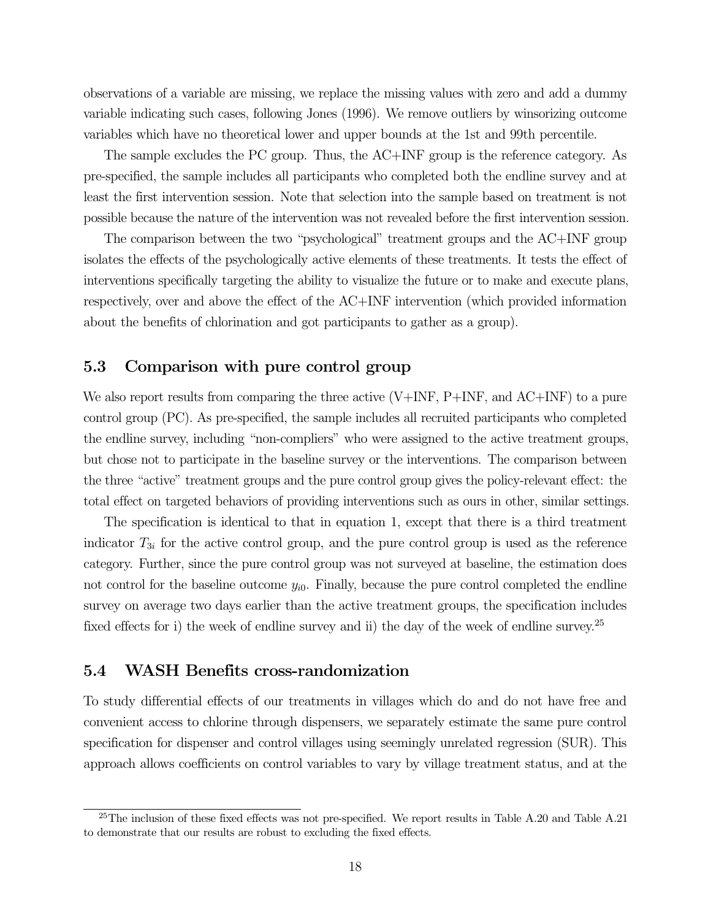observations of a variable are missing, we replace the missing values with zero and add a dummy variable indicating such cases, following Jones (1996). We remove outliers by winsorizing outcome variables which have no theoretical lower and upper bounds at the 1st and 99th percentile.

The sample excludes the PC group. Thus, the AC+INF group is the reference category. As pre-specified, the sample includes all participants who completed both the endline survey and at least the first intervention session. Note that selection into the sample based on treatment is not possible because the nature of the intervention was not revealed before the first intervention session.

The comparison between the two "psychological" treatment groups and the AC+INF group isolates the effects of the psychologically active elements of these treatments. It tests the effect of interventions specifically targeting the ability to visualize the future or to make and execute plans, respectively, over and above the effect of the AC+INF intervention (which provided information about the benefits of chlorination and got participants to gather as a group).

## 5.3 Comparison with pure control group

We also report results from comparing the three active (V+INF, P+INF, and AC+INF) to a pure control group (PC). As pre-specified, the sample includes all recruited participants who completed the endline survey, including "non-compliers" who were assigned to the active treatment groups, but chose not to participate in the baseline survey or the interventions. The comparison between the three "active" treatment groups and the pure control group gives the policy-relevant effect: the total effect on targeted behaviors of providing interventions such as ours in other, similar settings.

The specification is identical to that in equation 1, except that there is a third treatment indicator $T_{3i}$ for the active control group, and the pure control group is used as the reference category. Further, since the pure control group was not surveyed at baseline, the estimation does not control for the baseline outcome $y_{i0}$. Finally, because the pure control completed the endline survey on average two days earlier than the active treatment groups, the specification includes fixed effects for i) the week of endline survey and ii) the day of the week of endline survey.[25]

## 5.4 WASH Benefits cross-randomization

To study differential effects of our treatments in villages which do and do not have free and convenient access to chlorine through dispensers, we separately estimate the same pure control specification for dispenser and control villages using seemingly unrelated regression (SUR). This approach allows coefficients on control variables to vary by village treatment status, and at the

[25]The inclusion of these fixed effects was not pre-specified. We report results in Table A.20 and Table A.21 to demonstrate that our results are robust to excluding the fixed effects.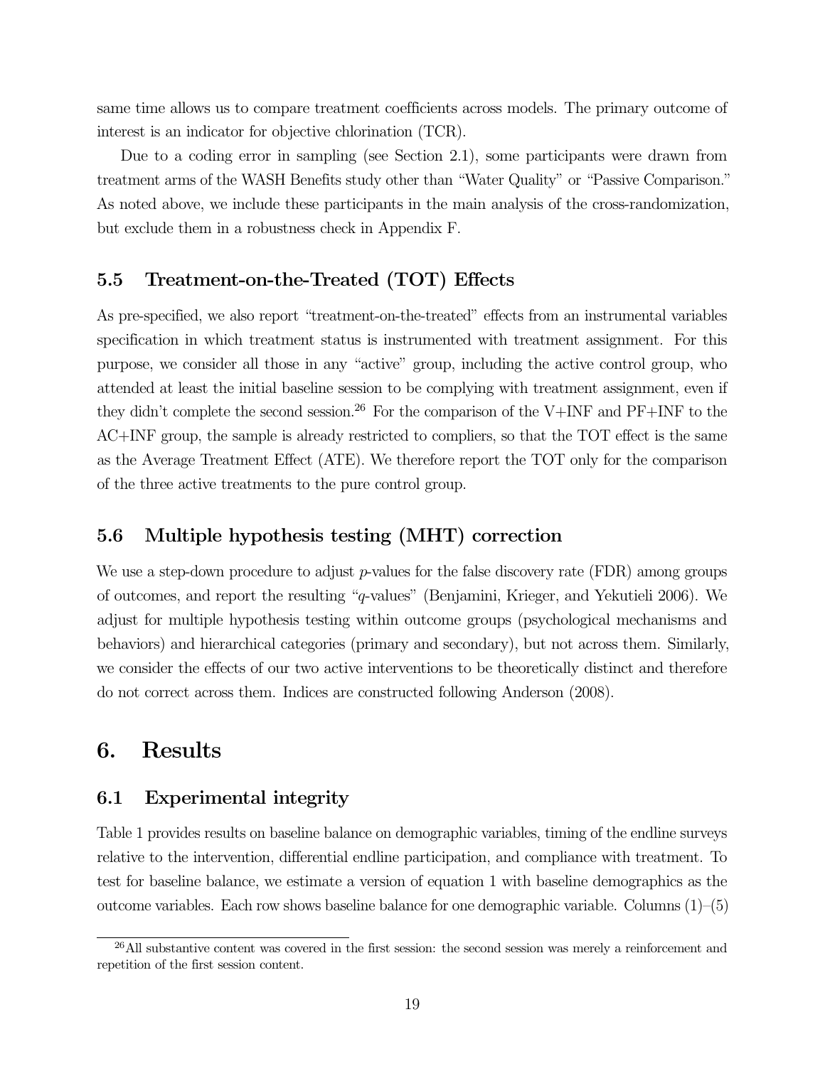same time allows us to compare treatment coefficients across models. The primary outcome of interest is an indicator for objective chlorination (TCR).

Due to a coding error in sampling (see Section 2.1), some participants were drawn from treatment arms of the WASH Benefits study other than "Water Quality" or "Passive Comparison." As noted above, we include these participants in the main analysis of the cross-randomization, but exclude them in a robustness check in Appendix F.

### 5.5 Treatment-on-the-Treated (TOT) Effects

As pre-specified, we also report "treatment-on-the-treated" effects from an instrumental variables specification in which treatment status is instrumented with treatment assignment. For this purpose, we consider all those in any "active" group, including the active control group, who attended at least the initial baseline session to be complying with treatment assignment, even if they didn't complete the second session.[26] For the comparison of the V+INF and PF+INF to the AC+INF group, the sample is already restricted to compliers, so that the TOT effect is the same as the Average Treatment Effect (ATE). We therefore report the TOT only for the comparison of the three active treatments to the pure control group.

### 5.6 Multiple hypothesis testing (MHT) correction

We use a step-down procedure to adjust *p*-values for the false discovery rate (FDR) among groups of outcomes, and report the resulting "*q*-values" (Benjamini, Krieger, and Yekutieli 2006). We adjust for multiple hypothesis testing within outcome groups (psychological mechanisms and behaviors) and hierarchical categories (primary and secondary), but not across them. Similarly, we consider the effects of our two active interventions to be theoretically distinct and therefore do not correct across them. Indices are constructed following Anderson (2008).

## 6. Results

### 6.1 Experimental integrity

Table 1 provides results on baseline balance on demographic variables, timing of the endline surveys relative to the intervention, differential endline participation, and compliance with treatment. To test for baseline balance, we estimate a version of equation 1 with baseline demographics as the outcome variables. Each row shows baseline balance for one demographic variable. Columns (1)–(5)

[26] All substantive content was covered in the first session: the second session was merely a reinforcement and repetition of the first session content.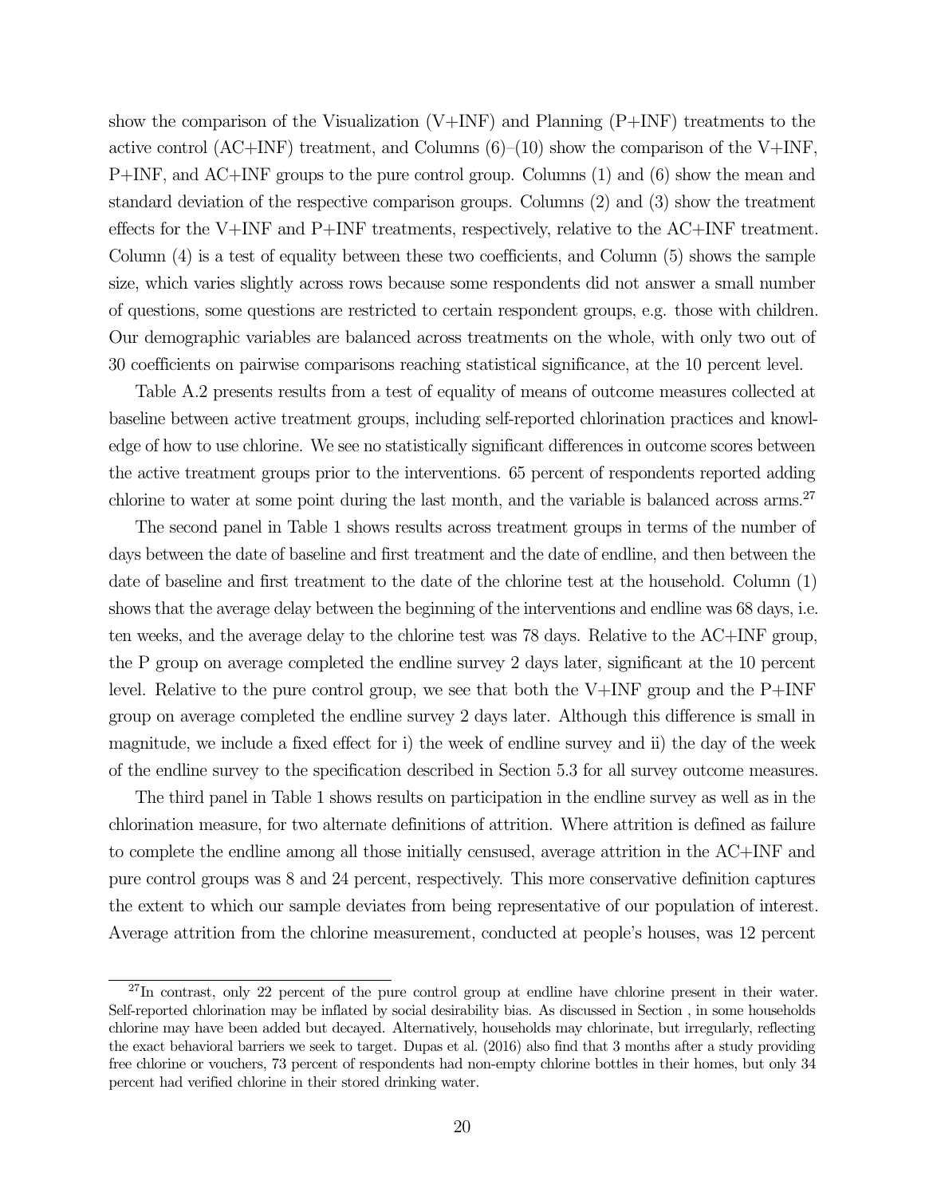show the comparison of the Visualization (V+INF) and Planning (P+INF) treatments to the active control (AC+INF) treatment, and Columns (6)–(10) show the comparison of the V+INF, P+INF, and AC+INF groups to the pure control group. Columns (1) and (6) show the mean and standard deviation of the respective comparison groups. Columns (2) and (3) show the treatment effects for the V+INF and P+INF treatments, respectively, relative to the AC+INF treatment. Column (4) is a test of equality between these two coefficients, and Column (5) shows the sample size, which varies slightly across rows because some respondents did not answer a small number of questions, some questions are restricted to certain respondent groups, e.g. those with children. Our demographic variables are balanced across treatments on the whole, with only two out of 30 coefficients on pairwise comparisons reaching statistical significance, at the 10 percent level.

Table A.2 presents results from a test of equality of means of outcome measures collected at baseline between active treatment groups, including self-reported chlorination practices and knowledge of how to use chlorine. We see no statistically significant differences in outcome scores between the active treatment groups prior to the interventions. 65 percent of respondents reported adding chlorine to water at some point during the last month, and the variable is balanced across arms.[27]

The second panel in Table 1 shows results across treatment groups in terms of the number of days between the date of baseline and first treatment and the date of endline, and then between the date of baseline and first treatment to the date of the chlorine test at the household. Column (1) shows that the average delay between the beginning of the interventions and endline was 68 days, i.e. ten weeks, and the average delay to the chlorine test was 78 days. Relative to the AC+INF group, the P group on average completed the endline survey 2 days later, significant at the 10 percent level. Relative to the pure control group, we see that both the V+INF group and the P+INF group on average completed the endline survey 2 days later. Although this difference is small in magnitude, we include a fixed effect for i) the week of endline survey and ii) the day of the week of the endline survey to the specification described in Section 5.3 for all survey outcome measures.

The third panel in Table 1 shows results on participation in the endline survey as well as in the chlorination measure, for two alternate definitions of attrition. Where attrition is defined as failure to complete the endline among all those initially censused, average attrition in the AC+INF and pure control groups was 8 and 24 percent, respectively. This more conservative definition captures the extent to which our sample deviates from being representative of our population of interest. Average attrition from the chlorine measurement, conducted at people's houses, was 12 percent

[27]In contrast, only 22 percent of the pure control group at endline have chlorine present in their water. Self-reported chlorination may be inflated by social desirability bias. As discussed in Section , in some households chlorine may have been added but decayed. Alternatively, households may chlorinate, but irregularly, reflecting the exact behavioral barriers we seek to target. Dupas et al. (2016) also find that 3 months after a study providing free chlorine or vouchers, 73 percent of respondents had non-empty chlorine bottles in their homes, but only 34 percent had verified chlorine in their stored drinking water.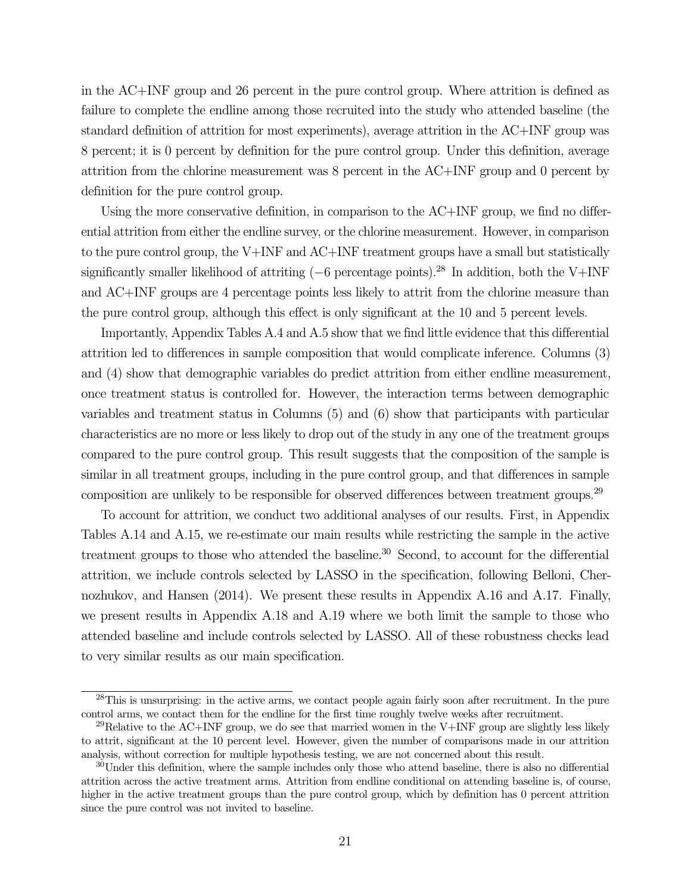in the AC+INF group and 26 percent in the pure control group. Where attrition is defined as failure to complete the endline among those recruited into the study who attended baseline (the standard definition of attrition for most experiments), average attrition in the AC+INF group was 8 percent; it is 0 percent by definition for the pure control group. Under this definition, average attrition from the chlorine measurement was 8 percent in the AC+INF group and 0 percent by definition for the pure control group.

Using the more conservative definition, in comparison to the AC+INF group, we find no differential attrition from either the endline survey, or the chlorine measurement. However, in comparison to the pure control group, the V+INF and AC+INF treatment groups have a small but statistically significantly smaller likelihood of attriting ($-6$ percentage points).[28] In addition, both the V+INF and AC+INF groups are 4 percentage points less likely to attrit from the chlorine measure than the pure control group, although this effect is only significant at the 10 and 5 percent levels.

Importantly, Appendix Tables A.4 and A.5 show that we find little evidence that this differential attrition led to differences in sample composition that would complicate inference. Columns (3) and (4) show that demographic variables do predict attrition from either endline measurement, once treatment status is controlled for. However, the interaction terms between demographic variables and treatment status in Columns (5) and (6) show that participants with particular characteristics are no more or less likely to drop out of the study in any one of the treatment groups compared to the pure control group. This result suggests that the composition of the sample is similar in all treatment groups, including in the pure control group, and that differences in sample composition are unlikely to be responsible for observed differences between treatment groups.[29]

To account for attrition, we conduct two additional analyses of our results. First, in Appendix Tables A.14 and A.15, we re-estimate our main results while restricting the sample in the active treatment groups to those who attended the baseline.[30] Second, to account for the differential attrition, we include controls selected by LASSO in the specification, following Belloni, Chernozhukov, and Hansen (2014). We present these results in Appendix A.16 and A.17. Finally, we present results in Appendix A.18 and A.19 where we both limit the sample to those who attended baseline and include controls selected by LASSO. All of these robustness checks lead to very similar results as our main specification.

---

[28] This is unsurprising: in the active arms, we contact people again fairly soon after recruitment. In the pure control arms, we contact them for the endline for the first time roughly twelve weeks after recruitment.

[29] Relative to the AC+INF group, we do see that married women in the V+INF group are slightly less likely to attrit, significant at the 10 percent level. However, given the number of comparisons made in our attrition analysis, without correction for multiple hypothesis testing, we are not concerned about this result.

[30] Under this definition, where the sample includes only those who attend baseline, there is also no differential attrition across the active treatment arms. Attrition from endline conditional on attending baseline is, of course, higher in the active treatment groups than the pure control group, which by definition has 0 percent attrition since the pure control was not invited to baseline.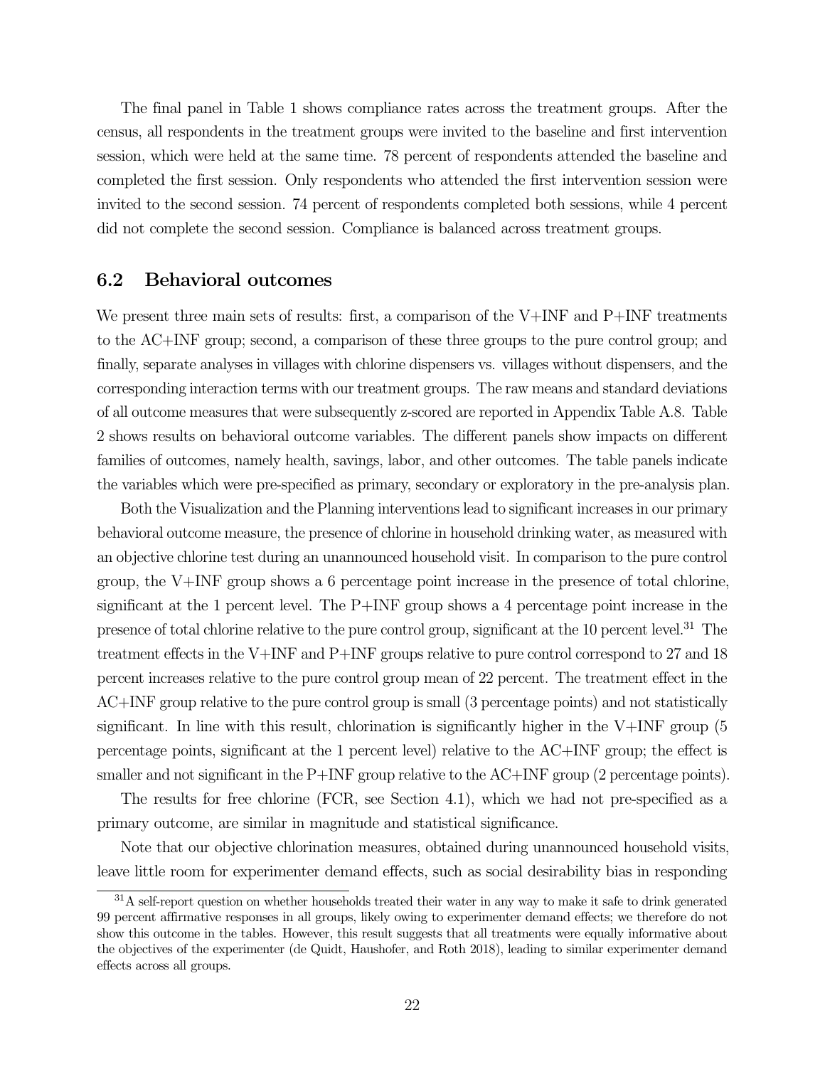The final panel in Table 1 shows compliance rates across the treatment groups. After the census, all respondents in the treatment groups were invited to the baseline and first intervention session, which were held at the same time. 78 percent of respondents attended the baseline and completed the first session. Only respondents who attended the first intervention session were invited to the second session. 74 percent of respondents completed both sessions, while 4 percent did not complete the second session. Compliance is balanced across treatment groups.

## 6.2 Behavioral outcomes

We present three main sets of results: first, a comparison of the V+INF and P+INF treatments to the AC+INF group; second, a comparison of these three groups to the pure control group; and finally, separate analyses in villages with chlorine dispensers vs. villages without dispensers, and the corresponding interaction terms with our treatment groups. The raw means and standard deviations of all outcome measures that were subsequently z-scored are reported in Appendix Table A.8. Table 2 shows results on behavioral outcome variables. The different panels show impacts on different families of outcomes, namely health, savings, labor, and other outcomes. The table panels indicate the variables which were pre-specified as primary, secondary or exploratory in the pre-analysis plan.

Both the Visualization and the Planning interventions lead to significant increases in our primary behavioral outcome measure, the presence of chlorine in household drinking water, as measured with an objective chlorine test during an unannounced household visit. In comparison to the pure control group, the V+INF group shows a 6 percentage point increase in the presence of total chlorine, significant at the 1 percent level. The P+INF group shows a 4 percentage point increase in the presence of total chlorine relative to the pure control group, significant at the 10 percent level.[31] The treatment effects in the V+INF and P+INF groups relative to pure control correspond to 27 and 18 percent increases relative to the pure control group mean of 22 percent. The treatment effect in the AC+INF group relative to the pure control group is small (3 percentage points) and not statistically significant. In line with this result, chlorination is significantly higher in the V+INF group (5 percentage points, significant at the 1 percent level) relative to the AC+INF group; the effect is smaller and not significant in the P+INF group relative to the AC+INF group (2 percentage points).

The results for free chlorine (FCR, see Section 4.1), which we had not pre-specified as a primary outcome, are similar in magnitude and statistical significance.

Note that our objective chlorination measures, obtained during unannounced household visits, leave little room for experimenter demand effects, such as social desirability bias in responding

[31] A self-report question on whether households treated their water in any way to make it safe to drink generated 99 percent affirmative responses in all groups, likely owing to experimenter demand effects; we therefore do not show this outcome in the tables. However, this result suggests that all treatments were equally informative about the objectives of the experimenter (de Quidt, Haushofer, and Roth 2018), leading to similar experimenter demand effects across all groups.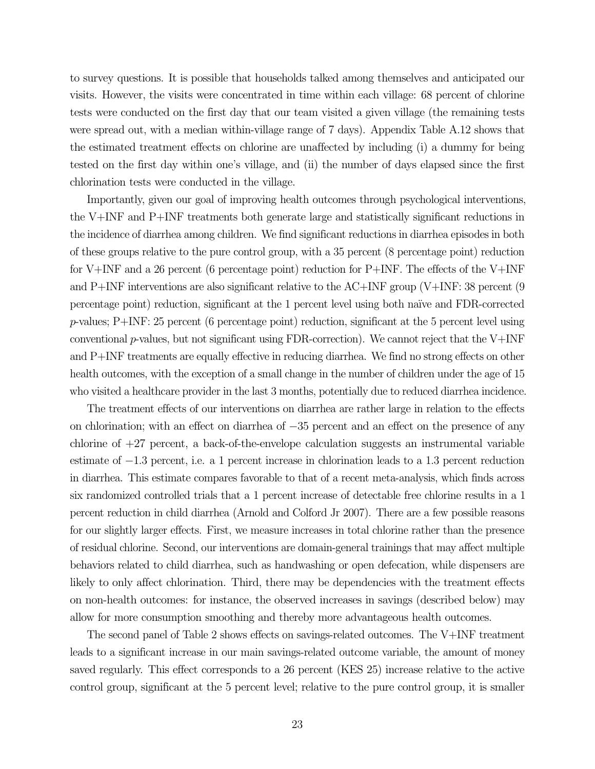to survey questions. It is possible that households talked among themselves and anticipated our visits. However, the visits were concentrated in time within each village: 68 percent of chlorine tests were conducted on the first day that our team visited a given village (the remaining tests were spread out, with a median within-village range of 7 days). Appendix Table A.12 shows that the estimated treatment effects on chlorine are unaffected by including (i) a dummy for being tested on the first day within one's village, and (ii) the number of days elapsed since the first chlorination tests were conducted in the village.

Importantly, given our goal of improving health outcomes through psychological interventions, the V+INF and P+INF treatments both generate large and statistically significant reductions in the incidence of diarrhea among children. We find significant reductions in diarrhea episodes in both of these groups relative to the pure control group, with a 35 percent (8 percentage point) reduction for V+INF and a 26 percent (6 percentage point) reduction for P+INF. The effects of the V+INF and P+INF interventions are also significant relative to the AC+INF group (V+INF: 38 percent (9 percentage point) reduction, significant at the 1 percent level using both naïve and FDR-corrected *p*-values; P+INF: 25 percent (6 percentage point) reduction, significant at the 5 percent level using conventional *p*-values, but not significant using FDR-correction). We cannot reject that the V+INF and P+INF treatments are equally effective in reducing diarrhea. We find no strong effects on other health outcomes, with the exception of a small change in the number of children under the age of 15 who visited a healthcare provider in the last 3 months, potentially due to reduced diarrhea incidence.

The treatment effects of our interventions on diarrhea are rather large in relation to the effects on chlorination; with an effect on diarrhea of $-35$ percent and an effect on the presence of any chlorine of $+27$ percent, a back-of-the-envelope calculation suggests an instrumental variable estimate of $-1.3$ percent, i.e. a 1 percent increase in chlorination leads to a 1.3 percent reduction in diarrhea. This estimate compares favorable to that of a recent meta-analysis, which finds across six randomized controlled trials that a 1 percent increase of detectable free chlorine results in a 1 percent reduction in child diarrhea (Arnold and Colford Jr 2007). There are a few possible reasons for our slightly larger effects. First, we measure increases in total chlorine rather than the presence of residual chlorine. Second, our interventions are domain-general trainings that may affect multiple behaviors related to child diarrhea, such as handwashing or open defecation, while dispensers are likely to only affect chlorination. Third, there may be dependencies with the treatment effects on non-health outcomes: for instance, the observed increases in savings (described below) may allow for more consumption smoothing and thereby more advantageous health outcomes.

The second panel of Table 2 shows effects on savings-related outcomes. The V+INF treatment leads to a significant increase in our main savings-related outcome variable, the amount of money saved regularly. This effect corresponds to a 26 percent (KES 25) increase relative to the active control group, significant at the 5 percent level; relative to the pure control group, it is smaller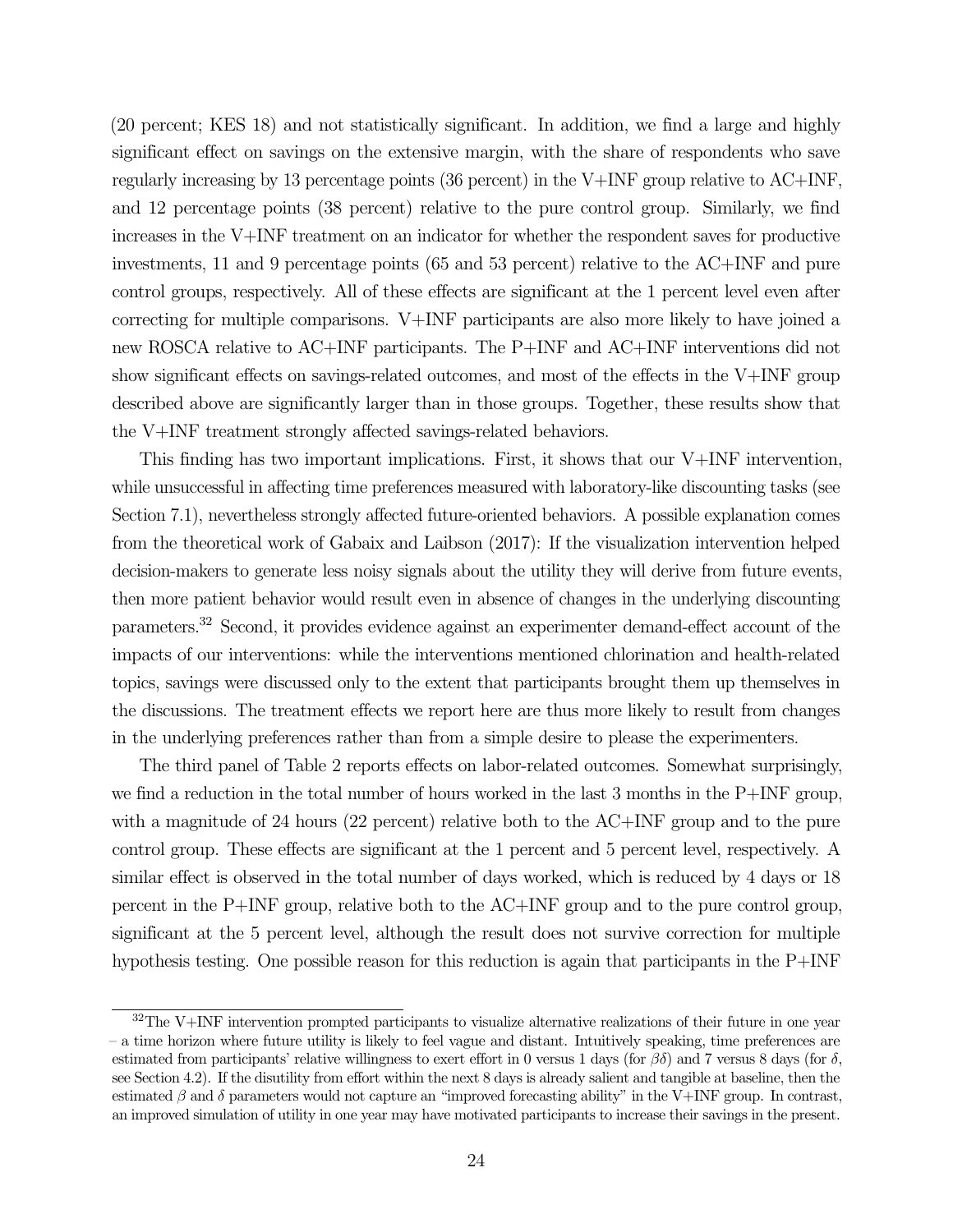(20 percent; KES 18) and not statistically significant. In addition, we find a large and highly significant effect on savings on the extensive margin, with the share of respondents who save regularly increasing by 13 percentage points (36 percent) in the V+INF group relative to AC+INF, and 12 percentage points (38 percent) relative to the pure control group. Similarly, we find increases in the V+INF treatment on an indicator for whether the respondent saves for productive investments, 11 and 9 percentage points (65 and 53 percent) relative to the AC+INF and pure control groups, respectively. All of these effects are significant at the 1 percent level even after correcting for multiple comparisons. V+INF participants are also more likely to have joined a new ROSCA relative to AC+INF participants. The P+INF and AC+INF interventions did not show significant effects on savings-related outcomes, and most of the effects in the V+INF group described above are significantly larger than in those groups. Together, these results show that the V+INF treatment strongly affected savings-related behaviors.

This finding has two important implications. First, it shows that our V+INF intervention, while unsuccessful in affecting time preferences measured with laboratory-like discounting tasks (see Section 7.1), nevertheless strongly affected future-oriented behaviors. A possible explanation comes from the theoretical work of Gabaix and Laibson (2017): If the visualization intervention helped decision-makers to generate less noisy signals about the utility they will derive from future events, then more patient behavior would result even in absence of changes in the underlying discounting parameters.[32] Second, it provides evidence against an experimenter demand-effect account of the impacts of our interventions: while the interventions mentioned chlorination and health-related topics, savings were discussed only to the extent that participants brought them up themselves in the discussions. The treatment effects we report here are thus more likely to result from changes in the underlying preferences rather than from a simple desire to please the experimenters.

The third panel of Table 2 reports effects on labor-related outcomes. Somewhat surprisingly, we find a reduction in the total number of hours worked in the last 3 months in the P+INF group, with a magnitude of 24 hours (22 percent) relative both to the AC+INF group and to the pure control group. These effects are significant at the 1 percent and 5 percent level, respectively. A similar effect is observed in the total number of days worked, which is reduced by 4 days or 18 percent in the P+INF group, relative both to the AC+INF group and to the pure control group, significant at the 5 percent level, although the result does not survive correction for multiple hypothesis testing. One possible reason for this reduction is again that participants in the P+INF

[32] The V+INF intervention prompted participants to visualize alternative realizations of their future in one year – a time horizon where future utility is likely to feel vague and distant. Intuitively speaking, time preferences are estimated from participants' relative willingness to exert effort in 0 versus 1 days (for $\beta\delta$) and 7 versus 8 days (for $\delta$, see Section 4.2). If the disutility from effort within the next 8 days is already salient and tangible at baseline, then the estimated $\beta$ and $\delta$ parameters would not capture an "improved forecasting ability" in the V+INF group. In contrast, an improved simulation of utility in one year may have motivated participants to increase their savings in the present.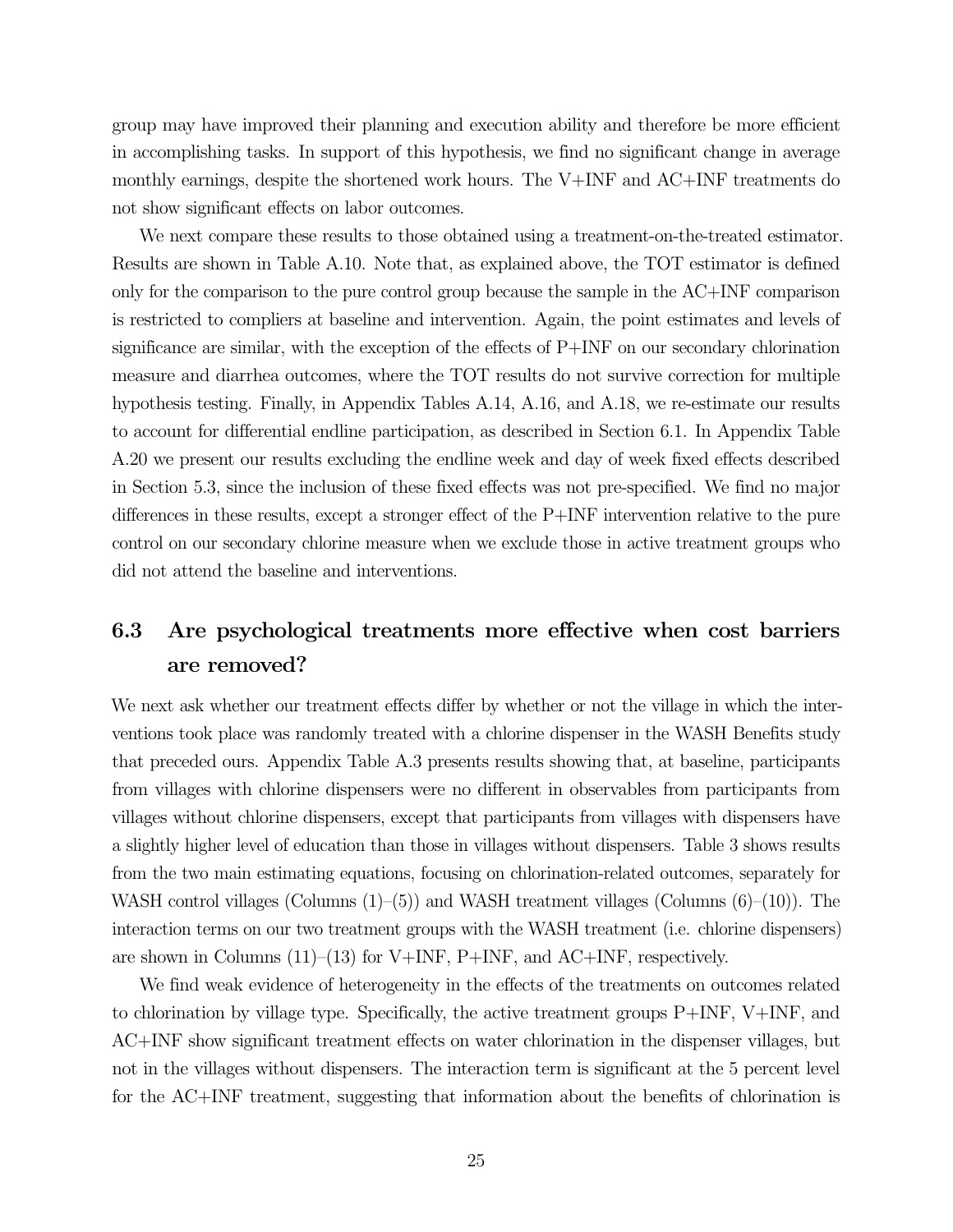group may have improved their planning and execution ability and therefore be more efficient in accomplishing tasks. In support of this hypothesis, we find no significant change in average monthly earnings, despite the shortened work hours. The V+INF and AC+INF treatments do not show significant effects on labor outcomes.

We next compare these results to those obtained using a treatment-on-the-treated estimator. Results are shown in Table A.10. Note that, as explained above, the TOT estimator is defined only for the comparison to the pure control group because the sample in the AC+INF comparison is restricted to compliers at baseline and intervention. Again, the point estimates and levels of significance are similar, with the exception of the effects of P+INF on our secondary chlorination measure and diarrhea outcomes, where the TOT results do not survive correction for multiple hypothesis testing. Finally, in Appendix Tables A.14, A.16, and A.18, we re-estimate our results to account for differential endline participation, as described in Section 6.1. In Appendix Table A.20 we present our results excluding the endline week and day of week fixed effects described in Section 5.3, since the inclusion of these fixed effects was not pre-specified. We find no major differences in these results, except a stronger effect of the P+INF intervention relative to the pure control on our secondary chlorine measure when we exclude those in active treatment groups who did not attend the baseline and interventions.

## 6.3 Are psychological treatments more effective when cost barriers are removed?

We next ask whether our treatment effects differ by whether or not the village in which the interventions took place was randomly treated with a chlorine dispenser in the WASH Benefits study that preceded ours. Appendix Table A.3 presents results showing that, at baseline, participants from villages with chlorine dispensers were no different in observables from participants from villages without chlorine dispensers, except that participants from villages with dispensers have a slightly higher level of education than those in villages without dispensers. Table 3 shows results from the two main estimating equations, focusing on chlorination-related outcomes, separately for WASH control villages (Columns (1)–(5)) and WASH treatment villages (Columns (6)–(10)). The interaction terms on our two treatment groups with the WASH treatment (i.e. chlorine dispensers) are shown in Columns (11)–(13) for V+INF, P+INF, and AC+INF, respectively.

We find weak evidence of heterogeneity in the effects of the treatments on outcomes related to chlorination by village type. Specifically, the active treatment groups P+INF, V+INF, and AC+INF show significant treatment effects on water chlorination in the dispenser villages, but not in the villages without dispensers. The interaction term is significant at the 5 percent level for the AC+INF treatment, suggesting that information about the benefits of chlorination is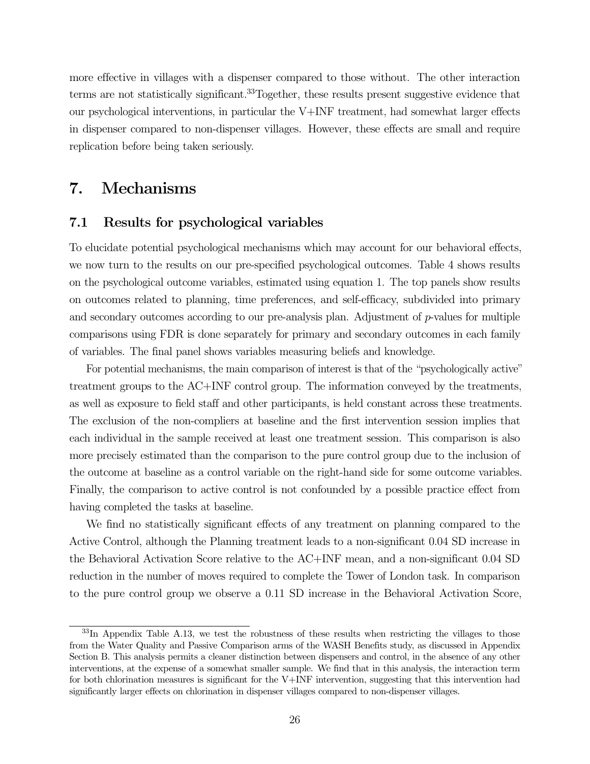more effective in villages with a dispenser compared to those without. The other interaction terms are not statistically significant.[33] Together, these results present suggestive evidence that our psychological interventions, in particular the V+INF treatment, had somewhat larger effects in dispenser compared to non-dispenser villages. However, these effects are small and require replication before being taken seriously.

# 7. Mechanisms

## 7.1 Results for psychological variables

To elucidate potential psychological mechanisms which may account for our behavioral effects, we now turn to the results on our pre-specified psychological outcomes. Table 4 shows results on the psychological outcome variables, estimated using equation 1. The top panels show results on outcomes related to planning, time preferences, and self-efficacy, subdivided into primary and secondary outcomes according to our pre-analysis plan. Adjustment of $p$-values for multiple comparisons using FDR is done separately for primary and secondary outcomes in each family of variables. The final panel shows variables measuring beliefs and knowledge.

For potential mechanisms, the main comparison of interest is that of the "psychologically active" treatment groups to the AC+INF control group. The information conveyed by the treatments, as well as exposure to field staff and other participants, is held constant across these treatments. The exclusion of the non-compliers at baseline and the first intervention session implies that each individual in the sample received at least one treatment session. This comparison is also more precisely estimated than the comparison to the pure control group due to the inclusion of the outcome at baseline as a control variable on the right-hand side for some outcome variables. Finally, the comparison to active control is not confounded by a possible practice effect from having completed the tasks at baseline.

We find no statistically significant effects of any treatment on planning compared to the Active Control, although the Planning treatment leads to a non-significant 0.04 SD increase in the Behavioral Activation Score relative to the AC+INF mean, and a non-significant 0.04 SD reduction in the number of moves required to complete the Tower of London task. In comparison to the pure control group we observe a 0.11 SD increase in the Behavioral Activation Score,

[33] In Appendix Table A.13, we test the robustness of these results when restricting the villages to those from the Water Quality and Passive Comparison arms of the WASH Benefits study, as discussed in Appendix Section B. This analysis permits a cleaner distinction between dispensers and control, in the absence of any other interventions, at the expense of a somewhat smaller sample. We find that in this analysis, the interaction term for both chlorination measures is significant for the V+INF intervention, suggesting that this intervention had significantly larger effects on chlorination in dispenser villages compared to non-dispenser villages.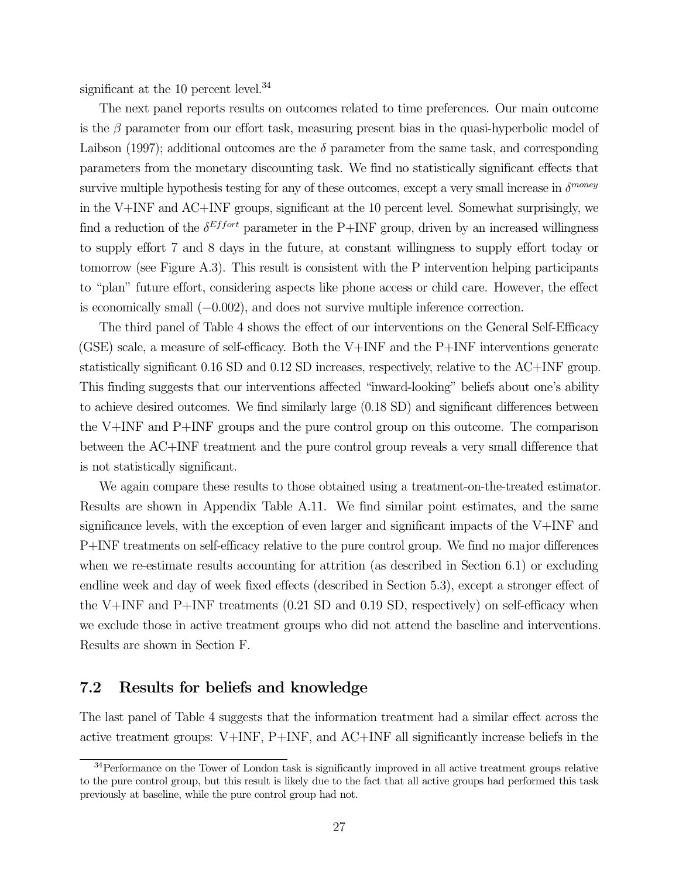significant at the 10 percent level.[34]

The next panel reports results on outcomes related to time preferences. Our main outcome is the $\beta$ parameter from our effort task, measuring present bias in the quasi-hyperbolic model of Laibson (1997); additional outcomes are the $\delta$ parameter from the same task, and corresponding parameters from the monetary discounting task. We find no statistically significant effects that survive multiple hypothesis testing for any of these outcomes, except a very small increase in $\delta^{money}$ in the V+INF and AC+INF groups, significant at the 10 percent level. Somewhat surprisingly, we find a reduction of the $\delta^{Effort}$ parameter in the P+INF group, driven by an increased willingness to supply effort 7 and 8 days in the future, at constant willingness to supply effort today or tomorrow (see Figure A.3). This result is consistent with the P intervention helping participants to "plan" future effort, considering aspects like phone access or child care. However, the effect is economically small ($-0.002$), and does not survive multiple inference correction.

The third panel of Table 4 shows the effect of our interventions on the General Self-Efficacy (GSE) scale, a measure of self-efficacy. Both the V+INF and the P+INF interventions generate statistically significant 0.16 SD and 0.12 SD increases, respectively, relative to the AC+INF group. This finding suggests that our interventions affected "inward-looking" beliefs about one's ability to achieve desired outcomes. We find similarly large (0.18 SD) and significant differences between the V+INF and P+INF groups and the pure control group on this outcome. The comparison between the AC+INF treatment and the pure control group reveals a very small difference that is not statistically significant.

We again compare these results to those obtained using a treatment-on-the-treated estimator. Results are shown in Appendix Table A.11. We find similar point estimates, and the same significance levels, with the exception of even larger and significant impacts of the V+INF and P+INF treatments on self-efficacy relative to the pure control group. We find no major differences when we re-estimate results accounting for attrition (as described in Section 6.1) or excluding endline week and day of week fixed effects (described in Section 5.3), except a stronger effect of the V+INF and P+INF treatments (0.21 SD and 0.19 SD, respectively) on self-efficacy when we exclude those in active treatment groups who did not attend the baseline and interventions. Results are shown in Section F.

## 7.2 Results for beliefs and knowledge

The last panel of Table 4 suggests that the information treatment had a similar effect across the active treatment groups: V+INF, P+INF, and AC+INF all significantly increase beliefs in the

[34] Performance on the Tower of London task is significantly improved in all active treatment groups relative to the pure control group, but this result is likely due to the fact that all active groups had performed this task previously at baseline, while the pure control group had not.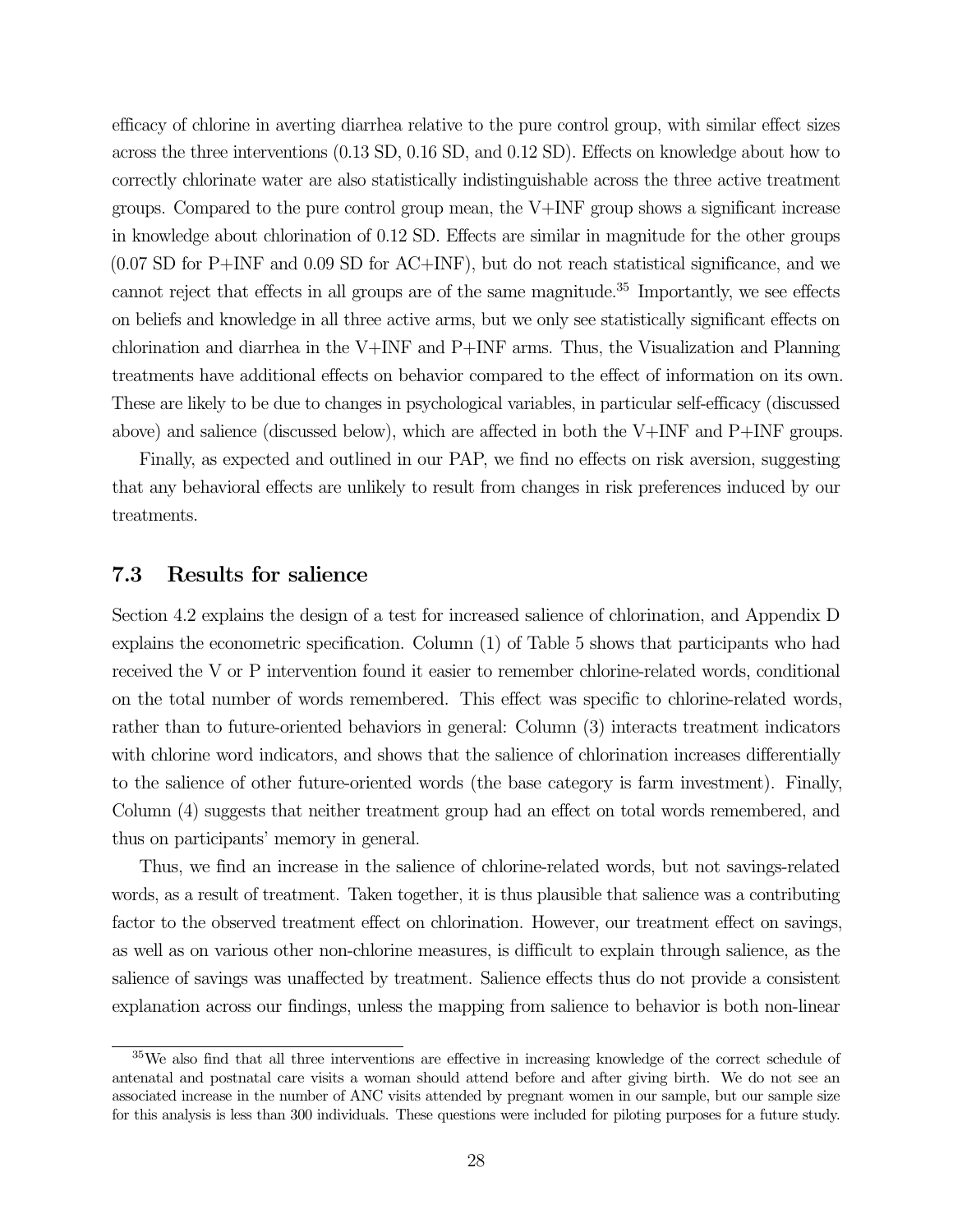efficacy of chlorine in averting diarrhea relative to the pure control group, with similar effect sizes across the three interventions (0.13 SD, 0.16 SD, and 0.12 SD). Effects on knowledge about how to correctly chlorinate water are also statistically indistinguishable across the three active treatment groups. Compared to the pure control group mean, the V+INF group shows a significant increase in knowledge about chlorination of 0.12 SD. Effects are similar in magnitude for the other groups (0.07 SD for P+INF and 0.09 SD for AC+INF), but do not reach statistical significance, and we cannot reject that effects in all groups are of the same magnitude.[35] Importantly, we see effects on beliefs and knowledge in all three active arms, but we only see statistically significant effects on chlorination and diarrhea in the V+INF and P+INF arms. Thus, the Visualization and Planning treatments have additional effects on behavior compared to the effect of information on its own. These are likely to be due to changes in psychological variables, in particular self-efficacy (discussed above) and salience (discussed below), which are affected in both the V+INF and P+INF groups.

Finally, as expected and outlined in our PAP, we find no effects on risk aversion, suggesting that any behavioral effects are unlikely to result from changes in risk preferences induced by our treatments.

### 7.3 Results for salience

Section 4.2 explains the design of a test for increased salience of chlorination, and Appendix D explains the econometric specification. Column (1) of Table 5 shows that participants who had received the V or P intervention found it easier to remember chlorine-related words, conditional on the total number of words remembered. This effect was specific to chlorine-related words, rather than to future-oriented behaviors in general: Column (3) interacts treatment indicators with chlorine word indicators, and shows that the salience of chlorination increases differentially to the salience of other future-oriented words (the base category is farm investment). Finally, Column (4) suggests that neither treatment group had an effect on total words remembered, and thus on participants' memory in general.

Thus, we find an increase in the salience of chlorine-related words, but not savings-related words, as a result of treatment. Taken together, it is thus plausible that salience was a contributing factor to the observed treatment effect on chlorination. However, our treatment effect on savings, as well as on various other non-chlorine measures, is difficult to explain through salience, as the salience of savings was unaffected by treatment. Salience effects thus do not provide a consistent explanation across our findings, unless the mapping from salience to behavior is both non-linear

[35] We also find that all three interventions are effective in increasing knowledge of the correct schedule of antenatal and postnatal care visits a woman should attend before and after giving birth. We do not see an associated increase in the number of ANC visits attended by pregnant women in our sample, but our sample size for this analysis is less than 300 individuals. These questions were included for piloting purposes for a future study.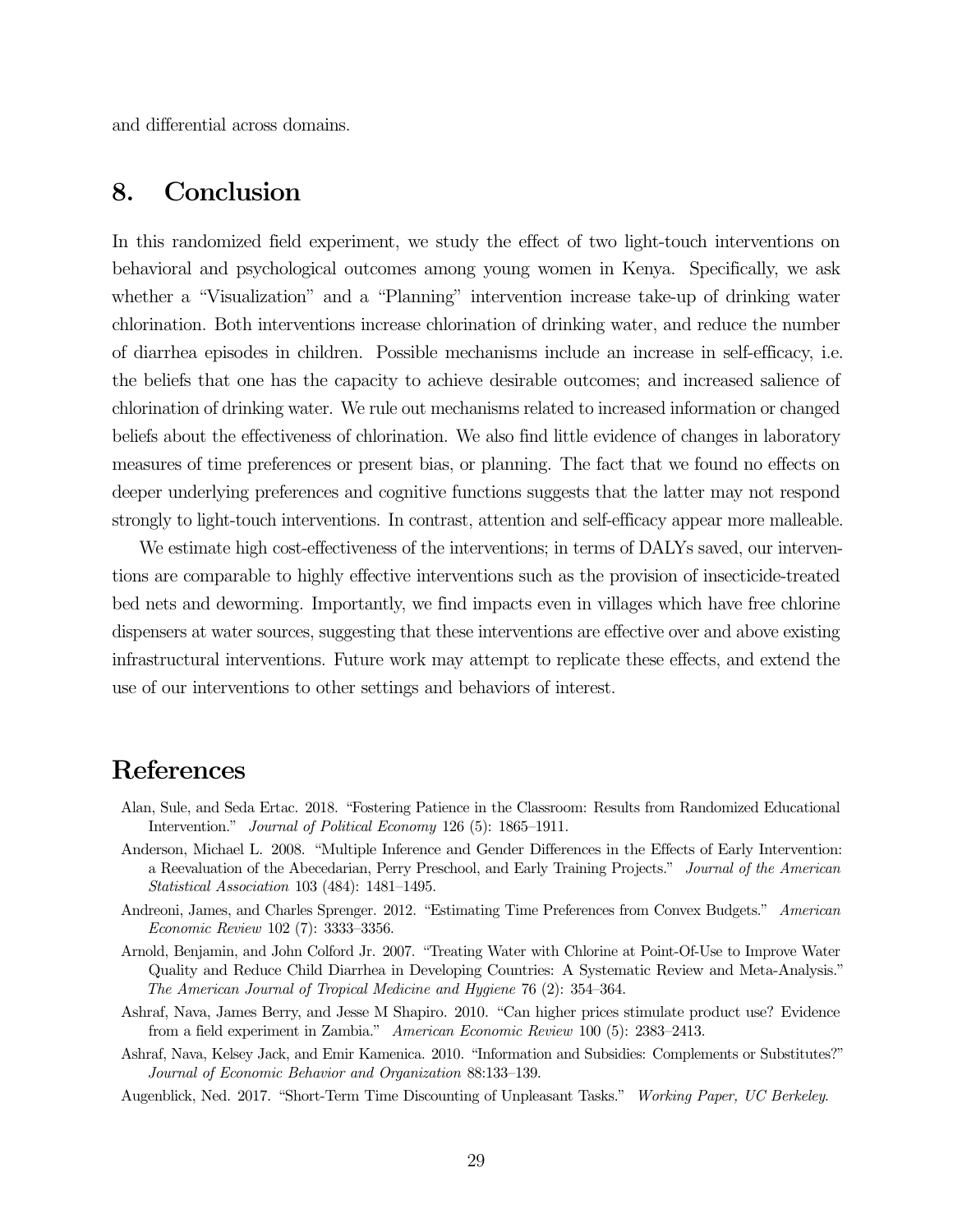and differential across domains.

## 8. Conclusion

In this randomized field experiment, we study the effect of two light-touch interventions on behavioral and psychological outcomes among young women in Kenya. Specifically, we ask whether a "Visualization" and a "Planning" intervention increase take-up of drinking water chlorination. Both interventions increase chlorination of drinking water, and reduce the number of diarrhea episodes in children. Possible mechanisms include an increase in self-efficacy, i.e. the beliefs that one has the capacity to achieve desirable outcomes; and increased salience of chlorination of drinking water. We rule out mechanisms related to increased information or changed beliefs about the effectiveness of chlorination. We also find little evidence of changes in laboratory measures of time preferences or present bias, or planning. The fact that we found no effects on deeper underlying preferences and cognitive functions suggests that the latter may not respond strongly to light-touch interventions. In contrast, attention and self-efficacy appear more malleable.

We estimate high cost-effectiveness of the interventions; in terms of DALYs saved, our interventions are comparable to highly effective interventions such as the provision of insecticide-treated bed nets and deworming. Importantly, we find impacts even in villages which have free chlorine dispensers at water sources, suggesting that these interventions are effective over and above existing infrastructural interventions. Future work may attempt to replicate these effects, and extend the use of our interventions to other settings and behaviors of interest.

# References

Alan, Sule, and Seda Ertac. 2018. "Fostering Patience in the Classroom: Results from Randomized Educational Intervention." *Journal of Political Economy* 126 (5): 1865–1911.

Anderson, Michael L. 2008. "Multiple Inference and Gender Differences in the Effects of Early Intervention: a Reevaluation of the Abecedarian, Perry Preschool, and Early Training Projects." *Journal of the American Statistical Association* 103 (484): 1481–1495.

Andreoni, James, and Charles Sprenger. 2012. "Estimating Time Preferences from Convex Budgets." *American Economic Review* 102 (7): 3333–3356.

Arnold, Benjamin, and John Colford Jr. 2007. "Treating Water with Chlorine at Point-Of-Use to Improve Water Quality and Reduce Child Diarrhea in Developing Countries: A Systematic Review and Meta-Analysis." *The American Journal of Tropical Medicine and Hygiene* 76 (2): 354–364.

Ashraf, Nava, James Berry, and Jesse M Shapiro. 2010. "Can higher prices stimulate product use? Evidence from a field experiment in Zambia." *American Economic Review* 100 (5): 2383–2413.

Ashraf, Nava, Kelsey Jack, and Emir Kamenica. 2010. "Information and Subsidies: Complements or Substitutes?" *Journal of Economic Behavior and Organization* 88:133–139.

Augenblick, Ned. 2017. "Short-Term Time Discounting of Unpleasant Tasks." *Working Paper, UC Berkeley.*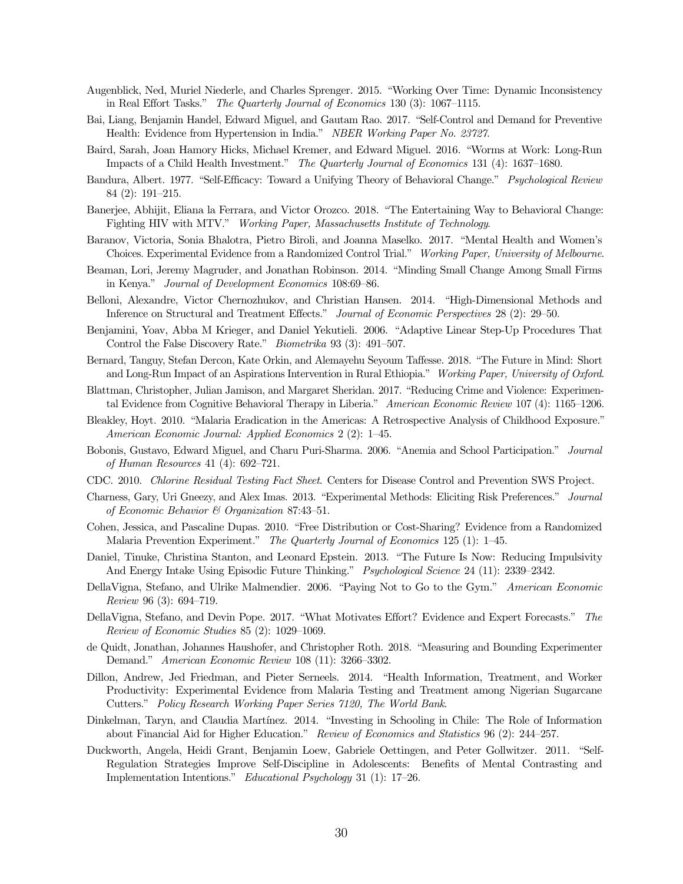Augenblick, Ned, Muriel Niederle, and Charles Sprenger. 2015. "Working Over Time: Dynamic Inconsistency in Real Effort Tasks." *The Quarterly Journal of Economics* 130 (3): 1067–1115.

Bai, Liang, Benjamin Handel, Edward Miguel, and Gautam Rao. 2017. "Self-Control and Demand for Preventive Health: Evidence from Hypertension in India." *NBER Working Paper No. 23727*.

Baird, Sarah, Joan Hamory Hicks, Michael Kremer, and Edward Miguel. 2016. "Worms at Work: Long-Run Impacts of a Child Health Investment." *The Quarterly Journal of Economics* 131 (4): 1637–1680.

Bandura, Albert. 1977. "Self-Efficacy: Toward a Unifying Theory of Behavioral Change." *Psychological Review* 84 (2): 191–215.

Banerjee, Abhijit, Eliana la Ferrara, and Victor Orozco. 2018. "The Entertaining Way to Behavioral Change: Fighting HIV with MTV." *Working Paper, Massachusetts Institute of Technology*.

Baranov, Victoria, Sonia Bhalotra, Pietro Biroli, and Joanna Maselko. 2017. "Mental Health and Women's Choices. Experimental Evidence from a Randomized Control Trial." *Working Paper, University of Melbourne*.

Beaman, Lori, Jeremy Magruder, and Jonathan Robinson. 2014. "Minding Small Change Among Small Firms in Kenya." *Journal of Development Economics* 108:69–86.

Belloni, Alexandre, Victor Chernozhukov, and Christian Hansen. 2014. "High-Dimensional Methods and Inference on Structural and Treatment Effects." *Journal of Economic Perspectives* 28 (2): 29–50.

Benjamini, Yoav, Abba M Krieger, and Daniel Yekutieli. 2006. "Adaptive Linear Step-Up Procedures That Control the False Discovery Rate." *Biometrika* 93 (3): 491–507.

Bernard, Tanguy, Stefan Dercon, Kate Orkin, and Alemayehu Seyoum Taffesse. 2018. "The Future in Mind: Short and Long-Run Impact of an Aspirations Intervention in Rural Ethiopia." *Working Paper, University of Oxford*.

Blattman, Christopher, Julian Jamison, and Margaret Sheridan. 2017. "Reducing Crime and Violence: Experimental Evidence from Cognitive Behavioral Therapy in Liberia." *American Economic Review* 107 (4): 1165–1206.

Bleakley, Hoyt. 2010. "Malaria Eradication in the Americas: A Retrospective Analysis of Childhood Exposure." *American Economic Journal: Applied Economics* 2 (2): 1–45.

Bobonis, Gustavo, Edward Miguel, and Charu Puri-Sharma. 2006. "Anemia and School Participation." *Journal of Human Resources* 41 (4): 692–721.

CDC. 2010. *Chlorine Residual Testing Fact Sheet*. Centers for Disease Control and Prevention SWS Project.

Charness, Gary, Uri Gneezy, and Alex Imas. 2013. "Experimental Methods: Eliciting Risk Preferences." *Journal of Economic Behavior & Organization* 87:43–51.

Cohen, Jessica, and Pascaline Dupas. 2010. "Free Distribution or Cost-Sharing? Evidence from a Randomized Malaria Prevention Experiment." *The Quarterly Journal of Economics* 125 (1): 1–45.

Daniel, Tinuke, Christina Stanton, and Leonard Epstein. 2013. "The Future Is Now: Reducing Impulsivity And Energy Intake Using Episodic Future Thinking." *Psychological Science* 24 (11): 2339–2342.

DellaVigna, Stefano, and Ulrike Malmendier. 2006. "Paying Not to Go to the Gym." *American Economic Review* 96 (3): 694–719.

DellaVigna, Stefano, and Devin Pope. 2017. "What Motivates Effort? Evidence and Expert Forecasts." *The Review of Economic Studies* 85 (2): 1029–1069.

de Quidt, Jonathan, Johannes Haushofer, and Christopher Roth. 2018. "Measuring and Bounding Experimenter Demand." *American Economic Review* 108 (11): 3266–3302.

Dillon, Andrew, Jed Friedman, and Pieter Serneels. 2014. "Health Information, Treatment, and Worker Productivity: Experimental Evidence from Malaria Testing and Treatment among Nigerian Sugarcane Cutters." *Policy Research Working Paper Series 7120, The World Bank*.

Dinkelman, Taryn, and Claudia Martínez. 2014. "Investing in Schooling in Chile: The Role of Information about Financial Aid for Higher Education." *Review of Economics and Statistics* 96 (2): 244–257.

Duckworth, Angela, Heidi Grant, Benjamin Loew, Gabriele Oettingen, and Peter Gollwitzer. 2011. "Self-Regulation Strategies Improve Self-Discipline in Adolescents: Benefits of Mental Contrasting and Implementation Intentions." *Educational Psychology* 31 (1): 17–26.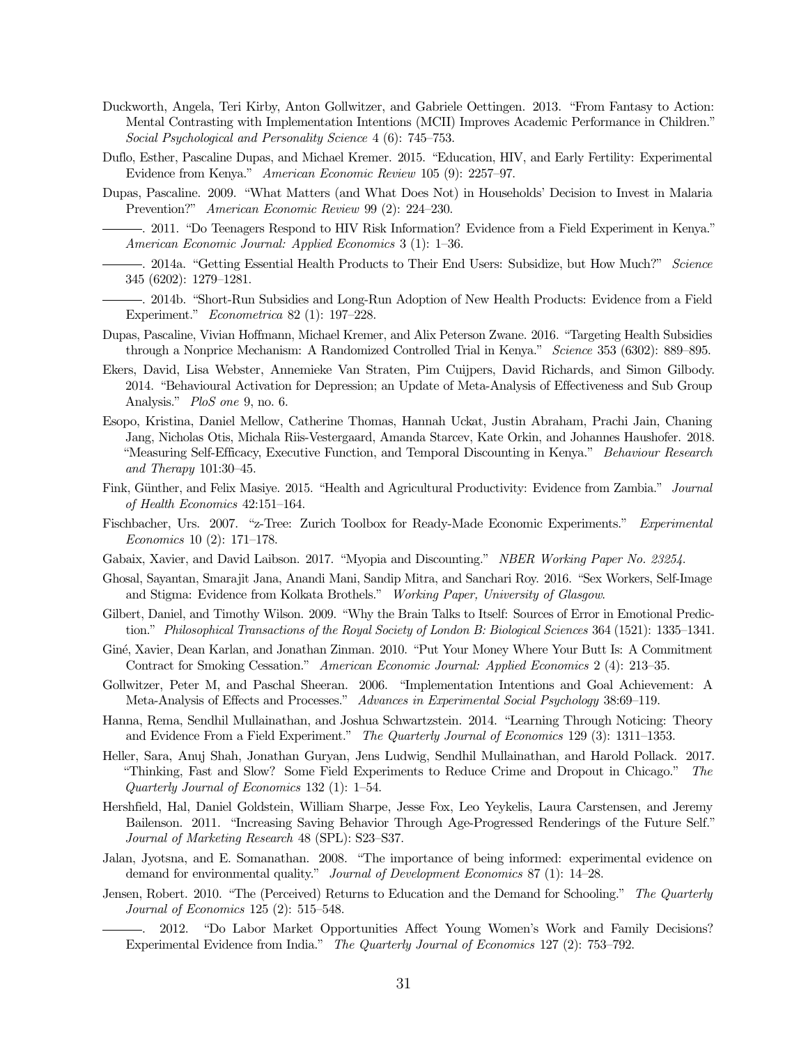Duckworth, Angela, Teri Kirby, Anton Gollwitzer, and Gabriele Oettingen. 2013. "From Fantasy to Action: Mental Contrasting with Implementation Intentions (MCII) Improves Academic Performance in Children." *Social Psychological and Personality Science* 4 (6): 745–753.

Duflo, Esther, Pascaline Dupas, and Michael Kremer. 2015. "Education, HIV, and Early Fertility: Experimental Evidence from Kenya." *American Economic Review* 105 (9): 2257–97.

Dupas, Pascaline. 2009. "What Matters (and What Does Not) in Households' Decision to Invest in Malaria Prevention?" *American Economic Review* 99 (2): 224–230.

———. 2011. "Do Teenagers Respond to HIV Risk Information? Evidence from a Field Experiment in Kenya." *American Economic Journal: Applied Economics* 3 (1): 1–36.

———. 2014a. "Getting Essential Health Products to Their End Users: Subsidize, but How Much?" *Science* 345 (6202): 1279–1281.

———. 2014b. "Short-Run Subsidies and Long-Run Adoption of New Health Products: Evidence from a Field Experiment." *Econometrica* 82 (1): 197–228.

Dupas, Pascaline, Vivian Hoffmann, Michael Kremer, and Alix Peterson Zwane. 2016. "Targeting Health Subsidies through a Nonprice Mechanism: A Randomized Controlled Trial in Kenya." *Science* 353 (6302): 889–895.

Ekers, David, Lisa Webster, Annemieke Van Straten, Pim Cuijpers, David Richards, and Simon Gilbody. 2014. "Behavioural Activation for Depression; an Update of Meta-Analysis of Effectiveness and Sub Group Analysis." *PloS one* 9, no. 6.

Esopo, Kristina, Daniel Mellow, Catherine Thomas, Hannah Uckat, Justin Abraham, Prachi Jain, Chaning Jang, Nicholas Otis, Michala Riis-Vestergaard, Amanda Starcev, Kate Orkin, and Johannes Haushofer. 2018. "Measuring Self-Efficacy, Executive Function, and Temporal Discounting in Kenya." *Behaviour Research and Therapy* 101:30–45.

Fink, Günther, and Felix Masiye. 2015. "Health and Agricultural Productivity: Evidence from Zambia." *Journal of Health Economics* 42:151–164.

Fischbacher, Urs. 2007. "z-Tree: Zurich Toolbox for Ready-Made Economic Experiments." *Experimental Economics* 10 (2): 171–178.

Gabaix, Xavier, and David Laibson. 2017. "Myopia and Discounting." *NBER Working Paper No. 23254*.

Ghosal, Sayantan, Smarajit Jana, Anandi Mani, Sandip Mitra, and Sanchari Roy. 2016. "Sex Workers, Self-Image and Stigma: Evidence from Kolkata Brothels." *Working Paper, University of Glasgow*.

Gilbert, Daniel, and Timothy Wilson. 2009. "Why the Brain Talks to Itself: Sources of Error in Emotional Prediction." *Philosophical Transactions of the Royal Society of London B: Biological Sciences* 364 (1521): 1335–1341.

Giné, Xavier, Dean Karlan, and Jonathan Zinman. 2010. "Put Your Money Where Your Butt Is: A Commitment Contract for Smoking Cessation." *American Economic Journal: Applied Economics* 2 (4): 213–35.

Gollwitzer, Peter M, and Paschal Sheeran. 2006. "Implementation Intentions and Goal Achievement: A Meta-Analysis of Effects and Processes." *Advances in Experimental Social Psychology* 38:69–119.

Hanna, Rema, Sendhil Mullainathan, and Joshua Schwartzstein. 2014. "Learning Through Noticing: Theory and Evidence From a Field Experiment." *The Quarterly Journal of Economics* 129 (3): 1311–1353.

Heller, Sara, Anuj Shah, Jonathan Guryan, Jens Ludwig, Sendhil Mullainathan, and Harold Pollack. 2017. "Thinking, Fast and Slow? Some Field Experiments to Reduce Crime and Dropout in Chicago." *The Quarterly Journal of Economics* 132 (1): 1–54.

Hershfield, Hal, Daniel Goldstein, William Sharpe, Jesse Fox, Leo Yeykelis, Laura Carstensen, and Jeremy Bailenson. 2011. "Increasing Saving Behavior Through Age-Progressed Renderings of the Future Self." *Journal of Marketing Research* 48 (SPL): S23–S37.

Jalan, Jyotsna, and E. Somanathan. 2008. "The importance of being informed: experimental evidence on demand for environmental quality." *Journal of Development Economics* 87 (1): 14–28.

Jensen, Robert. 2010. "The (Perceived) Returns to Education and the Demand for Schooling." *The Quarterly Journal of Economics* 125 (2): 515–548.

———. 2012. "Do Labor Market Opportunities Affect Young Women's Work and Family Decisions? Experimental Evidence from India." *The Quarterly Journal of Economics* 127 (2): 753–792.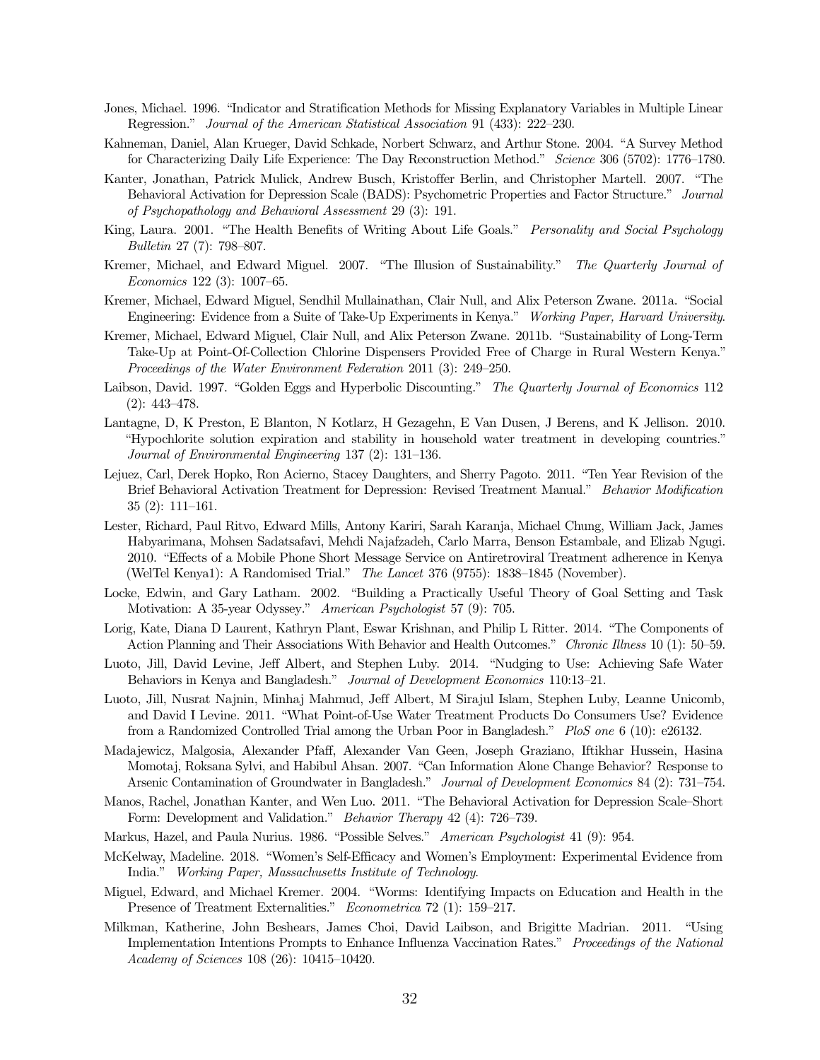Jones, Michael. 1996. "Indicator and Stratification Methods for Missing Explanatory Variables in Multiple Linear Regression." *Journal of the American Statistical Association* 91 (433): 222–230.

Kahneman, Daniel, Alan Krueger, David Schkade, Norbert Schwarz, and Arthur Stone. 2004. "A Survey Method for Characterizing Daily Life Experience: The Day Reconstruction Method." *Science* 306 (5702): 1776–1780.

Kanter, Jonathan, Patrick Mulick, Andrew Busch, Kristoffer Berlin, and Christopher Martell. 2007. "The Behavioral Activation for Depression Scale (BADS): Psychometric Properties and Factor Structure." *Journal of Psychopathology and Behavioral Assessment* 29 (3): 191.

King, Laura. 2001. "The Health Benefits of Writing About Life Goals." *Personality and Social Psychology Bulletin* 27 (7): 798–807.

Kremer, Michael, and Edward Miguel. 2007. "The Illusion of Sustainability." *The Quarterly Journal of Economics* 122 (3): 1007–65.

Kremer, Michael, Edward Miguel, Sendhil Mullainathan, Clair Null, and Alix Peterson Zwane. 2011a. "Social Engineering: Evidence from a Suite of Take-Up Experiments in Kenya." *Working Paper, Harvard University.*

Kremer, Michael, Edward Miguel, Clair Null, and Alix Peterson Zwane. 2011b. "Sustainability of Long-Term Take-Up at Point-Of-Collection Chlorine Dispensers Provided Free of Charge in Rural Western Kenya." *Proceedings of the Water Environment Federation* 2011 (3): 249–250.

Laibson, David. 1997. "Golden Eggs and Hyperbolic Discounting." *The Quarterly Journal of Economics* 112 (2): 443–478.

Lantagne, D, K Preston, E Blanton, N Kotlarz, H Gezagehn, E Van Dusen, J Berens, and K Jellison. 2010. "Hypochlorite solution expiration and stability in household water treatment in developing countries." *Journal of Environmental Engineering* 137 (2): 131–136.

Lejuez, Carl, Derek Hopko, Ron Acierno, Stacey Daughters, and Sherry Pagoto. 2011. "Ten Year Revision of the Brief Behavioral Activation Treatment for Depression: Revised Treatment Manual." *Behavior Modification* 35 (2): 111–161.

Lester, Richard, Paul Ritvo, Edward Mills, Antony Kariri, Sarah Karanja, Michael Chung, William Jack, James Habyarimana, Mohsen Sadatsafavi, Mehdi Najafzadeh, Carlo Marra, Benson Estambale, and Elizab Ngugi. 2010. "Effects of a Mobile Phone Short Message Service on Antiretroviral Treatment adherence in Kenya (WelTel Kenya1): A Randomised Trial." *The Lancet* 376 (9755): 1838–1845 (November).

Locke, Edwin, and Gary Latham. 2002. "Building a Practically Useful Theory of Goal Setting and Task Motivation: A 35-year Odyssey." *American Psychologist* 57 (9): 705.

Lorig, Kate, Diana D Laurent, Kathryn Plant, Eswar Krishnan, and Philip L Ritter. 2014. "The Components of Action Planning and Their Associations With Behavior and Health Outcomes." *Chronic Illness* 10 (1): 50–59.

Luoto, Jill, David Levine, Jeff Albert, and Stephen Luby. 2014. "Nudging to Use: Achieving Safe Water Behaviors in Kenya and Bangladesh." *Journal of Development Economics* 110:13–21.

Luoto, Jill, Nusrat Najnin, Minhaj Mahmud, Jeff Albert, M Sirajul Islam, Stephen Luby, Leanne Unicomb, and David I Levine. 2011. "What Point-of-Use Water Treatment Products Do Consumers Use? Evidence from a Randomized Controlled Trial among the Urban Poor in Bangladesh." *PloS one* 6 (10): e26132.

Madajewicz, Malgosia, Alexander Pfaff, Alexander Van Geen, Joseph Graziano, Iftikhar Hussein, Hasina Momotaj, Roksana Sylvi, and Habibul Ahsan. 2007. "Can Information Alone Change Behavior? Response to Arsenic Contamination of Groundwater in Bangladesh." *Journal of Development Economics* 84 (2): 731–754.

Manos, Rachel, Jonathan Kanter, and Wen Luo. 2011. "The Behavioral Activation for Depression Scale–Short Form: Development and Validation." *Behavior Therapy* 42 (4): 726–739.

Markus, Hazel, and Paula Nurius. 1986. "Possible Selves." *American Psychologist* 41 (9): 954.

McKelway, Madeline. 2018. "Women's Self-Efficacy and Women's Employment: Experimental Evidence from India." *Working Paper, Massachusetts Institute of Technology.*

Miguel, Edward, and Michael Kremer. 2004. "Worms: Identifying Impacts on Education and Health in the Presence of Treatment Externalities." *Econometrica* 72 (1): 159–217.

Milkman, Katherine, John Beshears, James Choi, David Laibson, and Brigitte Madrian. 2011. "Using Implementation Intentions Prompts to Enhance Influenza Vaccination Rates." *Proceedings of the National Academy of Sciences* 108 (26): 10415–10420.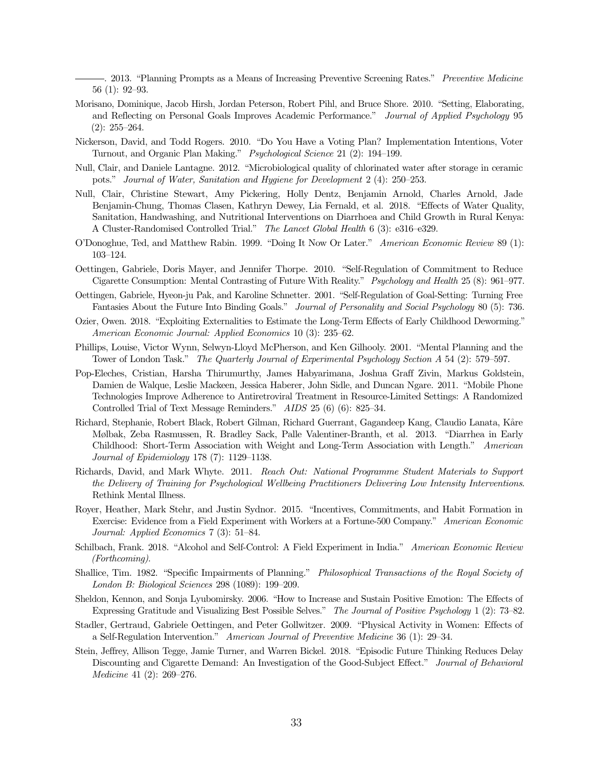———. 2013. "Planning Prompts as a Means of Increasing Preventive Screening Rates." *Preventive Medicine* 56 (1): 92–93.

Morisano, Dominique, Jacob Hirsh, Jordan Peterson, Robert Pihl, and Bruce Shore. 2010. "Setting, Elaborating, and Reflecting on Personal Goals Improves Academic Performance." *Journal of Applied Psychology* 95 (2): 255–264.

Nickerson, David, and Todd Rogers. 2010. "Do You Have a Voting Plan? Implementation Intentions, Voter Turnout, and Organic Plan Making." *Psychological Science* 21 (2): 194–199.

Null, Clair, and Daniele Lantagne. 2012. "Microbiological quality of chlorinated water after storage in ceramic pots." *Journal of Water, Sanitation and Hygiene for Development* 2 (4): 250–253.

Null, Clair, Christine Stewart, Amy Pickering, Holly Dentz, Benjamin Arnold, Charles Arnold, Jade Benjamin-Chung, Thomas Clasen, Kathryn Dewey, Lia Fernald, et al. 2018. "Effects of Water Quality, Sanitation, Handwashing, and Nutritional Interventions on Diarrhoea and Child Growth in Rural Kenya: A Cluster-Randomised Controlled Trial." *The Lancet Global Health* 6 (3): e316–e329.

O'Donoghue, Ted, and Matthew Rabin. 1999. "Doing It Now Or Later." *American Economic Review* 89 (1): 103–124.

Oettingen, Gabriele, Doris Mayer, and Jennifer Thorpe. 2010. "Self-Regulation of Commitment to Reduce Cigarette Consumption: Mental Contrasting of Future With Reality." *Psychology and Health* 25 (8): 961–977.

Oettingen, Gabriele, Hyeon-ju Pak, and Karoline Schnetter. 2001. "Self-Regulation of Goal-Setting: Turning Free Fantasies About the Future Into Binding Goals." *Journal of Personality and Social Psychology* 80 (5): 736.

Ozier, Owen. 2018. "Exploiting Externalities to Estimate the Long-Term Effects of Early Childhood Deworming." *American Economic Journal: Applied Economics* 10 (3): 235–62.

Phillips, Louise, Victor Wynn, Selwyn-Lloyd McPherson, and Ken Gilhooly. 2001. "Mental Planning and the Tower of London Task." *The Quarterly Journal of Experimental Psychology Section A* 54 (2): 579–597.

Pop-Eleches, Cristian, Harsha Thirumurthy, James Habyarimana, Joshua Graff Zivin, Markus Goldstein, Damien de Walque, Leslie Mackeen, Jessica Haberer, John Sidle, and Duncan Ngare. 2011. "Mobile Phone Technologies Improve Adherence to Antiretroviral Treatment in Resource-Limited Settings: A Randomized Controlled Trial of Text Message Reminders." *AIDS* 25 (6) (6): 825–34.

Richard, Stephanie, Robert Black, Robert Gilman, Richard Guerrant, Gagandeep Kang, Claudio Lanata, Kåre Mølbak, Zeba Rasmussen, R. Bradley Sack, Palle Valentiner-Branth, et al. 2013. "Diarrhea in Early Childhood: Short-Term Association with Weight and Long-Term Association with Length." *American Journal of Epidemiology* 178 (7): 1129–1138.

Richards, David, and Mark Whyte. 2011. *Reach Out: National Programme Student Materials to Support the Delivery of Training for Psychological Wellbeing Practitioners Delivering Low Intensity Interventions*. Rethink Mental Illness.

Royer, Heather, Mark Stehr, and Justin Sydnor. 2015. "Incentives, Commitments, and Habit Formation in Exercise: Evidence from a Field Experiment with Workers at a Fortune-500 Company." *American Economic Journal: Applied Economics* 7 (3): 51–84.

Schilbach, Frank. 2018. "Alcohol and Self-Control: A Field Experiment in India." *American Economic Review (Forthcoming)*.

Shallice, Tim. 1982. "Specific Impairments of Planning." *Philosophical Transactions of the Royal Society of London B: Biological Sciences* 298 (1089): 199–209.

Sheldon, Kennon, and Sonja Lyubomirsky. 2006. "How to Increase and Sustain Positive Emotion: The Effects of Expressing Gratitude and Visualizing Best Possible Selves." *The Journal of Positive Psychology* 1 (2): 73–82.

Stadler, Gertraud, Gabriele Oettingen, and Peter Gollwitzer. 2009. "Physical Activity in Women: Effects of a Self-Regulation Intervention." *American Journal of Preventive Medicine* 36 (1): 29–34.

Stein, Jeffrey, Allison Tegge, Jamie Turner, and Warren Bickel. 2018. "Episodic Future Thinking Reduces Delay Discounting and Cigarette Demand: An Investigation of the Good-Subject Effect." *Journal of Behavioral Medicine* 41 (2): 269–276.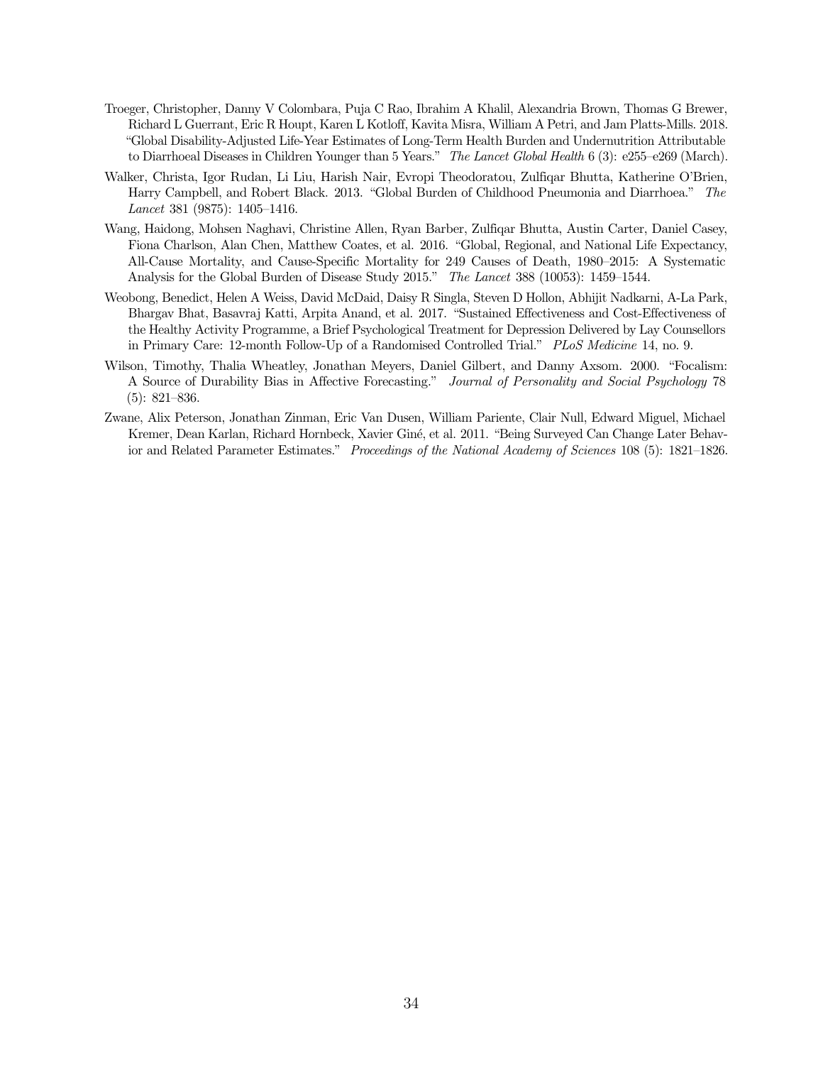Troeger, Christopher, Danny V Colombara, Puja C Rao, Ibrahim A Khalil, Alexandria Brown, Thomas G Brewer, Richard L Guerrant, Eric R Houpt, Karen L Kotloff, Kavita Misra, William A Petri, and Jam Platts-Mills. 2018. "Global Disability-Adjusted Life-Year Estimates of Long-Term Health Burden and Undernutrition Attributable to Diarrhoeal Diseases in Children Younger than 5 Years." *The Lancet Global Health* 6 (3): e255–e269 (March).

Walker, Christa, Igor Rudan, Li Liu, Harish Nair, Evropi Theodoratou, Zulfiqar Bhutta, Katherine O'Brien, Harry Campbell, and Robert Black. 2013. "Global Burden of Childhood Pneumonia and Diarrhoea." *The Lancet* 381 (9875): 1405–1416.

Wang, Haidong, Mohsen Naghavi, Christine Allen, Ryan Barber, Zulfiqar Bhutta, Austin Carter, Daniel Casey, Fiona Charlson, Alan Chen, Matthew Coates, et al. 2016. "Global, Regional, and National Life Expectancy, All-Cause Mortality, and Cause-Specific Mortality for 249 Causes of Death, 1980–2015: A Systematic Analysis for the Global Burden of Disease Study 2015." *The Lancet* 388 (10053): 1459–1544.

Weobong, Benedict, Helen A Weiss, David McDaid, Daisy R Singla, Steven D Hollon, Abhijit Nadkarni, A-La Park, Bhargav Bhat, Basavraj Katti, Arpita Anand, et al. 2017. "Sustained Effectiveness and Cost-Effectiveness of the Healthy Activity Programme, a Brief Psychological Treatment for Depression Delivered by Lay Counsellors in Primary Care: 12-month Follow-Up of a Randomised Controlled Trial." *PLoS Medicine* 14, no. 9.

Wilson, Timothy, Thalia Wheatley, Jonathan Meyers, Daniel Gilbert, and Danny Axsom. 2000. "Focalism: A Source of Durability Bias in Affective Forecasting." *Journal of Personality and Social Psychology* 78 (5): 821–836.

Zwane, Alix Peterson, Jonathan Zinman, Eric Van Dusen, William Pariente, Clair Null, Edward Miguel, Michael Kremer, Dean Karlan, Richard Hornbeck, Xavier Giné, et al. 2011. "Being Surveyed Can Change Later Behavior and Related Parameter Estimates." *Proceedings of the National Academy of Sciences* 108 (5): 1821–1826.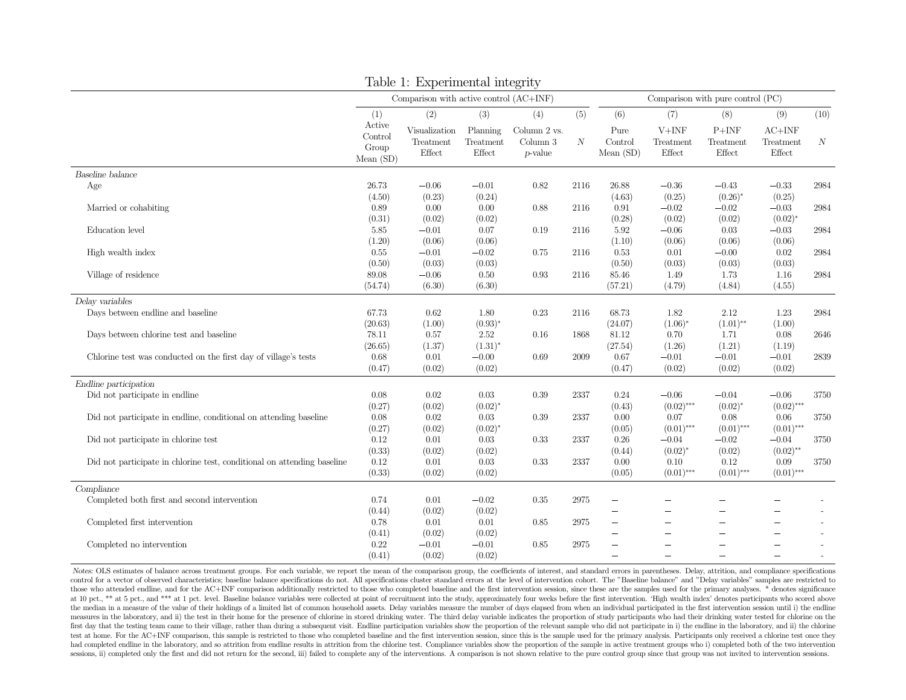# Table 1: Experimental integrity

| | Comparison with active control (AC+INF) | | | | | Comparison with pure control (PC) | | | | |
|---|---|---|---|---|---|---|---|---|---|---|
| | (1) | (2) | (3) | (4) | (5) | (6) | (7) | (8) | (9) | (10) |
| | Active Control Group Mean (SD) | Visualization Treatment Effect | Planning Treatment Effect | Column 2 vs. Column 3 $p$-value | $N$ | Pure Control Mean (SD) | V+INF Treatment Effect | P+INF Treatment Effect | AC+INF Treatment Effect | $N$ |
| *Baseline balance* | | | | | | | | | | |
| Age | 26.73 | −0.06 | −0.01 | 0.82 | 2116 | 26.88 | −0.36 | −0.43 | −0.33 | 2984 |
| | (4.50) | (0.23) | (0.24) | | | (4.63) | (0.25) | (0.26)* | (0.25) | |
| Married or cohabiting | 0.89 | 0.00 | 0.00 | 0.88 | 2116 | 0.91 | −0.02 | −0.02 | −0.03 | 2984 |
| | (0.31) | (0.02) | (0.02) | | | (0.28) | (0.02) | (0.02) | (0.02)* | |
| Education level | 5.85 | −0.01 | 0.07 | 0.19 | 2116 | 5.92 | −0.06 | 0.03 | −0.03 | 2984 |
| | (1.20) | (0.06) | (0.06) | | | (1.10) | (0.06) | (0.06) | (0.06) | |
| High wealth index | 0.55 | −0.01 | −0.02 | 0.75 | 2116 | 0.53 | 0.01 | −0.00 | 0.02 | 2984 |
| | (0.50) | (0.03) | (0.03) | | | (0.50) | (0.03) | (0.03) | (0.03) | |
| Village of residence | 89.08 | −0.06 | 0.50 | 0.93 | 2116 | 85.46 | 1.49 | 1.73 | 1.16 | 2984 |
| | (54.74) | (6.30) | (6.30) | | | (57.21) | (4.79) | (4.84) | (4.55) | |
| *Delay variables* | | | | | | | | | | |
| Days between endline and baseline | 67.73 | 0.62 | 1.80 | 0.23 | 2116 | 68.73 | 1.82 | 2.12 | 1.23 | 2984 |
| | (20.63) | (1.00) | (0.93)* | | | (24.07) | (1.06)* | (1.01)** | (1.00) | |
| Days between chlorine test and baseline | 78.11 | 0.57 | 2.52 | 0.16 | 1868 | 81.12 | 0.70 | 1.71 | 0.08 | 2646 |
| | (26.65) | (1.37) | (1.31)* | | | (27.54) | (1.26) | (1.21) | (1.19) | |
| Chlorine test was conducted on the first day of village's tests | 0.68 | 0.01 | −0.00 | 0.69 | 2009 | 0.67 | −0.01 | −0.01 | −0.01 | 2839 |
| | (0.47) | (0.02) | (0.02) | | | (0.47) | (0.02) | (0.02) | (0.02) | |
| *Endline participation* | | | | | | | | | | |
| Did not participate in endline | 0.08 | 0.02 | 0.03 | 0.39 | 2337 | 0.24 | −0.06 | −0.04 | −0.06 | 3750 |
| | (0.27) | (0.02) | (0.02)* | | | (0.43) | (0.02)*** | (0.02)* | (0.02)*** | |
| Did not participate in endline, conditional on attending baseline | 0.08 | 0.02 | 0.03 | 0.39 | 2337 | 0.00 | 0.07 | 0.08 | 0.06 | 3750 |
| | (0.27) | (0.02) | (0.02)* | | | (0.05) | (0.01)*** | (0.01)*** | (0.01)*** | |
| Did not participate in chlorine test | 0.12 | 0.01 | 0.03 | 0.33 | 2337 | 0.26 | −0.04 | −0.02 | −0.04 | 3750 |
| | (0.33) | (0.02) | (0.02) | | | (0.44) | (0.02)* | (0.02) | (0.02)** | |
| Did not participate in chlorine test, conditional on attending baseline | 0.12 | 0.01 | 0.03 | 0.33 | 2337 | 0.00 | 0.10 | 0.12 | 0.09 | 3750 |
| | (0.33) | (0.02) | (0.02) | | | (0.05) | (0.01)*** | (0.01)*** | (0.01)*** | |
| *Compliance* | | | | | | | | | | |
| Completed both first and second intervention | 0.74 | 0.01 | −0.02 | 0.35 | 2975 | – | – | – | – | - |
| | (0.44) | (0.02) | (0.02) | | | – | – | – | – | - |
| Completed first intervention | 0.78 | 0.01 | 0.01 | 0.85 | 2975 | – | – | – | – | - |
| | (0.41) | (0.02) | (0.02) | | | – | – | – | – | - |
| Completed no intervention | 0.22 | −0.01 | −0.01 | 0.85 | 2975 | – | – | – | – | - |
| | (0.41) | (0.02) | (0.02) | | | – | – | – | – | - |

*Notes:* OLS estimates of balance across treatment groups. For each variable, we report the mean of the comparison group, the coefficients of interest, and standard errors in parentheses. Delay, attrition, and compliance specifications control for a vector of observed characteristics; baseline balance specifications do not. All specifications cluster standard errors at the level of intervention cohort. The "Baseline balance" and "Delay variables" samples are restricted to those who attended endline, and for the AC+INF comparison additionally restricted to those who completed baseline and the first intervention session, since these are the samples used for the primary analyses. * denotes significance at 10 pct., ** at 5 pct., and *** at 1 pct. level. Baseline balance variables were collected at point of recruitment into the study, approximately four weeks before the first intervention. 'High wealth index' denotes participants who scored above the median in a measure of the value of their holdings of a limited list of common household assets. Delay variables measure the number of days elapsed from when an individual participated in the first intervention session until i) the endline measures in the laboratory, and ii) the test in their home for the presence of chlorine in stored drinking water. The third delay variable indicates the proportion of study participants who had their drinking water tested for chlorine on the first day that the testing team came to their village, rather than during a subsequent visit. Endline participation variables show the proportion of the relevant sample who did not participate in i) the endline in the laboratory, and ii) the chlorine test at home. For the AC+INF comparison, this sample is restricted to those who completed baseline and the first intervention session, since this is the sample used for the primary analysis. Participants only received a chlorine test once they had completed endline in the laboratory, and so attrition from endline results in attrition from the chlorine test. Compliance variables show the proportion of the sample in active treatment groups who i) completed both of the two intervention sessions, ii) completed only the first and did not return for the second, iii) failed to complete any of the interventions. A comparison is not shown relative to the pure control group since that group was not invited to intervention sessions.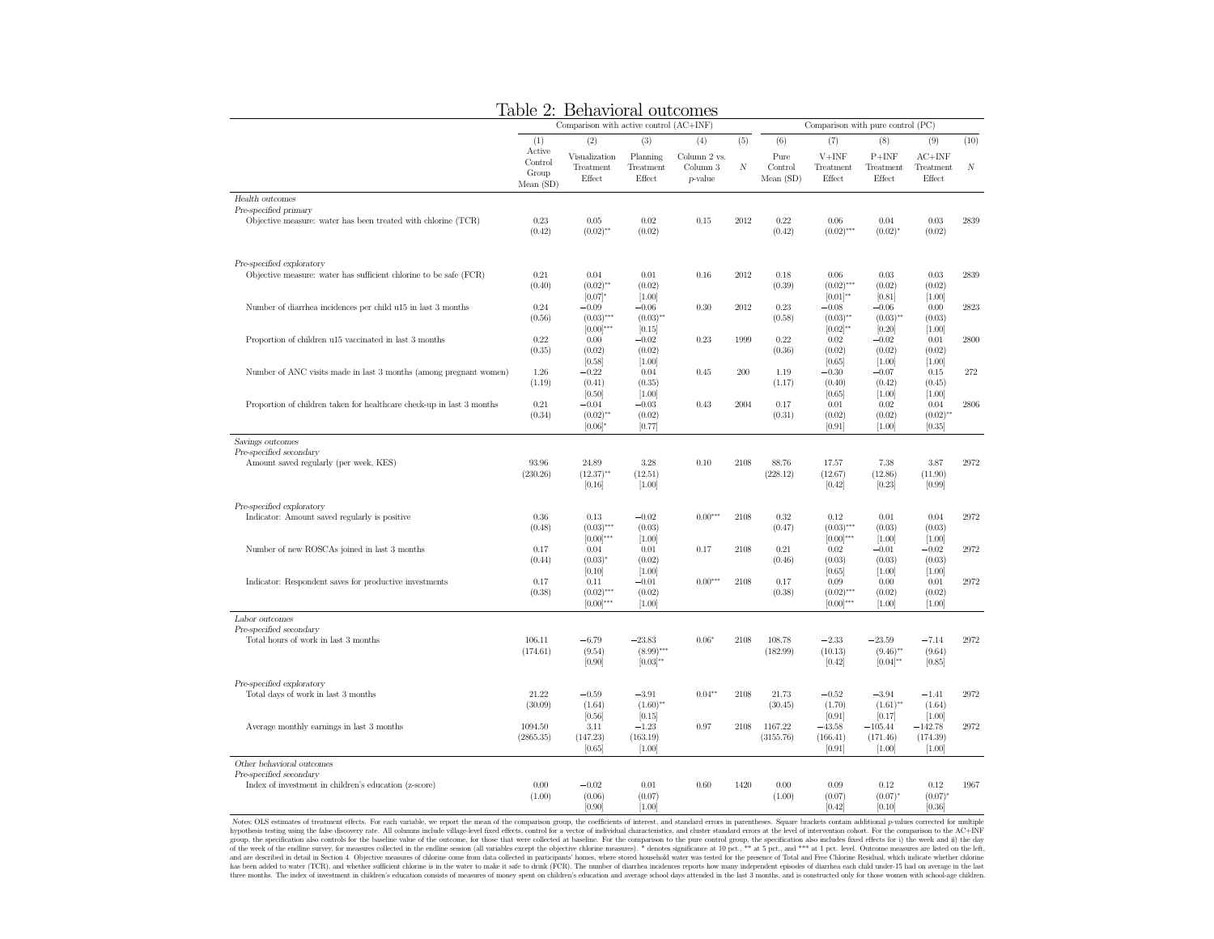# Table 2: Behavioral outcomes

| | Comparison with active control (AC+INF) | | | | | Comparison with pure control (PC) | | | | |
|---|---|---|---|---|---|---|---|---|---|---|
| | (1) | (2) | (3) | (4) | (5) | (6) | (7) | (8) | (9) | (10) |
| | Active Control Group Mean (SD) | Visualization Treatment Effect | Planning Treatment Effect | Column 2 vs. Column 3 *p*-value | *N* | Pure Control Mean (SD) | V+INF Treatment Effect | P+INF Treatment Effect | AC+INF Treatment Effect | *N* |
| *Health outcomes* | | | | | | | | | | |
| *Pre-specified primary* | | | | | | | | | | |
| Objective measure: water has been treated with chlorine (TCR) | 0.23 | 0.05 | 0.02 | 0.15 | 2012 | 0.22 | 0.06 | 0.04 | 0.03 | 2839 |
| | (0.42) | (0.02)** | (0.02) | | | (0.42) | (0.02)*** | (0.02)* | (0.02) | |
| *Pre-specified exploratory* | | | | | | | | | | |
| Objective measure: water has sufficient chlorine to be safe (FCR) | 0.21 | 0.04 | 0.01 | 0.16 | 2012 | 0.18 | 0.06 | 0.03 | 0.03 | 2839 |
| | (0.40) | (0.02)** | (0.02) | | | (0.39) | (0.02)*** | (0.02) | (0.02) | |
| | | [0.07]* | [1.00] | | | | [0.01]** | [0.81] | [1.00] | |
| Number of diarrhea incidences per child u15 in last 3 months | 0.24 | −0.09 | −0.06 | 0.30 | 2012 | 0.23 | −0.08 | −0.06 | 0.00 | 2823 |
| | (0.56) | (0.03)*** | (0.03)** | | | (0.58) | (0.03)** | (0.03)** | (0.03) | |
| | | [0.00]*** | [0.15] | | | | [0.02]** | [0.20] | [1.00] | |
| Proportion of children u15 vaccinated in last 3 months | 0.22 | 0.00 | −0.02 | 0.23 | 1999 | 0.22 | 0.02 | −0.02 | 0.01 | 2800 |
| | (0.35) | (0.02) | (0.02) | | | (0.36) | (0.02) | (0.02) | (0.02) | |
| | | [0.58] | [1.00] | | | | [0.65] | [1.00] | [1.00] | |
| Number of ANC visits made in last 3 months (among pregnant women) | 1.26 | −0.22 | 0.04 | 0.45 | 200 | 1.19 | −0.30 | −0.07 | 0.15 | 272 |
| | (1.19) | (0.41) | (0.35) | | | (1.17) | (0.40) | (0.42) | (0.45) | |
| | | [0.50] | [1.00] | | | | [0.65] | [1.00] | [1.00] | |
| Proportion of children taken for healthcare check-up in last 3 months | 0.21 | −0.04 | −0.03 | 0.43 | 2004 | 0.17 | 0.01 | 0.02 | 0.04 | 2806 |
| | (0.34) | (0.02)** | (0.02) | | | (0.31) | (0.02) | (0.02) | (0.02)** | |
| | | [0.06]* | [0.77] | | | | [0.91] | [1.00] | [0.35] | |
| *Savings outcomes* | | | | | | | | | | |
| *Pre-specified secondary* | | | | | | | | | | |
| Amount saved regularly (per week, KES) | 93.96 | 24.89 | 3.28 | 0.10 | 2108 | 88.76 | 17.57 | 7.38 | 3.87 | 2972 |
| | (230.26) | (12.37)** | (12.51) | | | (228.12) | (12.67) | (12.86) | (11.90) | |
| | | [0.16] | [1.00] | | | | [0.42] | [0.23] | [0.99] | |
| *Pre-specified exploratory* | | | | | | | | | | |
| Indicator: Amount saved regularly is positive | 0.36 | 0.13 | −0.02 | 0.00*** | 2108 | 0.32 | 0.12 | 0.01 | 0.04 | 2972 |
| | (0.48) | (0.03)*** | (0.03) | | | (0.47) | (0.03)*** | (0.03) | (0.03) | |
| | | [0.00]*** | [1.00] | | | | [0.00]*** | [1.00] | [1.00] | |
| Number of new ROSCAs joined in last 3 months | 0.17 | 0.04 | 0.01 | 0.17 | 2108 | 0.21 | 0.02 | −0.01 | −0.02 | 2972 |
| | (0.44) | (0.03)* | (0.02) | | | (0.46) | (0.03) | (0.03) | (0.03) | |
| | | [0.10] | [1.00] | | | | [0.65] | [1.00] | [1.00] | |
| Indicator: Respondent saves for productive investments | 0.17 | 0.11 | −0.01 | 0.00*** | 2108 | 0.17 | 0.09 | 0.00 | 0.01 | 2972 |
| | (0.38) | (0.02)*** | (0.02) | | | (0.38) | (0.02)*** | (0.02) | (0.02) | |
| | | [0.00]*** | [1.00] | | | | [0.00]*** | [1.00] | [1.00] | |
| *Labor outcomes* | | | | | | | | | | |
| *Pre-specified secondary* | | | | | | | | | | |
| Total hours of work in last 3 months | 106.11 | −6.79 | −23.83 | 0.06* | 2108 | 108.78 | −2.33 | −23.59 | −7.14 | 2972 |
| | (174.61) | (9.54) | (8.99)*** | | | (182.99) | (10.13) | (9.46)** | (9.64) | |
| | | [0.90] | [0.03]** | | | | [0.42] | [0.04]** | [0.85] | |
| *Pre-specified exploratory* | | | | | | | | | | |
| Total days of work in last 3 months | 21.22 | −0.59 | −3.91 | 0.04** | 2108 | 21.73 | −0.52 | −3.94 | −1.41 | 2972 |
| | (30.09) | (1.64) | (1.60)** | | | (30.45) | (1.70) | (1.61)** | (1.64) | |
| | | [0.56] | [0.15] | | | | [0.91] | [0.17] | [1.00] | |
| Average monthly earnings in last 3 months | 1094.50 | 3.11 | −1.23 | 0.97 | 2108 | 1167.22 | −43.58 | −105.44 | −142.78 | 2972 |
| | (2865.35) | (147.23) | (163.19) | | | (3155.76) | (166.41) | (171.46) | (174.39) | |
| | | [0.65] | [1.00] | | | | [0.91] | [1.00] | [1.00] | |
| *Other behavioral outcomes* | | | | | | | | | | |
| *Pre-specified secondary* | | | | | | | | | | |
| Index of investment in children's education (z-score) | 0.00 | −0.02 | 0.01 | 0.60 | 1420 | 0.00 | 0.09 | 0.12 | 0.12 | 1967 |
| | (1.00) | (0.06) | (0.07) | | | (1.00) | (0.07) | (0.07)* | (0.07)* | |
| | | [0.90] | [1.00] | | | | [0.42] | [0.10] | [0.36] | |

*Notes:* OLS estimates of treatment effects. For each variable, we report the mean of the comparison group, the coefficients of interest, and standard errors in parentheses. Square brackets contain additional *p*-values corrected for multiple hypothesis testing using the false discovery rate. All columns include village-level fixed effects, control for a vector of individual characteristics, and cluster standard errors at the level of intervention cohort. For the comparison to the AC+INF group, the specification also controls for the baseline value of the outcome, for those that were collected at baseline. For the comparison to the pure control group, the specification also includes fixed effects for i) the week and ii) the day of the week of the endline survey, for measures collected in the endline session (all variables except the objective chlorine measures). * denotes significance at 10 pct., ** at 5 pct., and *** at 1 pct. level. Outcome measures are listed on the left, and are described in detail in Section 4. Objective measures of chlorine come from data collected in participants' homes, where stored household water was tested for the presence of Total and Free Chlorine Residual, which indicate whether chlorine has been added to water (TCR), and whether sufficient chlorine is in the water to make it safe to drink (FCR). The number of diarrhea incidences reports how many independent episodes of diarrhea each child under-15 had on average in the last three months. The index of investment in children's education consists of measures of money spent on children's education and average school days attended in the last 3 months, and is constructed only for those women with school-age children.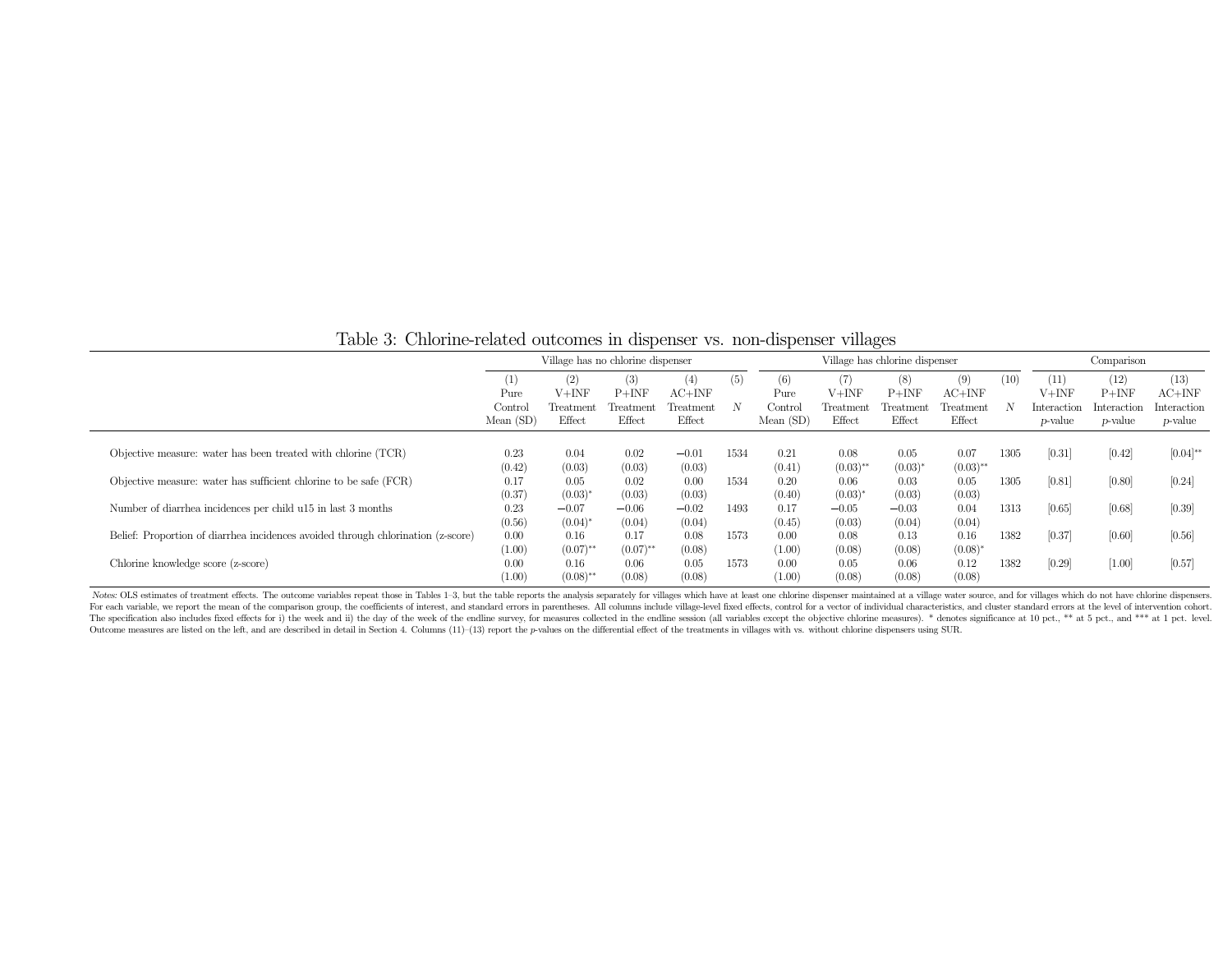# Table 3: Chlorine-related outcomes in dispenser vs. non-dispenser villages

| | Village has no chlorine dispenser | | | | | Village has chlorine dispenser | | | | | Comparison | | |
|---|---|---|---|---|---|---|---|---|---|---|---|---|---|
| | (1) Pure Control Mean (SD) | (2) V+INF Treatment Effect | (3) P+INF Treatment Effect | (4) AC+INF Treatment Effect | (5) $N$ | (6) Pure Control Mean (SD) | (7) V+INF Treatment Effect | (8) P+INF Treatment Effect | (9) AC+INF Treatment Effect | (10) $N$ | (11) V+INF Interaction $p$-value | (12) P+INF Interaction $p$-value | (13) AC+INF Interaction $p$-value |
| Objective measure: water has been treated with chlorine (TCR) | 0.23 | 0.04 | 0.02 | −0.01 | 1534 | 0.21 | 0.08 | 0.05 | 0.07 | 1305 | [0.31] | [0.42] | [0.04]** |
| | (0.42) | (0.03) | (0.03) | (0.03) | | (0.41) | (0.03)** | (0.03)* | (0.03)** | | | | |
| Objective measure: water has sufficient chlorine to be safe (FCR) | 0.17 | 0.05 | 0.02 | 0.00 | 1534 | 0.20 | 0.06 | 0.03 | 0.05 | 1305 | [0.81] | [0.80] | [0.24] |
| | (0.37) | (0.03)* | (0.03) | (0.03) | | (0.40) | (0.03)* | (0.03) | (0.03) | | | | |
| Number of diarrhea incidences per child u15 in last 3 months | 0.23 | −0.07 | −0.06 | −0.02 | 1493 | 0.17 | −0.05 | −0.03 | 0.04 | 1313 | [0.65] | [0.68] | [0.39] |
| | (0.56) | (0.04)* | (0.04) | (0.04) | | (0.45) | (0.03) | (0.04) | (0.04) | | | | |
| Belief: Proportion of diarrhea incidences avoided through chlorination (z-score) | 0.00 | 0.16 | 0.17 | 0.08 | 1573 | 0.00 | 0.08 | 0.13 | 0.16 | 1382 | [0.37] | [0.60] | [0.56] |
| | (1.00) | (0.07)** | (0.07)** | (0.08) | | (1.00) | (0.08) | (0.08) | (0.08)* | | | | |
| Chlorine knowledge score (z-score) | 0.00 | 0.16 | 0.06 | 0.05 | 1573 | 0.00 | 0.05 | 0.06 | 0.12 | 1382 | [0.29] | [1.00] | [0.57] |
| | (1.00) | (0.08)** | (0.08) | (0.08) | | (1.00) | (0.08) | (0.08) | (0.08) | | | | |

*Notes*: OLS estimates of treatment effects. The outcome variables repeat those in Tables 1–3, but the table reports the analysis separately for villages which have at least one chlorine dispenser maintained at a village water source, and for villages which do not have chlorine dispensers. For each variable, we report the mean of the comparison group, the coefficients of interest, and standard errors in parentheses. All columns include village-level fixed effects, control for a vector of individual characteristics, and cluster standard errors at the level of intervention cohort. The specification also includes fixed effects for i) the week and ii) the day of the week of the endline survey, for measures collected in the endline session (all variables except the objective chlorine measures). * denotes significance at 10 pct., ** at 5 pct., and *** at 1 pct. level. Outcome measures are listed on the left, and are described in detail in Section 4. Columns (11)–(13) report the $p$-values on the differential effect of the treatments in villages with vs. without chlorine dispensers using SUR.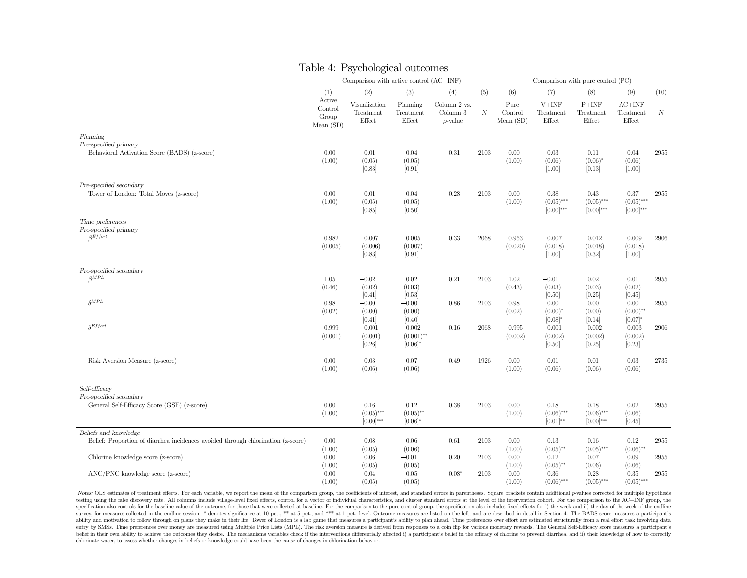# Table 4: Psychological outcomes

| | Comparison with active control (AC+INF) | | | | | Comparison with pure control (PC) | | | | |
|---|---|---|---|---|---|---|---|---|---|---|
| | (1) Active Control Group Mean (SD) | (2) Visualization Treatment Effect | (3) Planning Treatment Effect | (4) Column 2 vs. Column 3 *p*-value | (5) *N* | (6) Pure Control Mean (SD) | (7) V+INF Treatment Effect | (8) P+INF Treatment Effect | (9) AC+INF Treatment Effect | (10) *N* |
| *Planning* | | | | | | | | | | |
| *Pre-specified primary* | | | | | | | | | | |
| Behavioral Activation Score (BADS) (z-score) | 0.00 | −0.01 | 0.04 | 0.31 | 2103 | 0.00 | 0.03 | 0.11 | 0.04 | 2955 |
| | (1.00) | (0.05) | (0.05) | | | (1.00) | (0.06) | (0.06)* | (0.06) | |
| | | [0.83] | [0.91] | | | | [1.00] | [0.13] | [1.00] | |
| *Pre-specified secondary* | | | | | | | | | | |
| Tower of London: Total Moves (z-score) | 0.00 | 0.01 | −0.04 | 0.28 | 2103 | 0.00 | −0.38 | −0.43 | −0.37 | 2955 |
| | (1.00) | (0.05) | (0.05) | | | (1.00) | (0.05)*** | (0.05)*** | (0.05)*** | |
| | | [0.85] | [0.50] | | | | [0.00]*** | [0.00]*** | [0.00]*** | |
| *Time preferences* | | | | | | | | | | |
| *Pre-specified primary* | | | | | | | | | | |
| $\beta^{Effort}$ | 0.982 | 0.007 | 0.005 | 0.33 | 2068 | 0.953 | 0.007 | 0.012 | 0.009 | 2906 |
| | (0.005) | (0.006) | (0.007) | | | (0.020) | (0.018) | (0.018) | (0.018) | |
| | | [0.83] | [0.91] | | | | [1.00] | [0.32] | [1.00] | |
| *Pre-specified secondary* | | | | | | | | | | |
| $\beta^{MPL}$ | 1.05 | −0.02 | 0.02 | 0.21 | 2103 | 1.02 | −0.01 | 0.02 | 0.01 | 2955 |
| | (0.46) | (0.02) | (0.03) | | | (0.43) | (0.03) | (0.03) | (0.02) | |
| | | [0.41] | [0.53] | | | | [0.50] | [0.25] | [0.45] | |
| $\delta^{MPL}$ | 0.98 | −0.00 | −0.00 | 0.86 | 2103 | 0.98 | 0.00 | 0.00 | 0.00 | 2955 |
| | (0.02) | (0.00) | (0.00) | | | (0.02) | (0.00)* | (0.00) | (0.00)** | |
| | | [0.41] | [0.40] | | | | [0.08]* | [0.14] | [0.07]* | |
| $\delta^{Effort}$ | 0.999 | −0.001 | −0.002 | 0.16 | 2068 | 0.995 | −0.001 | −0.002 | 0.003 | 2906 |
| | (0.001) | (0.001) | (0.001)** | | | (0.002) | (0.002) | (0.002) | (0.002) | |
| | | [0.26] | [0.06]* | | | | [0.50] | [0.25] | [0.23] | |
| Risk Aversion Measure (z-score) | 0.00 | −0.03 | −0.07 | 0.49 | 1926 | 0.00 | 0.01 | −0.01 | 0.03 | 2735 |
| | (1.00) | (0.06) | (0.06) | | | (1.00) | (0.06) | (0.06) | (0.06) | |
| *Self-efficacy* | | | | | | | | | | |
| *Pre-specified secondary* | | | | | | | | | | |
| General Self-Efficacy Score (GSE) (z-score) | 0.00 | 0.16 | 0.12 | 0.38 | 2103 | 0.00 | 0.18 | 0.18 | 0.02 | 2955 |
| | (1.00) | (0.05)*** | (0.05)** | | | (1.00) | (0.06)*** | (0.06)*** | (0.06) | |
| | | [0.00]*** | [0.06]* | | | | [0.01]** | [0.00]*** | [0.45] | |
| *Beliefs and knowledge* | | | | | | | | | | |
| Belief: Proportion of diarrhea incidences avoided through chlorination (z-score) | 0.00 | 0.08 | 0.06 | 0.61 | 2103 | 0.00 | 0.13 | 0.16 | 0.12 | 2955 |
| | (1.00) | (0.05) | (0.06) | | | (1.00) | (0.05)** | (0.05)*** | (0.06)** | |
| Chlorine knowledge score (z-score) | 0.00 | 0.06 | −0.01 | 0.20 | 2103 | 0.00 | 0.12 | 0.07 | 0.09 | 2955 |
| | (1.00) | (0.05) | (0.05) | | | (1.00) | (0.05)** | (0.06) | (0.06) | |
| ANC/PNC knowledge score (z-score) | 0.00 | 0.04 | −0.05 | 0.08* | 2103 | 0.00 | 0.36 | 0.28 | 0.35 | 2955 |
| | (1.00) | (0.05) | (0.05) | | | (1.00) | (0.06)*** | (0.05)*** | (0.05)*** | |

*Notes:* OLS estimates of treatment effects. For each variable, we report the mean of the comparison group, the coefficients of interest, and standard errors in parentheses. Square brackets contain additional *p*-values corrected for multiple hypothesis testing using the false discovery rate. All columns include village-level fixed effects, control for a vector of individual characteristics, and cluster standard errors at the level of the intervention cohort. For the comparison to the AC+INF group, the specification also controls for the baseline value of the outcome, for those that were collected at baseline. For the comparison to the pure control group, the specification also includes fixed effects for i) the week and ii) the day of the week of the endline survey, for measures collected in the endline session. * denotes significance at 10 pct., ** at 5 pct., and *** at 1 pct. level. Outcome measures are listed on the left, and are described in detail in Section 4. The BADS score measures a participant's ability and motivation to follow through on plans they make in their life. Tower of London is a lab game that measures a participant's ability to plan ahead. Time preferences over effort are estimated structurally from a real effort task involving data entry by SMSs. Time preferences over money are measured using Multiple Price Lists (MPL). The risk aversion measure is derived from responses to a coin flip for various monetary rewards. The General Self-Efficacy score measures a participant's belief in their own ability to achieve the outcomes they desire. The mechanisms variables check if the interventions differentially affected i) a participant's belief in the efficacy of chlorine to prevent diarrhea, and ii) their knowledge of how to correctly chlorinate water, to assess whether changes in beliefs or knowledge could have been the cause of changes in chlorination behavior.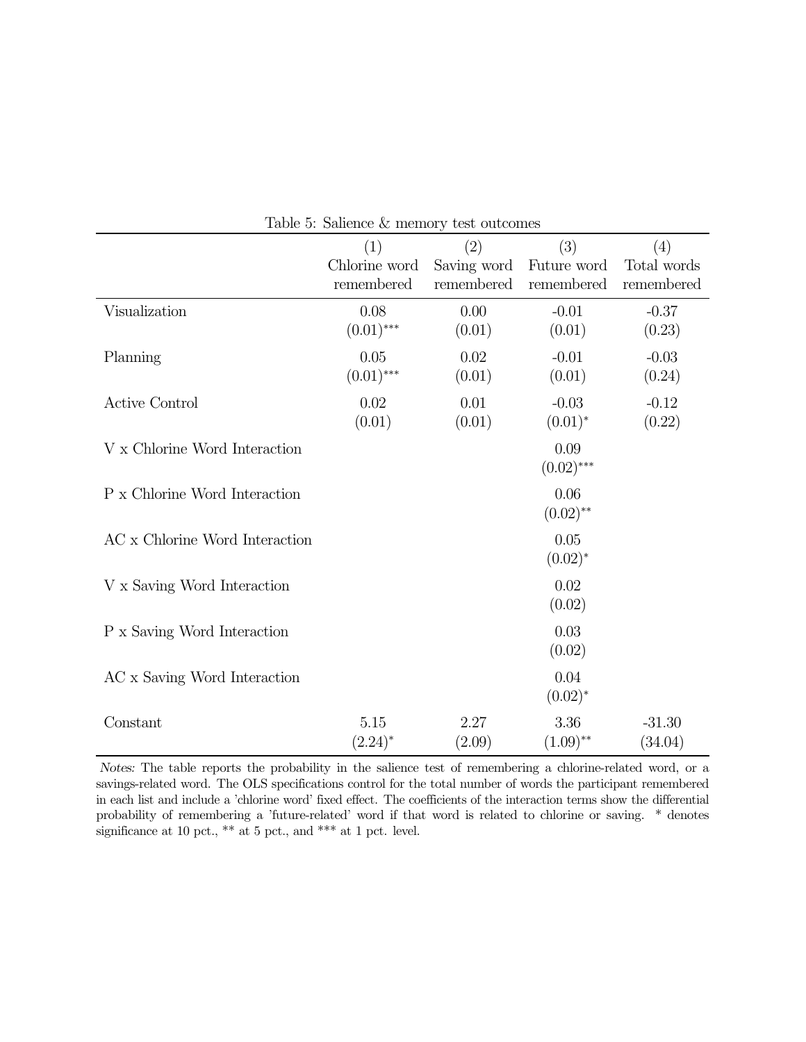Table 5: Salience & memory test outcomes

| | (1) Chlorine word remembered | (2) Saving word remembered | (3) Future word remembered | (4) Total words remembered |
|---|---|---|---|---|
| Visualization | 0.08 | 0.00 | -0.01 | -0.37 |
| | $(0.01)^{***}$ | (0.01) | (0.01) | (0.23) |
| Planning | 0.05 | 0.02 | -0.01 | -0.03 |
| | $(0.01)^{***}$ | (0.01) | (0.01) | (0.24) |
| Active Control | 0.02 | 0.01 | -0.03 | -0.12 |
| | (0.01) | (0.01) | $(0.01)^{*}$ | (0.22) |
| V x Chlorine Word Interaction | | | 0.09 | |
| | | | $(0.02)^{***}$ | |
| P x Chlorine Word Interaction | | | 0.06 | |
| | | | $(0.02)^{**}$ | |
| AC x Chlorine Word Interaction | | | 0.05 | |
| | | | $(0.02)^{*}$ | |
| V x Saving Word Interaction | | | 0.02 | |
| | | | (0.02) | |
| P x Saving Word Interaction | | | 0.03 | |
| | | | (0.02) | |
| AC x Saving Word Interaction | | | 0.04 | |
| | | | $(0.02)^{*}$ | |
| Constant | 5.15 | 2.27 | 3.36 | -31.30 |
| | $(2.24)^{*}$ | (2.09) | $(1.09)^{**}$ | (34.04) |

*Notes:* The table reports the probability in the salience test of remembering a chlorine-related word, or a savings-related word. The OLS specifications control for the total number of words the participant remembered in each list and include a 'chlorine word' fixed effect. The coefficients of the interaction terms show the differential probability of remembering a 'future-related' word if that word is related to chlorine or saving. * denotes significance at 10 pct., ** at 5 pct., and *** at 1 pct. level.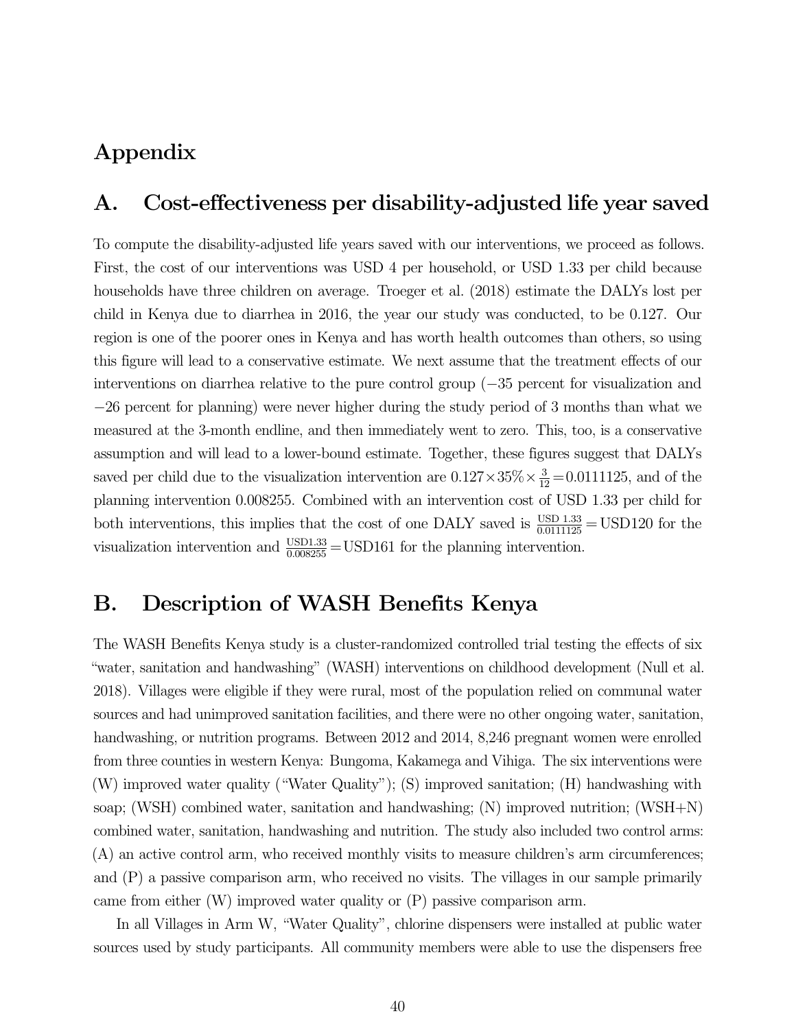# Appendix

## A. Cost-effectiveness per disability-adjusted life year saved

To compute the disability-adjusted life years saved with our interventions, we proceed as follows. First, the cost of our interventions was USD 4 per household, or USD 1.33 per child because households have three children on average. Troeger et al. (2018) estimate the DALYs lost per child in Kenya due to diarrhea in 2016, the year our study was conducted, to be 0.127. Our region is one of the poorer ones in Kenya and has worth health outcomes than others, so using this figure will lead to a conservative estimate. We next assume that the treatment effects of our interventions on diarrhea relative to the pure control group ($-35$ percent for visualization and $-26$ percent for planning) were never higher during the study period of 3 months than what we measured at the 3-month endline, and then immediately went to zero. This, too, is a conservative assumption and will lead to a lower-bound estimate. Together, these figures suggest that DALYs saved per child due to the visualization intervention are $0.127 \times 35\% \times \frac{3}{12} = 0.0111125$, and of the planning intervention 0.008255. Combined with an intervention cost of USD 1.33 per child for both interventions, this implies that the cost of one DALY saved is $\frac{\text{USD } 1.33}{0.0111125} = \text{USD}120$ for the visualization intervention and $\frac{\text{USD}1.33}{0.008255} = \text{USD}161$ for the planning intervention.

## B. Description of WASH Benefits Kenya

The WASH Benefits Kenya study is a cluster-randomized controlled trial testing the effects of six "water, sanitation and handwashing" (WASH) interventions on childhood development (Null et al. 2018). Villages were eligible if they were rural, most of the population relied on communal water sources and had unimproved sanitation facilities, and there were no other ongoing water, sanitation, handwashing, or nutrition programs. Between 2012 and 2014, 8,246 pregnant women were enrolled from three counties in western Kenya: Bungoma, Kakamega and Vihiga. The six interventions were (W) improved water quality ("Water Quality"); (S) improved sanitation; (H) handwashing with soap; (WSH) combined water, sanitation and handwashing; (N) improved nutrition; (WSH+N) combined water, sanitation, handwashing and nutrition. The study also included two control arms: (A) an active control arm, who received monthly visits to measure children's arm circumferences; and (P) a passive comparison arm, who received no visits. The villages in our sample primarily came from either (W) improved water quality or (P) passive comparison arm.

In all Villages in Arm W, "Water Quality", chlorine dispensers were installed at public water sources used by study participants. All community members were able to use the dispensers free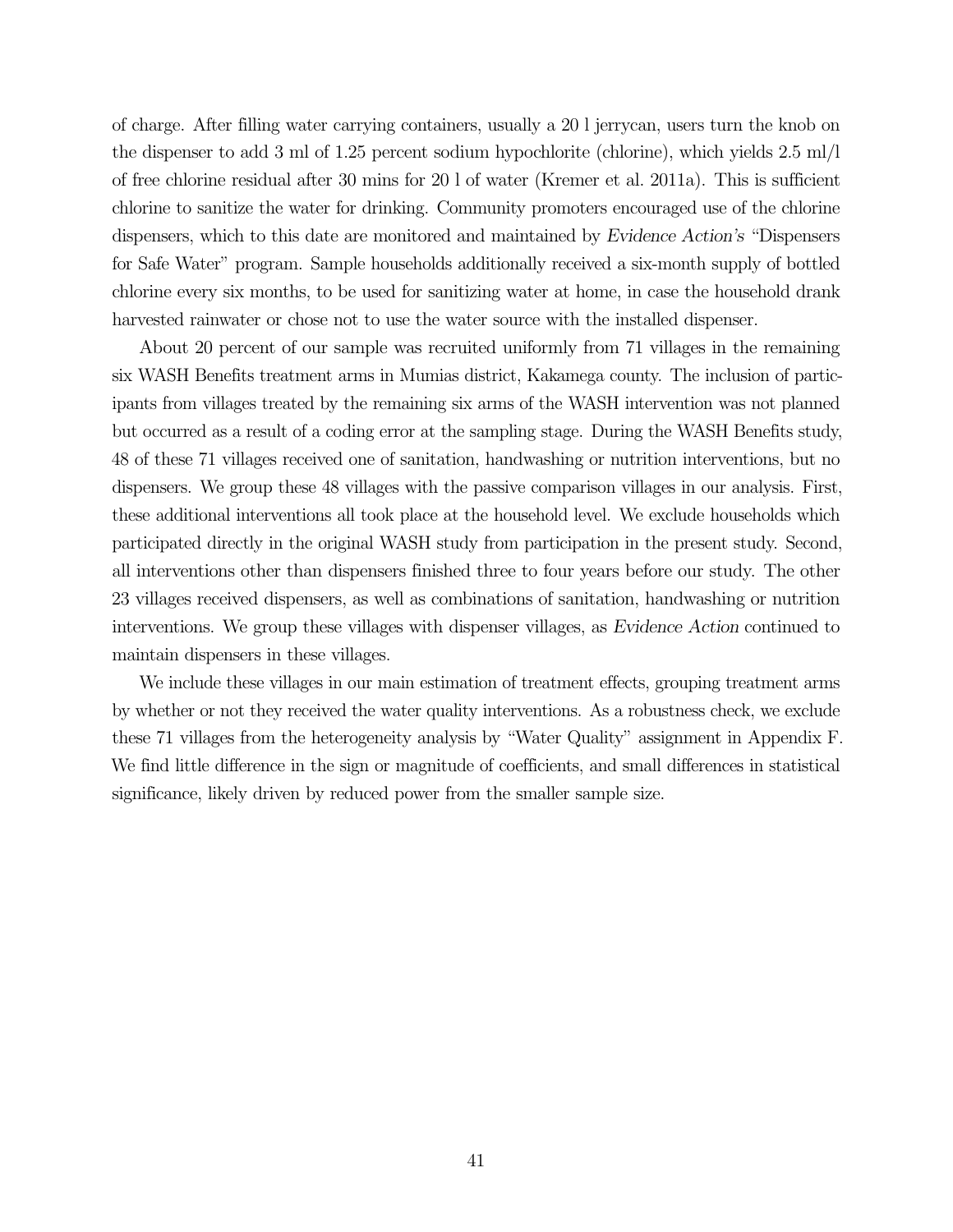of charge. After filling water carrying containers, usually a 20 l jerrycan, users turn the knob on the dispenser to add 3 ml of 1.25 percent sodium hypochlorite (chlorine), which yields 2.5 ml/l of free chlorine residual after 30 mins for 20 l of water (Kremer et al. 2011a). This is sufficient chlorine to sanitize the water for drinking. Community promoters encouraged use of the chlorine dispensers, which to this date are monitored and maintained by *Evidence Action's* "Dispensers for Safe Water" program. Sample households additionally received a six-month supply of bottled chlorine every six months, to be used for sanitizing water at home, in case the household drank harvested rainwater or chose not to use the water source with the installed dispenser.

About 20 percent of our sample was recruited uniformly from 71 villages in the remaining six WASH Benefits treatment arms in Mumias district, Kakamega county. The inclusion of participants from villages treated by the remaining six arms of the WASH intervention was not planned but occurred as a result of a coding error at the sampling stage. During the WASH Benefits study, 48 of these 71 villages received one of sanitation, handwashing or nutrition interventions, but no dispensers. We group these 48 villages with the passive comparison villages in our analysis. First, these additional interventions all took place at the household level. We exclude households which participated directly in the original WASH study from participation in the present study. Second, all interventions other than dispensers finished three to four years before our study. The other 23 villages received dispensers, as well as combinations of sanitation, handwashing or nutrition interventions. We group these villages with dispenser villages, as *Evidence Action* continued to maintain dispensers in these villages.

We include these villages in our main estimation of treatment effects, grouping treatment arms by whether or not they received the water quality interventions. As a robustness check, we exclude these 71 villages from the heterogeneity analysis by "Water Quality" assignment in Appendix F. We find little difference in the sign or magnitude of coefficients, and small differences in statistical significance, likely driven by reduced power from the smaller sample size.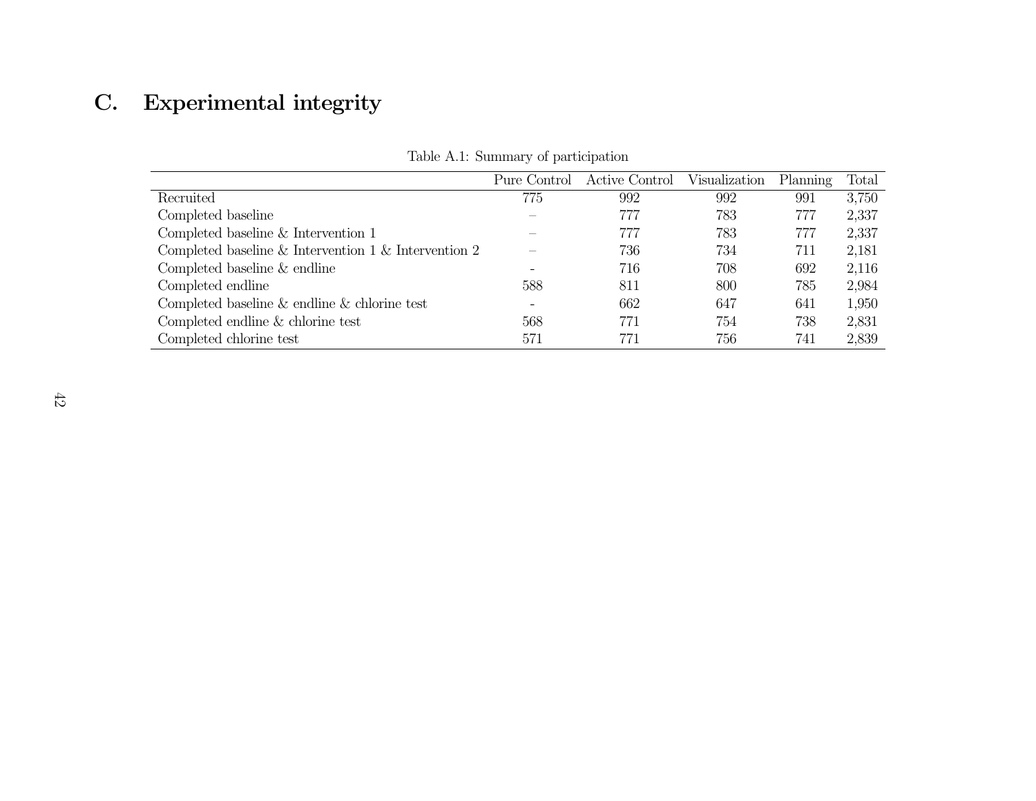## C. Experimental integrity

Table A.1: Summary of participation

| | Pure Control | Active Control | Visualization | Planning | Total |
|---|---|---|---|---|---|
| Recruited | 775 | 992 | 992 | 991 | 3,750 |
| Completed baseline | – | 777 | 783 | 777 | 2,337 |
| Completed baseline & Intervention 1 | – | 777 | 783 | 777 | 2,337 |
| Completed baseline & Intervention 1 & Intervention 2 | – | 736 | 734 | 711 | 2,181 |
| Completed baseline & endline | - | 716 | 708 | 692 | 2,116 |
| Completed endline | 588 | 811 | 800 | 785 | 2,984 |
| Completed baseline & endline & chlorine test | - | 662 | 647 | 641 | 1,950 |
| Completed endline & chlorine test | 568 | 771 | 754 | 738 | 2,831 |
| Completed chlorine test | 571 | 771 | 756 | 741 | 2,839 |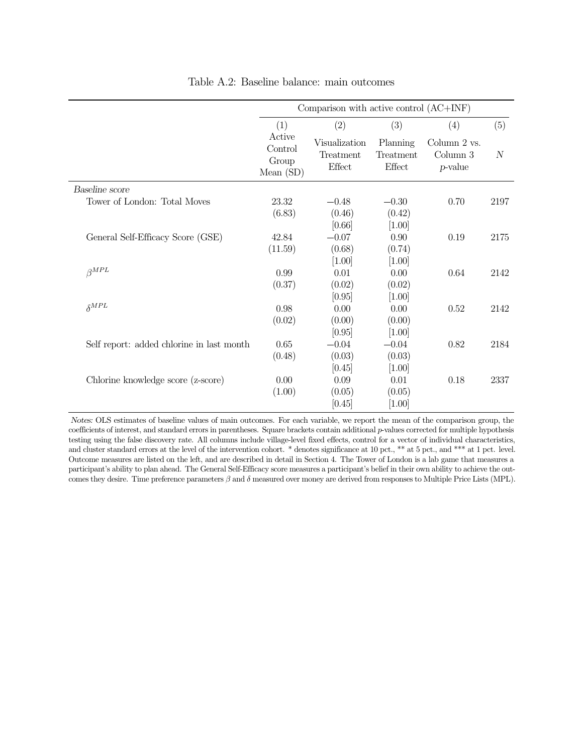Table A.2: Baseline balance: main outcomes

| | Comparison with active control (AC+INF) | | | | |
|---|---|---|---|---|---|
| | (1) | (2) | (3) | (4) | (5) |
| | Active Control Group Mean (SD) | Visualization Treatment Effect | Planning Treatment Effect | Column 2 vs. Column 3 $p$-value | $N$ |
| *Baseline score* | | | | | |
| Tower of London: Total Moves | 23.32 | −0.48 | −0.30 | 0.70 | 2197 |
| | (6.83) | (0.46) | (0.42) | | |
| | | [0.66] | [1.00] | | |
| General Self-Efficacy Score (GSE) | 42.84 | −0.07 | 0.90 | 0.19 | 2175 |
| | (11.59) | (0.68) | (0.74) | | |
| | | [1.00] | [1.00] | | |
| $\beta^{MPL}$ | 0.99 | 0.01 | 0.00 | 0.64 | 2142 |
| | (0.37) | (0.02) | (0.02) | | |
| | | [0.95] | [1.00] | | |
| $\delta^{MPL}$ | 0.98 | 0.00 | 0.00 | 0.52 | 2142 |
| | (0.02) | (0.00) | (0.00) | | |
| | | [0.95] | [1.00] | | |
| Self report: added chlorine in last month | 0.65 | −0.04 | −0.04 | 0.82 | 2184 |
| | (0.48) | (0.03) | (0.03) | | |
| | | [0.45] | [1.00] | | |
| Chlorine knowledge score (z-score) | 0.00 | 0.09 | 0.01 | 0.18 | 2337 |
| | (1.00) | (0.05) | (0.05) | | |
| | | [0.45] | [1.00] | | |

*Notes:* OLS estimates of baseline values of main outcomes. For each variable, we report the mean of the comparison group, the coefficients of interest, and standard errors in parentheses. Square brackets contain additional $p$-values corrected for multiple hypothesis testing using the false discovery rate. All columns include village-level fixed effects, control for a vector of individual characteristics, and cluster standard errors at the level of the intervention cohort. * denotes significance at 10 pct., ** at 5 pct., and *** at 1 pct. level. Outcome measures are listed on the left, and are described in detail in Section 4. The Tower of London is a lab game that measures a participant's ability to plan ahead. The General Self-Efficacy score measures a participant's belief in their own ability to achieve the outcomes they desire. Time preference parameters $\beta$ and $\delta$ measured over money are derived from responses to Multiple Price Lists (MPL).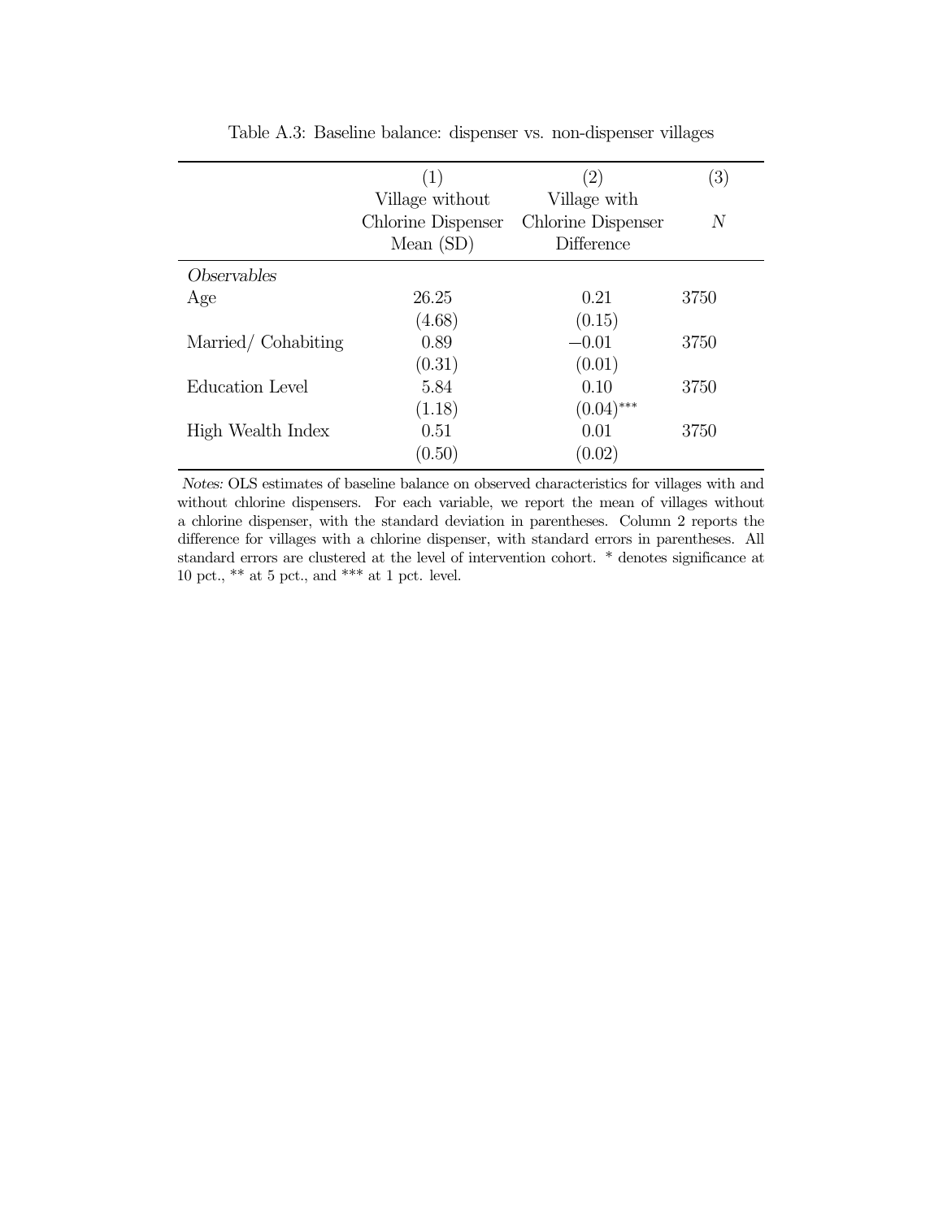Table A.3: Baseline balance: dispenser vs. non-dispenser villages

| | (1) | (2) | (3) |
|---|---|---|---|
| | Village without Chlorine Dispenser Mean (SD) | Village with Chlorine Dispenser Difference | $N$ |
| *Observables* | | | |
| Age | 26.25 | 0.21 | 3750 |
| | (4.68) | (0.15) | |
| Married/ Cohabiting | 0.89 | −0.01 | 3750 |
| | (0.31) | (0.01) | |
| Education Level | 5.84 | 0.10 | 3750 |
| | (1.18) | (0.04)*** | |
| High Wealth Index | 0.51 | 0.01 | 3750 |
| | (0.50) | (0.02) | |

*Notes:* OLS estimates of baseline balance on observed characteristics for villages with and without chlorine dispensers. For each variable, we report the mean of villages without a chlorine dispenser, with the standard deviation in parentheses. Column 2 reports the difference for villages with a chlorine dispenser, with standard errors in parentheses. All standard errors are clustered at the level of intervention cohort. * denotes significance at 10 pct., ** at 5 pct., and *** at 1 pct. level.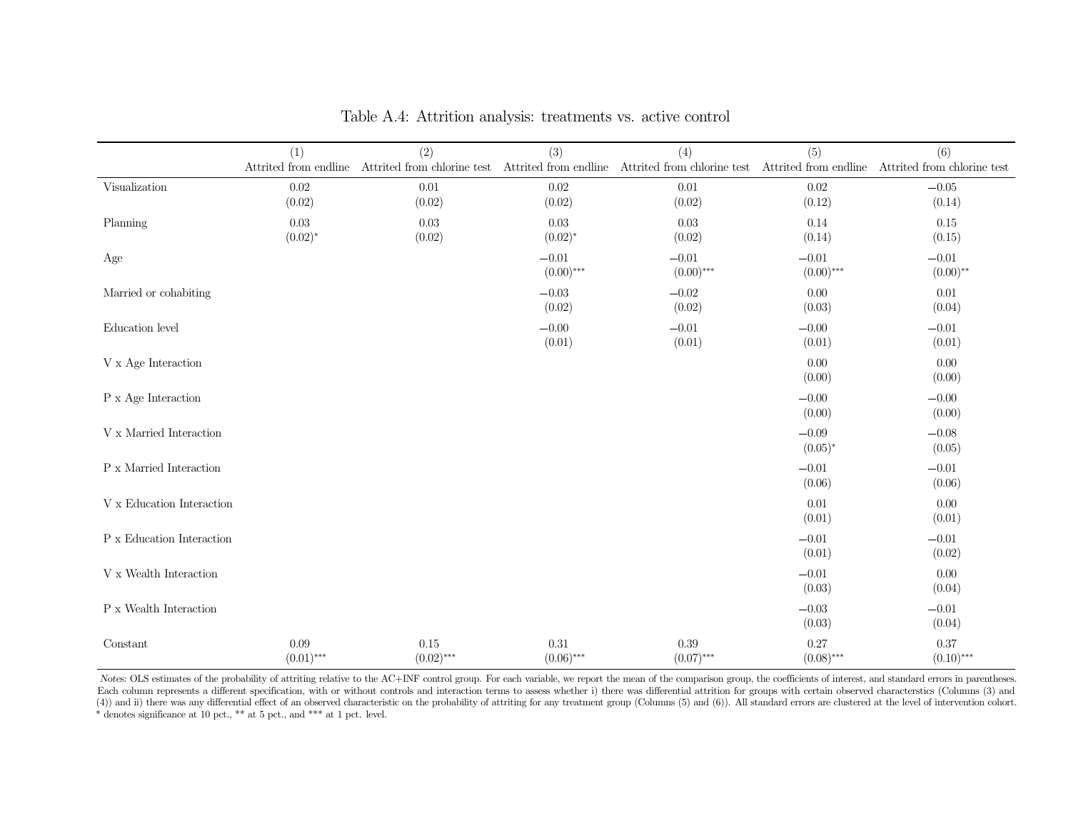Table A.4: Attrition analysis: treatments vs. active control

| | (1) Attrited from endline | (2) Attrited from chlorine test | (3) Attrited from endline | (4) Attrited from chlorine test | (5) Attrited from endline | (6) Attrited from chlorine test |
|---|---|---|---|---|---|---|
| Visualization | 0.02 | 0.01 | 0.02 | 0.01 | 0.02 | −0.05 |
| | (0.02) | (0.02) | (0.02) | (0.02) | (0.12) | (0.14) |
| Planning | 0.03 | 0.03 | 0.03 | 0.03 | 0.14 | 0.15 |
| | (0.02)* | (0.02) | (0.02)* | (0.02) | (0.14) | (0.15) |
| Age | | | −0.01 | −0.01 | −0.01 | −0.01 |
| | | | (0.00)*** | (0.00)*** | (0.00)*** | (0.00)** |
| Married or cohabiting | | | −0.03 | −0.02 | 0.00 | 0.01 |
| | | | (0.02) | (0.02) | (0.03) | (0.04) |
| Education level | | | −0.00 | −0.01 | −0.00 | −0.01 |
| | | | (0.01) | (0.01) | (0.01) | (0.01) |
| V x Age Interaction | | | | | 0.00 | 0.00 |
| | | | | | (0.00) | (0.00) |
| P x Age Interaction | | | | | −0.00 | −0.00 |
| | | | | | (0.00) | (0.00) |
| V x Married Interaction | | | | | −0.09 | −0.08 |
| | | | | | (0.05)* | (0.05) |
| P x Married Interaction | | | | | −0.01 | −0.01 |
| | | | | | (0.06) | (0.06) |
| V x Education Interaction | | | | | 0.01 | 0.00 |
| | | | | | (0.01) | (0.01) |
| P x Education Interaction | | | | | −0.01 | −0.01 |
| | | | | | (0.01) | (0.02) |
| V x Wealth Interaction | | | | | −0.01 | 0.00 |
| | | | | | (0.03) | (0.04) |
| P x Wealth Interaction | | | | | −0.03 | −0.01 |
| | | | | | (0.03) | (0.04) |
| Constant | 0.09 | 0.15 | 0.31 | 0.39 | 0.27 | 0.37 |
| | (0.01)*** | (0.02)*** | (0.06)*** | (0.07)*** | (0.08)*** | (0.10)*** |

*Notes:* OLS estimates of the probability of attriting relative to the AC+INF control group. For each variable, we report the mean of the comparison group, the coefficients of interest, and standard errors in parentheses. Each column represents a different specification, with or without controls and interaction terms to assess whether i) there was differential attrition for groups with certain observed characterstics (Columns (3) and (4)) and ii) there was any differential effect of an observed characteristic on the probability of attriting for any treatment group (Columns (5) and (6)). All standard errors are clustered at the level of intervention cohort. * denotes significance at 10 pct., ** at 5 pct., and *** at 1 pct. level.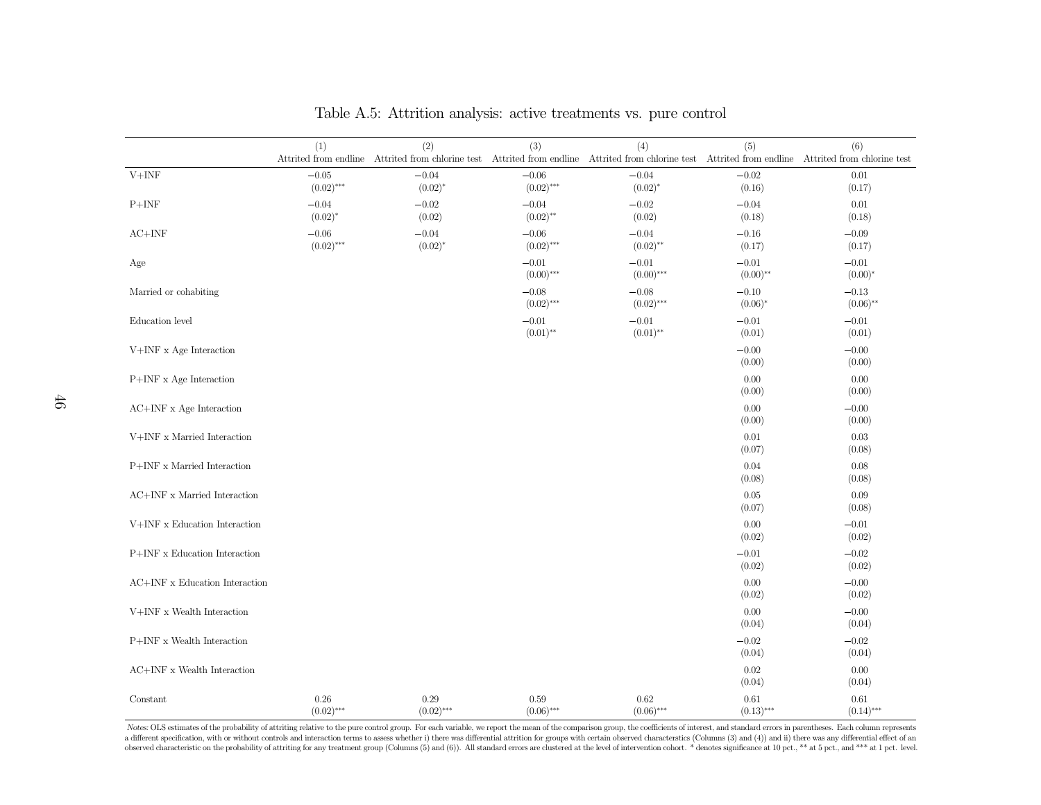Table A.5: Attrition analysis: active treatments vs. pure control

| | (1) Attrited from endline | (2) Attrited from chlorine test | (3) Attrited from endline | (4) Attrited from chlorine test | (5) Attrited from endline | (6) Attrited from chlorine test |
|---|---|---|---|---|---|---|
| V+INF | −0.05 | −0.04 | −0.06 | −0.04 | −0.02 | 0.01 |
| | (0.02)*** | (0.02)* | (0.02)*** | (0.02)* | (0.16) | (0.17) |
| P+INF | −0.04 | −0.02 | −0.04 | −0.02 | −0.04 | 0.01 |
| | (0.02)* | (0.02) | (0.02)** | (0.02) | (0.18) | (0.18) |
| AC+INF | −0.06 | −0.04 | −0.06 | −0.04 | −0.16 | −0.09 |
| | (0.02)*** | (0.02)* | (0.02)*** | (0.02)** | (0.17) | (0.17) |
| Age | | | −0.01 | −0.01 | −0.01 | −0.01 |
| | | | (0.00)*** | (0.00)*** | (0.00)** | (0.00)* |
| Married or cohabiting | | | −0.08 | −0.08 | −0.10 | −0.13 |
| | | | (0.02)*** | (0.02)*** | (0.06)* | (0.06)** |
| Education level | | | −0.01 | −0.01 | −0.01 | −0.01 |
| | | | (0.01)** | (0.01)** | (0.01) | (0.01) |
| V+INF x Age Interaction | | | | | −0.00 | −0.00 |
| | | | | | (0.00) | (0.00) |
| P+INF x Age Interaction | | | | | 0.00 | 0.00 |
| | | | | | (0.00) | (0.00) |
| AC+INF x Age Interaction | | | | | 0.00 | −0.00 |
| | | | | | (0.00) | (0.00) |
| V+INF x Married Interaction | | | | | 0.01 | 0.03 |
| | | | | | (0.07) | (0.08) |
| P+INF x Married Interaction | | | | | 0.04 | 0.08 |
| | | | | | (0.08) | (0.08) |
| AC+INF x Married Interaction | | | | | 0.05 | 0.09 |
| | | | | | (0.07) | (0.08) |
| V+INF x Education Interaction | | | | | 0.00 | −0.01 |
| | | | | | (0.02) | (0.02) |
| P+INF x Education Interaction | | | | | −0.01 | −0.02 |
| | | | | | (0.02) | (0.02) |
| AC+INF x Education Interaction | | | | | 0.00 | −0.00 |
| | | | | | (0.02) | (0.02) |
| V+INF x Wealth Interaction | | | | | 0.00 | −0.00 |
| | | | | | (0.04) | (0.04) |
| P+INF x Wealth Interaction | | | | | −0.02 | −0.02 |
| | | | | | (0.04) | (0.04) |
| AC+INF x Wealth Interaction | | | | | 0.02 | 0.00 |
| | | | | | (0.04) | (0.04) |
| Constant | 0.26 | 0.29 | 0.59 | 0.62 | 0.61 | 0.61 |
| | (0.02)*** | (0.02)*** | (0.06)*** | (0.06)*** | (0.13)*** | (0.14)*** |

*Notes*: OLS estimates of the probability of attriting relative to the pure control group. For each variable, we report the mean of the comparison group, the coefficients of interest, and standard errors in parentheses. Each column represents a different specification, with or without controls and interaction terms to assess whether i) there was differential attrition for groups with certain observed characterstics (Columns (3) and (4)) and ii) there was any differential effect of an observed characteristic on the probability of attriting for any treatment group (Columns (5) and (6)). All standard errors are clustered at the level of intervention cohort. * denotes significance at 10 pct., ** at 5 pct., and *** at 1 pct. level.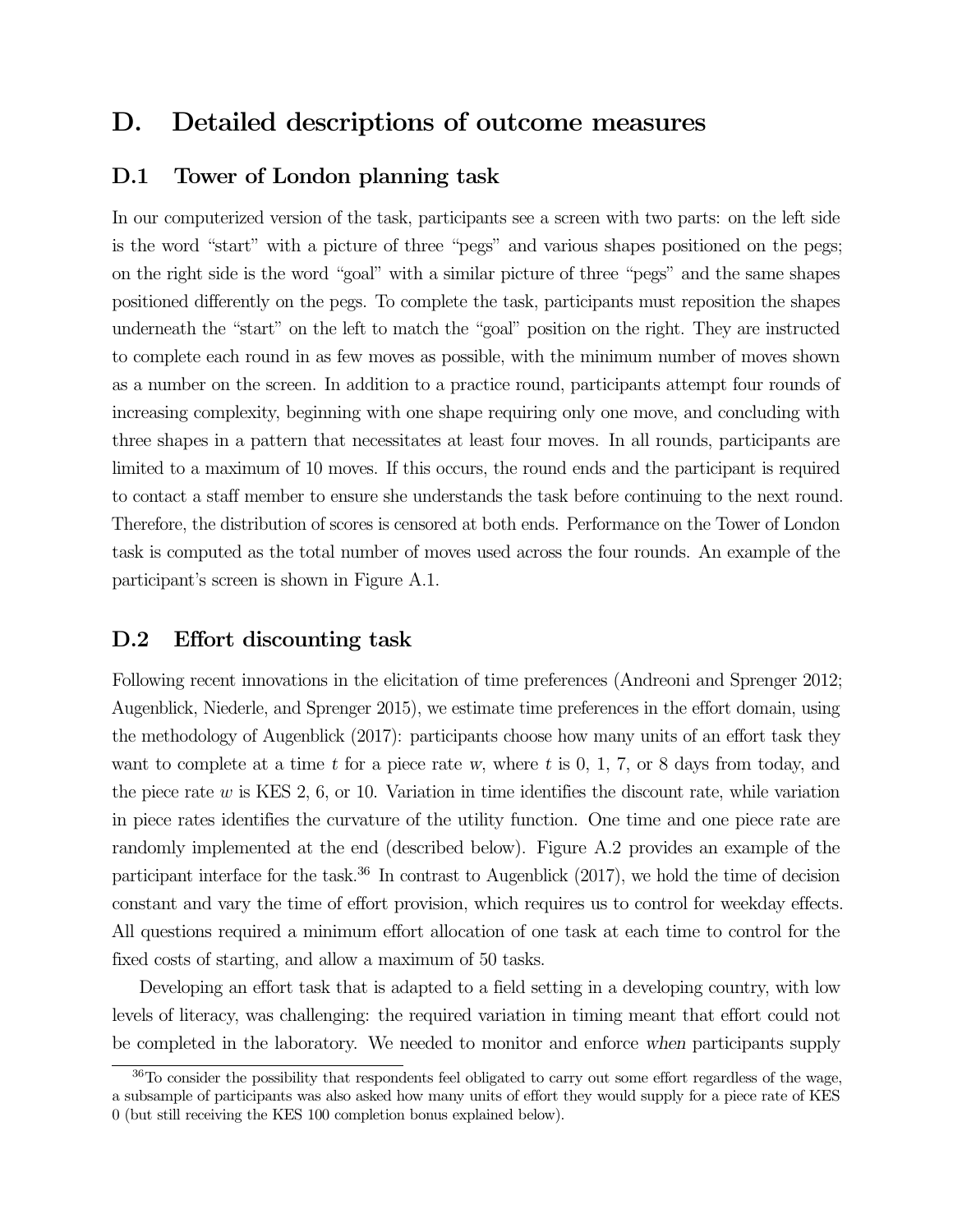# D. Detailed descriptions of outcome measures

## D.1 Tower of London planning task

In our computerized version of the task, participants see a screen with two parts: on the left side is the word "start" with a picture of three "pegs" and various shapes positioned on the pegs; on the right side is the word "goal" with a similar picture of three "pegs" and the same shapes positioned differently on the pegs. To complete the task, participants must reposition the shapes underneath the "start" on the left to match the "goal" position on the right. They are instructed to complete each round in as few moves as possible, with the minimum number of moves shown as a number on the screen. In addition to a practice round, participants attempt four rounds of increasing complexity, beginning with one shape requiring only one move, and concluding with three shapes in a pattern that necessitates at least four moves. In all rounds, participants are limited to a maximum of 10 moves. If this occurs, the round ends and the participant is required to contact a staff member to ensure she understands the task before continuing to the next round. Therefore, the distribution of scores is censored at both ends. Performance on the Tower of London task is computed as the total number of moves used across the four rounds. An example of the participant's screen is shown in Figure A.1.

## D.2 Effort discounting task

Following recent innovations in the elicitation of time preferences (Andreoni and Sprenger 2012; Augenblick, Niederle, and Sprenger 2015), we estimate time preferences in the effort domain, using the methodology of Augenblick (2017): participants choose how many units of an effort task they want to complete at a time $t$ for a piece rate $w$, where $t$ is 0, 1, 7, or 8 days from today, and the piece rate $w$ is KES 2, 6, or 10. Variation in time identifies the discount rate, while variation in piece rates identifies the curvature of the utility function. One time and one piece rate are randomly implemented at the end (described below). Figure A.2 provides an example of the participant interface for the task.[36] In contrast to Augenblick (2017), we hold the time of decision constant and vary the time of effort provision, which requires us to control for weekday effects. All questions required a minimum effort allocation of one task at each time to control for the fixed costs of starting, and allow a maximum of 50 tasks.

Developing an effort task that is adapted to a field setting in a developing country, with low levels of literacy, was challenging: the required variation in timing meant that effort could not be completed in the laboratory. We needed to monitor and enforce *when* participants supply

[36] To consider the possibility that respondents feel obligated to carry out some effort regardless of the wage, a subsample of participants was also asked how many units of effort they would supply for a piece rate of KES 0 (but still receiving the KES 100 completion bonus explained below).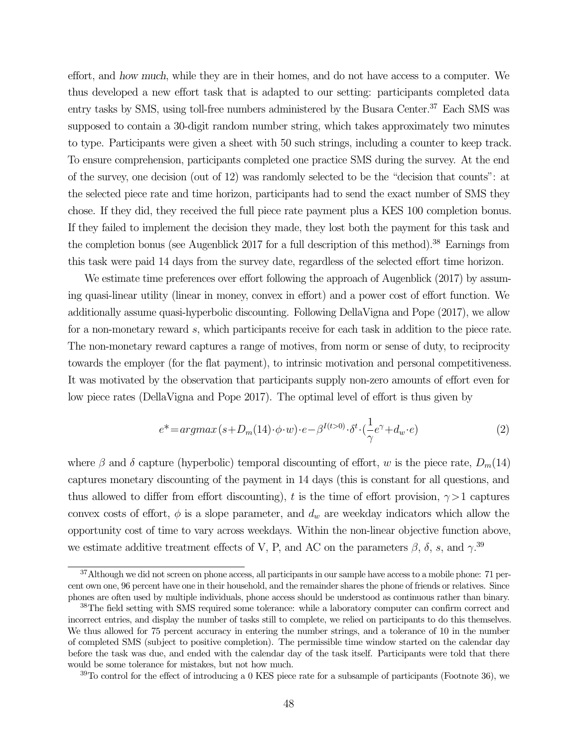effort, and *how much*, while they are in their homes, and do not have access to a computer. We thus developed a new effort task that is adapted to our setting: participants completed data entry tasks by SMS, using toll-free numbers administered by the Busara Center.[37] Each SMS was supposed to contain a 30-digit random number string, which takes approximately two minutes to type. Participants were given a sheet with 50 such strings, including a counter to keep track. To ensure comprehension, participants completed one practice SMS during the survey. At the end of the survey, one decision (out of 12) was randomly selected to be the "decision that counts": at the selected piece rate and time horizon, participants had to send the exact number of SMS they chose. If they did, they received the full piece rate payment plus a KES 100 completion bonus. If they failed to implement the decision they made, they lost both the payment for this task and the completion bonus (see Augenblick 2017 for a full description of this method).[38] Earnings from this task were paid 14 days from the survey date, regardless of the selected effort time horizon.

We estimate time preferences over effort following the approach of Augenblick (2017) by assuming quasi-linear utility (linear in money, convex in effort) and a power cost of effort function. We additionally assume quasi-hyperbolic discounting. Following DellaVigna and Pope (2017), we allow for a non-monetary reward $s$, which participants receive for each task in addition to the piece rate. The non-monetary reward captures a range of motives, from norm or sense of duty, to reciprocity towards the employer (for the flat payment), to intrinsic motivation and personal competitiveness. It was motivated by the observation that participants supply non-zero amounts of effort even for low piece rates (DellaVigna and Pope 2017). The optimal level of effort is thus given by

$$e^* = argmax\,(s + D_m(14) \cdot \phi \cdot w) \cdot e - \beta^{I(t>0)} \cdot \delta^t \cdot (\frac{1}{\gamma} e^{\gamma} + d_w \cdot e) \tag{2}$$

where $\beta$ and $\delta$ capture (hyperbolic) temporal discounting of effort, $w$ is the piece rate, $D_m(14)$ captures monetary discounting of the payment in 14 days (this is constant for all questions, and thus allowed to differ from effort discounting), $t$ is the time of effort provision, $\gamma > 1$ captures convex costs of effort, $\phi$ is a slope parameter, and $d_w$ are weekday indicators which allow the opportunity cost of time to vary across weekdays. Within the non-linear objective function above, we estimate additive treatment effects of V, P, and AC on the parameters $\beta$, $\delta$, $s$, and $\gamma$.[39]

[37] Although we did not screen on phone access, all participants in our sample have access to a mobile phone: 71 percent own one, 96 percent have one in their household, and the remainder shares the phone of friends or relatives. Since phones are often used by multiple individuals, phone access should be understood as continuous rather than binary.

[38] The field setting with SMS required some tolerance: while a laboratory computer can confirm correct and incorrect entries, and display the number of tasks still to complete, we relied on participants to do this themselves. We thus allowed for 75 percent accuracy in entering the number strings, and a tolerance of 10 in the number of completed SMS (subject to positive completion). The permissible time window started on the calendar day before the task was due, and ended with the calendar day of the task itself. Participants were told that there would be some tolerance for mistakes, but not how much.

[39] To control for the effect of introducing a 0 KES piece rate for a subsample of participants (Footnote 36), we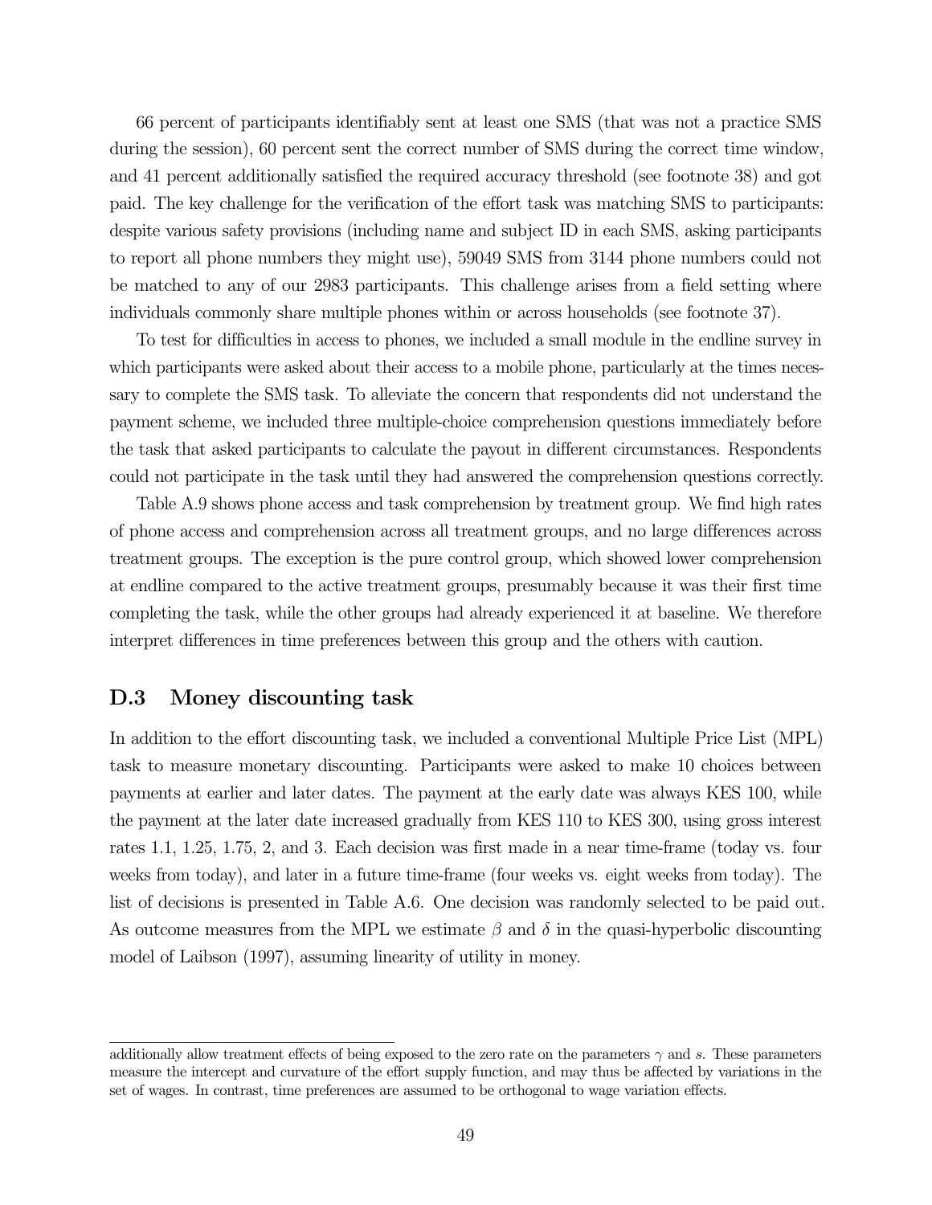66 percent of participants identifiably sent at least one SMS (that was not a practice SMS during the session), 60 percent sent the correct number of SMS during the correct time window, and 41 percent additionally satisfied the required accuracy threshold (see footnote 38) and got paid. The key challenge for the verification of the effort task was matching SMS to participants: despite various safety provisions (including name and subject ID in each SMS, asking participants to report all phone numbers they might use), 59049 SMS from 3144 phone numbers could not be matched to any of our 2983 participants. This challenge arises from a field setting where individuals commonly share multiple phones within or across households (see footnote 37).

To test for difficulties in access to phones, we included a small module in the endline survey in which participants were asked about their access to a mobile phone, particularly at the times necessary to complete the SMS task. To alleviate the concern that respondents did not understand the payment scheme, we included three multiple-choice comprehension questions immediately before the task that asked participants to calculate the payout in different circumstances. Respondents could not participate in the task until they had answered the comprehension questions correctly.

Table A.9 shows phone access and task comprehension by treatment group. We find high rates of phone access and comprehension across all treatment groups, and no large differences across treatment groups. The exception is the pure control group, which showed lower comprehension at endline compared to the active treatment groups, presumably because it was their first time completing the task, while the other groups had already experienced it at baseline. We therefore interpret differences in time preferences between this group and the others with caution.

## D.3 Money discounting task

In addition to the effort discounting task, we included a conventional Multiple Price List (MPL) task to measure monetary discounting. Participants were asked to make 10 choices between payments at earlier and later dates. The payment at the early date was always KES 100, while the payment at the later date increased gradually from KES 110 to KES 300, using gross interest rates 1.1, 1.25, 1.75, 2, and 3. Each decision was first made in a near time-frame (today vs. four weeks from today), and later in a future time-frame (four weeks vs. eight weeks from today). The list of decisions is presented in Table A.6. One decision was randomly selected to be paid out. As outcome measures from the MPL we estimate $\beta$ and $\delta$ in the quasi-hyperbolic discounting model of Laibson (1997), assuming linearity of utility in money.

---

additionally allow treatment effects of being exposed to the zero rate on the parameters $\gamma$ and $s$. These parameters measure the intercept and curvature of the effort supply function, and may thus be affected by variations in the set of wages. In contrast, time preferences are assumed to be orthogonal to wage variation effects.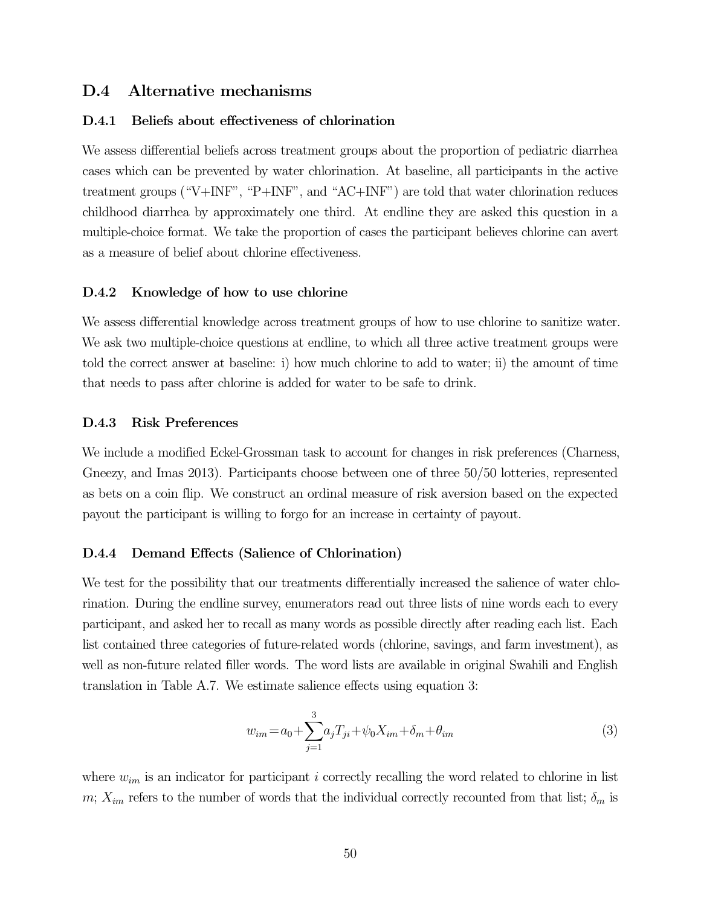## D.4 Alternative mechanisms

### D.4.1 Beliefs about effectiveness of chlorination

We assess differential beliefs across treatment groups about the proportion of pediatric diarrhea cases which can be prevented by water chlorination. At baseline, all participants in the active treatment groups ("V+INF", "P+INF", and "AC+INF") are told that water chlorination reduces childhood diarrhea by approximately one third. At endline they are asked this question in a multiple-choice format. We take the proportion of cases the participant believes chlorine can avert as a measure of belief about chlorine effectiveness.

### D.4.2 Knowledge of how to use chlorine

We assess differential knowledge across treatment groups of how to use chlorine to sanitize water. We ask two multiple-choice questions at endline, to which all three active treatment groups were told the correct answer at baseline: i) how much chlorine to add to water; ii) the amount of time that needs to pass after chlorine is added for water to be safe to drink.

### D.4.3 Risk Preferences

We include a modified Eckel-Grossman task to account for changes in risk preferences (Charness, Gneezy, and Imas 2013). Participants choose between one of three 50/50 lotteries, represented as bets on a coin flip. We construct an ordinal measure of risk aversion based on the expected payout the participant is willing to forgo for an increase in certainty of payout.

### D.4.4 Demand Effects (Salience of Chlorination)

We test for the possibility that our treatments differentially increased the salience of water chlorination. During the endline survey, enumerators read out three lists of nine words each to every participant, and asked her to recall as many words as possible directly after reading each list. Each list contained three categories of future-related words (chlorine, savings, and farm investment), as well as non-future related filler words. The word lists are available in original Swahili and English translation in Table A.7. We estimate salience effects using equation 3:

$$w_{im} = a_0 + \sum_{j=1}^{3} a_j T_{ji} + \psi_0 X_{im} + \delta_m + \theta_{im} \tag{3}$$

where $w_{im}$ is an indicator for participant $i$ correctly recalling the word related to chlorine in list $m$; $X_{im}$ refers to the number of words that the individual correctly recounted from that list; $\delta_m$ is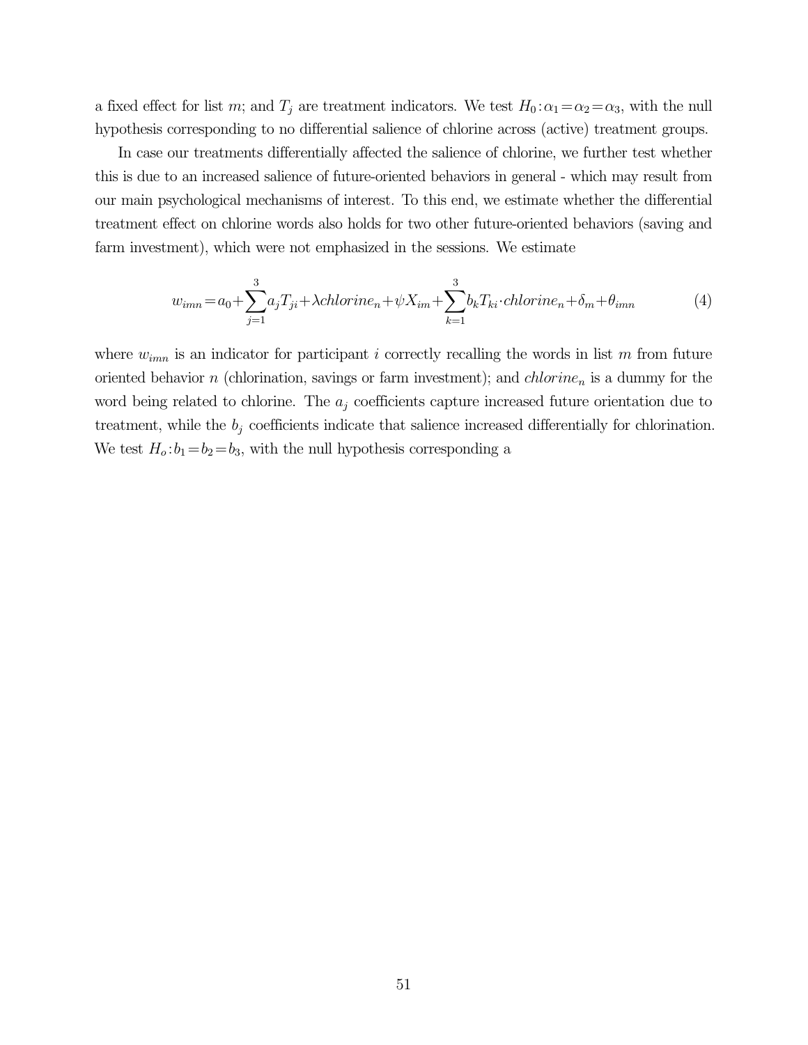a fixed effect for list $m$; and $T_j$ are treatment indicators. We test $H_0: \alpha_1 = \alpha_2 = \alpha_3$, with the null hypothesis corresponding to no differential salience of chlorine across (active) treatment groups.

In case our treatments differentially affected the salience of chlorine, we further test whether this is due to an increased salience of future-oriented behaviors in general - which may result from our main psychological mechanisms of interest. To this end, we estimate whether the differential treatment effect on chlorine words also holds for two other future-oriented behaviors (saving and farm investment), which were not emphasized in the sessions. We estimate

$$w_{imn} = a_0 + \sum_{j=1}^{3} a_j T_{ji} + \lambda chlorine_n + \psi X_{im} + \sum_{k=1}^{3} b_k T_{ki} \cdot chlorine_n + \delta_m + \theta_{imn} \tag{4}$$

where $w_{imn}$ is an indicator for participant $i$ correctly recalling the words in list $m$ from future oriented behavior $n$ (chlorination, savings or farm investment); and $chlorine_n$ is a dummy for the word being related to chlorine. The $a_j$ coefficients capture increased future orientation due to treatment, while the $b_j$ coefficients indicate that salience increased differentially for chlorination. We test $H_o: b_1 = b_2 = b_3$, with the null hypothesis corresponding a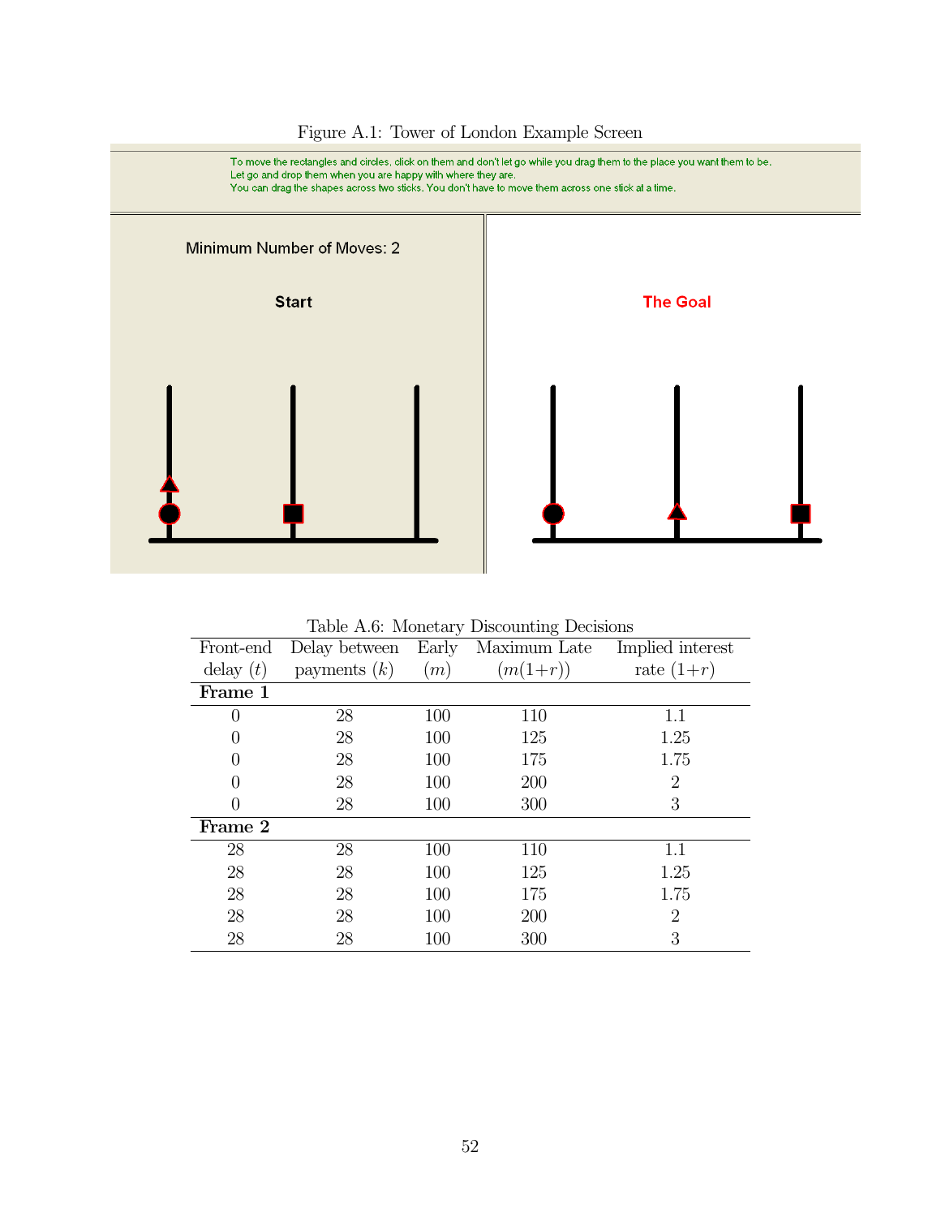Figure A.1: Tower of London Example Screen

To move the rectangles and circles, click on them and don't let go while you drag them to the place you want them to be.
Let go and drop them when you are happy with where they are.
You can drag the shapes across two sticks. You don't have to move them across one stick at a time.

Minimum Number of Moves: 2

Start

The Goal

Table A.6: Monetary Discounting Decisions

| Front-end delay ($t$) | Delay between payments ($k$) | Early ($m$) | Maximum Late ($m(1+r)$) | Implied interest rate ($1+r$) |
|---|---|---|---|---|
| **Frame 1** | | | | |
| 0 | 28 | 100 | 110 | 1.1 |
| 0 | 28 | 100 | 125 | 1.25 |
| 0 | 28 | 100 | 175 | 1.75 |
| 0 | 28 | 100 | 200 | 2 |
| 0 | 28 | 100 | 300 | 3 |
| **Frame 2** | | | | |
| 28 | 28 | 100 | 110 | 1.1 |
| 28 | 28 | 100 | 125 | 1.25 |
| 28 | 28 | 100 | 175 | 1.75 |
| 28 | 28 | 100 | 200 | 2 |
| 28 | 28 | 100 | 300 | 3 |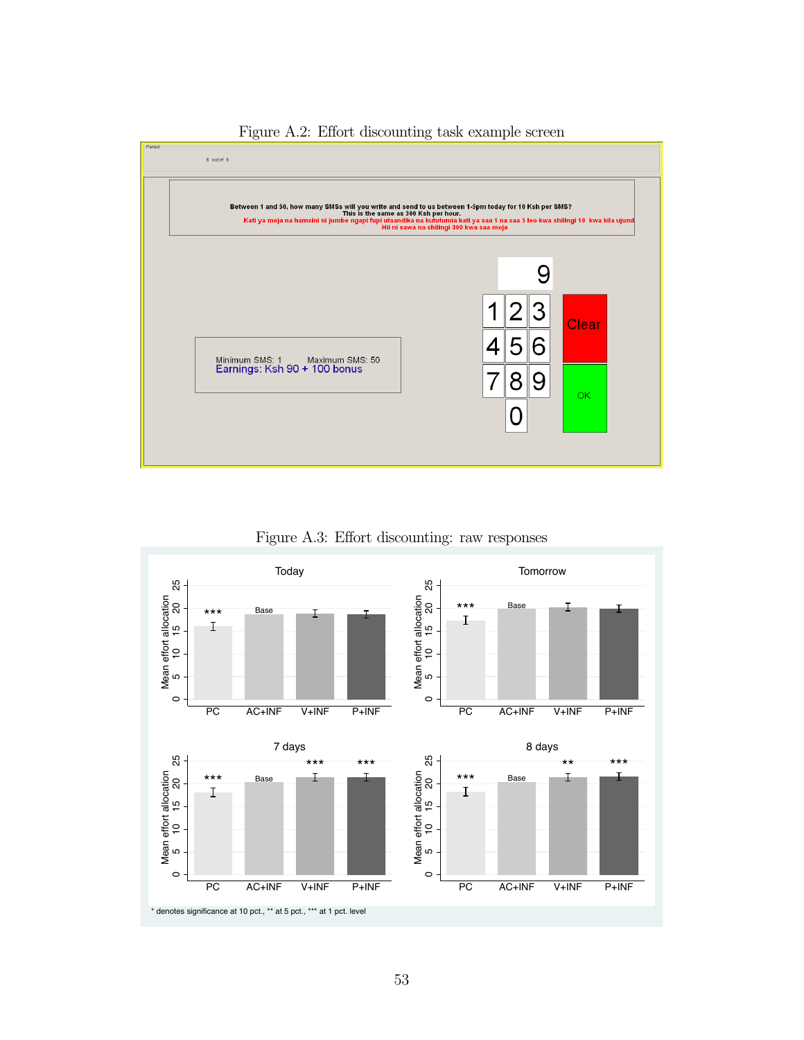Figure A.2: Effort discounting task example screen

Figure A.3: Effort discounting: raw responses

* denotes significance at 10 pct., ** at 5 pct., *** at 1 pct. level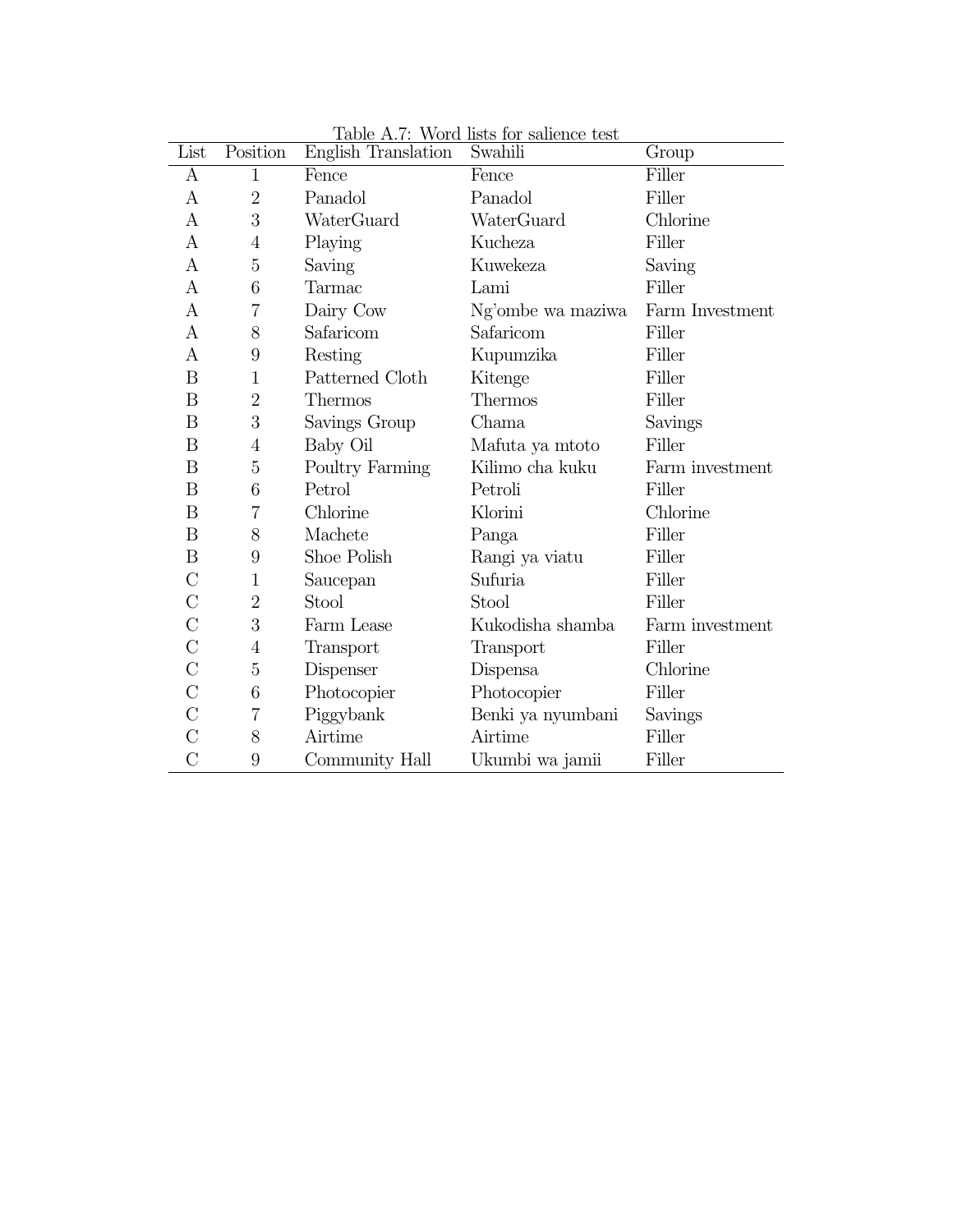Table A.7: Word lists for salience test

| List | Position | English Translation | Swahili | Group |
|---|---|---|---|---|
| A | 1 | Fence | Fence | Filler |
| A | 2 | Panadol | Panadol | Filler |
| A | 3 | WaterGuard | WaterGuard | Chlorine |
| A | 4 | Playing | Kucheza | Filler |
| A | 5 | Saving | Kuwekeza | Saving |
| A | 6 | Tarmac | Lami | Filler |
| A | 7 | Dairy Cow | Ng'ombe wa maziwa | Farm Investment |
| A | 8 | Safaricom | Safaricom | Filler |
| A | 9 | Resting | Kupumzika | Filler |
| B | 1 | Patterned Cloth | Kitenge | Filler |
| B | 2 | Thermos | Thermos | Filler |
| B | 3 | Savings Group | Chama | Savings |
| B | 4 | Baby Oil | Mafuta ya mtoto | Filler |
| B | 5 | Poultry Farming | Kilimo cha kuku | Farm investment |
| B | 6 | Petrol | Petroli | Filler |
| B | 7 | Chlorine | Klorini | Chlorine |
| B | 8 | Machete | Panga | Filler |
| B | 9 | Shoe Polish | Rangi ya viatu | Filler |
| C | 1 | Saucepan | Sufuria | Filler |
| C | 2 | Stool | Stool | Filler |
| C | 3 | Farm Lease | Kukodisha shamba | Farm investment |
| C | 4 | Transport | Transport | Filler |
| C | 5 | Dispenser | Dispensa | Chlorine |
| C | 6 | Photocopier | Photocopier | Filler |
| C | 7 | Piggybank | Benki ya nyumbani | Savings |
| C | 8 | Airtime | Airtime | Filler |
| C | 9 | Community Hall | Ukumbi wa jamii | Filler |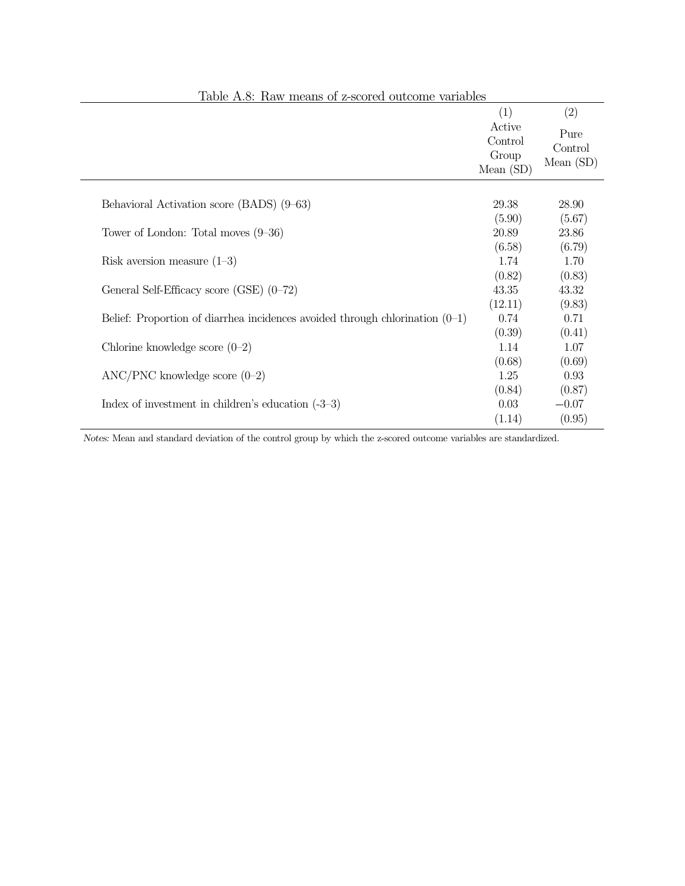Table A.8: Raw means of z-scored outcome variables

| | (1) Active Control Group Mean (SD) | (2) Pure Control Mean (SD) |
|---|---|---|
| Behavioral Activation score (BADS) (9–63) | 29.38 | 28.90 |
| | (5.90) | (5.67) |
| Tower of London: Total moves (9–36) | 20.89 | 23.86 |
| | (6.58) | (6.79) |
| Risk aversion measure (1–3) | 1.74 | 1.70 |
| | (0.82) | (0.83) |
| General Self-Efficacy score (GSE) (0–72) | 43.35 | 43.32 |
| | (12.11) | (9.83) |
| Belief: Proportion of diarrhea incidences avoided through chlorination (0–1) | 0.74 | 0.71 |
| | (0.39) | (0.41) |
| Chlorine knowledge score (0–2) | 1.14 | 1.07 |
| | (0.68) | (0.69) |
| ANC/PNC knowledge score (0–2) | 1.25 | 0.93 |
| | (0.84) | (0.87) |
| Index of investment in children's education (-3–3) | 0.03 | −0.07 |
| | (1.14) | (0.95) |

*Notes:* Mean and standard deviation of the control group by which the z-scored outcome variables are standardized.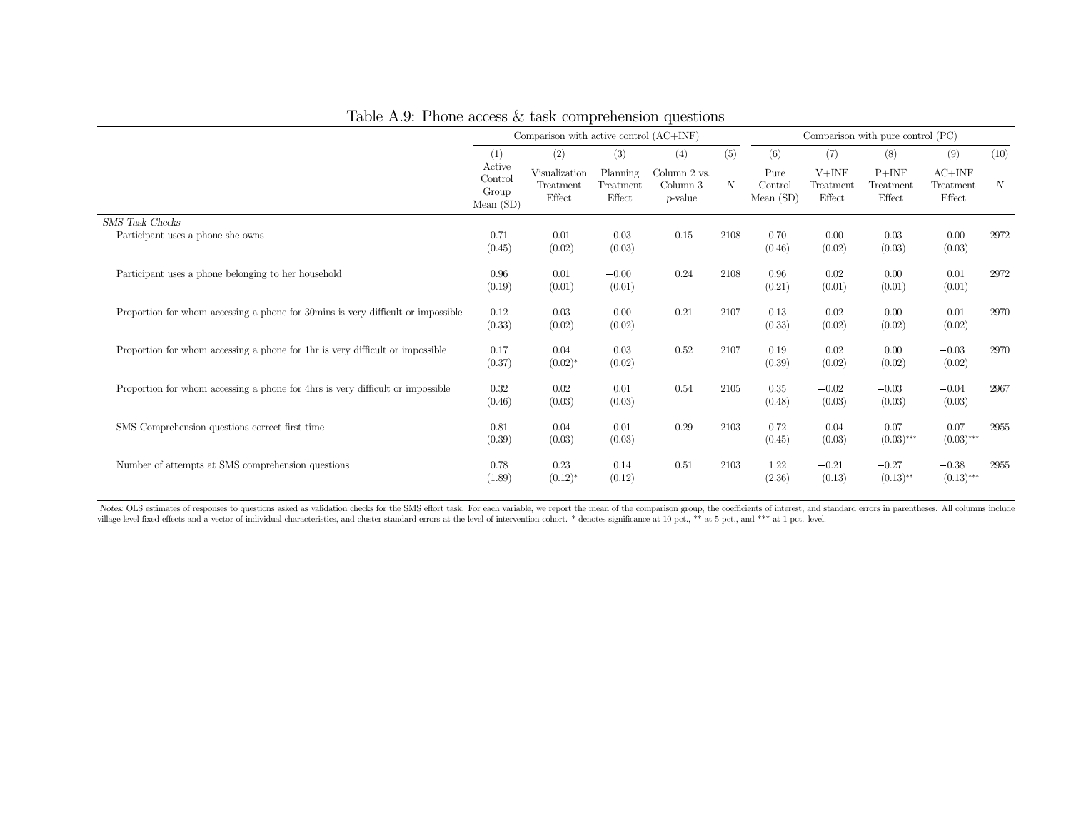# Table A.9: Phone access & task comprehension questions

| | Comparison with active control (AC+INF) | | | | | Comparison with pure control (PC) | | | | |
|---|---|---|---|---|---|---|---|---|---|---|
| | (1) Active Control Group Mean (SD) | (2) Visualization Treatment Effect | (3) Planning Treatment Effect | (4) Column 2 vs. Column 3 *p*-value | (5) *N* | (6) Pure Control Mean (SD) | (7) V+INF Treatment Effect | (8) P+INF Treatment Effect | (9) AC+INF Treatment Effect | (10) *N* |
| *SMS Task Checks* | | | | | | | | | | |
| Participant uses a phone she owns | 0.71 (0.45) | 0.01 (0.02) | −0.03 (0.03) | 0.15 | 2108 | 0.70 (0.46) | 0.00 (0.02) | −0.03 (0.03) | −0.00 (0.03) | 2972 |
| Participant uses a phone belonging to her household | 0.96 (0.19) | 0.01 (0.01) | −0.00 (0.01) | 0.24 | 2108 | 0.96 (0.21) | 0.02 (0.01) | 0.00 (0.01) | 0.01 (0.01) | 2972 |
| Proportion for whom accessing a phone for 30mins is very difficult or impossible | 0.12 (0.33) | 0.03 (0.02) | 0.00 (0.02) | 0.21 | 2107 | 0.13 (0.33) | 0.02 (0.02) | −0.00 (0.02) | −0.01 (0.02) | 2970 |
| Proportion for whom accessing a phone for 1hr is very difficult or impossible | 0.17 (0.37) | 0.04 (0.02)* | 0.03 (0.02) | 0.52 | 2107 | 0.19 (0.39) | 0.02 (0.02) | 0.00 (0.02) | −0.03 (0.02) | 2970 |
| Proportion for whom accessing a phone for 4hrs is very difficult or impossible | 0.32 (0.46) | 0.02 (0.03) | 0.01 (0.03) | 0.54 | 2105 | 0.35 (0.48) | −0.02 (0.03) | −0.03 (0.03) | −0.04 (0.03) | 2967 |
| SMS Comprehension questions correct first time | 0.81 (0.39) | −0.04 (0.03) | −0.01 (0.03) | 0.29 | 2103 | 0.72 (0.45) | 0.04 (0.03) | 0.07 (0.03)*** | 0.07 (0.03)*** | 2955 |
| Number of attempts at SMS comprehension questions | 0.78 (1.89) | 0.23 (0.12)* | 0.14 (0.12) | 0.51 | 2103 | 1.22 (2.36) | −0.21 (0.13) | −0.27 (0.13)** | −0.38 (0.13)*** | 2955 |

*Notes:* OLS estimates of responses to questions asked as validation checks for the SMS effort task. For each variable, we report the mean of the comparison group, the coefficients of interest, and standard errors in parentheses. All columns include village-level fixed effects and a vector of individual characteristics, and cluster standard errors at the level of intervention cohort. * denotes significance at 10 pct., ** at 5 pct., and *** at 1 pct. level.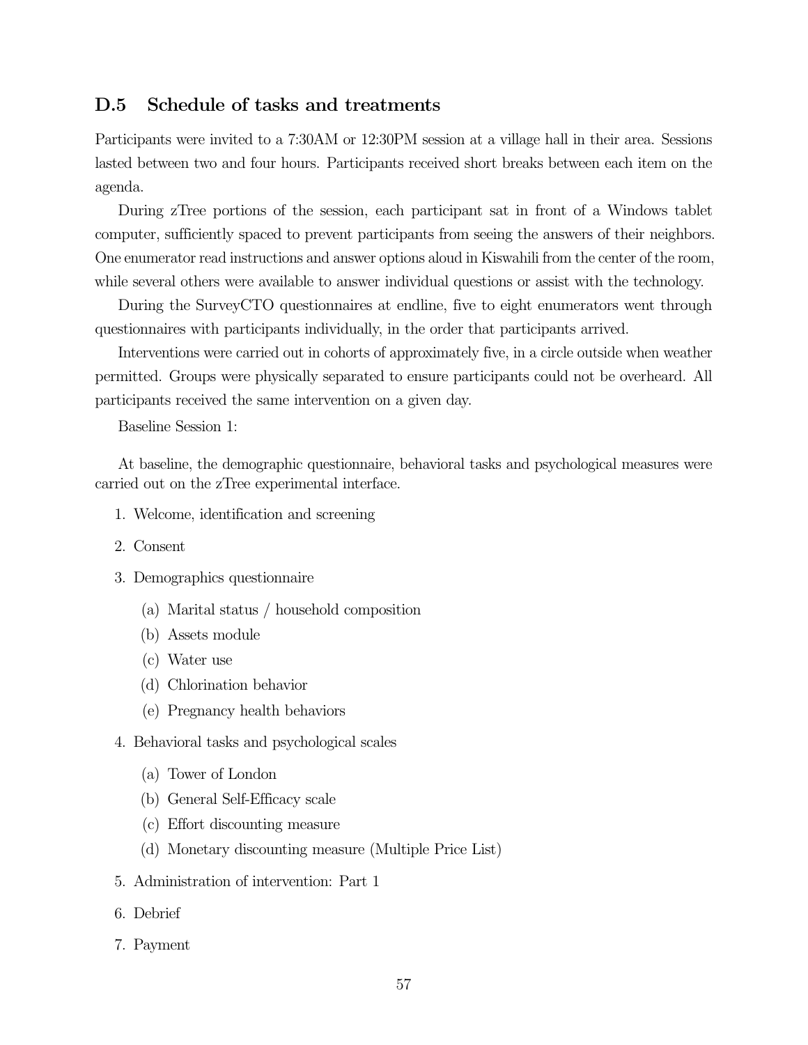## D.5 Schedule of tasks and treatments

Participants were invited to a 7:30AM or 12:30PM session at a village hall in their area. Sessions lasted between two and four hours. Participants received short breaks between each item on the agenda.

During zTree portions of the session, each participant sat in front of a Windows tablet computer, sufficiently spaced to prevent participants from seeing the answers of their neighbors. One enumerator read instructions and answer options aloud in Kiswahili from the center of the room, while several others were available to answer individual questions or assist with the technology.

During the SurveyCTO questionnaires at endline, five to eight enumerators went through questionnaires with participants individually, in the order that participants arrived.

Interventions were carried out in cohorts of approximately five, in a circle outside when weather permitted. Groups were physically separated to ensure participants could not be overheard. All participants received the same intervention on a given day.

Baseline Session 1:

At baseline, the demographic questionnaire, behavioral tasks and psychological measures were carried out on the zTree experimental interface.

1. Welcome, identification and screening
2. Consent
3. Demographics questionnaire
   (a) Marital status / household composition
   (b) Assets module
   (c) Water use
   (d) Chlorination behavior
   (e) Pregnancy health behaviors
4. Behavioral tasks and psychological scales
   (a) Tower of London
   (b) General Self-Efficacy scale
   (c) Effort discounting measure
   (d) Monetary discounting measure (Multiple Price List)
5. Administration of intervention: Part 1
6. Debrief
7. Payment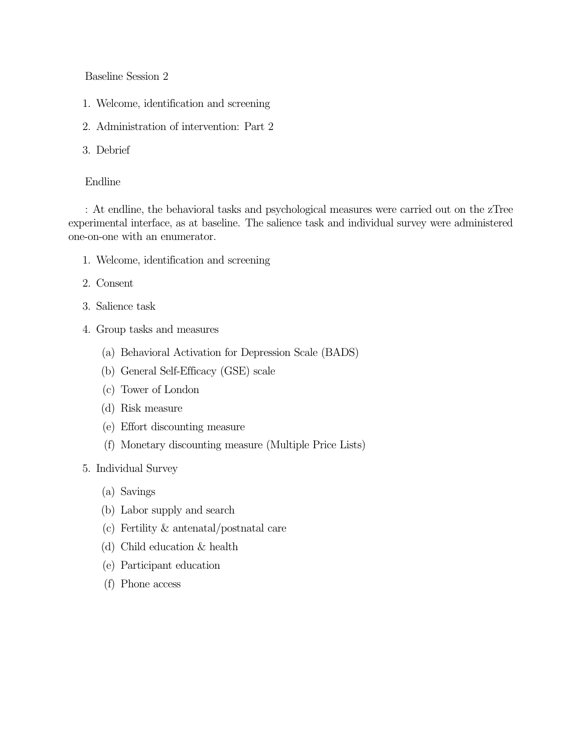Baseline Session 2

1. Welcome, identification and screening
2. Administration of intervention: Part 2
3. Debrief

Endline

: At endline, the behavioral tasks and psychological measures were carried out on the zTree experimental interface, as at baseline. The salience task and individual survey were administered one-on-one with an enumerator.

1. Welcome, identification and screening
2. Consent
3. Salience task
4. Group tasks and measures
   (a) Behavioral Activation for Depression Scale (BADS)
   (b) General Self-Efficacy (GSE) scale
   (c) Tower of London
   (d) Risk measure
   (e) Effort discounting measure
   (f) Monetary discounting measure (Multiple Price Lists)
5. Individual Survey
   (a) Savings
   (b) Labor supply and search
   (c) Fertility & antenatal/postnatal care
   (d) Child education & health
   (e) Participant education
   (f) Phone access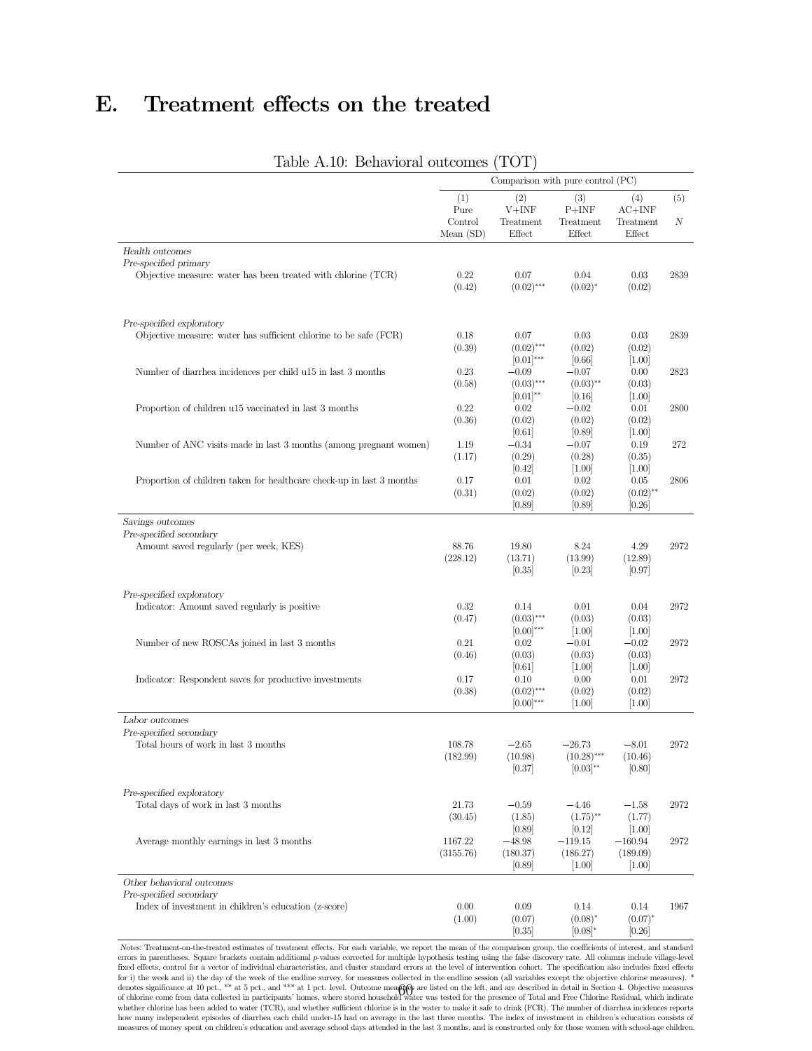# E. Treatment effects on the treated

Table A.10: Behavioral outcomes (TOT)

| | Comparison with pure control (PC) | | | | |
|---|---|---|---|---|---|
| | (1) Pure Control Mean (SD) | (2) V+INF Treatment Effect | (3) P+INF Treatment Effect | (4) AC+INF Treatment Effect | (5) N |
| *Health outcomes* | | | | | |
| *Pre-specified primary* | | | | | |
| Objective measure: water has been treated with chlorine (TCR) | 0.22 (0.42) | 0.07 (0.02)*** | 0.04 (0.02)* | 0.03 (0.02) | 2839 |
| *Pre-specified exploratory* | | | | | |
| Objective measure: water has sufficient chlorine to be safe (FCR) | 0.18 (0.39) | 0.07 (0.02)*** [0.01]*** | 0.03 (0.02) [0.66] | 0.03 (0.02) [1.00] | 2839 |
| Number of diarrhea incidences per child u15 in last 3 months | 0.23 (0.58) | −0.09 (0.03)*** [0.01]** | −0.07 (0.03)** [0.16] | 0.00 (0.03) [1.00] | 2823 |
| Proportion of children u15 vaccinated in last 3 months | 0.22 (0.36) | 0.02 (0.02) [0.61] | −0.02 (0.02) [0.89] | 0.01 (0.02) [1.00] | 2800 |
| Number of ANC visits made in last 3 months (among pregnant women) | 1.19 (1.17) | −0.34 (0.29) [0.42] | −0.07 (0.28) [1.00] | 0.19 (0.35) [1.00] | 272 |
| Proportion of children taken for healthcare check-up in last 3 months | 0.17 (0.31) | 0.01 (0.02) [0.89] | 0.02 (0.02) [0.89] | 0.05 (0.02)** [0.26] | 2806 |
| *Savings outcomes* | | | | | |
| *Pre-specified secondary* | | | | | |
| Amount saved regularly (per week, KES) | 88.76 (228.12) | 19.80 (13.71) [0.35] | 8.24 (13.99) [0.23] | 4.29 (12.89) [0.97] | 2972 |
| *Pre-specified exploratory* | | | | | |
| Indicator: Amount saved regularly is positive | 0.32 (0.47) | 0.14 (0.03)*** [0.00]*** | 0.01 (0.03) [1.00] | 0.04 (0.03) [1.00] | 2972 |
| Number of new ROSCAs joined in last 3 months | 0.21 (0.46) | 0.02 (0.03) [0.61] | −0.01 (0.03) [1.00] | −0.02 (0.03) [1.00] | 2972 |
| Indicator: Respondent saves for productive investments | 0.17 (0.38) | 0.10 (0.02)*** [0.00]*** | 0.00 (0.02) [1.00] | 0.01 (0.02) [1.00] | 2972 |
| *Labor outcomes* | | | | | |
| *Pre-specified secondary* | | | | | |
| Total hours of work in last 3 months | 108.78 (182.99) | −2.65 (10.98) [0.37] | −26.73 (10.28)*** [0.03]** | −8.01 (10.46) [0.80] | 2972 |
| *Pre-specified exploratory* | | | | | |
| Total days of work in last 3 months | 21.73 (30.45) | −0.59 (1.85) [0.89] | −4.46 (1.75)** [0.12] | −1.58 (1.77) [1.00] | 2972 |
| Average monthly earnings in last 3 months | 1167.22 (3155.76) | −48.98 (180.37) [0.89] | −119.15 (186.27) [1.00] | −160.94 (189.09) [1.00] | 2972 |
| *Other behavioral outcomes* | | | | | |
| *Pre-specified secondary* | | | | | |
| Index of investment in children's education (z-score) | 0.00 (1.00) | 0.09 (0.07) [0.35] | 0.14 (0.08)* [0.08]* | 0.14 (0.07)* [0.26] | 1967 |

*Notes:* Treatment-on-the-treated estimates of treatment effects. For each variable, we report the mean of the comparison group, the coefficients of interest, and standard errors in parentheses. Square brackets contain additional *p*-values corrected for multiple hypothesis testing using the false discovery rate. All columns include village-level fixed effects, control for a vector of individual characteristics, and cluster standard errors at the level of intervention cohort. The specification also includes fixed effects for i) the week and ii) the day of the week of the endline survey, for measures collected in the endline session (all variables except the objective chlorine measures). * denotes significance at 10 pct., ** at 5 pct., and *** at 1 pct. level. Outcome measures are listed on the left, and are described in detail in Section 4. Objective measures of chlorine come from data collected in participants' homes, where stored household water was tested for the presence of Total and Free Chlorine Residual, which indicate whether chlorine has been added to water (TCR), and whether sufficient chlorine is in the water to make it safe to drink (FCR). The number of diarrhea incidences reports how many independent episodes of diarrhea each child under-15 had on average in the last three months. The index of investment in children's education consists of measures of money spent on children's education and average school days attended in the last 3 months, and is constructed only for those women with school-age children.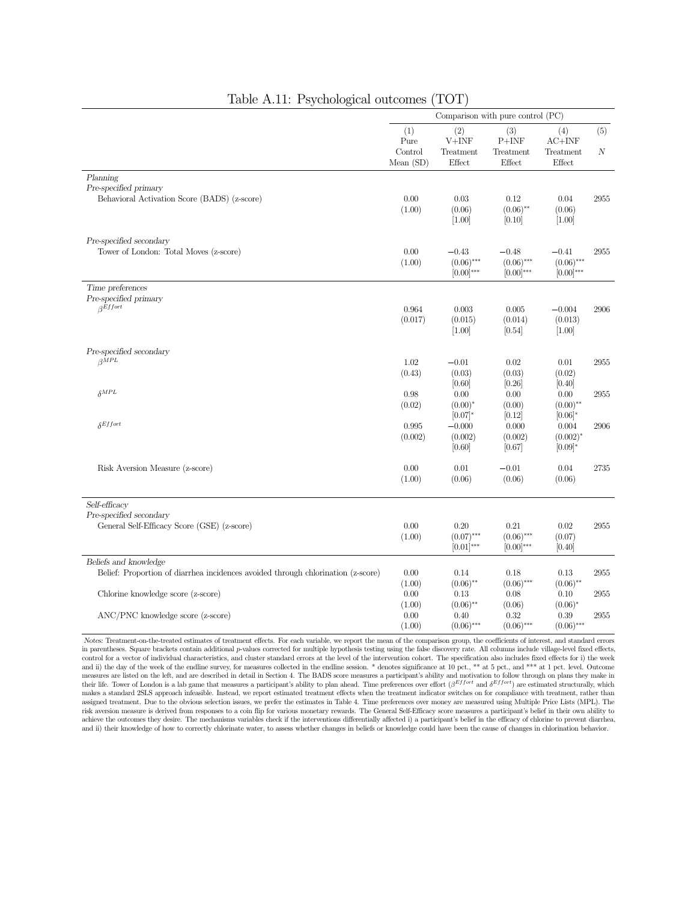# Table A.11: Psychological outcomes (TOT)

| | Comparison with pure control (PC) | | | | |
|---|---|---|---|---|---|
| | (1) Pure Control Mean (SD) | (2) V+INF Treatment Effect | (3) P+INF Treatment Effect | (4) AC+INF Treatment Effect | (5) $N$ |
| *Planning* | | | | | |
| *Pre-specified primary* | | | | | |
| Behavioral Activation Score (BADS) (z-score) | 0.00 | 0.03 | 0.12 | 0.04 | 2955 |
| | (1.00) | (0.06) | (0.06)** | (0.06) | |
| | | [1.00] | [0.10] | [1.00] | |
| *Pre-specified secondary* | | | | | |
| Tower of London: Total Moves (z-score) | 0.00 | −0.43 | −0.48 | −0.41 | 2955 |
| | (1.00) | (0.06)*** | (0.06)*** | (0.06)*** | |
| | | [0.00]*** | [0.00]*** | [0.00]*** | |
| *Time preferences* | | | | | |
| *Pre-specified primary* | | | | | |
| $\beta^{Effort}$ | 0.964 | 0.003 | 0.005 | −0.004 | 2906 |
| | (0.017) | (0.015) | (0.014) | (0.013) | |
| | | [1.00] | [0.54] | [1.00] | |
| *Pre-specified secondary* | | | | | |
| $\beta^{MPL}$ | 1.02 | −0.01 | 0.02 | 0.01 | 2955 |
| | (0.43) | (0.03) | (0.03) | (0.02) | |
| | | [0.60] | [0.26] | [0.40] | |
| $\delta^{MPL}$ | 0.98 | 0.00 | 0.00 | 0.00 | 2955 |
| | (0.02) | (0.00)* | (0.00) | (0.00)** | |
| | | [0.07]* | [0.12] | [0.06]* | |
| $\delta^{Effort}$ | 0.995 | −0.000 | 0.000 | 0.004 | 2906 |
| | (0.002) | (0.002) | (0.002) | (0.002)* | |
| | | [0.60] | [0.67] | [0.09]* | |
| Risk Aversion Measure (z-score) | 0.00 | 0.01 | −0.01 | 0.04 | 2735 |
| | (1.00) | (0.06) | (0.06) | (0.06) | |
| *Self-efficacy* | | | | | |
| *Pre-specified secondary* | | | | | |
| General Self-Efficacy Score (GSE) (z-score) | 0.00 | 0.20 | 0.21 | 0.02 | 2955 |
| | (1.00) | (0.07)*** | (0.06)*** | (0.07) | |
| | | [0.01]*** | [0.00]*** | [0.40] | |
| *Beliefs and knowledge* | | | | | |
| Belief: Proportion of diarrhea incidences avoided through chlorination (z-score) | 0.00 | 0.14 | 0.18 | 0.13 | 2955 |
| | (1.00) | (0.06)** | (0.06)*** | (0.06)** | |
| Chlorine knowledge score (z-score) | 0.00 | 0.13 | 0.08 | 0.10 | 2955 |
| | (1.00) | (0.06)** | (0.06) | (0.06)* | |
| ANC/PNC knowledge score (z-score) | 0.00 | 0.40 | 0.32 | 0.39 | 2955 |
| | (1.00) | (0.06)*** | (0.06)*** | (0.06)*** | |

*Notes:* Treatment-on-the-treated estimates of treatment effects. For each variable, we report the mean of the comparison group, the coefficients of interest, and standard errors in parentheses. Square brackets contain additional $p$-values corrected for multiple hypothesis testing using the false discovery rate. All columns include village-level fixed effects, control for a vector of individual characteristics, and cluster standard errors at the level of the intervention cohort. The specification also includes fixed effects for i) the week and ii) the day of the week of the endline survey, for measures collected in the endline session. * denotes significance at 10 pct., ** at 5 pct., and *** at 1 pct. level. Outcome measures are listed on the left, and are described in detail in Section 4. The BADS score measures a participant's ability and motivation to follow through on plans they make in their life. Tower of London is a lab game that measures a participant's ability to plan ahead. Time preferences over effort ($\beta^{Effort}$ and $\delta^{Effort}$) are estimated structurally, which makes a standard 2SLS approach infeasible. Instead, we report estimated treatment effects when the treatment indicator switches on for *compliance* with treatment, rather than assigned treatment. Due to the obvious selection issues, we prefer the estimates in Table 4. Time preferences over money are measured using Multiple Price Lists (MPL). The risk aversion measure is derived from responses to a coin flip for various monetary rewards. The General Self-Efficacy score measures a participant's belief in their own ability to achieve the outcomes they desire. The mechanisms variables check if the interventions differentially affected i) a participant's belief in the efficacy of chlorine to prevent diarrhea, and ii) their knowledge of how to correctly chlorinate water, to assess whether changes in beliefs or knowledge could have been the cause of changes in chlorination behavior.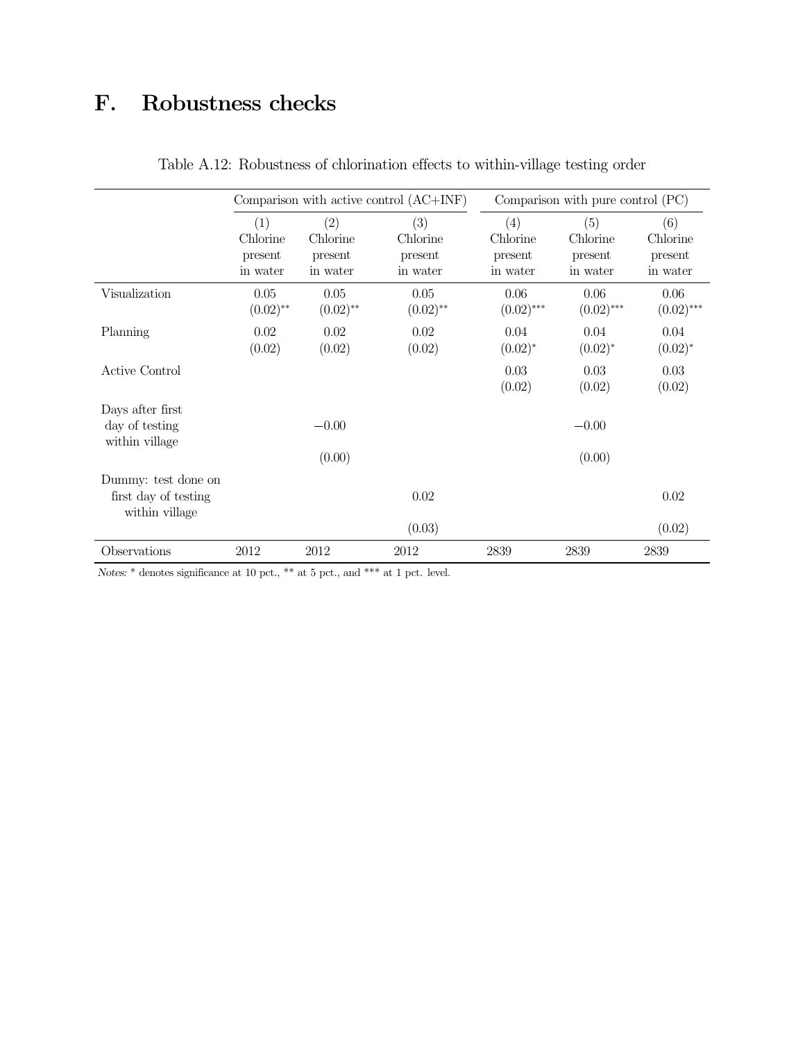# F. Robustness checks

Table A.12: Robustness of chlorination effects to within-village testing order

| | Comparison with active control (AC+INF) | | | Comparison with pure control (PC) | | |
|---|---|---|---|---|---|---|
| | (1) Chlorine present in water | (2) Chlorine present in water | (3) Chlorine present in water | (4) Chlorine present in water | (5) Chlorine present in water | (6) Chlorine present in water |
| Visualization | 0.05 | 0.05 | 0.05 | 0.06 | 0.06 | 0.06 |
| | (0.02)** | (0.02)** | (0.02)** | (0.02)*** | (0.02)*** | (0.02)*** |
| Planning | 0.02 | 0.02 | 0.02 | 0.04 | 0.04 | 0.04 |
| | (0.02) | (0.02) | (0.02) | (0.02)* | (0.02)* | (0.02)* |
| Active Control | | | | 0.03 | 0.03 | 0.03 |
| | | | | (0.02) | (0.02) | (0.02) |
| Days after first day of testing within village | | −0.00 | | | −0.00 | |
| | | (0.00) | | | (0.00) | |
| Dummy: test done on first day of testing within village | | | 0.02 | | | 0.02 |
| | | | (0.03) | | | (0.02) |
| Observations | 2012 | 2012 | 2012 | 2839 | 2839 | 2839 |

*Notes:* * denotes significance at 10 pct., ** at 5 pct., and *** at 1 pct. level.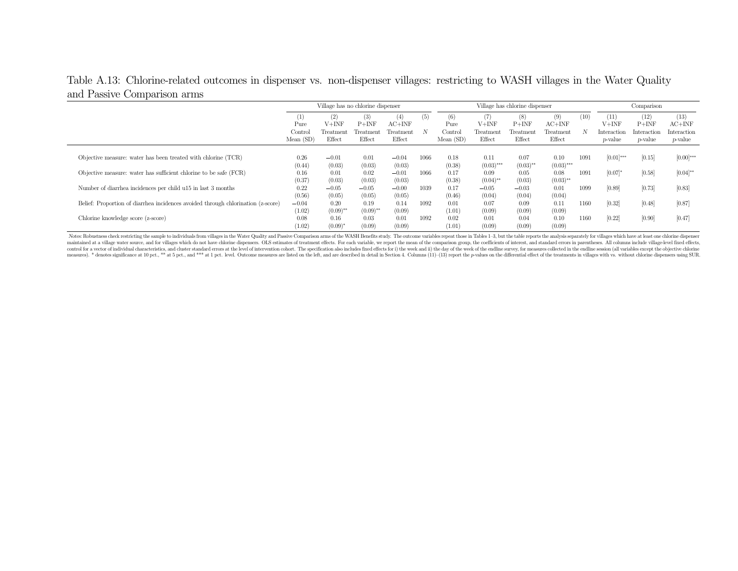Table A.13: Chlorine-related outcomes in dispenser vs. non-dispenser villages: restricting to WASH villages in the Water Quality and Passive Comparison arms

| | Village has no chlorine dispenser | | | | | Village has chlorine dispenser | | | | | Comparison | | |
|---|---|---|---|---|---|---|---|---|---|---|---|---|---|
| | (1) Pure Control Mean (SD) | (2) V+INF Treatment Effect | (3) P+INF Treatment Effect | (4) AC+INF Treatment Effect | (5) $N$ | (6) Pure Control Mean (SD) | (7) V+INF Treatment Effect | (8) P+INF Treatment Effect | (9) AC+INF Treatment Effect | (10) $N$ | (11) V+INF Interaction $p$-value | (12) P+INF Interaction $p$-value | (13) AC+INF Interaction $p$-value |
| Objective measure: water has been treated with chlorine (TCR) | 0.26 | −0.01 | 0.01 | −0.04 | 1066 | 0.18 | 0.11 | 0.07 | 0.10 | 1091 | [0.01]*** | [0.15] | [0.00]*** |
| | (0.44) | (0.03) | (0.03) | (0.03) | | (0.38) | (0.03)*** | (0.03)** | (0.03)*** | | | | |
| Objective measure: water has sufficient chlorine to be safe (FCR) | 0.16 | 0.01 | 0.02 | −0.01 | 1066 | 0.17 | 0.09 | 0.05 | 0.08 | 1091 | [0.07]* | [0.58] | [0.04]** |
| | (0.37) | (0.03) | (0.03) | (0.03) | | (0.38) | (0.04)** | (0.03) | (0.03)** | | | | |
| Number of diarrhea incidences per child u15 in last 3 months | 0.22 | −0.05 | −0.05 | −0.00 | 1039 | 0.17 | −0.05 | −0.03 | 0.01 | 1099 | [0.89] | [0.73] | [0.83] |
| | (0.56) | (0.05) | (0.05) | (0.05) | | (0.46) | (0.04) | (0.04) | (0.04) | | | | |
| Belief: Proportion of diarrhea incidences avoided through chlorination (z-score) | −0.04 | 0.20 | 0.19 | 0.14 | 1092 | 0.01 | 0.07 | 0.09 | 0.11 | 1160 | [0.32] | [0.48] | [0.87] |
| | (1.02) | (0.09)** | (0.09)** | (0.09) | | (1.01) | (0.09) | (0.09) | (0.09) | | | | |
| Chlorine knowledge score (z-score) | 0.08 | 0.16 | 0.03 | 0.01 | 1092 | 0.02 | 0.01 | 0.04 | 0.10 | 1160 | [0.22] | [0.90] | [0.47] |
| | (1.02) | (0.09)* | (0.09) | (0.09) | | (1.01) | (0.09) | (0.09) | (0.09) | | | | |

Notes: Robustness check restricting the sample to individuals from villages in the Water Quality and Passive Comparison arms of the WASH Benefits study. The outcome variables repeat those in Tables 1–3, but the table reports the analysis separately for villages which have at least one chlorine dispenser maintained at a village water source, and for villages which do not have chlorine dispensers. OLS estimates of treatment effects. For each variable, we report the mean of the comparison group, the coefficients of interest, and standard errors in parentheses. All columns include village-level fixed effects, control for a vector of individual characteristics, and cluster standard errors at the level of intervention cohort. The specification also includes fixed effects for i) the week and ii) the day of the week of the endline survey, for measures collected in the endline session (all variables except the objective chlorine measures). * denotes significance at 10 pct., ** at 5 pct., and *** at 1 pct. level. Outcome measures are listed on the left, and are described in detail in Section 4. Columns (11)–(13) report the $p$-values on the differential effect of the treatments in villages with vs. without chlorine dispensers using SUR.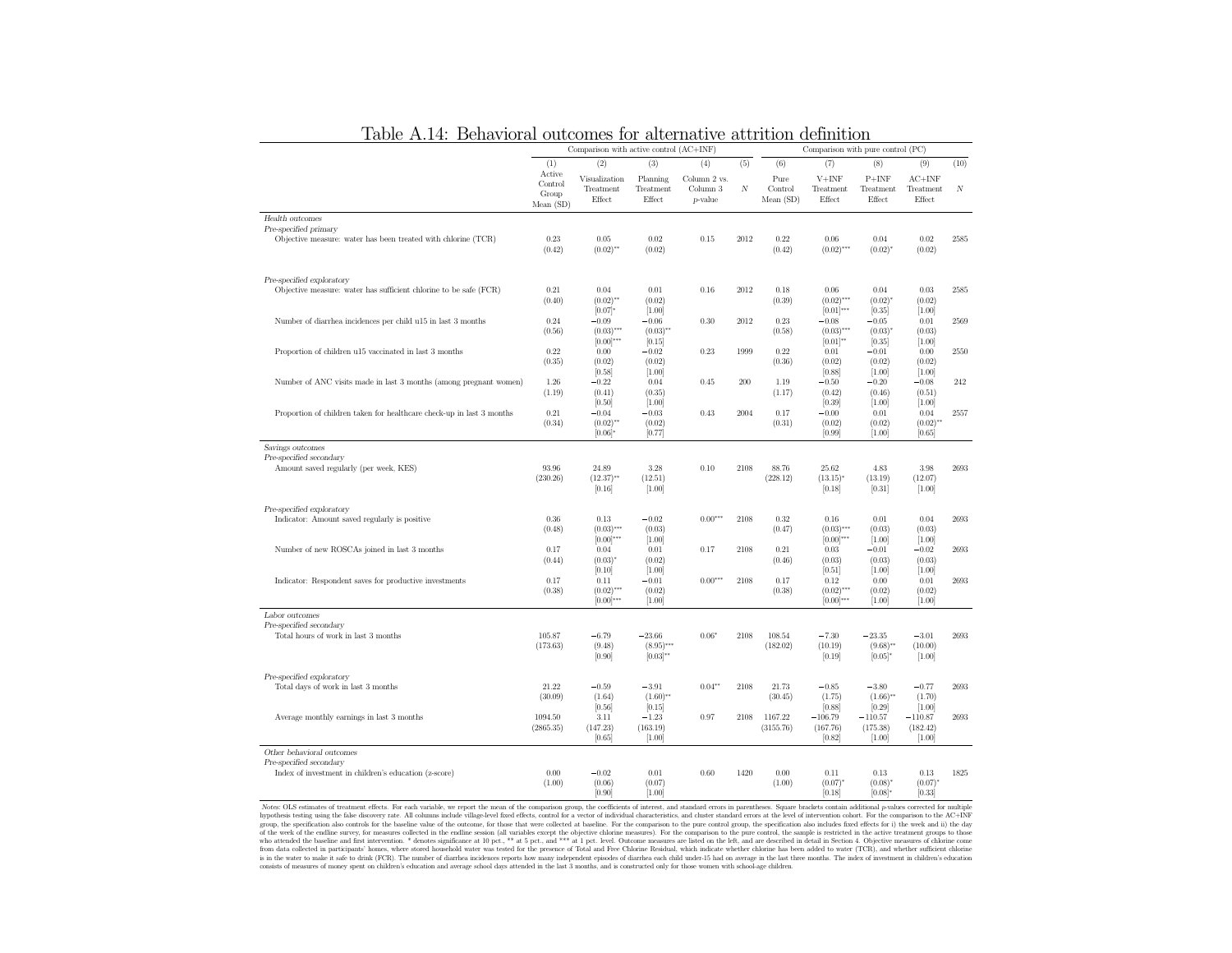# Table A.14: Behavioral outcomes for alternative attrition definition

| | Comparison with active control (AC+INF) | | | | | Comparison with pure control (PC) | | | | |
|---|---|---|---|---|---|---|---|---|---|---|
| | (1) | (2) | (3) | (4) | (5) | (6) | (7) | (8) | (9) | (10) |
| | Active Control Group Mean (SD) | Visualization Treatment Effect | Planning Treatment Effect | Column 2 vs. Column 3 $p$-value | $N$ | Pure Control Mean (SD) | V+INF Treatment Effect | P+INF Treatment Effect | AC+INF Treatment Effect | $N$ |
| *Health outcomes* | | | | | | | | | | |
| *Pre-specified primary* | | | | | | | | | | |
| Objective measure: water has been treated with chlorine (TCR) | 0.23 | 0.05 | 0.02 | 0.15 | 2012 | 0.22 | 0.06 | 0.04 | 0.02 | 2585 |
| | (0.42) | (0.02)** | (0.02) | | | (0.42) | (0.02)*** | (0.02)* | (0.02) | |
| *Pre-specified exploratory* | | | | | | | | | | |
| Objective measure: water has sufficient chlorine to be safe (FCR) | 0.21 | 0.04 | 0.01 | 0.16 | 2012 | 0.18 | 0.06 | 0.04 | 0.03 | 2585 |
| | (0.40) | (0.02)** | (0.02) | | | (0.39) | (0.02)*** | (0.02)* | (0.02) | |
| | | [0.07]* | [1.00] | | | | [0.01]*** | [0.35] | [1.00] | |
| Number of diarrhea incidences per child u15 in last 3 months | 0.24 | −0.09 | −0.06 | 0.30 | 2012 | 0.23 | −0.08 | −0.05 | 0.01 | 2569 |
| | (0.56) | (0.03)*** | (0.03)** | | | (0.58) | (0.03)*** | (0.03)* | (0.03) | |
| | | [0.00]*** | [0.15] | | | | [0.01]** | [0.35] | [1.00] | |
| Proportion of children u15 vaccinated in last 3 months | 0.22 | 0.00 | −0.02 | 0.23 | 1999 | 0.22 | 0.01 | −0.01 | 0.00 | 2550 |
| | (0.35) | (0.02) | (0.02) | | | (0.36) | (0.02) | (0.02) | (0.02) | |
| | | [0.58] | [1.00] | | | | [0.88] | [1.00] | [1.00] | |
| Number of ANC visits made in last 3 months (among pregnant women) | 1.26 | −0.22 | 0.04 | 0.45 | 200 | 1.19 | −0.50 | −0.20 | −0.08 | 242 |
| | (1.19) | (0.41) | (0.35) | | | (1.17) | (0.42) | (0.46) | (0.51) | |
| | | [0.50] | [1.00] | | | | [0.39] | [1.00] | [1.00] | |
| Proportion of children taken for healthcare check-up in last 3 months | 0.21 | −0.04 | −0.03 | 0.43 | 2004 | 0.17 | −0.00 | 0.01 | 0.04 | 2557 |
| | (0.34) | (0.02)** | (0.02) | | | (0.31) | (0.02) | (0.02) | (0.02)** | |
| | | [0.06]* | [0.77] | | | | [0.99] | [1.00] | [0.65] | |
| *Savings outcomes* | | | | | | | | | | |
| *Pre-specified secondary* | | | | | | | | | | |
| Amount saved regularly (per week, KES) | 93.96 | 24.89 | 3.28 | 0.10 | 2108 | 88.76 | 25.62 | 4.83 | 3.98 | 2693 |
| | (230.26) | (12.37)** | (12.51) | | | (228.12) | (13.15)* | (13.19) | (12.07) | |
| | | [0.16] | [1.00] | | | | [0.18] | [0.31] | [1.00] | |
| *Pre-specified exploratory* | | | | | | | | | | |
| Indicator: Amount saved regularly is positive | 0.36 | 0.13 | −0.02 | 0.00*** | 2108 | 0.32 | 0.16 | 0.01 | 0.04 | 2693 |
| | (0.48) | (0.03)*** | (0.03) | | | (0.47) | (0.03)*** | (0.03) | (0.03) | |
| | | [0.00]*** | [1.00] | | | | [0.00]*** | [1.00] | [1.00] | |
| Number of new ROSCAs joined in last 3 months | 0.17 | 0.04 | 0.01 | 0.17 | 2108 | 0.21 | 0.03 | −0.01 | −0.02 | 2693 |
| | (0.44) | (0.03)* | (0.02) | | | (0.46) | (0.03) | (0.03) | (0.03) | |
| | | [0.10] | [1.00] | | | | [0.51] | [1.00] | [1.00] | |
| Indicator: Respondent saves for productive investments | 0.17 | 0.11 | −0.01 | 0.00*** | 2108 | 0.17 | 0.12 | 0.00 | 0.01 | 2693 |
| | (0.38) | (0.02)*** | (0.02) | | | (0.38) | (0.02)*** | (0.02) | (0.02) | |
| | | [0.00]*** | [1.00] | | | | [0.00]*** | [1.00] | [1.00] | |
| *Labor outcomes* | | | | | | | | | | |
| *Pre-specified secondary* | | | | | | | | | | |
| Total hours of work in last 3 months | 105.87 | −6.79 | −23.66 | 0.06* | 2108 | 108.54 | −7.30 | −23.35 | −3.01 | 2693 |
| | (173.63) | (9.48) | (8.95)*** | | | (182.02) | (10.19) | (9.68)** | (10.00) | |
| | | [0.90] | [0.03]** | | | | [0.19] | [0.05]* | [1.00] | |
| *Pre-specified exploratory* | | | | | | | | | | |
| Total days of work in last 3 months | 21.22 | −0.59 | −3.91 | 0.04** | 2108 | 21.73 | −0.85 | −3.80 | −0.77 | 2693 |
| | (30.09) | (1.64) | (1.60)** | | | (30.45) | (1.75) | (1.66)** | (1.70) | |
| | | [0.56] | [0.15] | | | | [0.88] | [0.29] | [1.00] | |
| Average monthly earnings in last 3 months | 1094.50 | 3.11 | −1.23 | 0.97 | 2108 | 1167.22 | −106.79 | −110.57 | −110.87 | 2693 |
| | (2865.35) | (147.23) | (163.19) | | | (3155.76) | (167.76) | (175.38) | (182.42) | |
| | | [0.65] | [1.00] | | | | [0.82] | [1.00] | [1.00] | |
| *Other behavioral outcomes* | | | | | | | | | | |
| *Pre-specified secondary* | | | | | | | | | | |
| Index of investment in children's education (z-score) | 0.00 | −0.02 | 0.01 | 0.60 | 1420 | 0.00 | 0.11 | 0.13 | 0.13 | 1825 |
| | (1.00) | (0.06) | (0.07) | | | (1.00) | (0.07)* | (0.08)* | (0.07)* | |
| | | [0.90] | [1.00] | | | | [0.18] | [0.08]* | [0.33] | |

*Notes*: OLS estimates of treatment effects. For each variable, we report the mean of the comparison group, the coefficients of interest, and standard errors in parentheses. Square brackets contain additional $p$-values corrected for multiple hypothesis testing using the false discovery rate. All columns include village-level fixed effects, control for a vector of individual characteristics, and cluster standard errors at the level of intervention cohort. For the comparison to the AC+INF group, the specification also controls for the baseline value of the outcome, for those that were collected at baseline. For the comparison to the pure control group, the specification also includes fixed effects for i) the week and ii) the day of the week of the endline survey, for measures collected in the endline session (all variables except the objective chlorine measures). For the comparison to the pure control, the sample is restricted in the active treatment groups to those who attended the baseline and first intervention. * denotes significance at 10 pct., ** at 5 pct., and *** at 1 pct. level. Outcome measures are listed on the left, and are described in detail in Section 4. Objective measures of chlorine come from data collected in participants' homes, where stored household water was tested for the presence of Total and Free Chlorine Residual, which indicate whether chlorine has been added to water (TCR), and whether sufficient chlorine is in the water to make it safe to drink (FCR). The number of diarrhea incidences reports how many independent episodes of diarrhea each child under-15 had on average in the last three months. The index of investment in children's education consists of measures of money spent on children's education and average school days attended in the last 3 months, and is constructed only for those women with school-age children.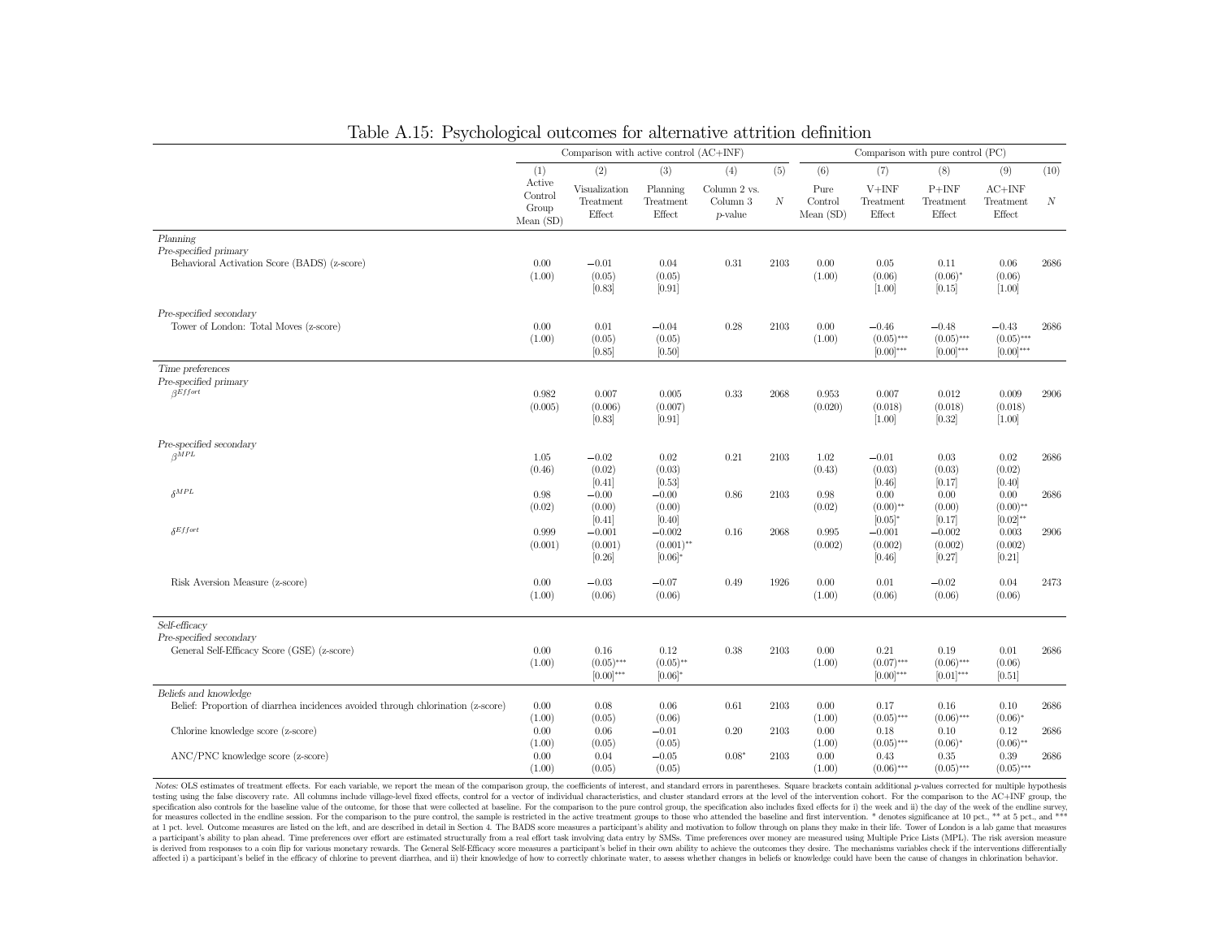# Table A.15: Psychological outcomes for alternative attrition definition

| | Comparison with active control (AC+INF) | | | | | Comparison with pure control (PC) | | | | |
|---|---|---|---|---|---|---|---|---|---|---|
| | (1) Active Control Group Mean (SD) | (2) Visualization Treatment Effect | (3) Planning Treatment Effect | (4) Column 2 vs. Column 3 $p$-value | (5) $N$ | (6) Pure Control Mean (SD) | (7) V+INF Treatment Effect | (8) P+INF Treatment Effect | (9) AC+INF Treatment Effect | (10) $N$ |
| *Planning* | | | | | | | | | | |
| *Pre-specified primary* | | | | | | | | | | |
| Behavioral Activation Score (BADS) (z-score) | 0.00 | −0.01 | 0.04 | 0.31 | 2103 | 0.00 | 0.05 | 0.11 | 0.06 | 2686 |
| | (1.00) | (0.05) | (0.05) | | | (1.00) | (0.06) | (0.06)* | (0.06) | |
| | | [0.83] | [0.91] | | | | [1.00] | [0.15] | [1.00] | |
| *Pre-specified secondary* | | | | | | | | | | |
| Tower of London: Total Moves (z-score) | 0.00 | 0.01 | −0.04 | 0.28 | 2103 | 0.00 | −0.46 | −0.48 | −0.43 | 2686 |
| | (1.00) | (0.05) | (0.05) | | | (1.00) | (0.05)*** | (0.05)*** | (0.05)*** | |
| | | [0.85] | [0.50] | | | | [0.00]*** | [0.00]*** | [0.00]*** | |
| *Time preferences* | | | | | | | | | | |
| *Pre-specified primary* | | | | | | | | | | |
| $\beta^{Effort}$ | 0.982 | 0.007 | 0.005 | 0.33 | 2068 | 0.953 | 0.007 | 0.012 | 0.009 | 2906 |
| | (0.005) | (0.006) | (0.007) | | | (0.020) | (0.018) | (0.018) | (0.018) | |
| | | [0.83] | [0.91] | | | | [1.00] | [0.32] | [1.00] | |
| *Pre-specified secondary* | | | | | | | | | | |
| $\beta^{MPL}$ | 1.05 | −0.02 | 0.02 | 0.21 | 2103 | 1.02 | −0.01 | 0.03 | 0.02 | 2686 |
| | (0.46) | (0.02) | (0.03) | | | (0.43) | (0.03) | (0.03) | (0.02) | |
| | | [0.41] | [0.53] | | | | [0.46] | [0.17] | [0.40] | |
| $\delta^{MPL}$ | 0.98 | −0.00 | −0.00 | 0.86 | 2103 | 0.98 | 0.00 | 0.00 | 0.00 | 2686 |
| | (0.02) | (0.00) | (0.00) | | | (0.02) | (0.00)** | (0.00) | (0.00)** | |
| | | [0.41] | [0.40] | | | | [0.05]* | [0.17] | [0.02]** | |
| $\delta^{Effort}$ | 0.999 | −0.001 | −0.002 | 0.16 | 2068 | 0.995 | −0.001 | −0.002 | 0.003 | 2906 |
| | (0.001) | (0.001) | (0.001)** | | | (0.002) | (0.002) | (0.002) | (0.002) | |
| | | [0.26] | [0.06]* | | | | [0.46] | [0.27] | [0.21] | |
| Risk Aversion Measure (z-score) | 0.00 | −0.03 | −0.07 | 0.49 | 1926 | 0.00 | 0.01 | −0.02 | 0.04 | 2473 |
| | (1.00) | (0.06) | (0.06) | | | (1.00) | (0.06) | (0.06) | (0.06) | |
| *Self-efficacy* | | | | | | | | | | |
| *Pre-specified secondary* | | | | | | | | | | |
| General Self-Efficacy Score (GSE) (z-score) | 0.00 | 0.16 | 0.12 | 0.38 | 2103 | 0.00 | 0.21 | 0.19 | 0.01 | 2686 |
| | (1.00) | (0.05)*** | (0.05)** | | | (1.00) | (0.07)*** | (0.06)*** | (0.06) | |
| | | [0.00]*** | [0.06]* | | | | [0.00]*** | [0.01]*** | [0.51] | |
| *Beliefs and knowledge* | | | | | | | | | | |
| Belief: Proportion of diarrhea incidences avoided through chlorination (z-score) | 0.00 | 0.08 | 0.06 | 0.61 | 2103 | 0.00 | 0.17 | 0.16 | 0.10 | 2686 |
| | (1.00) | (0.05) | (0.06) | | | (1.00) | (0.05)*** | (0.06)*** | (0.06)* | |
| Chlorine knowledge score (z-score) | 0.00 | 0.06 | −0.01 | 0.20 | 2103 | 0.00 | 0.18 | 0.10 | 0.12 | 2686 |
| | (1.00) | (0.05) | (0.05) | | | (1.00) | (0.05)*** | (0.06)* | (0.06)** | |
| ANC/PNC knowledge score (z-score) | 0.00 | 0.04 | −0.05 | 0.08* | 2103 | 0.00 | 0.43 | 0.35 | 0.39 | 2686 |
| | (1.00) | (0.05) | (0.05) | | | (1.00) | (0.06)*** | (0.05)*** | (0.05)*** | |

*Notes:* OLS estimates of treatment effects. For each variable, we report the mean of the comparison group, the coefficients of interest, and standard errors in parentheses. Square brackets contain additional $p$-values corrected for multiple hypothesis testing using the false discovery rate. All columns include village-level fixed effects, control for a vector of individual characteristics, and cluster standard errors at the level of the intervention cohort. For the comparison to the AC+INF group, the specification also controls for the baseline value of the outcome, for those that were collected at baseline. For the comparison to the pure control group, the specification also includes fixed effects for i) the week and ii) the day of the week of the endline survey, for measures collected in the endline session. For the comparison to the pure control, the sample is restricted in the active treatment groups to those who attended the baseline and first intervention. * denotes significance at 10 pct., ** at 5 pct., and *** at 1 pct. level. Outcome measures are listed on the left, and are described in detail in Section 4. The BADS score measures a participant's ability and motivation to follow through on plans they make in their life. Tower of London is a lab game that measures a participant's ability to plan ahead. Time preferences over effort are estimated structurally from a real effort task involving data entry by SMSs. Time preferences over money are measured using Multiple Price Lists (MPL). The risk aversion measure is derived from responses to a coin flip for various monetary rewards. The General Self-Efficacy score measures a participant's belief in their own ability to achieve the outcomes they desire. The mechanisms variables check if the interventions differentially affected i) a participant's belief in the efficacy of chlorine to prevent diarrhea, and ii) their knowledge of how to correctly chlorinate water, to assess whether changes in beliefs or knowledge could have been the cause of changes in chlorination behavior.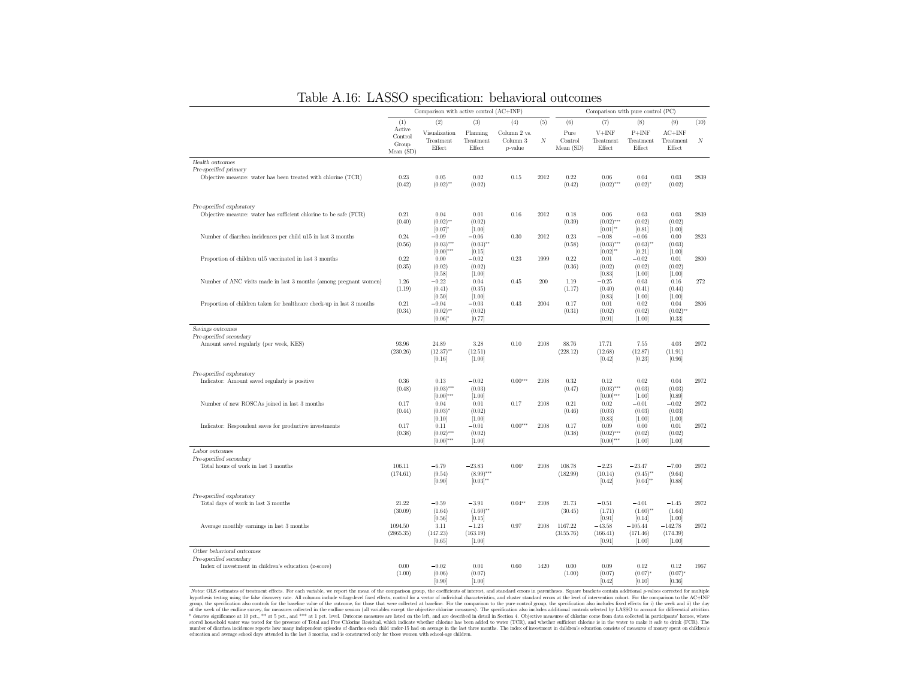# Table A.16: LASSO specification: behavioral outcomes

| | Comparison with active control (AC+INF) | | | | | Comparison with pure control (PC) | | | | |
|---|---|---|---|---|---|---|---|---|---|---|
| | (1) | (2) | (3) | (4) | (5) | (6) | (7) | (8) | (9) | (10) |
| | Active Control Group Mean (SD) | Visualization Treatment Effect | Planning Treatment Effect | Column 2 vs. Column 3 *p*-value | *N* | Pure Control Mean (SD) | V+INF Treatment Effect | P+INF Treatment Effect | AC+INF Treatment Effect | *N* |
| *Health outcomes* | | | | | | | | | | |
| *Pre-specified primary* | | | | | | | | | | |
| Objective measure: water has been treated with chlorine (TCR) | 0.23 | 0.05 | 0.02 | 0.15 | 2012 | 0.22 | 0.06 | 0.04 | 0.03 | 2839 |
| | (0.42) | (0.02)** | (0.02) | | | (0.42) | (0.02)*** | (0.02)* | (0.02) | |
| *Pre-specified exploratory* | | | | | | | | | | |
| Objective measure: water has sufficient chlorine to be safe (FCR) | 0.21 | 0.04 | 0.01 | 0.16 | 2012 | 0.18 | 0.06 | 0.03 | 0.03 | 2839 |
| | (0.40) | (0.02)** | (0.02) | | | (0.39) | (0.02)*** | (0.02) | (0.02) | |
| | | [0.07]* | [1.00] | | | | [0.01]** | [0.81] | [1.00] | |
| Number of diarrhea incidences per child u15 in last 3 months | 0.24 | −0.09 | −0.06 | 0.30 | 2012 | 0.23 | −0.08 | −0.06 | 0.00 | 2823 |
| | (0.56) | (0.03)*** | (0.03)** | | | (0.58) | (0.03)*** | (0.03)** | (0.03) | |
| | | [0.00]*** | [0.15] | | | | [0.02]** | [0.21] | [1.00] | |
| Proportion of children u15 vaccinated in last 3 months | 0.22 | 0.00 | −0.02 | 0.23 | 1999 | 0.22 | 0.01 | −0.02 | 0.01 | 2800 |
| | (0.35) | (0.02) | (0.02) | | | (0.36) | (0.02) | (0.02) | (0.02) | |
| | | [0.58] | [1.00] | | | | [0.83] | [1.00] | [1.00] | |
| Number of ANC visits made in last 3 months (among pregnant women) | 1.26 | −0.22 | 0.04 | 0.45 | 200 | 1.19 | −0.25 | 0.03 | 0.16 | 272 |
| | (1.19) | (0.41) | (0.35) | | | (1.17) | (0.40) | (0.41) | (0.44) | |
| | | [0.50] | [1.00] | | | | [0.83] | [1.00] | [1.00] | |
| Proportion of children taken for healthcare check-up in last 3 months | 0.21 | −0.04 | −0.03 | 0.43 | 2004 | 0.17 | 0.01 | 0.02 | 0.04 | 2806 |
| | (0.34) | (0.02)** | (0.02) | | | (0.31) | (0.02) | (0.02) | (0.02)** | |
| | | [0.06]* | [0.77] | | | | [0.91] | [1.00] | [0.33] | |
| *Savings outcomes* | | | | | | | | | | |
| *Pre-specified secondary* | | | | | | | | | | |
| Amount saved regularly (per week, KES) | 93.96 | 24.89 | 3.28 | 0.10 | 2108 | 88.76 | 17.71 | 7.55 | 4.03 | 2972 |
| | (230.26) | (12.37)** | (12.51) | | | (228.12) | (12.68) | (12.87) | (11.91) | |
| | | [0.16] | [1.00] | | | | [0.42] | [0.23] | [0.96] | |
| *Pre-specified exploratory* | | | | | | | | | | |
| Indicator: Amount saved regularly is positive | 0.36 | 0.13 | −0.02 | 0.00*** | 2108 | 0.32 | 0.12 | 0.02 | 0.04 | 2972 |
| | (0.48) | (0.03)*** | (0.03) | | | (0.47) | (0.03)*** | (0.03) | (0.03) | |
| | | [0.00]*** | [1.00] | | | | [0.00]*** | [1.00] | [0.89] | |
| Number of new ROSCAs joined in last 3 months | 0.17 | 0.04 | 0.01 | 0.17 | 2108 | 0.21 | 0.02 | −0.01 | −0.02 | 2972 |
| | (0.44) | (0.03)* | (0.02) | | | (0.46) | (0.03) | (0.03) | (0.03) | |
| | | [0.10] | [1.00] | | | | [0.83] | [1.00] | [1.00] | |
| Indicator: Respondent saves for productive investments | 0.17 | 0.11 | −0.01 | 0.00*** | 2108 | 0.17 | 0.09 | 0.00 | 0.01 | 2972 |
| | (0.38) | (0.02)*** | (0.02) | | | (0.38) | (0.02)*** | (0.02) | (0.02) | |
| | | [0.00]*** | [1.00] | | | | [0.00]*** | [1.00] | [1.00] | |
| *Labor outcomes* | | | | | | | | | | |
| *Pre-specified secondary* | | | | | | | | | | |
| Total hours of work in last 3 months | 106.11 | −6.79 | −23.83 | 0.06* | 2108 | 108.78 | −2.23 | −23.47 | −7.00 | 2972 |
| | (174.61) | (9.54) | (8.99)*** | | | (182.99) | (10.14) | (9.45)** | (9.64) | |
| | | [0.90] | [0.03]** | | | | [0.42] | [0.04]** | [0.88] | |
| *Pre-specified exploratory* | | | | | | | | | | |
| Total days of work in last 3 months | 21.22 | −0.59 | −3.91 | 0.04** | 2108 | 21.73 | −0.51 | −4.01 | −1.45 | 2972 |
| | (30.09) | (1.64) | (1.60)** | | | (30.45) | (1.71) | (1.60)** | (1.64) | |
| | | [0.56] | [0.15] | | | | [0.91] | [0.14] | [1.00] | |
| Average monthly earnings in last 3 months | 1094.50 | 3.11 | −1.23 | 0.97 | 2108 | 1167.22 | −43.58 | −105.44 | −142.78 | 2972 |
| | (2865.35) | (147.23) | (163.19) | | | (3155.76) | (166.41) | (171.46) | (174.39) | |
| | | [0.65] | [1.00] | | | | [0.91] | [1.00] | [1.00] | |
| *Other behavioral outcomes* | | | | | | | | | | |
| *Pre-specified secondary* | | | | | | | | | | |
| Index of investment in children's education (z-score) | 0.00 | −0.02 | 0.01 | 0.60 | 1420 | 0.00 | 0.09 | 0.12 | 0.12 | 1967 |
| | (1.00) | (0.06) | (0.07) | | | (1.00) | (0.07) | (0.07)* | (0.07)* | |
| | | [0.90] | [1.00] | | | | [0.42] | [0.10] | [0.36] | |

*Notes:* OLS estimates of treatment effects. For each variable, we report the mean of the comparison group, the coefficients of interest, and standard errors in parentheses. Square brackets contain additional *p*-values corrected for multiple hypothesis testing using the false discovery rate. All columns include village-level fixed effects, control for a vector of individual characteristics, and cluster standard errors at the level of intervention cohort. For the comparison to the AC+INF group, the specification also controls for the baseline value of the outcome, for those that were collected at baseline. For the comparison to the pure control group, the specification also includes fixed effects for i) the week and ii) the day of the week of the endline survey, for measures collected in the endline session (all variables except the objective chlorine measures). The specification also includes additional controls selected by LASSO to account for differential attrition. * denotes significance at 10 pct., ** at 5 pct., and *** at 1 pct. level. Outcome measures are listed on the left, and are described in detail in Section 4. Objective measures of chlorine come from data collected in participants' homes, where stored household water was tested for the presence of Total and Free Chlorine Residual, which indicate whether chlorine has been added to water (TCR), and whether sufficient chlorine is in the water to make it safe to drink (FCR). The number of diarrhea incidences reports how many independent episodes of diarrhea each child under-15 had on average in the last three months. The index of investment in children's education consists of measures of money spent on children's education and average school days attended in the last 3 months, and is constructed only for those women with school-age children.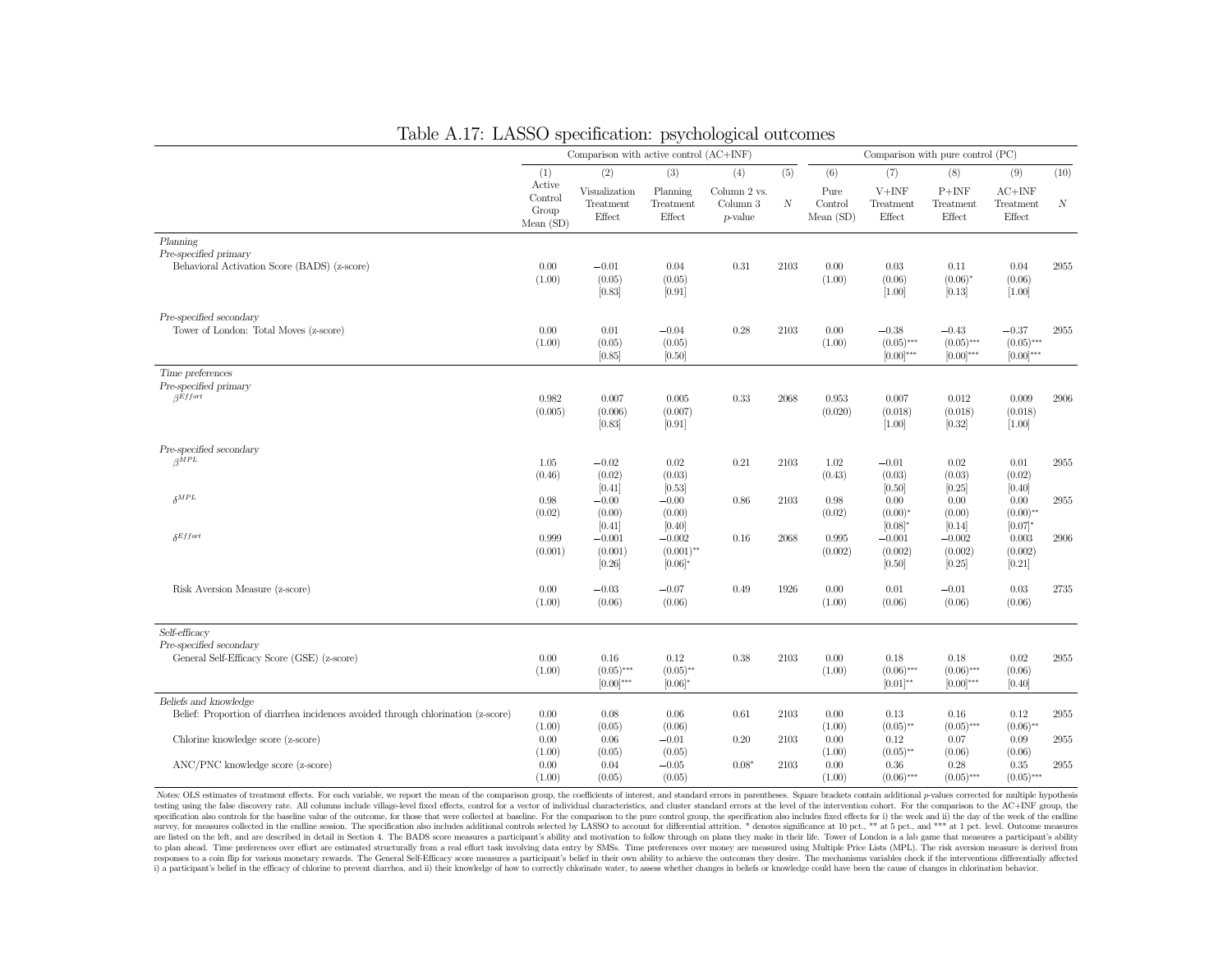# Table A.17: LASSO specification: psychological outcomes

| | Comparison with active control (AC+INF) | | | | | Comparison with pure control (PC) | | | | |
|---|---|---|---|---|---|---|---|---|---|---|
| | (1) Active Control Group Mean (SD) | (2) Visualization Treatment Effect | (3) Planning Treatment Effect | (4) Column 2 vs. Column 3 $p$-value | (5) $N$ | (6) Pure Control Mean (SD) | (7) V+INF Treatment Effect | (8) P+INF Treatment Effect | (9) AC+INF Treatment Effect | (10) $N$ |
| *Planning* | | | | | | | | | | |
| *Pre-specified primary* | | | | | | | | | | |
| Behavioral Activation Score (BADS) (z-score) | 0.00 | −0.01 | 0.04 | 0.31 | 2103 | 0.00 | 0.03 | 0.11 | 0.04 | 2955 |
| | (1.00) | (0.05) | (0.05) | | | (1.00) | (0.06) | (0.06)* | (0.06) | |
| | | [0.83] | [0.91] | | | | [1.00] | [0.13] | [1.00] | |
| *Pre-specified secondary* | | | | | | | | | | |
| Tower of London: Total Moves (z-score) | 0.00 | 0.01 | −0.04 | 0.28 | 2103 | 0.00 | −0.38 | −0.43 | −0.37 | 2955 |
| | (1.00) | (0.05) | (0.05) | | | (1.00) | (0.05)*** | (0.05)*** | (0.05)*** | |
| | | [0.85] | [0.50] | | | | [0.00]*** | [0.00]*** | [0.00]*** | |
| *Time preferences* | | | | | | | | | | |
| *Pre-specified primary* | | | | | | | | | | |
| $\beta^{Effort}$ | 0.982 | 0.007 | 0.005 | 0.33 | 2068 | 0.953 | 0.007 | 0.012 | 0.009 | 2906 |
| | (0.005) | (0.006) | (0.007) | | | (0.020) | (0.018) | (0.018) | (0.018) | |
| | | [0.83] | [0.91] | | | | [1.00] | [0.32] | [1.00] | |
| *Pre-specified secondary* | | | | | | | | | | |
| $\beta^{MPL}$ | 1.05 | −0.02 | 0.02 | 0.21 | 2103 | 1.02 | −0.01 | 0.02 | 0.01 | 2955 |
| | (0.46) | (0.02) | (0.03) | | | (0.43) | (0.03) | (0.03) | (0.02) | |
| | | [0.41] | [0.53] | | | | [0.50] | [0.25] | [0.40] | |
| $\delta^{MPL}$ | 0.98 | −0.00 | −0.00 | 0.86 | 2103 | 0.98 | 0.00 | 0.00 | 0.00 | 2955 |
| | (0.02) | (0.00) | (0.00) | | | (0.02) | (0.00)* | (0.00) | (0.00)** | |
| | | [0.41] | [0.40] | | | | [0.08]* | [0.14] | [0.07]* | |
| $\delta^{Effort}$ | 0.999 | −0.001 | −0.002 | 0.16 | 2068 | 0.995 | −0.001 | −0.002 | 0.003 | 2906 |
| | (0.001) | (0.001) | (0.001)** | | | (0.002) | (0.002) | (0.002) | (0.002) | |
| | | [0.26] | [0.06]* | | | | [0.50] | [0.25] | [0.21] | |
| Risk Aversion Measure (z-score) | 0.00 | −0.03 | −0.07 | 0.49 | 1926 | 0.00 | 0.01 | −0.01 | 0.03 | 2735 |
| | (1.00) | (0.06) | (0.06) | | | (1.00) | (0.06) | (0.06) | (0.06) | |
| *Self-efficacy* | | | | | | | | | | |
| *Pre-specified secondary* | | | | | | | | | | |
| General Self-Efficacy Score (GSE) (z-score) | 0.00 | 0.16 | 0.12 | 0.38 | 2103 | 0.00 | 0.18 | 0.18 | 0.02 | 2955 |
| | (1.00) | (0.05)*** | (0.05)** | | | (1.00) | (0.06)*** | (0.06)*** | (0.06) | |
| | | [0.00]*** | [0.06]* | | | | [0.01]** | [0.00]*** | [0.40] | |
| *Beliefs and knowledge* | | | | | | | | | | |
| Belief: Proportion of diarrhea incidences avoided through chlorination (z-score) | 0.00 | 0.08 | 0.06 | 0.61 | 2103 | 0.00 | 0.13 | 0.16 | 0.12 | 2955 |
| | (1.00) | (0.05) | (0.06) | | | (1.00) | (0.05)** | (0.05)*** | (0.06)** | |
| Chlorine knowledge score (z-score) | 0.00 | 0.06 | −0.01 | 0.20 | 2103 | 0.00 | 0.12 | 0.07 | 0.09 | 2955 |
| | (1.00) | (0.05) | (0.05) | | | (1.00) | (0.05)** | (0.06) | (0.06) | |
| ANC/PNC knowledge score (z-score) | 0.00 | 0.04 | −0.05 | 0.08* | 2103 | 0.00 | 0.36 | 0.28 | 0.35 | 2955 |
| | (1.00) | (0.05) | (0.05) | | | (1.00) | (0.06)*** | (0.05)*** | (0.05)*** | |

*Notes*: OLS estimates of treatment effects. For each variable, we report the mean of the comparison group, the coefficients of interest, and standard errors in parentheses. Square brackets contain additional $p$-values corrected for multiple hypothesis testing using the false discovery rate. All columns include village-level fixed effects, control for a vector of individual characteristics, and cluster standard errors at the level of the intervention cohort. For the comparison to the AC+INF group, the specification also controls for the baseline value of the outcome, for those that were collected at baseline. For the comparison to the pure control group, the specification also includes fixed effects for i) the week and ii) the day of the week of the endline survey, for measures collected in the endline session. The specification also includes additional controls selected by LASSO to account for differential attrition. * denotes significance at 10 pct., ** at 5 pct., and *** at 1 pct. level. Outcome measures are listed on the left, and are described in detail in Section 4. The BADS score measures a participant's ability and motivation to follow through on plans they make in their life. Tower of London is a lab game that measures a participant's ability to plan ahead. Time preferences over effort are estimated structurally from a real effort task involving data entry by SMSs. Time preferences over money are measured using Multiple Price Lists (MPL). The risk aversion measure is derived from responses to a coin flip for various monetary rewards. The General Self-Efficacy score measures a participant's belief in their own ability to achieve the outcomes they desire. The mechanisms variables check if the interventions differentially affected i) a participant's belief in the efficacy of chlorine to prevent diarrhea, and ii) their knowledge of how to correctly chlorinate water, to assess whether changes in beliefs or knowledge could have been the cause of changes in chlorination behavior.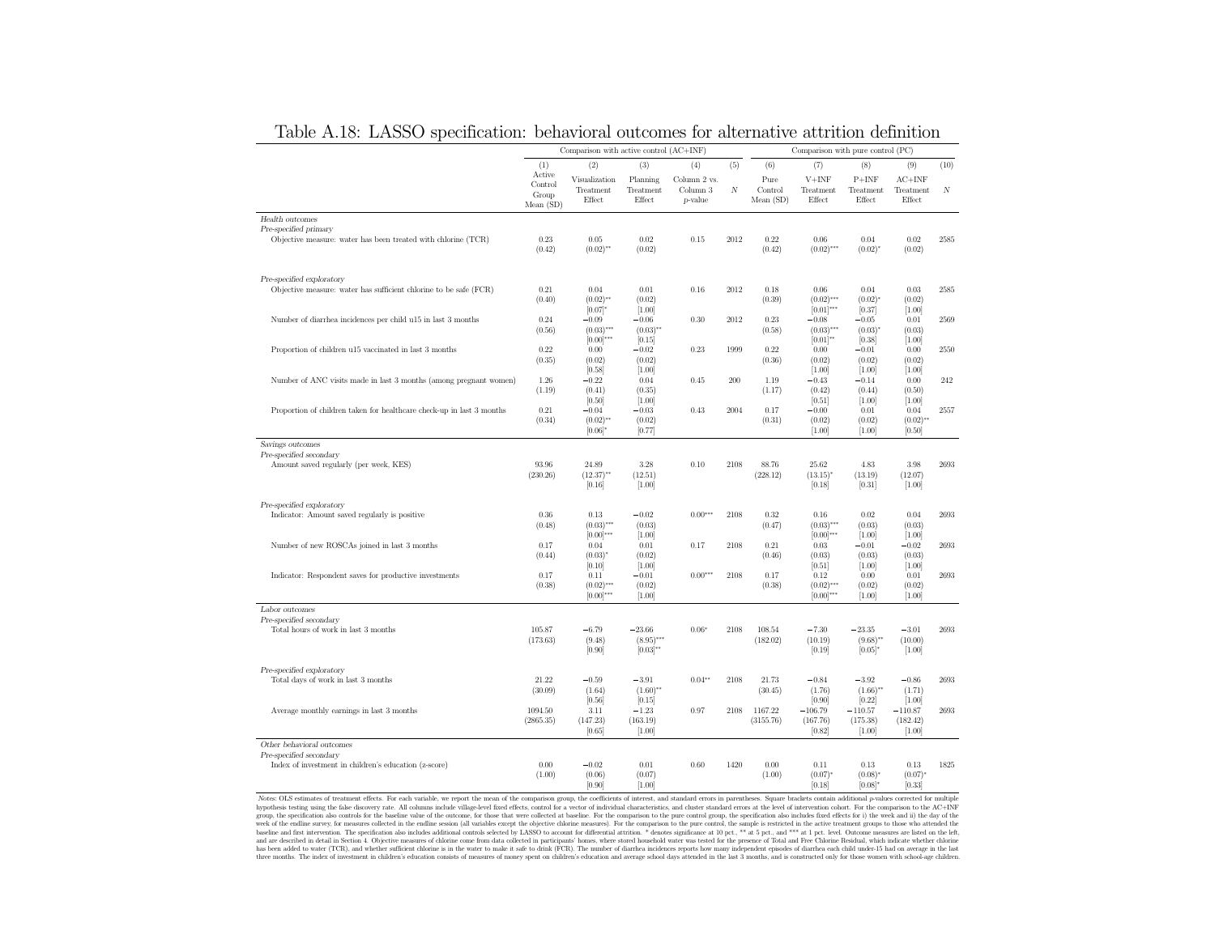# Table A.18: LASSO specification: behavioral outcomes for alternative attrition definition

| | Comparison with active control (AC+INF) | | | | | Comparison with pure control (PC) | | | | |
|---|---|---|---|---|---|---|---|---|---|---|
| | (1) | (2) | (3) | (4) | (5) | (6) | (7) | (8) | (9) | (10) |
| | Active Control Group Mean (SD) | Visualization Treatment Effect | Planning Treatment Effect | Column 2 vs. Column 3 *p*-value | *N* | Pure Control Mean (SD) | V+INF Treatment Effect | P+INF Treatment Effect | AC+INF Treatment Effect | *N* |
| *Health outcomes* | | | | | | | | | | |
| *Pre-specified primary* | | | | | | | | | | |
| Objective measure: water has been treated with chlorine (TCR) | 0.23 | 0.05 | 0.02 | 0.15 | 2012 | 0.22 | 0.06 | 0.04 | 0.02 | 2585 |
| | (0.42) | (0.02)** | (0.02) | | | (0.42) | (0.02)*** | (0.02)* | (0.02) | |
| *Pre-specified exploratory* | | | | | | | | | | |
| Objective measure: water has sufficient chlorine to be safe (FCR) | 0.21 | 0.04 | 0.01 | 0.16 | 2012 | 0.18 | 0.06 | 0.04 | 0.03 | 2585 |
| | (0.40) | (0.02)** | (0.02) | | | (0.39) | (0.02)*** | (0.02)* | (0.02) | |
| | | [0.07]* | [1.00] | | | | [0.01]*** | [0.37] | [1.00] | |
| Number of diarrhea incidences per child u15 in last 3 months | 0.24 | −0.09 | −0.06 | 0.30 | 2012 | 0.23 | −0.08 | −0.05 | 0.01 | 2569 |
| | (0.56) | (0.03)*** | (0.03)** | | | (0.58) | (0.03)*** | (0.03)* | (0.03) | |
| | | [0.00]*** | [0.15] | | | | [0.01]** | [0.38] | [1.00] | |
| Proportion of children u15 vaccinated in last 3 months | 0.22 | 0.00 | −0.02 | 0.23 | 1999 | 0.22 | 0.00 | −0.01 | 0.00 | 2550 |
| | (0.35) | (0.02) | (0.02) | | | (0.36) | (0.02) | (0.02) | (0.02) | |
| | | [0.58] | [1.00] | | | | [1.00] | [1.00] | [1.00] | |
| Number of ANC visits made in last 3 months (among pregnant women) | 1.26 | −0.22 | 0.04 | 0.45 | 200 | 1.19 | −0.43 | −0.14 | 0.00 | 242 |
| | (1.19) | (0.41) | (0.35) | | | (1.17) | (0.42) | (0.44) | (0.50) | |
| | | [0.50] | [1.00] | | | | [0.51] | [1.00] | [1.00] | |
| Proportion of children taken for healthcare check-up in last 3 months | 0.21 | −0.04 | −0.03 | 0.43 | 2004 | 0.17 | −0.00 | 0.01 | 0.04 | 2557 |
| | (0.34) | (0.02)** | (0.02) | | | (0.31) | (0.02) | (0.02) | (0.02)** | |
| | | [0.06]* | [0.77] | | | | [1.00] | [1.00] | [0.50] | |
| *Savings outcomes* | | | | | | | | | | |
| *Pre-specified secondary* | | | | | | | | | | |
| Amount saved regularly (per week, KES) | 93.96 | 24.89 | 3.28 | 0.10 | 2108 | 88.76 | 25.62 | 4.83 | 3.98 | 2693 |
| | (230.26) | (12.37)** | (12.51) | | | (228.12) | (13.15)* | (13.19) | (12.07) | |
| | | [0.16] | [1.00] | | | | [0.18] | [0.31] | [1.00] | |
| *Pre-specified exploratory* | | | | | | | | | | |
| Indicator: Amount saved regularly is positive | 0.36 | 0.13 | −0.02 | 0.00*** | 2108 | 0.32 | 0.16 | 0.02 | 0.04 | 2693 |
| | (0.48) | (0.03)*** | (0.03) | | | (0.47) | (0.03)*** | (0.03) | (0.03) | |
| | | [0.00]*** | [1.00] | | | | [0.00]*** | [1.00] | [1.00] | |
| Number of new ROSCAs joined in last 3 months | 0.17 | 0.04 | 0.01 | 0.17 | 2108 | 0.21 | 0.03 | −0.01 | −0.02 | 2693 |
| | (0.44) | (0.03)* | (0.02) | | | (0.46) | (0.03) | (0.03) | (0.03) | |
| | | [0.10] | [1.00] | | | | [0.51] | [1.00] | [1.00] | |
| Indicator: Respondent saves for productive investments | 0.17 | 0.11 | −0.01 | 0.00*** | 2108 | 0.17 | 0.12 | 0.00 | 0.01 | 2693 |
| | (0.38) | (0.02)*** | (0.02) | | | (0.38) | (0.02)*** | (0.02) | (0.02) | |
| | | [0.00]*** | [1.00] | | | | [0.00]*** | [1.00] | [1.00] | |
| *Labor outcomes* | | | | | | | | | | |
| *Pre-specified secondary* | | | | | | | | | | |
| Total hours of work in last 3 months | 105.87 | −6.79 | −23.66 | 0.06* | 2108 | 108.54 | −7.30 | −23.35 | −3.01 | 2693 |
| | (173.63) | (9.48) | (8.95)*** | | | (182.02) | (10.19) | (9.68)** | (10.00) | |
| | | [0.90] | [0.03]** | | | | [0.19] | [0.05]* | [1.00] | |
| *Pre-specified exploratory* | | | | | | | | | | |
| Total days of work in last 3 months | 21.22 | −0.59 | −3.91 | 0.04** | 2108 | 21.73 | −0.84 | −3.92 | −0.86 | 2693 |
| | (30.09) | (1.64) | (1.60)** | | | (30.45) | (1.76) | (1.66)** | (1.71) | |
| | | [0.56] | [0.15] | | | | [0.90] | [0.22] | [1.00] | |
| Average monthly earnings in last 3 months | 1094.50 | 3.11 | −1.23 | 0.97 | 2108 | 1167.22 | −106.79 | −110.57 | −110.87 | 2693 |
| | (2865.35) | (147.23) | (163.19) | | | (3155.76) | (167.76) | (175.38) | (182.42) | |
| | | [0.65] | [1.00] | | | | [0.82] | [1.00] | [1.00] | |
| *Other behavioral outcomes* | | | | | | | | | | |
| *Pre-specified secondary* | | | | | | | | | | |
| Index of investment in children's education (z-score) | 0.00 | −0.02 | 0.01 | 0.60 | 1420 | 0.00 | 0.11 | 0.13 | 0.13 | 1825 |
| | (1.00) | (0.06) | (0.07) | | | (1.00) | (0.07)* | (0.08)* | (0.07)* | |
| | | [0.90] | [1.00] | | | | [0.18] | [0.08]* | [0.33] | |

*Notes:* OLS estimates of treatment effects. For each variable, we report the mean of the comparison group, the coefficients of interest, and standard errors in parentheses. Square brackets contain additional *p*-values corrected for multiple hypothesis testing using the false discovery rate. All columns include village-level fixed effects, control for a vector of individual characteristics, and cluster standard errors at the level of intervention cohort. For the comparison to the AC+INF group, the specification also controls for the baseline value of the outcome, for those that were collected at baseline. For the comparison to the pure control group, the specification also includes fixed effects for i) the week and ii) the day of the week of the endline survey, for measures collected in the endline session (all variables except the objective chlorine measures). For the comparison to the pure control, the sample is restricted in the active treatment groups to those who attended the baseline and first intervention. The specification also includes additional controls selected by LASSO to account for differential attrition. * denotes significance at 10 pct., ** at 5 pct., and *** at 1 pct. level. Outcome measures are listed on the left, and are described in detail in Section 4. Objective measures of chlorine come from data collected in participants' homes, where stored household water was tested for the presence of Total and Free Chlorine Residual, which indicate whether chlorine has been added to water (TCR), and whether sufficient chlorine is in the water to make it safe to drink (FCR). The number of diarrhea incidences reports how many independent episodes of diarrhea each child under-15 had on average in the last three months. The index of investment in children's education consists of measures of money spent on children's education and average school days attended in the last 3 months, and is constructed only for those women with school-age children.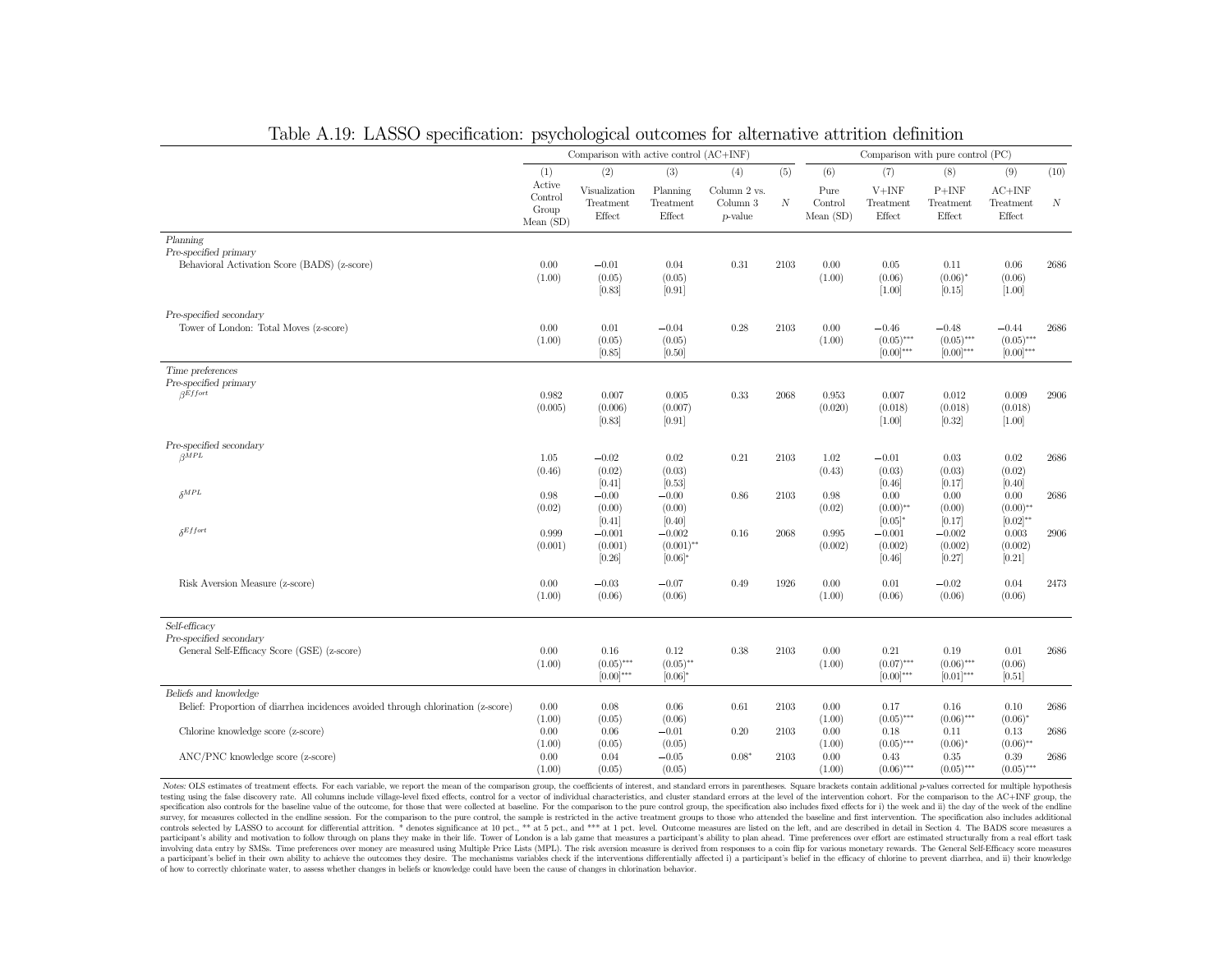# Table A.19: LASSO specification: psychological outcomes for alternative attrition definition

| | Comparison with active control (AC+INF) | | | | | Comparison with pure control (PC) | | | | |
|---|---|---|---|---|---|---|---|---|---|---|
| | (1) | (2) | (3) | (4) | (5) | (6) | (7) | (8) | (9) | (10) |
| | Active Control Group Mean (SD) | Visualization Treatment Effect | Planning Treatment Effect | Column 2 vs. Column 3 *p*-value | *N* | Pure Control Mean (SD) | V+INF Treatment Effect | P+INF Treatment Effect | AC+INF Treatment Effect | *N* |
| *Planning* | | | | | | | | | | |
| *Pre-specified primary* | | | | | | | | | | |
| Behavioral Activation Score (BADS) (z-score) | 0.00 | −0.01 | 0.04 | 0.31 | 2103 | 0.00 | 0.05 | 0.11 | 0.06 | 2686 |
| | (1.00) | (0.05) | (0.05) | | | (1.00) | (0.06) | (0.06)* | (0.06) | |
| | | [0.83] | [0.91] | | | | [1.00] | [0.15] | [1.00] | |
| *Pre-specified secondary* | | | | | | | | | | |
| Tower of London: Total Moves (z-score) | 0.00 | 0.01 | −0.04 | 0.28 | 2103 | 0.00 | −0.46 | −0.48 | −0.44 | 2686 |
| | (1.00) | (0.05) | (0.05) | | | (1.00) | (0.05)*** | (0.05)*** | (0.05)*** | |
| | | [0.85] | [0.50] | | | | [0.00]*** | [0.00]*** | [0.00]*** | |
| *Time preferences* | | | | | | | | | | |
| *Pre-specified primary* | | | | | | | | | | |
| $\beta^{Effort}$ | 0.982 | 0.007 | 0.005 | 0.33 | 2068 | 0.953 | 0.007 | 0.012 | 0.009 | 2906 |
| | (0.005) | (0.006) | (0.007) | | | (0.020) | (0.018) | (0.018) | (0.018) | |
| | | [0.83] | [0.91] | | | | [1.00] | [0.32] | [1.00] | |
| *Pre-specified secondary* | | | | | | | | | | |
| $\beta^{MPL}$ | 1.05 | −0.02 | 0.02 | 0.21 | 2103 | 1.02 | −0.01 | 0.03 | 0.02 | 2686 |
| | (0.46) | (0.02) | (0.03) | | | (0.43) | (0.03) | (0.03) | (0.02) | |
| | | [0.41] | [0.53] | | | | [0.46] | [0.17] | [0.40] | |
| $\delta^{MPL}$ | 0.98 | −0.00 | −0.00 | 0.86 | 2103 | 0.98 | 0.00 | 0.00 | 0.00 | 2686 |
| | (0.02) | (0.00) | (0.00) | | | (0.02) | (0.00)** | (0.00) | (0.00)** | |
| | | [0.41] | [0.40] | | | | [0.05]* | [0.17] | [0.02]** | |
| $\delta^{Effort}$ | 0.999 | −0.001 | −0.002 | 0.16 | 2068 | 0.995 | −0.001 | −0.002 | 0.003 | 2906 |
| | (0.001) | (0.001) | (0.001)** | | | (0.002) | (0.002) | (0.002) | (0.002) | |
| | | [0.26] | [0.06]* | | | | [0.46] | [0.27] | [0.21] | |
| Risk Aversion Measure (z-score) | 0.00 | −0.03 | −0.07 | 0.49 | 1926 | 0.00 | 0.01 | −0.02 | 0.04 | 2473 |
| | (1.00) | (0.06) | (0.06) | | | (1.00) | (0.06) | (0.06) | (0.06) | |
| *Self-efficacy* | | | | | | | | | | |
| *Pre-specified secondary* | | | | | | | | | | |
| General Self-Efficacy Score (GSE) (z-score) | 0.00 | 0.16 | 0.12 | 0.38 | 2103 | 0.00 | 0.21 | 0.19 | 0.01 | 2686 |
| | (1.00) | (0.05)*** | (0.05)** | | | (1.00) | (0.07)*** | (0.06)*** | (0.06) | |
| | | [0.00]*** | [0.06]* | | | | [0.00]*** | [0.01]*** | [0.51] | |
| *Beliefs and knowledge* | | | | | | | | | | |
| Belief: Proportion of diarrhea incidences avoided through chlorination (z-score) | 0.00 | 0.08 | 0.06 | 0.61 | 2103 | 0.00 | 0.17 | 0.16 | 0.10 | 2686 |
| | (1.00) | (0.05) | (0.06) | | | (1.00) | (0.05)*** | (0.06)*** | (0.06)* | |
| Chlorine knowledge score (z-score) | 0.00 | 0.06 | −0.01 | 0.20 | 2103 | 0.00 | 0.18 | 0.11 | 0.13 | 2686 |
| | (1.00) | (0.05) | (0.05) | | | (1.00) | (0.05)*** | (0.06)* | (0.06)** | |
| ANC/PNC knowledge score (z-score) | 0.00 | 0.04 | −0.05 | 0.08* | 2103 | 0.00 | 0.43 | 0.35 | 0.39 | 2686 |
| | (1.00) | (0.05) | (0.05) | | | (1.00) | (0.06)*** | (0.05)*** | (0.05)*** | |

*Notes:* OLS estimates of treatment effects. For each variable, we report the mean of the comparison group, the coefficients of interest, and standard errors in parentheses. Square brackets contain additional *p*-values corrected for multiple hypothesis testing using the false discovery rate. All columns include village-level fixed effects, control for a vector of individual characteristics, and cluster standard errors at the level of the intervention cohort. For the comparison to the AC+INF group, the specification also controls for the baseline value of the outcome, for those that were collected at baseline. For the comparison to the pure control group, the specification also includes fixed effects for i) the week and ii) the day of the week of the endline survey, for measures collected in the endline session. For the comparison to the pure control, the sample is restricted in the active treatment groups to those who attended the baseline and first intervention. The specification also includes additional controls selected by LASSO to account for differential attrition. * denotes significance at 10 pct., ** at 5 pct., and *** at 1 pct. level. Outcome measures are listed on the left, and are described in detail in Section 4. The BADS score measures a participant's ability and motivation to follow through on plans they make in their life. Tower of London is a lab game that measures a participant's ability to plan ahead. Time preferences over effort are estimated structurally from a real effort task involving data entry by SMSs. Time preferences over money are measured using Multiple Price Lists (MPL). The risk aversion measure is derived from responses to a coin flip for various monetary rewards. The General Self-Efficacy score measures a participant's belief in their own ability to achieve the outcomes they desire. The mechanisms variables check if the interventions differentially affected i) a participant's belief in the efficacy of chlorine to prevent diarrhea, and ii) their knowledge of how to correctly chlorinate water, to assess whether changes in beliefs or knowledge could have been the cause of changes in chlorination behavior.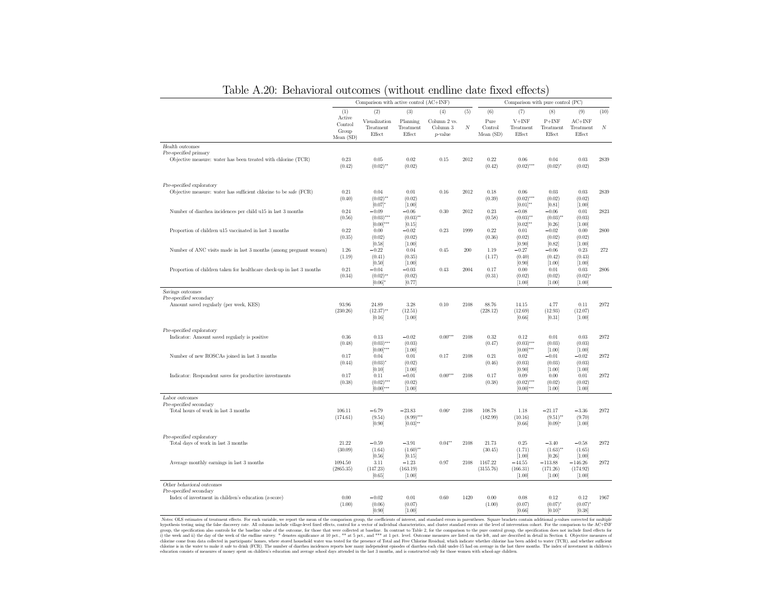# Table A.20: Behavioral outcomes (without endline date fixed effects)

| | Comparison with active control (AC+INF) | | | | | Comparison with pure control (PC) | | | | |
|---|---|---|---|---|---|---|---|---|---|---|
| | (1) | (2) | (3) | (4) | (5) | (6) | (7) | (8) | (9) | (10) |
| | Active Control Group Mean (SD) | Visualization Treatment Effect | Planning Treatment Effect | Column 2 vs. Column 3 *p*-value | *N* | Pure Control Mean (SD) | V+INF Treatment Effect | P+INF Treatment Effect | AC+INF Treatment Effect | *N* |
| *Health outcomes* | | | | | | | | | | |
| *Pre-specified primary* | | | | | | | | | | |
| Objective measure: water has been treated with chlorine (TCR) | 0.23 | 0.05 | 0.02 | 0.15 | 2012 | 0.22 | 0.06 | 0.04 | 0.03 | 2839 |
| | (0.42) | (0.02)** | (0.02) | | | (0.42) | (0.02)*** | (0.02)* | (0.02) | |
| *Pre-specified exploratory* | | | | | | | | | | |
| Objective measure: water has sufficient chlorine to be safe (FCR) | 0.21 | 0.04 | 0.01 | 0.16 | 2012 | 0.18 | 0.06 | 0.03 | 0.03 | 2839 |
| | (0.40) | (0.02)** | (0.02) | | | (0.39) | (0.02)*** | (0.02) | (0.02) | |
| | | [0.07]* | [1.00] | | | | [0.01]** | [0.81] | [1.00] | |
| Number of diarrhea incidences per child u15 in last 3 months | 0.24 | −0.09 | −0.06 | 0.30 | 2012 | 0.23 | −0.08 | −0.06 | 0.01 | 2823 |
| | (0.56) | (0.03)*** | (0.03)** | | | (0.58) | (0.03)** | (0.03)** | (0.03) | |
| | | [0.00]*** | [0.15] | | | | [0.02]** | [0.26] | [1.00] | |
| Proportion of children u15 vaccinated in last 3 months | 0.22 | 0.00 | −0.02 | 0.23 | 1999 | 0.22 | 0.01 | −0.02 | 0.00 | 2800 |
| | (0.35) | (0.02) | (0.02) | | | (0.36) | (0.02) | (0.02) | (0.02) | |
| | | [0.58] | [1.00] | | | | [0.90] | [0.82] | [1.00] | |
| Number of ANC visits made in last 3 months (among pregnant women) | 1.26 | −0.22 | 0.04 | 0.45 | 200 | 1.19 | −0.27 | −0.06 | 0.23 | 272 |
| | (1.19) | (0.41) | (0.35) | | | (1.17) | (0.40) | (0.42) | (0.43) | |
| | | [0.50] | [1.00] | | | | [0.90] | [1.00] | [1.00] | |
| Proportion of children taken for healthcare check-up in last 3 months | 0.21 | −0.04 | −0.03 | 0.43 | 2004 | 0.17 | 0.00 | 0.01 | 0.03 | 2806 |
| | (0.34) | (0.02)** | (0.02) | | | (0.31) | (0.02) | (0.02) | (0.02)* | |
| | | [0.06]* | [0.77] | | | | [1.00] | [1.00] | [1.00] | |
| *Savings outcomes* | | | | | | | | | | |
| *Pre-specified secondary* | | | | | | | | | | |
| Amount saved regularly (per week, KES) | 93.96 | 24.89 | 3.28 | 0.10 | 2108 | 88.76 | 14.15 | 4.77 | 0.11 | 2972 |
| | (230.26) | (12.37)** | (12.51) | | | (228.12) | (12.69) | (12.93) | (12.07) | |
| | | [0.16] | [1.00] | | | | [0.66] | [0.31] | [1.00] | |
| *Pre-specified exploratory* | | | | | | | | | | |
| Indicator: Amount saved regularly is positive | 0.36 | 0.13 | −0.02 | 0.00*** | 2108 | 0.32 | 0.12 | 0.01 | 0.03 | 2972 |
| | (0.48) | (0.03)*** | (0.03) | | | (0.47) | (0.03)*** | (0.03) | (0.03) | |
| | | [0.00]*** | [1.00] | | | | [0.00]*** | [1.00] | [1.00] | |
| Number of new ROSCAs joined in last 3 months | 0.17 | 0.04 | 0.01 | 0.17 | 2108 | 0.21 | 0.02 | −0.01 | −0.02 | 2972 |
| | (0.44) | (0.03)* | (0.02) | | | (0.46) | (0.03) | (0.03) | (0.03) | |
| | | [0.10] | [1.00] | | | | [0.90] | [1.00] | [1.00] | |
| Indicator: Respondent saves for productive investments | 0.17 | 0.11 | −0.01 | 0.00*** | 2108 | 0.17 | 0.09 | 0.00 | 0.01 | 2972 |
| | (0.38) | (0.02)*** | (0.02) | | | (0.38) | (0.02)*** | (0.02) | (0.02) | |
| | | [0.00]*** | [1.00] | | | | [0.00]*** | [1.00] | [1.00] | |
| *Labor outcomes* | | | | | | | | | | |
| *Pre-specified secondary* | | | | | | | | | | |
| Total hours of work in last 3 months | 106.11 | −6.79 | −23.83 | 0.06* | 2108 | 108.78 | 1.18 | −21.17 | −3.36 | 2972 |
| | (174.61) | (9.54) | (8.99)*** | | | (182.99) | (10.16) | (9.51)** | (9.70) | |
| | | [0.90] | [0.03]** | | | | [0.66] | [0.09]* | [1.00] | |
| *Pre-specified exploratory* | | | | | | | | | | |
| Total days of work in last 3 months | 21.22 | −0.59 | −3.91 | 0.04** | 2108 | 21.73 | 0.25 | −3.40 | −0.58 | 2972 |
| | (30.09) | (1.64) | (1.60)** | | | (30.45) | (1.71) | (1.63)** | (1.65) | |
| | | [0.56] | [0.15] | | | | [1.00] | [0.26] | [1.00] | |
| Average monthly earnings in last 3 months | 1094.50 | 3.11 | −1.23 | 0.97 | 2108 | 1167.22 | −44.55 | −113.88 | −146.26 | 2972 |
| | (2865.35) | (147.23) | (163.19) | | | (3155.76) | (166.31) | (171.26) | (174.92) | |
| | | [0.65] | [1.00] | | | | [1.00] | [1.00] | [1.00] | |
| *Other behavioral outcomes* | | | | | | | | | | |
| *Pre-specified secondary* | | | | | | | | | | |
| Index of investment in children's education (z-score) | 0.00 | −0.02 | 0.01 | 0.60 | 1420 | 0.00 | 0.08 | 0.12 | 0.12 | 1967 |
| | (1.00) | (0.06) | (0.07) | | | (1.00) | (0.07) | (0.07)* | (0.07)* | |
| | | [0.90] | [1.00] | | | | [0.66] | [0.10]* | [0.38] | |

*Notes:* OLS estimates of treatment effects. For each variable, we report the mean of the comparison group, the coefficients of interest, and standard errors in parentheses. Square brackets contain additional p-values corrected for multiple hypothesis testing using the false discovery rate. All columns include village-level fixed effects, control for a vector of individual characteristics, and cluster standard errors at the level of intervention cohort. For the comparison to the AC+INF group, the specification also controls for the baseline value of the outcome, for those that were collected at baseline. In contrast to Table 2, for the comparison to the pure control group, the specification does not include fixed effects for i) the week and ii) the day of the week of the endline survey. * denotes significance at 10 pct., ** at 5 pct., and *** at 1 pct. level. Outcome measures are listed on the left, and are described in detail in Section 4. Objective measures of chlorine come from data collected in participants' homes, where stored household water was tested for the presence of Total and Free Chlorine Residual, which indicate whether chlorine has been added to water (TCR), and whether sufficient chlorine is in the water to make it safe to drink (FCR). The number of diarrhea incidences reports how many independent episodes of diarrhea each child under-15 had on average in the last three months. The index of investment in children's education consists of measures of money spent on children's education and average school days attended in the last 3 months, and is constructed only for those women with school-age children.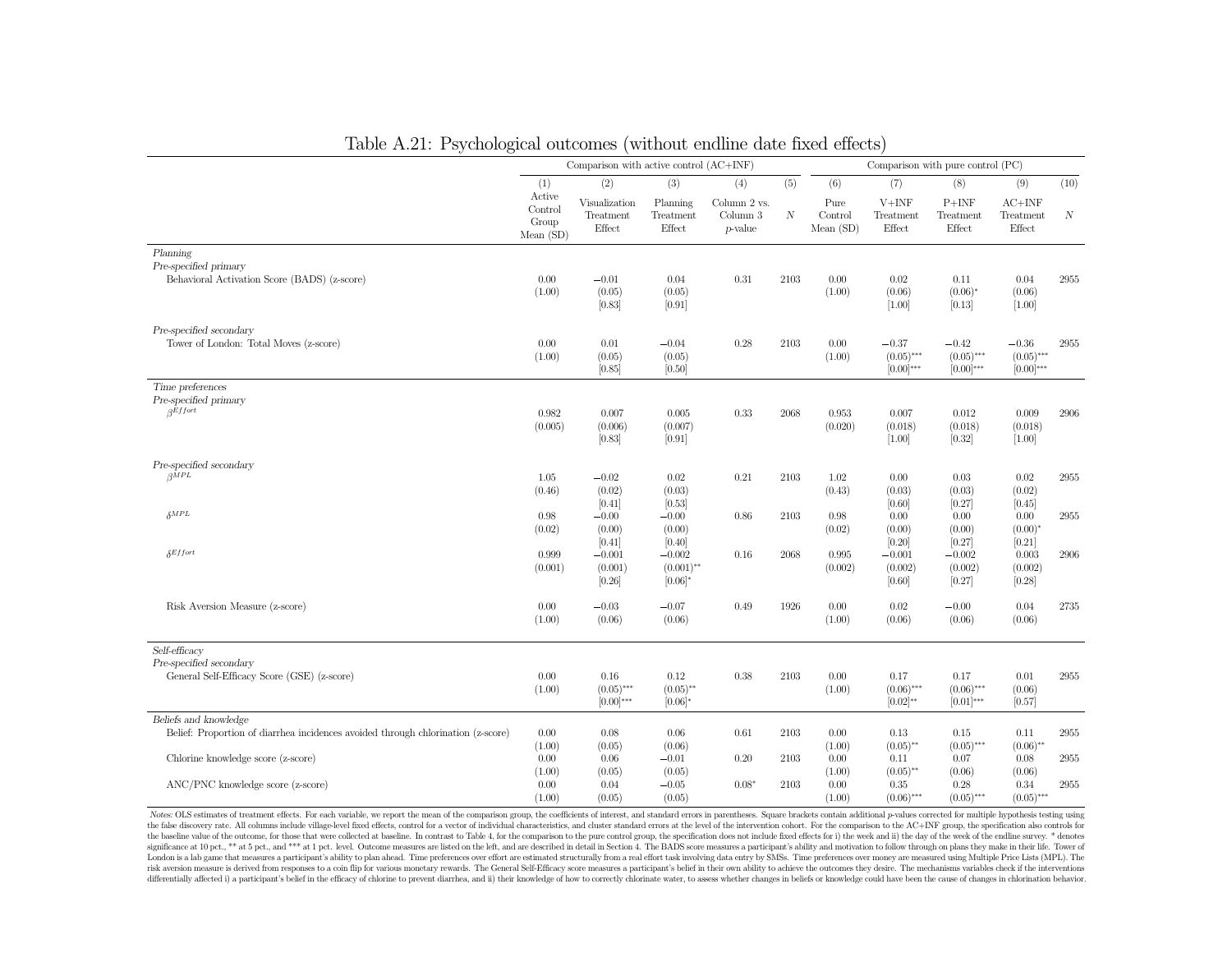## Table A.21: Psychological outcomes (without endline date fixed effects)

| | Comparison with active control (AC+INF) | | | | | Comparison with pure control (PC) | | | | |
|---|---|---|---|---|---|---|---|---|---|---|
| | (1) | (2) | (3) | (4) | (5) | (6) | (7) | (8) | (9) | (10) |
| | Active Control Group Mean (SD) | Visualization Treatment Effect | Planning Treatment Effect | Column 2 vs. Column 3 $p$-value | $N$ | Pure Control Mean (SD) | V+INF Treatment Effect | P+INF Treatment Effect | AC+INF Treatment Effect | $N$ |
| *Planning* | | | | | | | | | | |
| *Pre-specified primary* | | | | | | | | | | |
| Behavioral Activation Score (BADS) (z-score) | 0.00 | −0.01 | 0.04 | 0.31 | 2103 | 0.00 | 0.02 | 0.11 | 0.04 | 2955 |
| | (1.00) | (0.05) | (0.05) | | | (1.00) | (0.06) | (0.06)* | (0.06) | |
| | | [0.83] | [0.91] | | | | [1.00] | [0.13] | [1.00] | |
| *Pre-specified secondary* | | | | | | | | | | |
| Tower of London: Total Moves (z-score) | 0.00 | 0.01 | −0.04 | 0.28 | 2103 | 0.00 | −0.37 | −0.42 | −0.36 | 2955 |
| | (1.00) | (0.05) | (0.05) | | | (1.00) | (0.05)*** | (0.05)*** | (0.05)*** | |
| | | [0.85] | [0.50] | | | | [0.00]*** | [0.00]*** | [0.00]*** | |
| *Time preferences* | | | | | | | | | | |
| *Pre-specified primary* | | | | | | | | | | |
| $\beta^{Effort}$ | 0.982 | 0.007 | 0.005 | 0.33 | 2068 | 0.953 | 0.007 | 0.012 | 0.009 | 2906 |
| | (0.005) | (0.006) | (0.007) | | | (0.020) | (0.018) | (0.018) | (0.018) | |
| | | [0.83] | [0.91] | | | | [1.00] | [0.32] | [1.00] | |
| *Pre-specified secondary* | | | | | | | | | | |
| $\beta^{MPL}$ | 1.05 | −0.02 | 0.02 | 0.21 | 2103 | 1.02 | 0.00 | 0.03 | 0.02 | 2955 |
| | (0.46) | (0.02) | (0.03) | | | (0.43) | (0.03) | (0.03) | (0.02) | |
| | | [0.41] | [0.53] | | | | [0.60] | [0.27] | [0.45] | |
| $\delta^{MPL}$ | 0.98 | −0.00 | −0.00 | 0.86 | 2103 | 0.98 | 0.00 | 0.00 | 0.00 | 2955 |
| | (0.02) | (0.00) | (0.00) | | | (0.02) | (0.00) | (0.00) | (0.00)* | |
| | | [0.41] | [0.40] | | | | [0.20] | [0.27] | [0.21] | |
| $\delta^{Effort}$ | 0.999 | −0.001 | −0.002 | 0.16 | 2068 | 0.995 | −0.001 | −0.002 | 0.003 | 2906 |
| | (0.001) | (0.001) | (0.001)** | | | (0.002) | (0.002) | (0.002) | (0.002) | |
| | | [0.26] | [0.06]* | | | | [0.60] | [0.27] | [0.28] | |
| Risk Aversion Measure (z-score) | 0.00 | −0.03 | −0.07 | 0.49 | 1926 | 0.00 | 0.02 | −0.00 | 0.04 | 2735 |
| | (1.00) | (0.06) | (0.06) | | | (1.00) | (0.06) | (0.06) | (0.06) | |
| *Self-efficacy* | | | | | | | | | | |
| *Pre-specified secondary* | | | | | | | | | | |
| General Self-Efficacy Score (GSE) (z-score) | 0.00 | 0.16 | 0.12 | 0.38 | 2103 | 0.00 | 0.17 | 0.17 | 0.01 | 2955 |
| | (1.00) | (0.05)*** | (0.05)** | | | (1.00) | (0.06)*** | (0.06)*** | (0.06) | |
| | | [0.00]*** | [0.06]* | | | | [0.02]** | [0.01]*** | [0.57] | |
| *Beliefs and knowledge* | | | | | | | | | | |
| Belief: Proportion of diarrhea incidences avoided through chlorination (z-score) | 0.00 | 0.08 | 0.06 | 0.61 | 2103 | 0.00 | 0.13 | 0.15 | 0.11 | 2955 |
| | (1.00) | (0.05) | (0.06) | | | (1.00) | (0.05)** | (0.05)*** | (0.06)** | |
| Chlorine knowledge score (z-score) | 0.00 | 0.06 | −0.01 | 0.20 | 2103 | 0.00 | 0.11 | 0.07 | 0.08 | 2955 |
| | (1.00) | (0.05) | (0.05) | | | (1.00) | (0.05)** | (0.06) | (0.06) | |
| ANC/PNC knowledge score (z-score) | 0.00 | 0.04 | −0.05 | 0.08* | 2103 | 0.00 | 0.35 | 0.28 | 0.34 | 2955 |
| | (1.00) | (0.05) | (0.05) | | | (1.00) | (0.06)*** | (0.05)*** | (0.05)*** | |

*Notes:* OLS estimates of treatment effects. For each variable, we report the mean of the comparison group, the coefficients of interest, and standard errors in parentheses. Square brackets contain additional $p$-values corrected for multiple hypothesis testing using the false discovery rate. All columns include village-level fixed effects, control for a vector of individual characteristics, and cluster standard errors at the level of the intervention cohort. For the comparison to the AC+INF group, the specification also controls for the baseline value of the outcome, for those that were collected at baseline. In contrast to Table 4, for the comparison to the pure control group, the specification does not include fixed effects for i) the week and ii) the day of the week of the endline survey. * denotes significance at 10 pct., ** at 5 pct., and *** at 1 pct. level. Outcome measures are listed on the left, and are described in detail in Section 4. The BADS score measures a participant's ability and motivation to follow through on plans they make in their life. Tower of London is a lab game that measures a participant's ability to plan ahead. Time preferences over effort are estimated structurally from a real effort task involving data entry by SMSs. Time preferences over money are measured using Multiple Price Lists (MPL). The risk aversion measure is derived from responses to a coin flip for various monetary rewards. The General Self-Efficacy score measures a participant's belief in their own ability to achieve the outcomes they desire. The mechanisms variables check if the interventions differentially affected i) a participant's belief in the efficacy of chlorine to prevent diarrhea, and ii) their knowledge of how to correctly chlorinate water, to assess whether changes in beliefs or knowledge could have been the cause of changes in chlorination behavior.